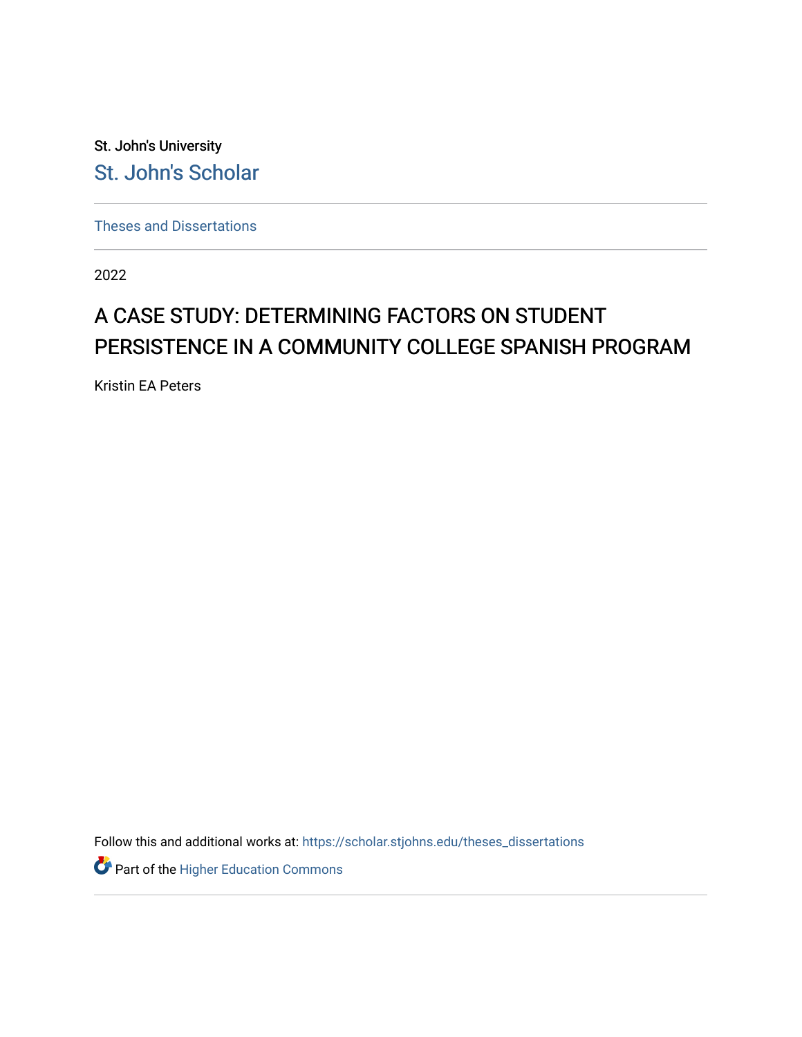St. John's University

St. John's Scholar

Theses and Dissertations

2022

# A CASE STUDY: DETERMINING FACTORS ON STUDENT PERSISTENCE IN A COMMUNITY COLLEGE SPANISH PROGRAM

Kristin EA Peters

Follow this and additional works at: https://scholar.stjohns.edu/theses_dissertations

Part of the Higher Education Commons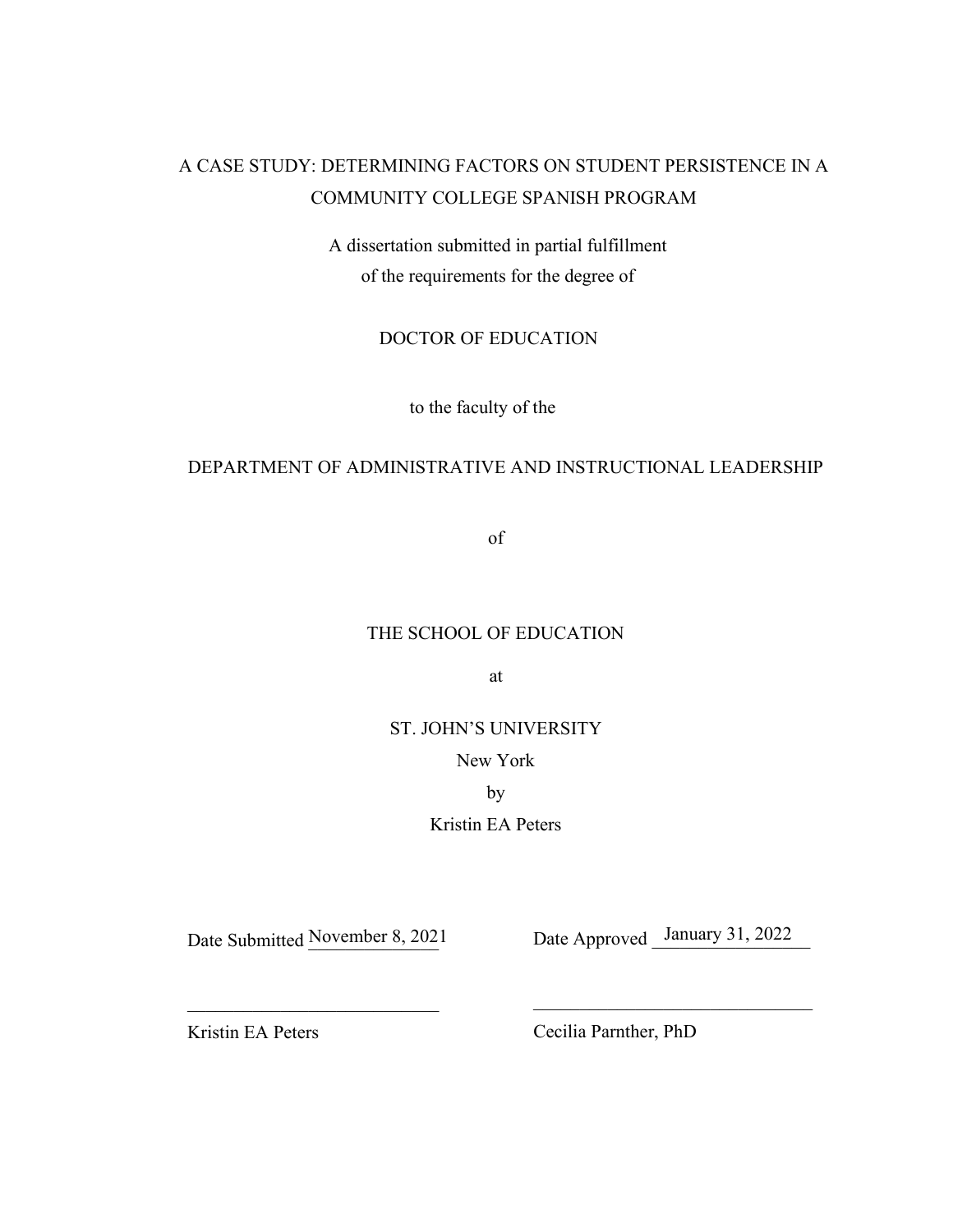A CASE STUDY: DETERMINING FACTORS ON STUDENT PERSISTENCE IN A COMMUNITY COLLEGE SPANISH PROGRAM

A dissertation submitted in partial fulfillment
of the requirements for the degree of

DOCTOR OF EDUCATION

to the faculty of the

DEPARTMENT OF ADMINISTRATIVE AND INSTRUCTIONAL LEADERSHIP

of

THE SCHOOL OF EDUCATION

at

ST. JOHN'S UNIVERSITY
New York
by
Kristin EA Peters

Date Submitted November 8, 2021

Date Approved January 31, 2022

Kristin EA Peters

Cecilia Parnther, PhD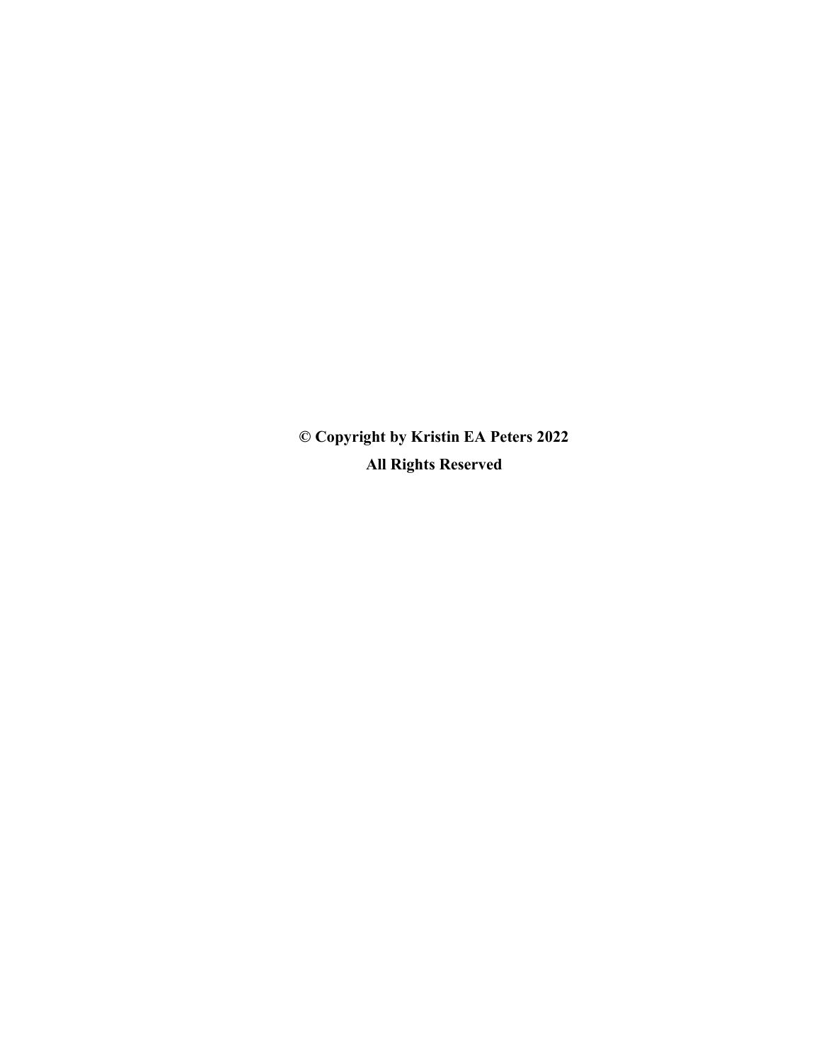**© Copyright by Kristin EA Peters 2022**

**All Rights Reserved**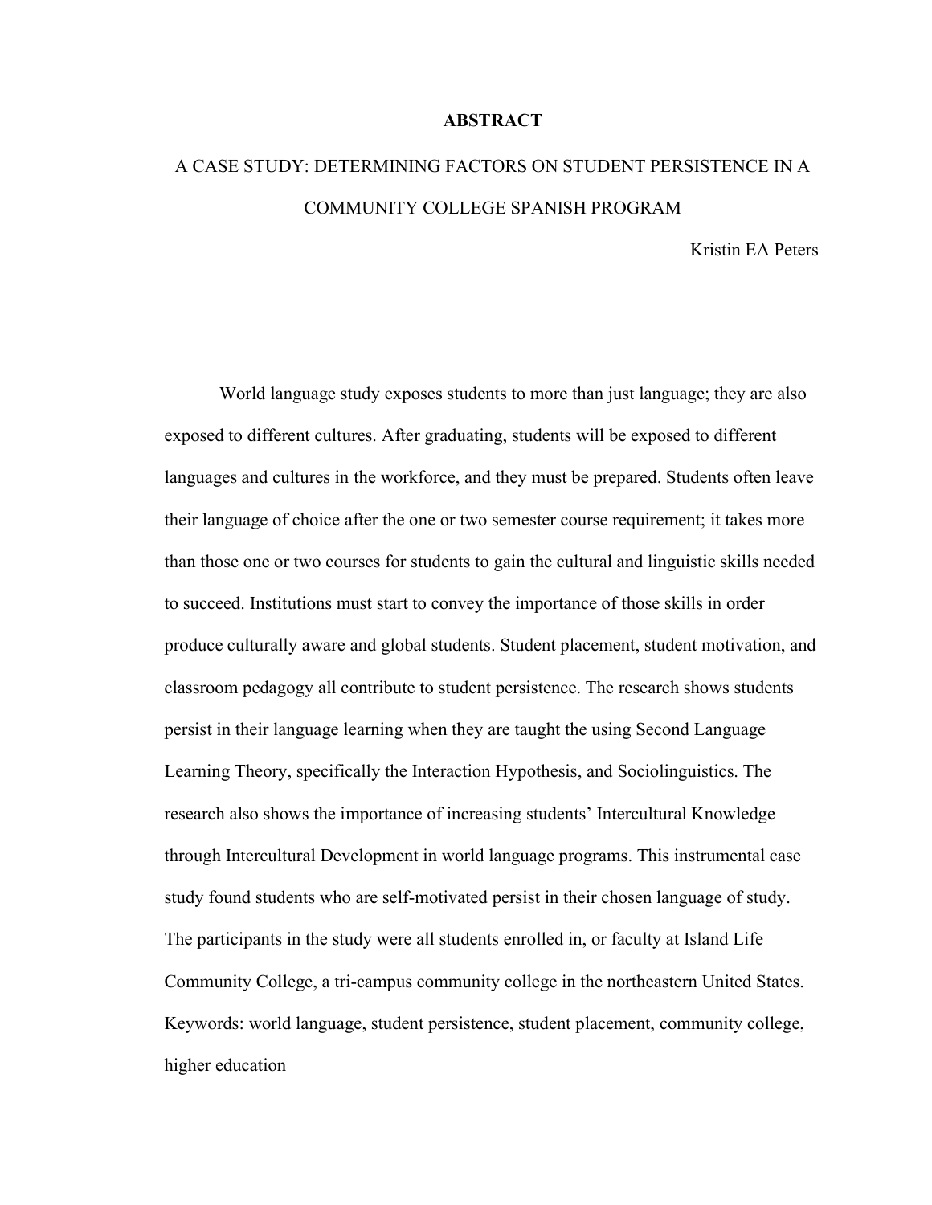# ABSTRACT

## A CASE STUDY: DETERMINING FACTORS ON STUDENT PERSISTENCE IN A COMMUNITY COLLEGE SPANISH PROGRAM

Kristin EA Peters

World language study exposes students to more than just language; they are also exposed to different cultures. After graduating, students will be exposed to different languages and cultures in the workforce, and they must be prepared. Students often leave their language of choice after the one or two semester course requirement; it takes more than those one or two courses for students to gain the cultural and linguistic skills needed to succeed. Institutions must start to convey the importance of those skills in order produce culturally aware and global students. Student placement, student motivation, and classroom pedagogy all contribute to student persistence. The research shows students persist in their language learning when they are taught the using Second Language Learning Theory, specifically the Interaction Hypothesis, and Sociolinguistics. The research also shows the importance of increasing students' Intercultural Knowledge through Intercultural Development in world language programs. This instrumental case study found students who are self-motivated persist in their chosen language of study. The participants in the study were all students enrolled in, or faculty at Island Life Community College, a tri-campus community college in the northeastern United States. Keywords: world language, student persistence, student placement, community college, higher education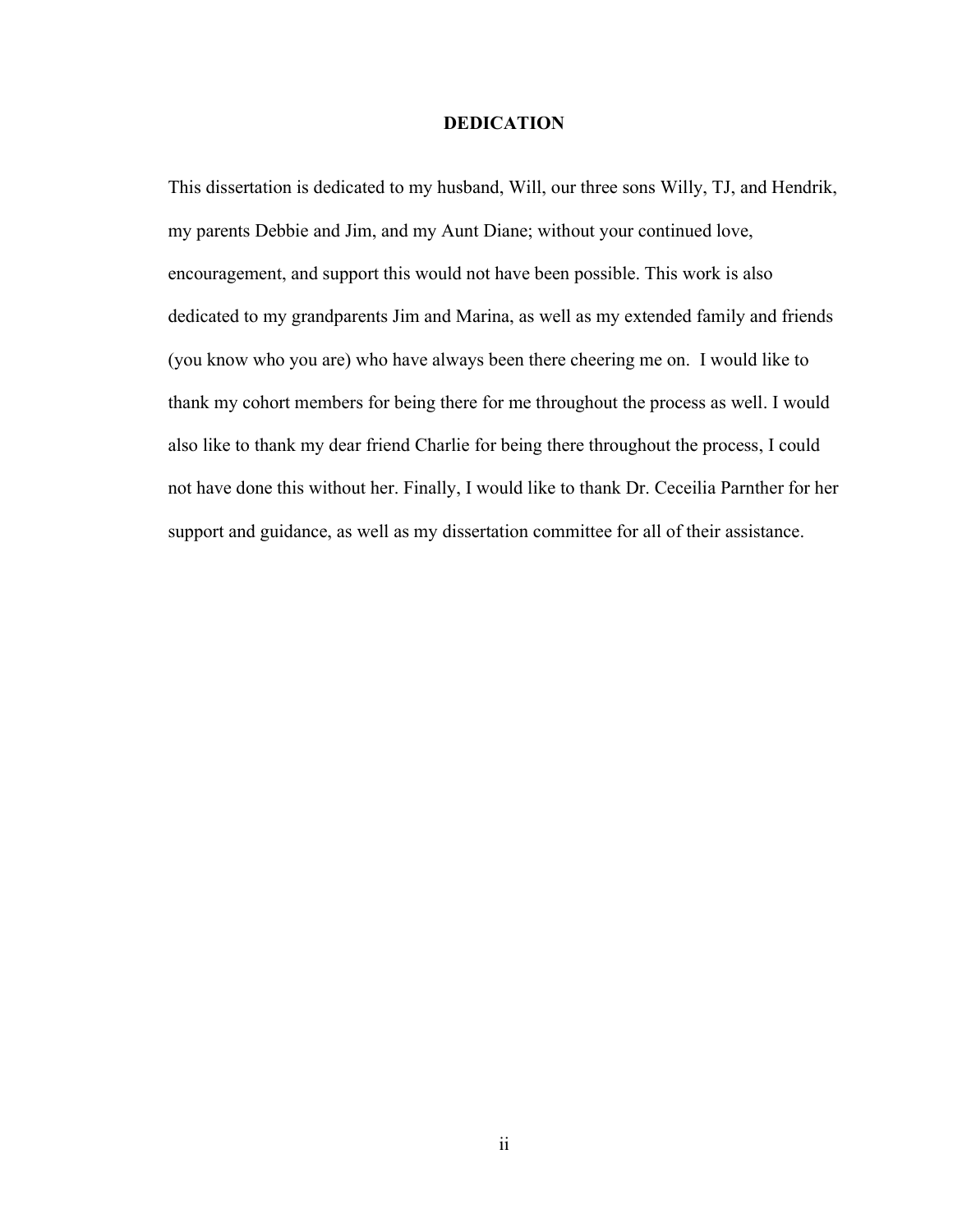## DEDICATION

This dissertation is dedicated to my husband, Will, our three sons Willy, TJ, and Hendrik, my parents Debbie and Jim, and my Aunt Diane; without your continued love, encouragement, and support this would not have been possible. This work is also dedicated to my grandparents Jim and Marina, as well as my extended family and friends (you know who you are) who have always been there cheering me on. I would like to thank my cohort members for being there for me throughout the process as well. I would also like to thank my dear friend Charlie for being there throughout the process, I could not have done this without her. Finally, I would like to thank Dr. Ceceilia Parnther for her support and guidance, as well as my dissertation committee for all of their assistance.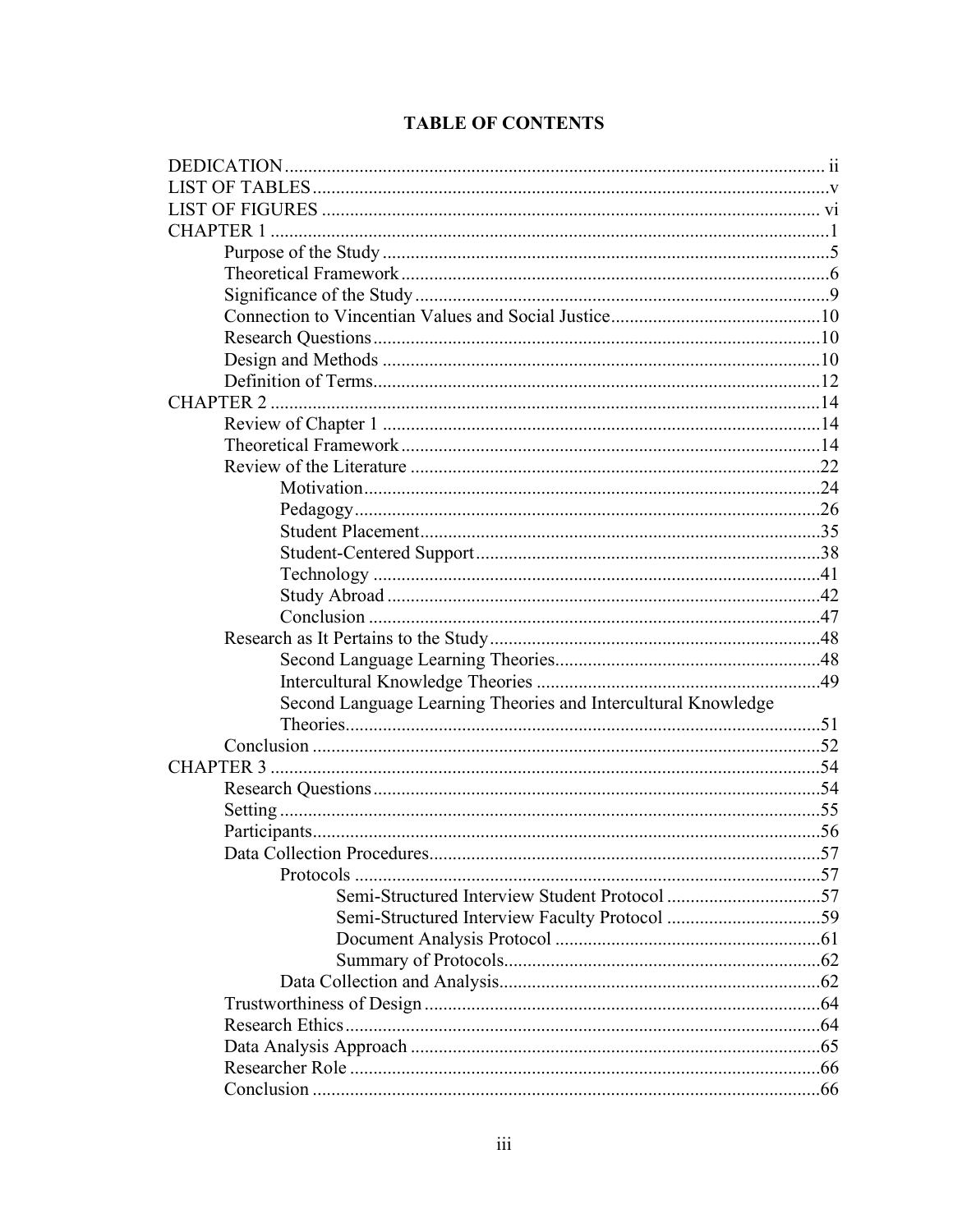# TABLE OF CONTENTS

DEDICATION .......... ii
LIST OF TABLES .......... v
LIST OF FIGURES .......... vi
CHAPTER 1 .......... 1
- Purpose of the Study .......... 5
- Theoretical Framework .......... 6
- Significance of the Study .......... 9
- Connection to Vincentian Values and Social Justice .......... 10
- Research Questions .......... 10
- Design and Methods .......... 10
- Definition of Terms .......... 12

CHAPTER 2 .......... 14
- Review of Chapter 1 .......... 14
- Theoretical Framework .......... 14
- Review of the Literature .......... 22
  - Motivation .......... 24
  - Pedagogy .......... 26
  - Student Placement .......... 35
  - Student-Centered Support .......... 38
  - Technology .......... 41
  - Study Abroad .......... 42
  - Conclusion .......... 47
- Research as It Pertains to the Study .......... 48
  - Second Language Learning Theories .......... 48
  - Intercultural Knowledge Theories .......... 49
  - Second Language Learning Theories and Intercultural Knowledge Theories .......... 51
- Conclusion .......... 52

CHAPTER 3 .......... 54
- Research Questions .......... 54
- Setting .......... 55
- Participants .......... 56
- Data Collection Procedures .......... 57
  - Protocols .......... 57
    - Semi-Structured Interview Student Protocol .......... 57
    - Semi-Structured Interview Faculty Protocol .......... 59
    - Document Analysis Protocol .......... 61
    - Summary of Protocols .......... 62
  - Data Collection and Analysis .......... 62
- Trustworthiness of Design .......... 64
- Research Ethics .......... 64
- Data Analysis Approach .......... 65
- Researcher Role .......... 66
- Conclusion .......... 66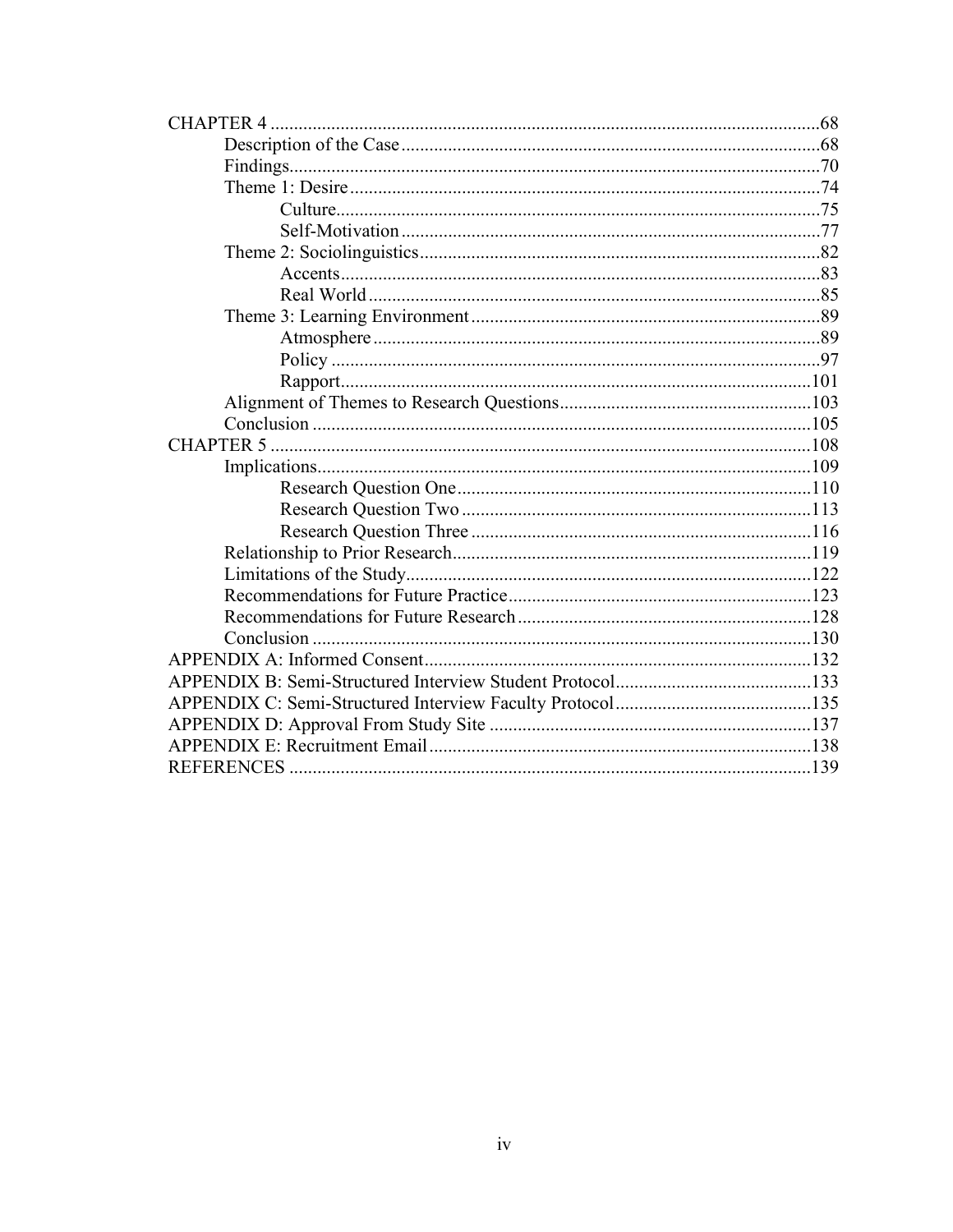CHAPTER 4 ....................................................................................................68
- Description of the Case ..................................................................................68
- Findings ..........................................................................................................70
- Theme 1: Desire ..............................................................................................74
  - Culture .......................................................................................................75
  - Self-Motivation ..........................................................................................77
- Theme 2: Sociolinguistics ...............................................................................82
  - Accents ......................................................................................................83
  - Real World .................................................................................................85
- Theme 3: Learning Environment ....................................................................89
  - Atmosphere ................................................................................................89
  - Policy .........................................................................................................97
  - Rapport ....................................................................................................101
- Alignment of Themes to Research Questions ...............................................103
- Conclusion ....................................................................................................105

CHAPTER 5 ..................................................................................................108
- Implications ..................................................................................................109
  - Research Question One ............................................................................110
  - Research Question Two ............................................................................113
  - Research Question Three .........................................................................116
- Relationship to Prior Research .....................................................................119
- Limitations of the Study ...............................................................................122
- Recommendations for Future Practice ..........................................................123
- Recommendations for Future Research ........................................................128
- Conclusion ....................................................................................................130

APPENDIX A: Informed Consent ...................................................................132

APPENDIX B: Semi-Structured Interview Student Protocol ..........................133

APPENDIX C: Semi-Structured Interview Faculty Protocol ..........................135

APPENDIX D: Approval From Study Site .....................................................137

APPENDIX E: Recruitment Email .................................................................138

REFERENCES ...............................................................................................139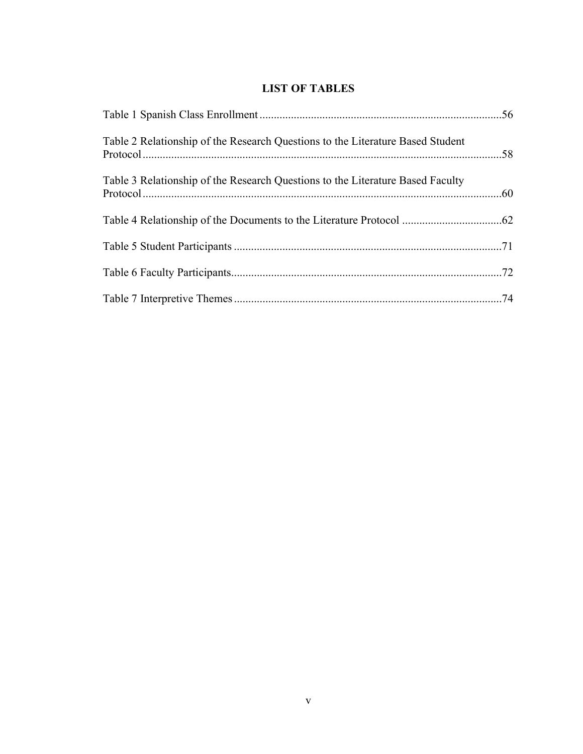# LIST OF TABLES

Table 1 Spanish Class Enrollment .....................................................................................56

Table 2 Relationship of the Research Questions to the Literature Based Student Protocol ..............................................................................................................................58

Table 3 Relationship of the Research Questions to the Literature Based Faculty Protocol ..............................................................................................................................60

Table 4 Relationship of the Documents to the Literature Protocol ...................................62

Table 5 Student Participants .............................................................................................71

Table 6 Faculty Participants..............................................................................................72

Table 7 Interpretive Themes .............................................................................................74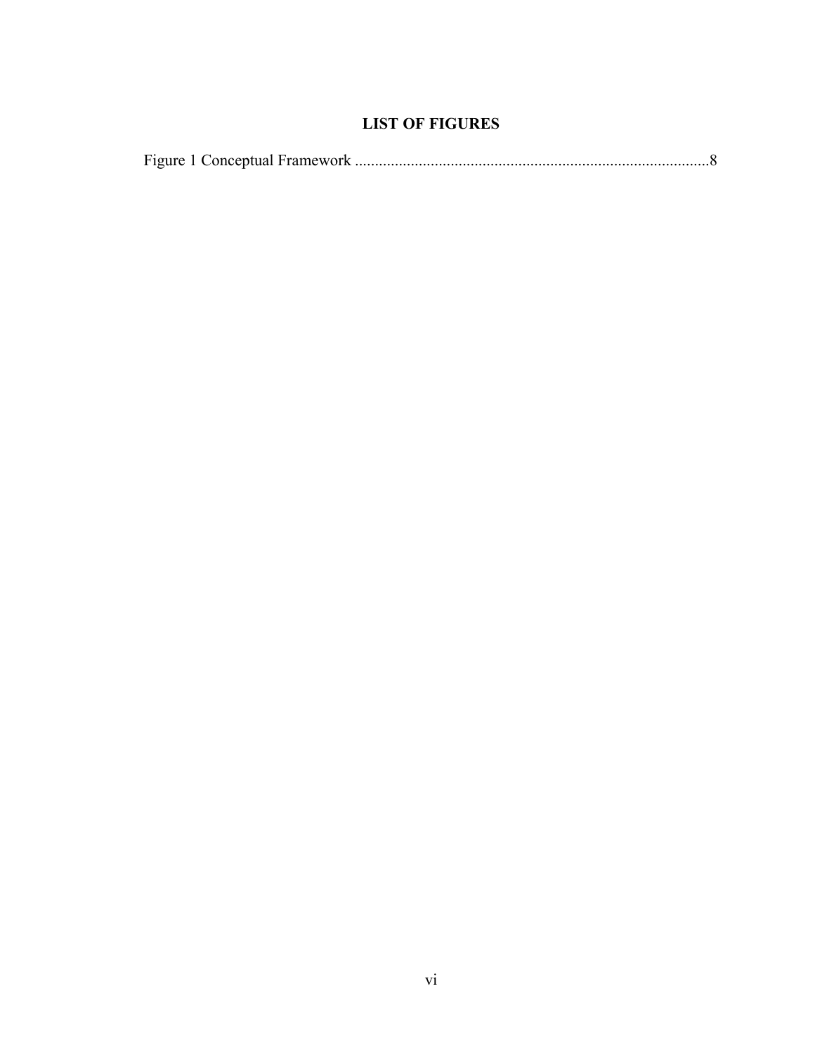## LIST OF FIGURES

Figure 1 Conceptual Framework ........................................................................................8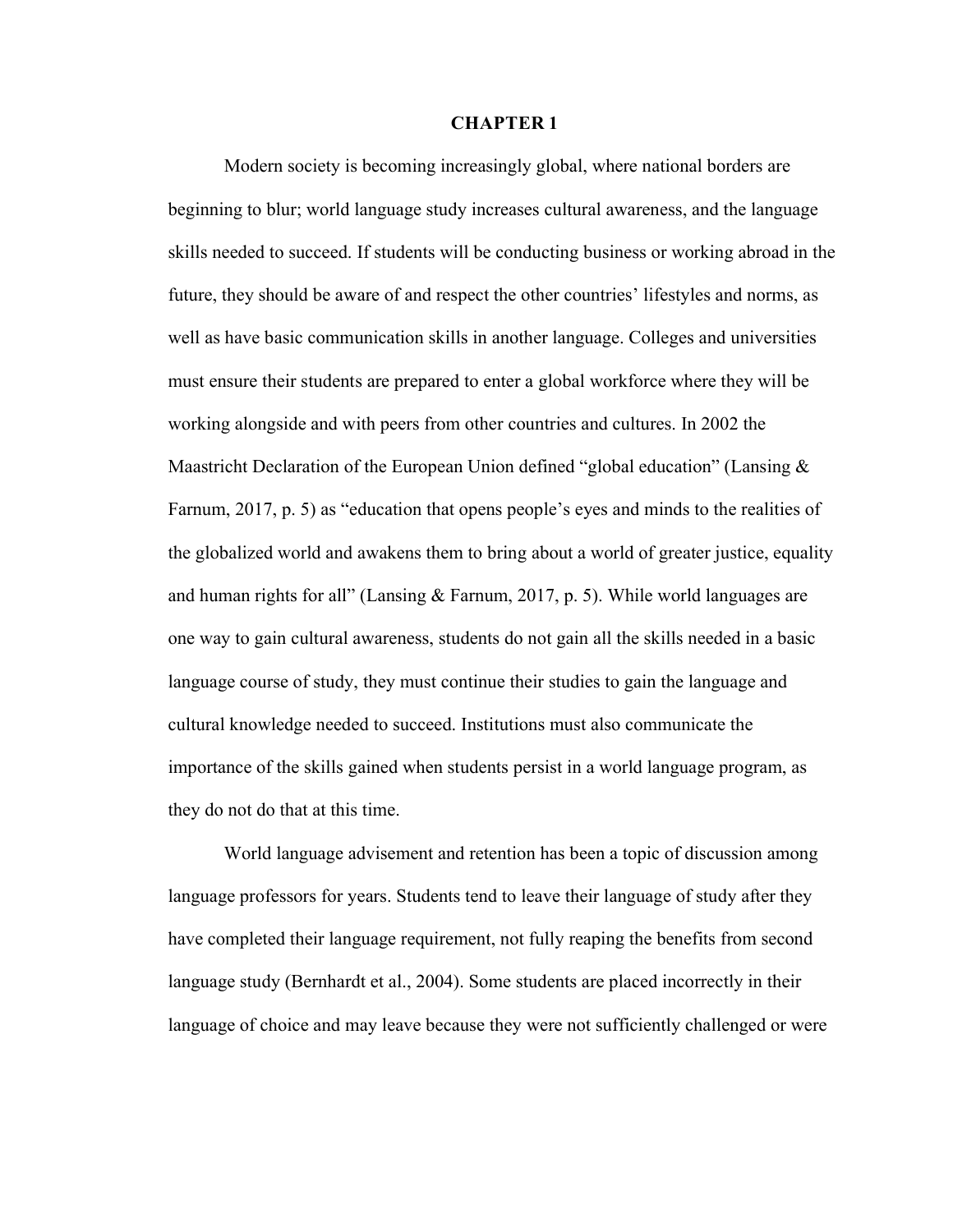# CHAPTER 1

Modern society is becoming increasingly global, where national borders are beginning to blur; world language study increases cultural awareness, and the language skills needed to succeed. If students will be conducting business or working abroad in the future, they should be aware of and respect the other countries' lifestyles and norms, as well as have basic communication skills in another language. Colleges and universities must ensure their students are prepared to enter a global workforce where they will be working alongside and with peers from other countries and cultures. In 2002 the Maastricht Declaration of the European Union defined "global education" (Lansing & Farnum, 2017, p. 5) as "education that opens people's eyes and minds to the realities of the globalized world and awakens them to bring about a world of greater justice, equality and human rights for all" (Lansing & Farnum, 2017, p. 5). While world languages are one way to gain cultural awareness, students do not gain all the skills needed in a basic language course of study, they must continue their studies to gain the language and cultural knowledge needed to succeed. Institutions must also communicate the importance of the skills gained when students persist in a world language program, as they do not do that at this time.

World language advisement and retention has been a topic of discussion among language professors for years. Students tend to leave their language of study after they have completed their language requirement, not fully reaping the benefits from second language study (Bernhardt et al., 2004). Some students are placed incorrectly in their language of choice and may leave because they were not sufficiently challenged or were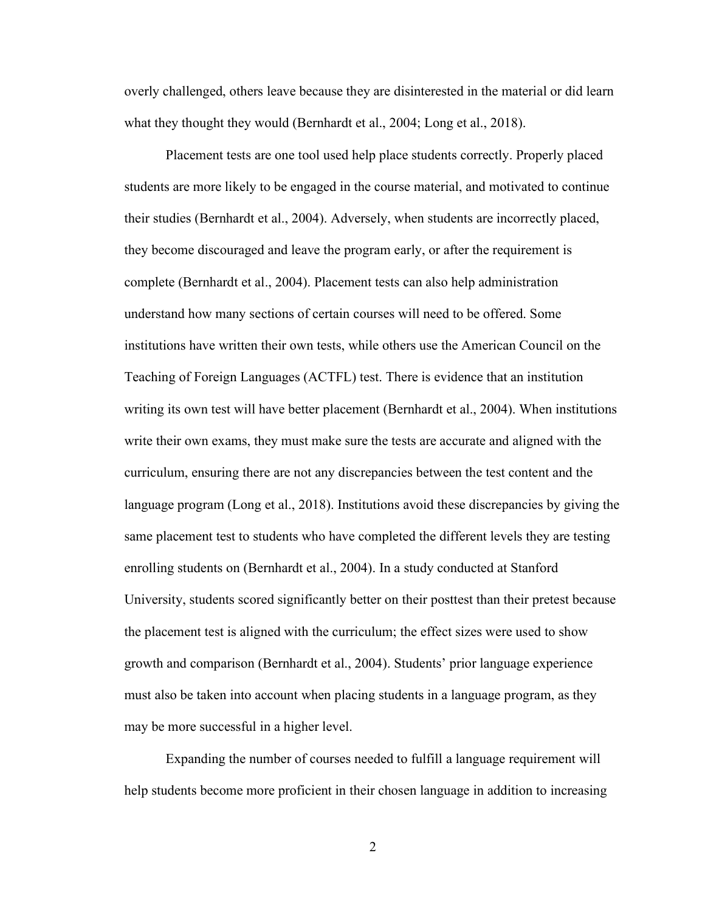overly challenged, others leave because they are disinterested in the material or did learn what they thought they would (Bernhardt et al., 2004; Long et al., 2018).

Placement tests are one tool used help place students correctly. Properly placed students are more likely to be engaged in the course material, and motivated to continue their studies (Bernhardt et al., 2004). Adversely, when students are incorrectly placed, they become discouraged and leave the program early, or after the requirement is complete (Bernhardt et al., 2004). Placement tests can also help administration understand how many sections of certain courses will need to be offered. Some institutions have written their own tests, while others use the American Council on the Teaching of Foreign Languages (ACTFL) test. There is evidence that an institution writing its own test will have better placement (Bernhardt et al., 2004). When institutions write their own exams, they must make sure the tests are accurate and aligned with the curriculum, ensuring there are not any discrepancies between the test content and the language program (Long et al., 2018). Institutions avoid these discrepancies by giving the same placement test to students who have completed the different levels they are testing enrolling students on (Bernhardt et al., 2004). In a study conducted at Stanford University, students scored significantly better on their posttest than their pretest because the placement test is aligned with the curriculum; the effect sizes were used to show growth and comparison (Bernhardt et al., 2004). Students' prior language experience must also be taken into account when placing students in a language program, as they may be more successful in a higher level.

Expanding the number of courses needed to fulfill a language requirement will help students become more proficient in their chosen language in addition to increasing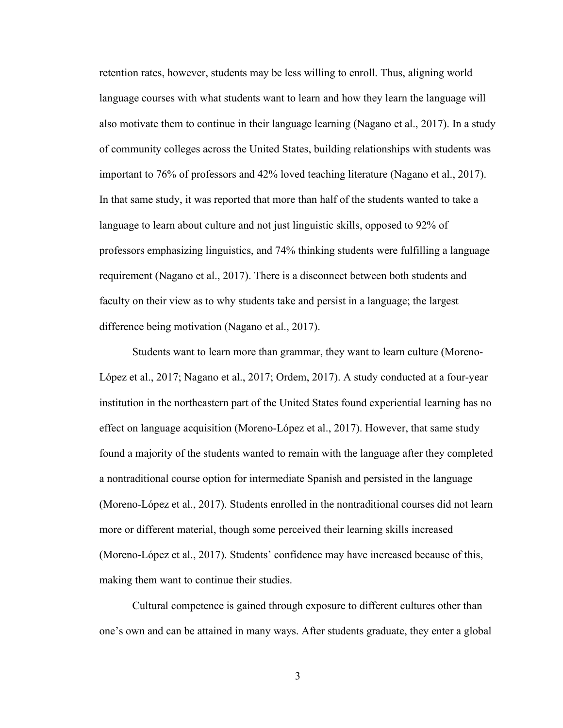retention rates, however, students may be less willing to enroll. Thus, aligning world language courses with what students want to learn and how they learn the language will also motivate them to continue in their language learning (Nagano et al., 2017). In a study of community colleges across the United States, building relationships with students was important to 76% of professors and 42% loved teaching literature (Nagano et al., 2017). In that same study, it was reported that more than half of the students wanted to take a language to learn about culture and not just linguistic skills, opposed to 92% of professors emphasizing linguistics, and 74% thinking students were fulfilling a language requirement (Nagano et al., 2017). There is a disconnect between both students and faculty on their view as to why students take and persist in a language; the largest difference being motivation (Nagano et al., 2017).

Students want to learn more than grammar, they want to learn culture (Moreno-López et al., 2017; Nagano et al., 2017; Ordem, 2017). A study conducted at a four-year institution in the northeastern part of the United States found experiential learning has no effect on language acquisition (Moreno-López et al., 2017). However, that same study found a majority of the students wanted to remain with the language after they completed a nontraditional course option for intermediate Spanish and persisted in the language (Moreno-López et al., 2017). Students enrolled in the nontraditional courses did not learn more or different material, though some perceived their learning skills increased (Moreno-López et al., 2017). Students' confidence may have increased because of this, making them want to continue their studies.

Cultural competence is gained through exposure to different cultures other than one's own and can be attained in many ways. After students graduate, they enter a global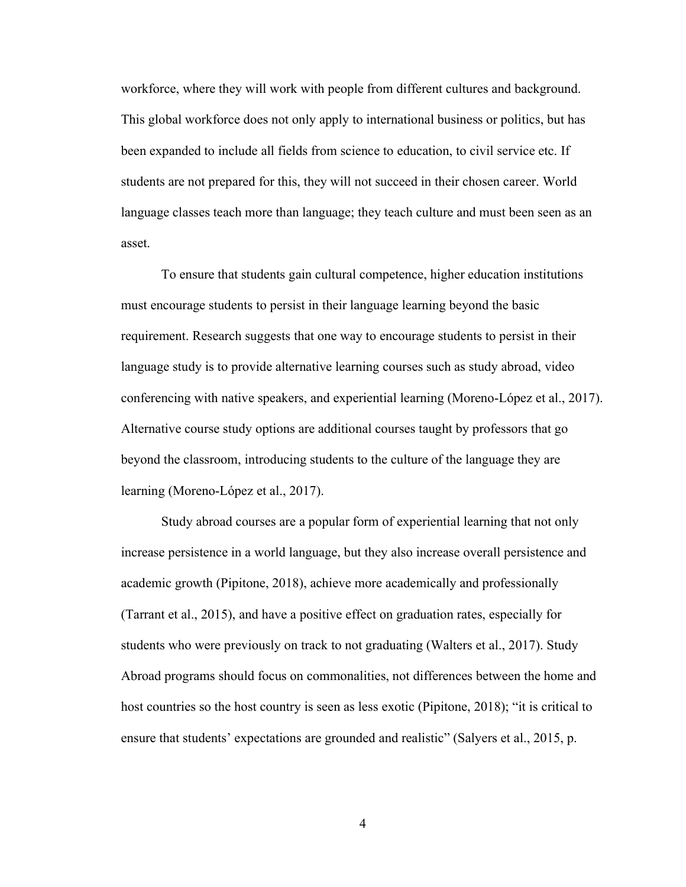workforce, where they will work with people from different cultures and background. This global workforce does not only apply to international business or politics, but has been expanded to include all fields from science to education, to civil service etc. If students are not prepared for this, they will not succeed in their chosen career. World language classes teach more than language; they teach culture and must been seen as an asset.

To ensure that students gain cultural competence, higher education institutions must encourage students to persist in their language learning beyond the basic requirement. Research suggests that one way to encourage students to persist in their language study is to provide alternative learning courses such as study abroad, video conferencing with native speakers, and experiential learning (Moreno-López et al., 2017). Alternative course study options are additional courses taught by professors that go beyond the classroom, introducing students to the culture of the language they are learning (Moreno-López et al., 2017).

Study abroad courses are a popular form of experiential learning that not only increase persistence in a world language, but they also increase overall persistence and academic growth (Pipitone, 2018), achieve more academically and professionally (Tarrant et al., 2015), and have a positive effect on graduation rates, especially for students who were previously on track to not graduating (Walters et al., 2017). Study Abroad programs should focus on commonalities, not differences between the home and host countries so the host country is seen as less exotic (Pipitone, 2018); "it is critical to ensure that students' expectations are grounded and realistic" (Salyers et al., 2015, p.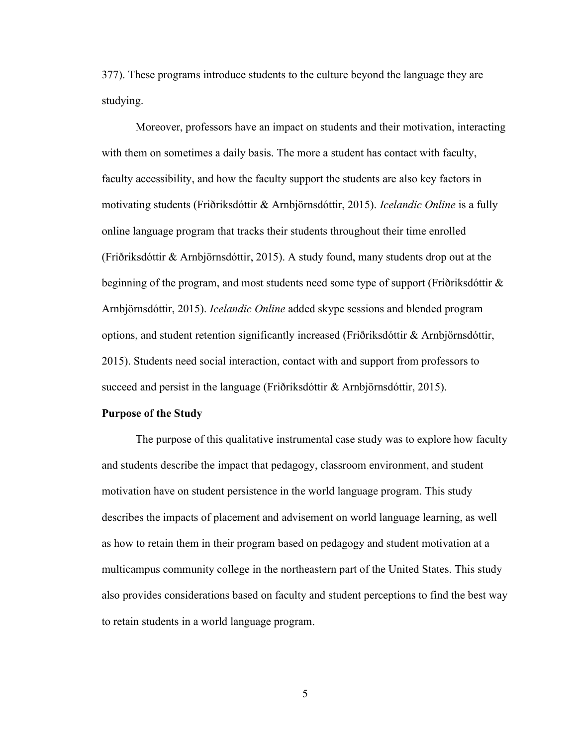377). These programs introduce students to the culture beyond the language they are studying.

Moreover, professors have an impact on students and their motivation, interacting with them on sometimes a daily basis. The more a student has contact with faculty, faculty accessibility, and how the faculty support the students are also key factors in motivating students (Friðriksdóttir & Arnbjörnsdóttir, 2015). *Icelandic Online* is a fully online language program that tracks their students throughout their time enrolled (Friðriksdóttir & Arnbjörnsdóttir, 2015). A study found, many students drop out at the beginning of the program, and most students need some type of support (Friðriksdóttir & Arnbjörnsdóttir, 2015). *Icelandic Online* added skype sessions and blended program options, and student retention significantly increased (Friðriksdóttir & Arnbjörnsdóttir, 2015). Students need social interaction, contact with and support from professors to succeed and persist in the language (Friðriksdóttir & Arnbjörnsdóttir, 2015).

**Purpose of the Study**

The purpose of this qualitative instrumental case study was to explore how faculty and students describe the impact that pedagogy, classroom environment, and student motivation have on student persistence in the world language program. This study describes the impacts of placement and advisement on world language learning, as well as how to retain them in their program based on pedagogy and student motivation at a multicampus community college in the northeastern part of the United States. This study also provides considerations based on faculty and student perceptions to find the best way to retain students in a world language program.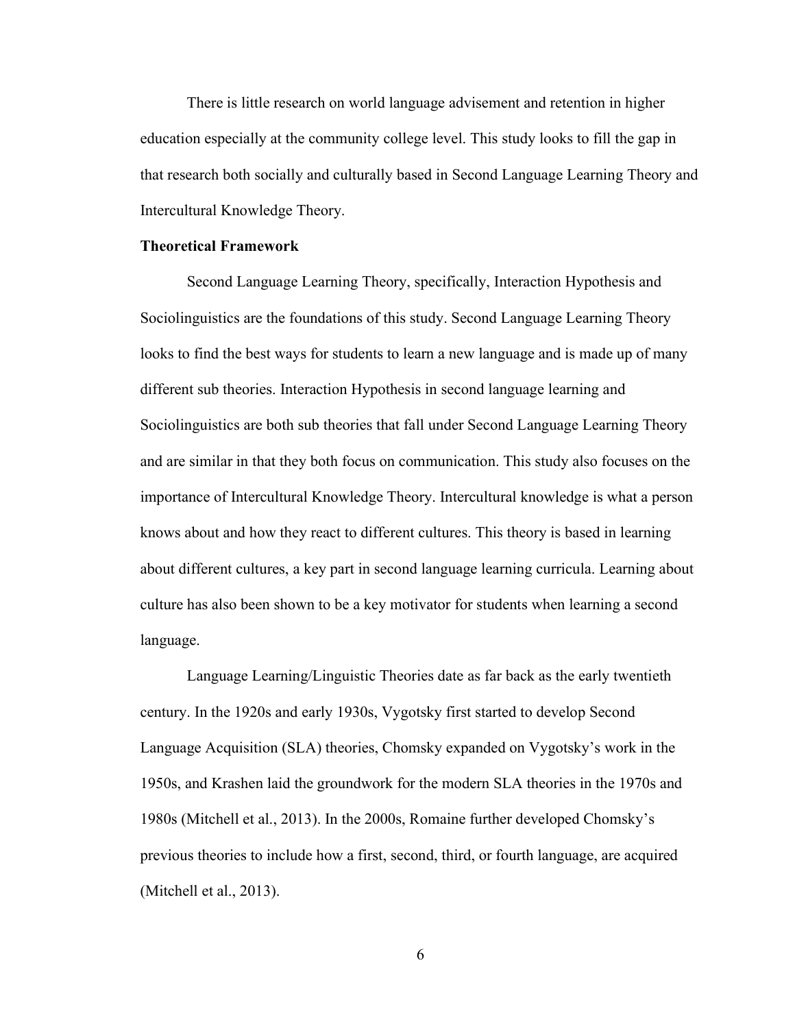There is little research on world language advisement and retention in higher education especially at the community college level. This study looks to fill the gap in that research both socially and culturally based in Second Language Learning Theory and Intercultural Knowledge Theory.

## Theoretical Framework

Second Language Learning Theory, specifically, Interaction Hypothesis and Sociolinguistics are the foundations of this study. Second Language Learning Theory looks to find the best ways for students to learn a new language and is made up of many different sub theories. Interaction Hypothesis in second language learning and Sociolinguistics are both sub theories that fall under Second Language Learning Theory and are similar in that they both focus on communication. This study also focuses on the importance of Intercultural Knowledge Theory. Intercultural knowledge is what a person knows about and how they react to different cultures. This theory is based in learning about different cultures, a key part in second language learning curricula. Learning about culture has also been shown to be a key motivator for students when learning a second language.

Language Learning/Linguistic Theories date as far back as the early twentieth century. In the 1920s and early 1930s, Vygotsky first started to develop Second Language Acquisition (SLA) theories, Chomsky expanded on Vygotsky's work in the 1950s, and Krashen laid the groundwork for the modern SLA theories in the 1970s and 1980s (Mitchell et al., 2013). In the 2000s, Romaine further developed Chomsky's previous theories to include how a first, second, third, or fourth language, are acquired (Mitchell et al., 2013).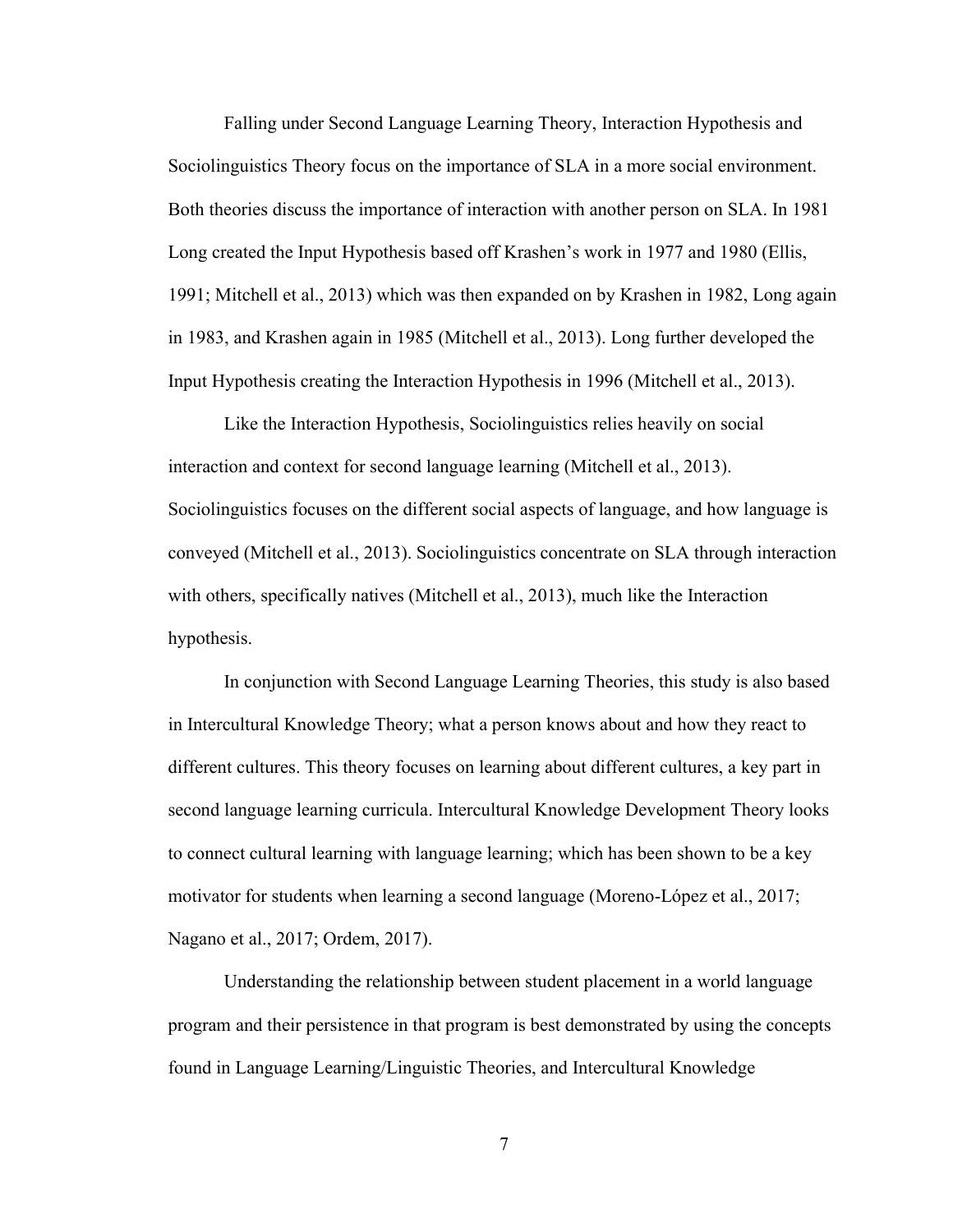Falling under Second Language Learning Theory, Interaction Hypothesis and Sociolinguistics Theory focus on the importance of SLA in a more social environment. Both theories discuss the importance of interaction with another person on SLA. In 1981 Long created the Input Hypothesis based off Krashen's work in 1977 and 1980 (Ellis, 1991; Mitchell et al., 2013) which was then expanded on by Krashen in 1982, Long again in 1983, and Krashen again in 1985 (Mitchell et al., 2013). Long further developed the Input Hypothesis creating the Interaction Hypothesis in 1996 (Mitchell et al., 2013).

Like the Interaction Hypothesis, Sociolinguistics relies heavily on social interaction and context for second language learning (Mitchell et al., 2013). Sociolinguistics focuses on the different social aspects of language, and how language is conveyed (Mitchell et al., 2013). Sociolinguistics concentrate on SLA through interaction with others, specifically natives (Mitchell et al., 2013), much like the Interaction hypothesis.

In conjunction with Second Language Learning Theories, this study is also based in Intercultural Knowledge Theory; what a person knows about and how they react to different cultures. This theory focuses on learning about different cultures, a key part in second language learning curricula. Intercultural Knowledge Development Theory looks to connect cultural learning with language learning; which has been shown to be a key motivator for students when learning a second language (Moreno-López et al., 2017; Nagano et al., 2017; Ordem, 2017).

Understanding the relationship between student placement in a world language program and their persistence in that program is best demonstrated by using the concepts found in Language Learning/Linguistic Theories, and Intercultural Knowledge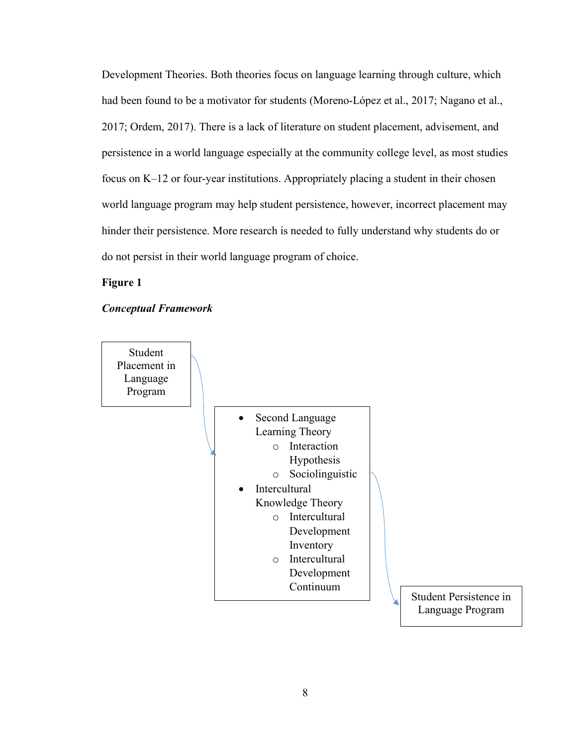Development Theories. Both theories focus on language learning through culture, which had been found to be a motivator for students (Moreno-López et al., 2017; Nagano et al., 2017; Ordem, 2017). There is a lack of literature on student placement, advisement, and persistence in a world language especially at the community college level, as most studies focus on K–12 or four-year institutions. Appropriately placing a student in their chosen world language program may help student persistence, however, incorrect placement may hinder their persistence. More research is needed to fully understand why students do or do not persist in their world language program of choice.

**Figure 1**

***Conceptual Framework***

Student Placement in Language Program

- Second Language Learning Theory
  - Interaction Hypothesis
  - Sociolinguistic
- Intercultural Knowledge Theory
  - Intercultural Development Inventory
  - Intercultural Development Continuum

Student Persistence in Language Program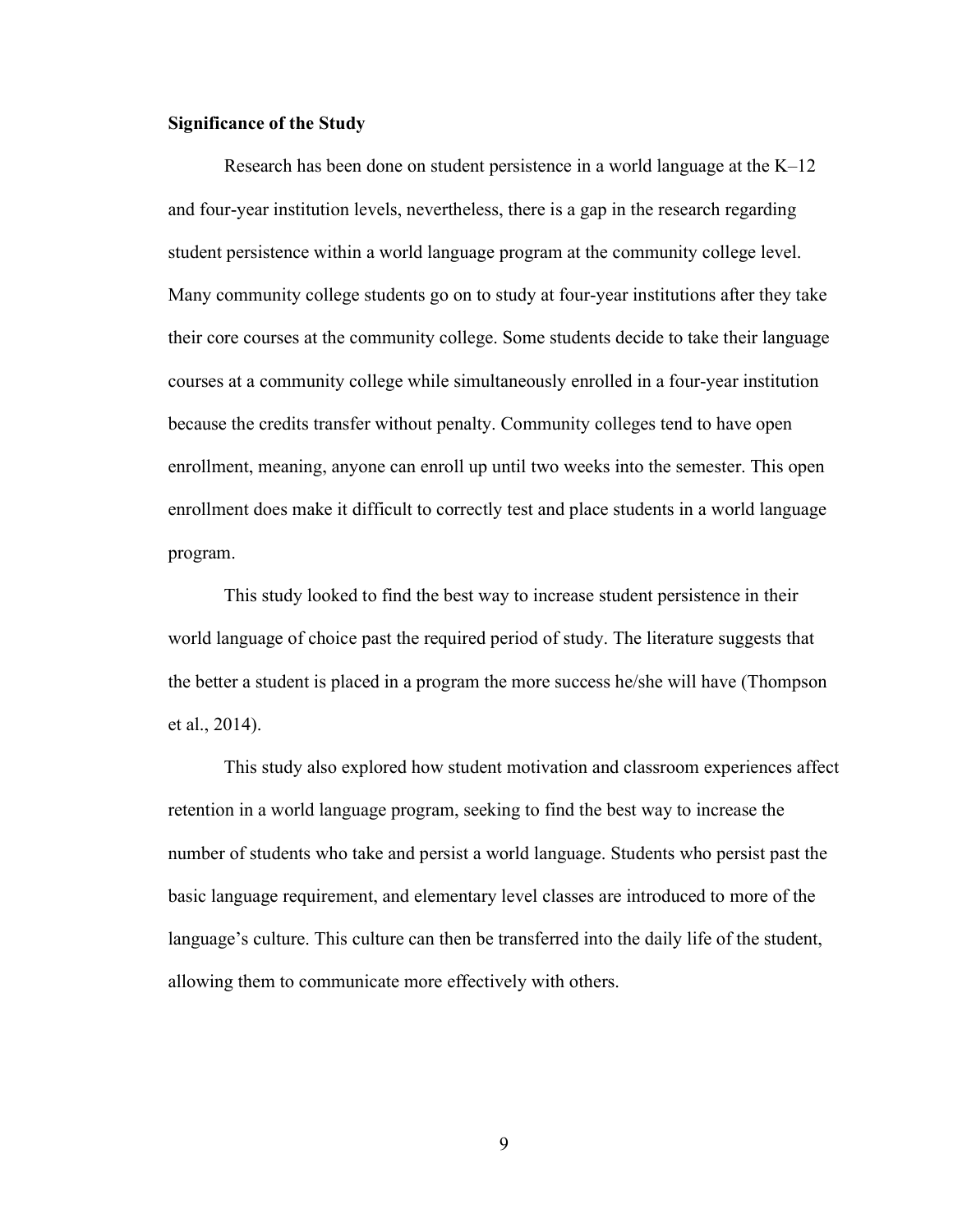### Significance of the Study

Research has been done on student persistence in a world language at the K–12 and four-year institution levels, nevertheless, there is a gap in the research regarding student persistence within a world language program at the community college level. Many community college students go on to study at four-year institutions after they take their core courses at the community college. Some students decide to take their language courses at a community college while simultaneously enrolled in a four-year institution because the credits transfer without penalty. Community colleges tend to have open enrollment, meaning, anyone can enroll up until two weeks into the semester. This open enrollment does make it difficult to correctly test and place students in a world language program.

This study looked to find the best way to increase student persistence in their world language of choice past the required period of study. The literature suggests that the better a student is placed in a program the more success he/she will have (Thompson et al., 2014).

This study also explored how student motivation and classroom experiences affect retention in a world language program, seeking to find the best way to increase the number of students who take and persist a world language. Students who persist past the basic language requirement, and elementary level classes are introduced to more of the language's culture. This culture can then be transferred into the daily life of the student, allowing them to communicate more effectively with others.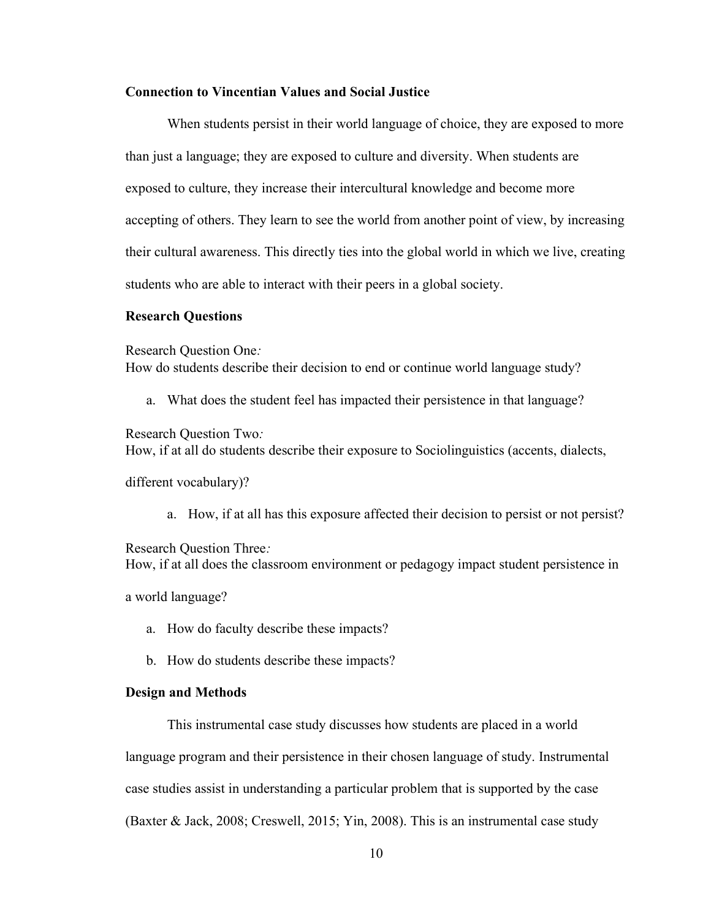**Connection to Vincentian Values and Social Justice**

When students persist in their world language of choice, they are exposed to more than just a language; they are exposed to culture and diversity. When students are exposed to culture, they increase their intercultural knowledge and become more accepting of others. They learn to see the world from another point of view, by increasing their cultural awareness. This directly ties into the global world in which we live, creating students who are able to interact with their peers in a global society.

**Research Questions**

Research Question One*:*
How do students describe their decision to end or continue world language study?

a. What does the student feel has impacted their persistence in that language?

Research Question Two*:*
How, if at all do students describe their exposure to Sociolinguistics (accents, dialects, different vocabulary)?

a. How, if at all has this exposure affected their decision to persist or not persist?

Research Question Three*:*
How, if at all does the classroom environment or pedagogy impact student persistence in a world language?

a. How do faculty describe these impacts?

b. How do students describe these impacts?

**Design and Methods**

This instrumental case study discusses how students are placed in a world language program and their persistence in their chosen language of study. Instrumental case studies assist in understanding a particular problem that is supported by the case (Baxter & Jack, 2008; Creswell, 2015; Yin, 2008). This is an instrumental case study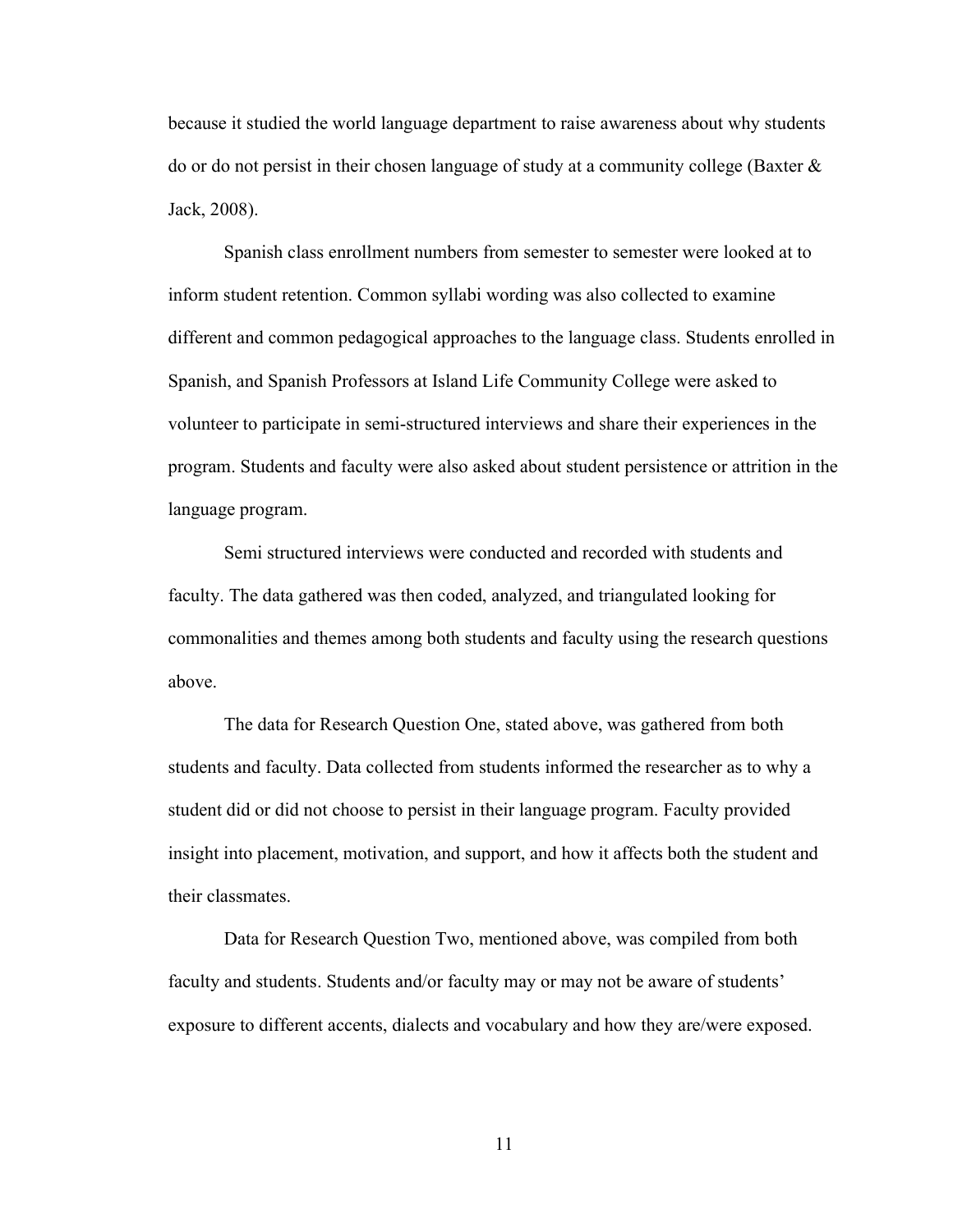because it studied the world language department to raise awareness about why students do or do not persist in their chosen language of study at a community college (Baxter & Jack, 2008).

Spanish class enrollment numbers from semester to semester were looked at to inform student retention. Common syllabi wording was also collected to examine different and common pedagogical approaches to the language class. Students enrolled in Spanish, and Spanish Professors at Island Life Community College were asked to volunteer to participate in semi-structured interviews and share their experiences in the program. Students and faculty were also asked about student persistence or attrition in the language program.

Semi structured interviews were conducted and recorded with students and faculty. The data gathered was then coded, analyzed, and triangulated looking for commonalities and themes among both students and faculty using the research questions above.

The data for Research Question One, stated above, was gathered from both students and faculty. Data collected from students informed the researcher as to why a student did or did not choose to persist in their language program. Faculty provided insight into placement, motivation, and support, and how it affects both the student and their classmates.

Data for Research Question Two, mentioned above, was compiled from both faculty and students. Students and/or faculty may or may not be aware of students' exposure to different accents, dialects and vocabulary and how they are/were exposed.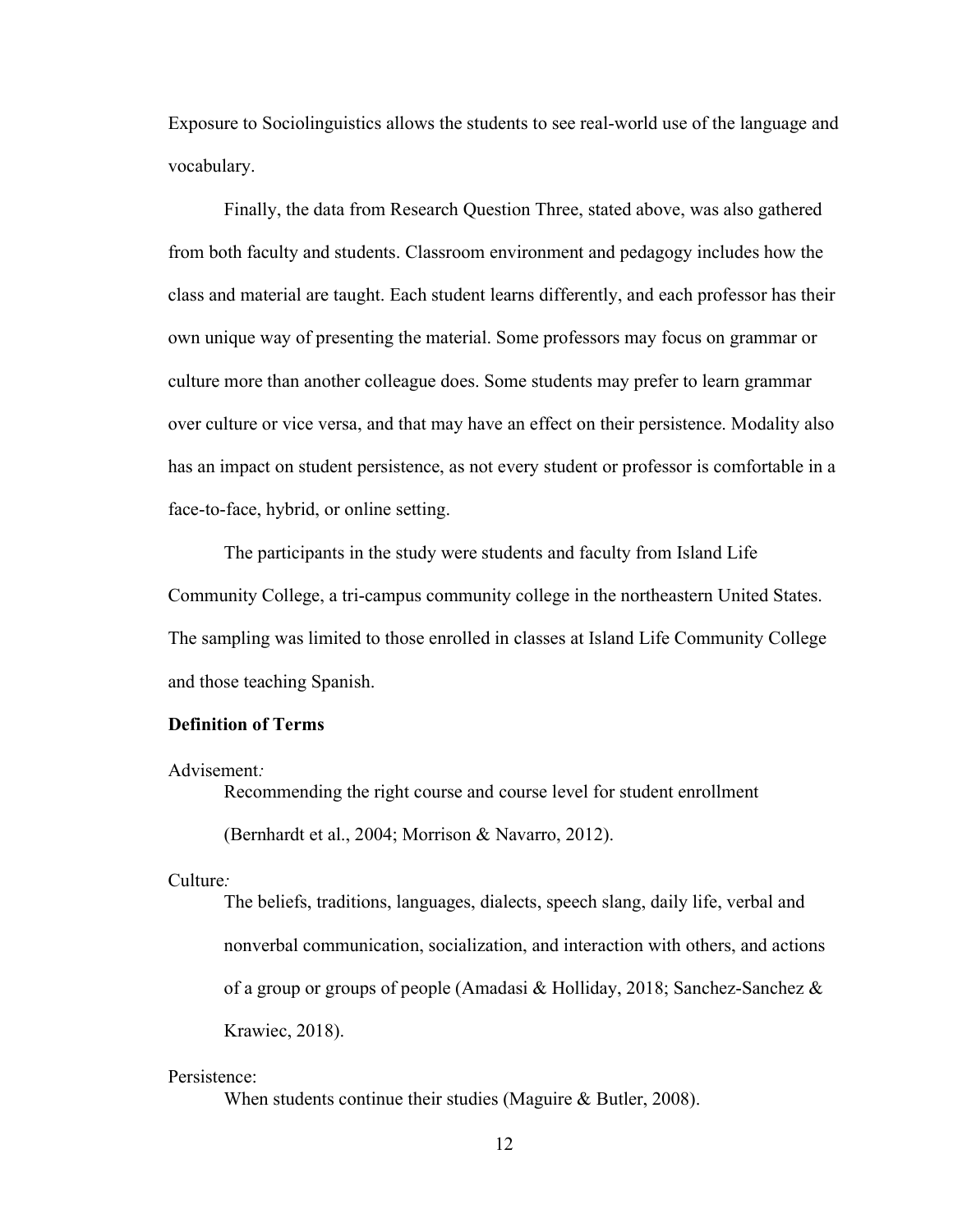Exposure to Sociolinguistics allows the students to see real-world use of the language and vocabulary.

Finally, the data from Research Question Three, stated above, was also gathered from both faculty and students. Classroom environment and pedagogy includes how the class and material are taught. Each student learns differently, and each professor has their own unique way of presenting the material. Some professors may focus on grammar or culture more than another colleague does. Some students may prefer to learn grammar over culture or vice versa, and that may have an effect on their persistence. Modality also has an impact on student persistence, as not every student or professor is comfortable in a face-to-face, hybrid, or online setting.

The participants in the study were students and faculty from Island Life Community College, a tri-campus community college in the northeastern United States. The sampling was limited to those enrolled in classes at Island Life Community College and those teaching Spanish.

### Definition of Terms

Advisement*:*

Recommending the right course and course level for student enrollment (Bernhardt et al., 2004; Morrison & Navarro, 2012).

Culture*:*

The beliefs, traditions, languages, dialects, speech slang, daily life, verbal and nonverbal communication, socialization, and interaction with others, and actions of a group or groups of people (Amadasi & Holliday, 2018; Sanchez-Sanchez & Krawiec, 2018).

Persistence:

When students continue their studies (Maguire & Butler, 2008).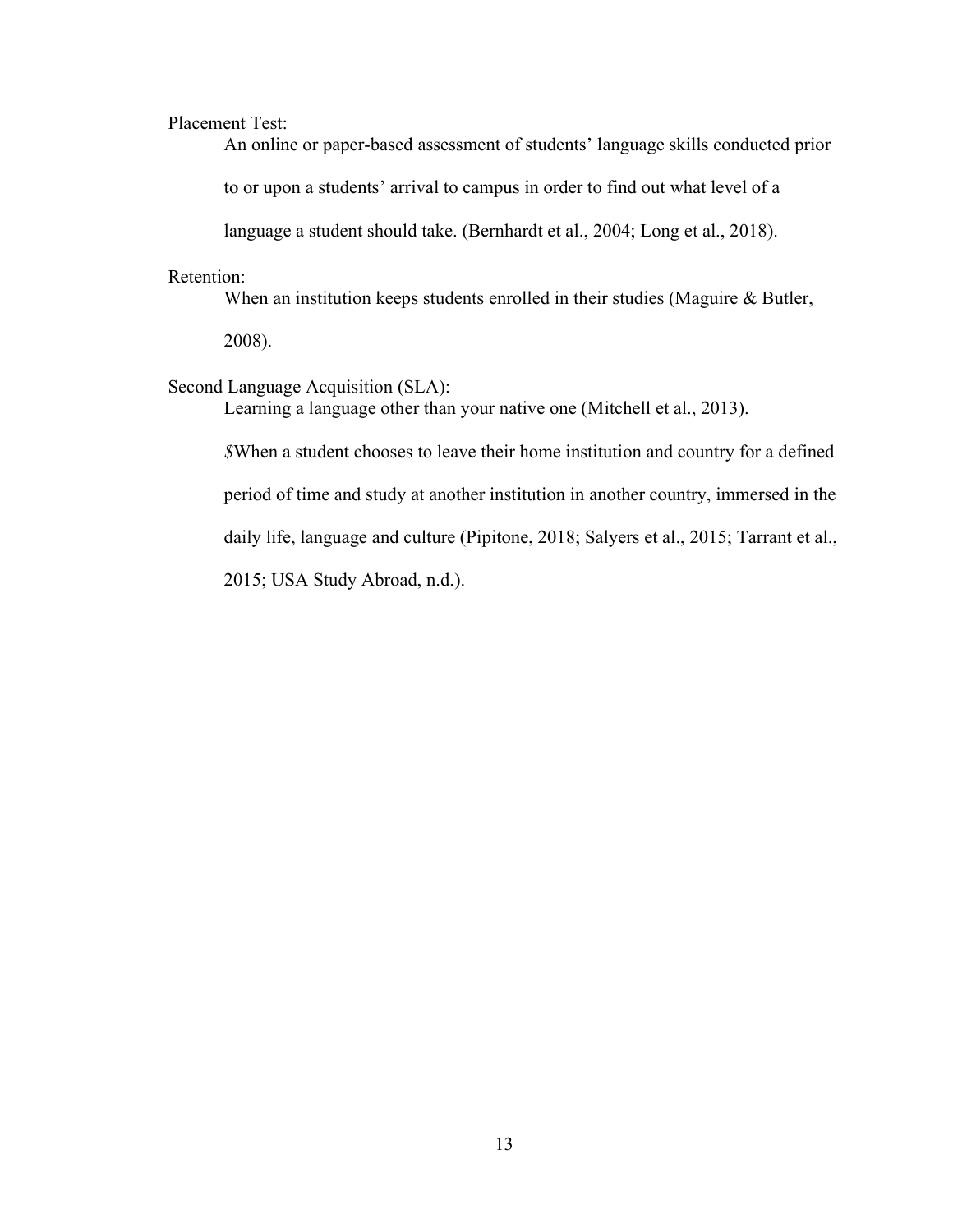Placement Test:

An online or paper-based assessment of students' language skills conducted prior to or upon a students' arrival to campus in order to find out what level of a language a student should take. (Bernhardt et al., 2004; Long et al., 2018).

Retention:

When an institution keeps students enrolled in their studies (Maguire & Butler, 2008).

Second Language Acquisition (SLA):

Learning a language other than your native one (Mitchell et al., 2013).

$When a student chooses to leave their home institution and country for a defined period of time and study at another institution in another country, immersed in the daily life, language and culture (Pipitone, 2018; Salyers et al., 2015; Tarrant et al., 2015; USA Study Abroad, n.d.).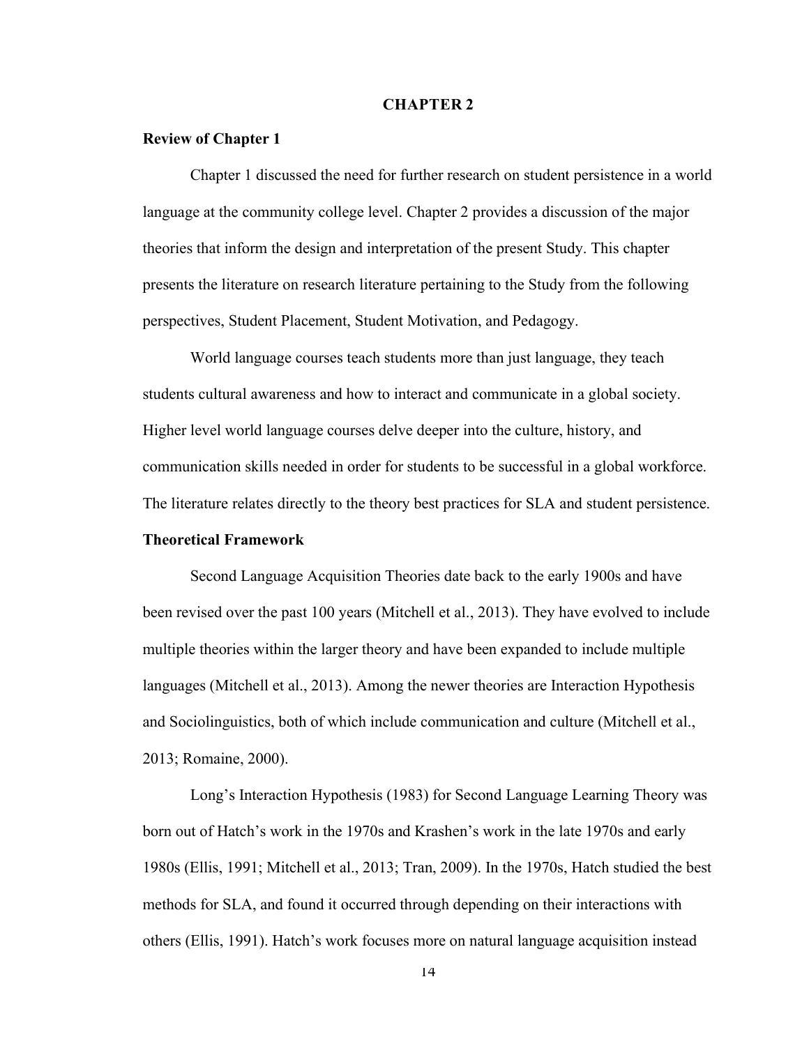# CHAPTER 2

## Review of Chapter 1

Chapter 1 discussed the need for further research on student persistence in a world language at the community college level. Chapter 2 provides a discussion of the major theories that inform the design and interpretation of the present Study. This chapter presents the literature on research literature pertaining to the Study from the following perspectives, Student Placement, Student Motivation, and Pedagogy.

World language courses teach students more than just language, they teach students cultural awareness and how to interact and communicate in a global society. Higher level world language courses delve deeper into the culture, history, and communication skills needed in order for students to be successful in a global workforce. The literature relates directly to the theory best practices for SLA and student persistence.

## Theoretical Framework

Second Language Acquisition Theories date back to the early 1900s and have been revised over the past 100 years (Mitchell et al., 2013). They have evolved to include multiple theories within the larger theory and have been expanded to include multiple languages (Mitchell et al., 2013). Among the newer theories are Interaction Hypothesis and Sociolinguistics, both of which include communication and culture (Mitchell et al., 2013; Romaine, 2000).

Long's Interaction Hypothesis (1983) for Second Language Learning Theory was born out of Hatch's work in the 1970s and Krashen's work in the late 1970s and early 1980s (Ellis, 1991; Mitchell et al., 2013; Tran, 2009). In the 1970s, Hatch studied the best methods for SLA, and found it occurred through depending on their interactions with others (Ellis, 1991). Hatch's work focuses more on natural language acquisition instead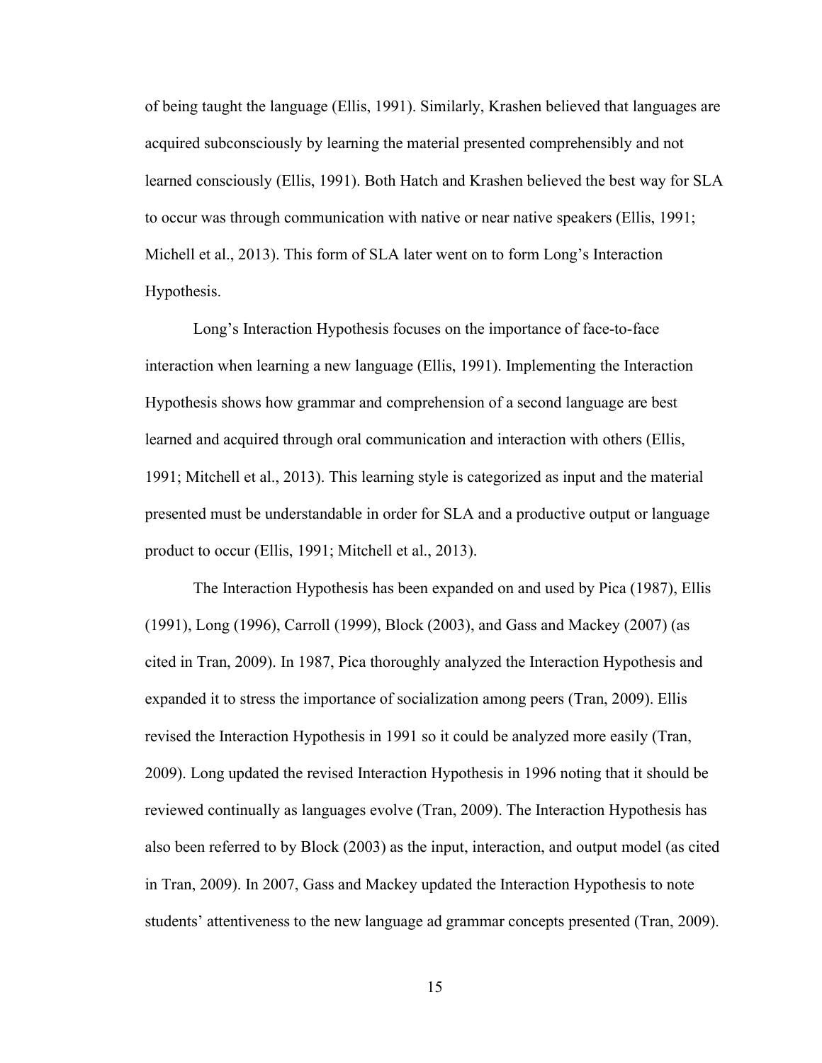of being taught the language (Ellis, 1991). Similarly, Krashen believed that languages are acquired subconsciously by learning the material presented comprehensibly and not learned consciously (Ellis, 1991). Both Hatch and Krashen believed the best way for SLA to occur was through communication with native or near native speakers (Ellis, 1991; Michell et al., 2013). This form of SLA later went on to form Long's Interaction Hypothesis.

Long's Interaction Hypothesis focuses on the importance of face-to-face interaction when learning a new language (Ellis, 1991). Implementing the Interaction Hypothesis shows how grammar and comprehension of a second language are best learned and acquired through oral communication and interaction with others (Ellis, 1991; Mitchell et al., 2013). This learning style is categorized as input and the material presented must be understandable in order for SLA and a productive output or language product to occur (Ellis, 1991; Mitchell et al., 2013).

The Interaction Hypothesis has been expanded on and used by Pica (1987), Ellis (1991), Long (1996), Carroll (1999), Block (2003), and Gass and Mackey (2007) (as cited in Tran, 2009). In 1987, Pica thoroughly analyzed the Interaction Hypothesis and expanded it to stress the importance of socialization among peers (Tran, 2009). Ellis revised the Interaction Hypothesis in 1991 so it could be analyzed more easily (Tran, 2009). Long updated the revised Interaction Hypothesis in 1996 noting that it should be reviewed continually as languages evolve (Tran, 2009). The Interaction Hypothesis has also been referred to by Block (2003) as the input, interaction, and output model (as cited in Tran, 2009). In 2007, Gass and Mackey updated the Interaction Hypothesis to note students' attentiveness to the new language ad grammar concepts presented (Tran, 2009).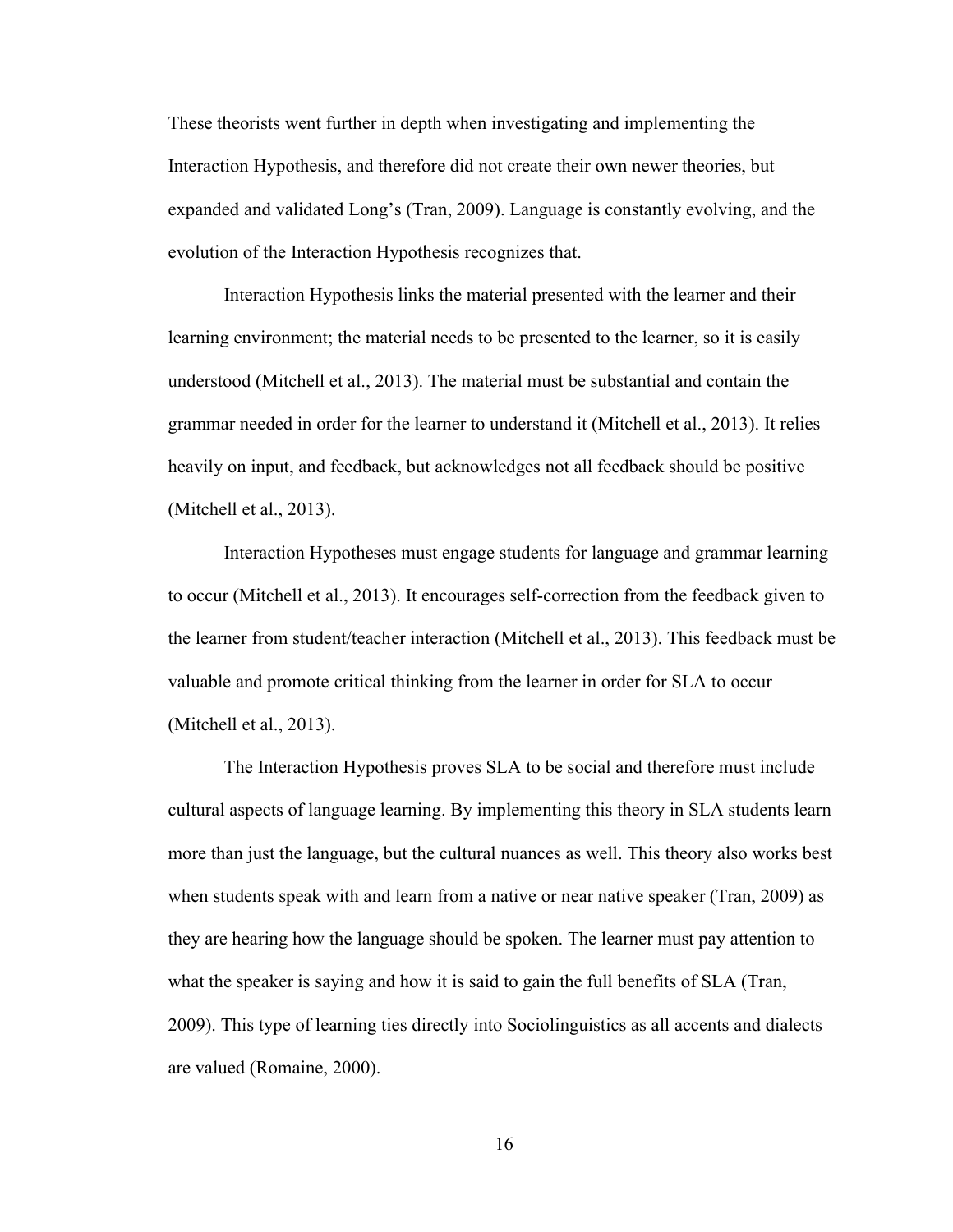These theorists went further in depth when investigating and implementing the Interaction Hypothesis, and therefore did not create their own newer theories, but expanded and validated Long's (Tran, 2009). Language is constantly evolving, and the evolution of the Interaction Hypothesis recognizes that.

Interaction Hypothesis links the material presented with the learner and their learning environment; the material needs to be presented to the learner, so it is easily understood (Mitchell et al., 2013). The material must be substantial and contain the grammar needed in order for the learner to understand it (Mitchell et al., 2013). It relies heavily on input, and feedback, but acknowledges not all feedback should be positive (Mitchell et al., 2013).

Interaction Hypotheses must engage students for language and grammar learning to occur (Mitchell et al., 2013). It encourages self-correction from the feedback given to the learner from student/teacher interaction (Mitchell et al., 2013). This feedback must be valuable and promote critical thinking from the learner in order for SLA to occur (Mitchell et al., 2013).

The Interaction Hypothesis proves SLA to be social and therefore must include cultural aspects of language learning. By implementing this theory in SLA students learn more than just the language, but the cultural nuances as well. This theory also works best when students speak with and learn from a native or near native speaker (Tran, 2009) as they are hearing how the language should be spoken. The learner must pay attention to what the speaker is saying and how it is said to gain the full benefits of SLA (Tran, 2009). This type of learning ties directly into Sociolinguistics as all accents and dialects are valued (Romaine, 2000).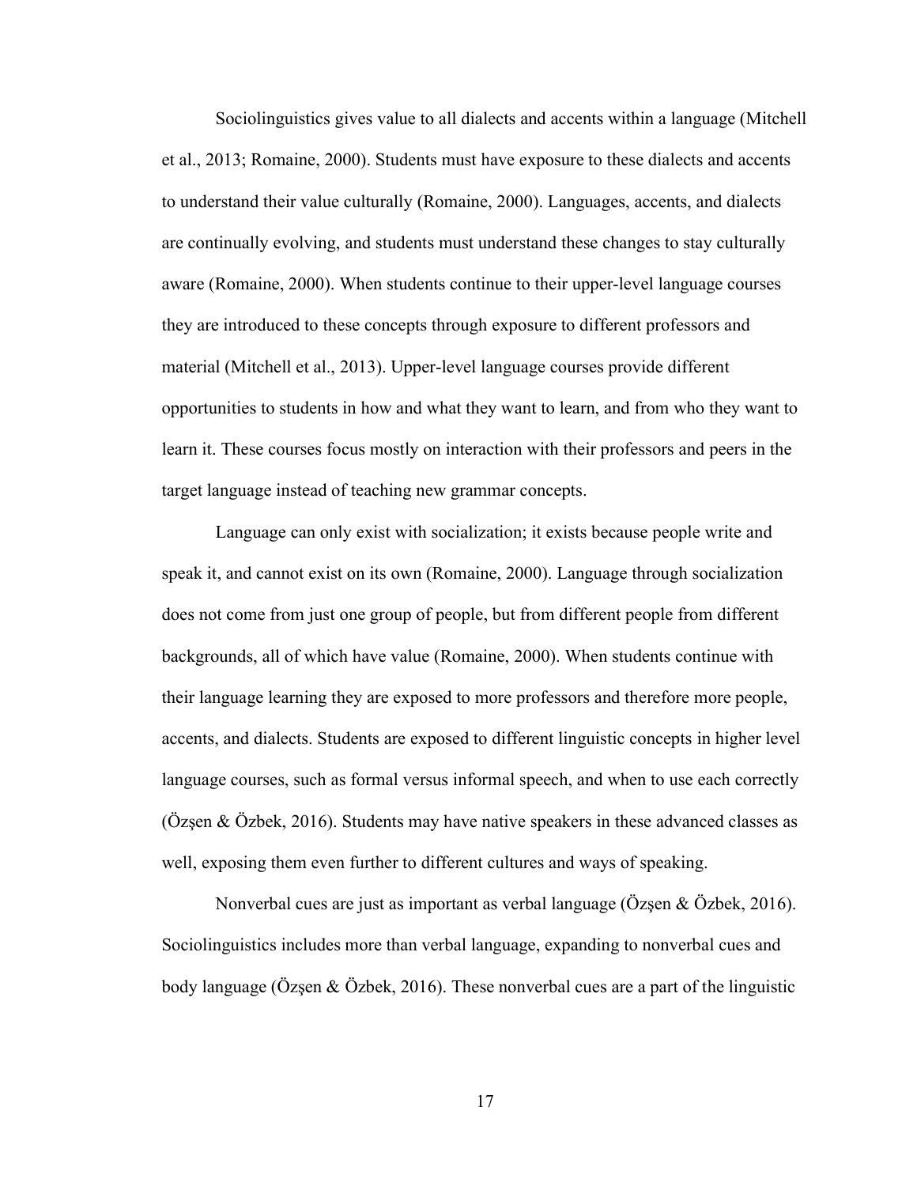Sociolinguistics gives value to all dialects and accents within a language (Mitchell et al., 2013; Romaine, 2000). Students must have exposure to these dialects and accents to understand their value culturally (Romaine, 2000). Languages, accents, and dialects are continually evolving, and students must understand these changes to stay culturally aware (Romaine, 2000). When students continue to their upper-level language courses they are introduced to these concepts through exposure to different professors and material (Mitchell et al., 2013). Upper-level language courses provide different opportunities to students in how and what they want to learn, and from who they want to learn it. These courses focus mostly on interaction with their professors and peers in the target language instead of teaching new grammar concepts.

Language can only exist with socialization; it exists because people write and speak it, and cannot exist on its own (Romaine, 2000). Language through socialization does not come from just one group of people, but from different people from different backgrounds, all of which have value (Romaine, 2000). When students continue with their language learning they are exposed to more professors and therefore more people, accents, and dialects. Students are exposed to different linguistic concepts in higher level language courses, such as formal versus informal speech, and when to use each correctly (Özşen & Özbek, 2016). Students may have native speakers in these advanced classes as well, exposing them even further to different cultures and ways of speaking.

Nonverbal cues are just as important as verbal language (Özşen & Özbek, 2016). Sociolinguistics includes more than verbal language, expanding to nonverbal cues and body language (Özşen & Özbek, 2016). These nonverbal cues are a part of the linguistic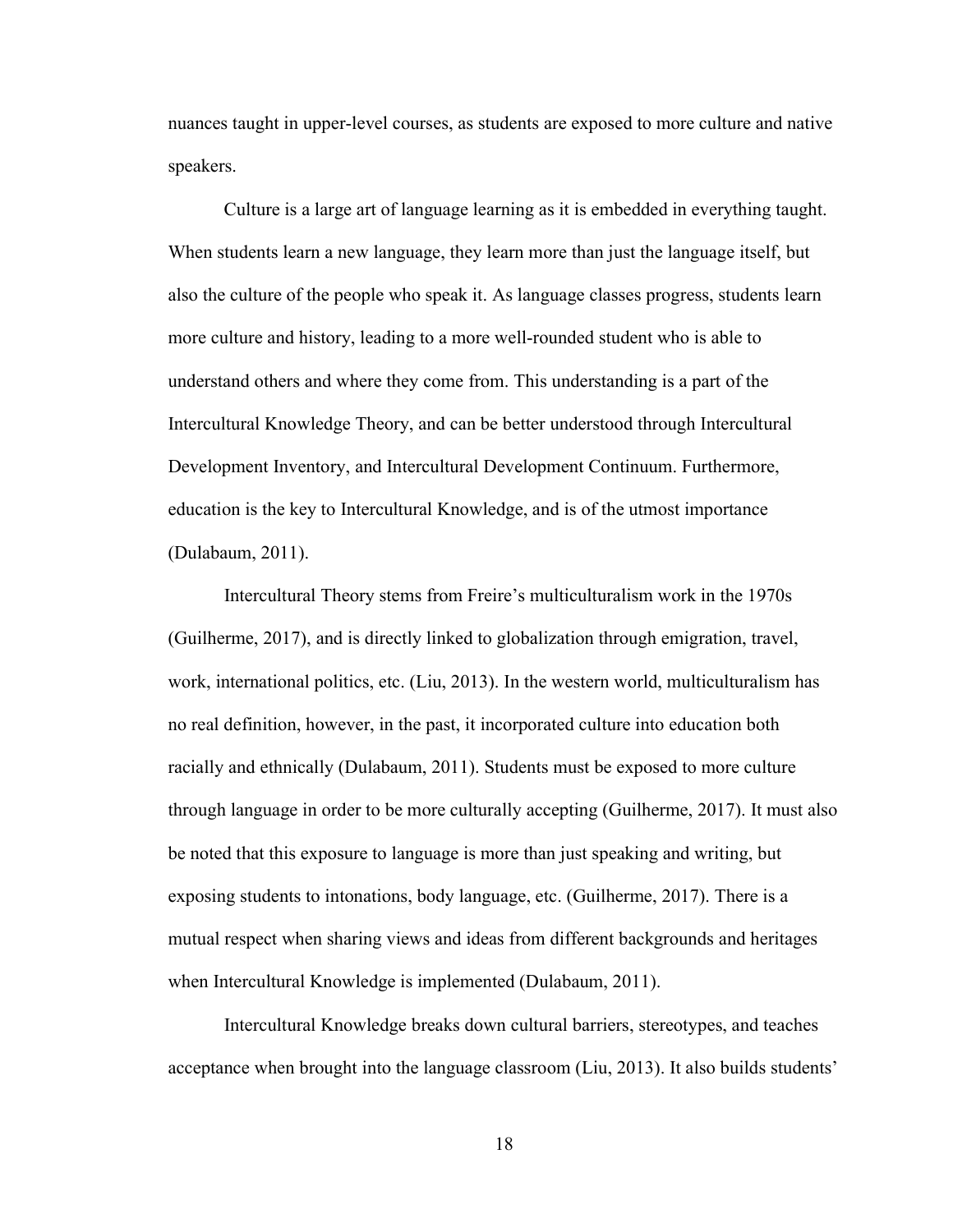nuances taught in upper-level courses, as students are exposed to more culture and native speakers.

Culture is a large art of language learning as it is embedded in everything taught. When students learn a new language, they learn more than just the language itself, but also the culture of the people who speak it. As language classes progress, students learn more culture and history, leading to a more well-rounded student who is able to understand others and where they come from. This understanding is a part of the Intercultural Knowledge Theory, and can be better understood through Intercultural Development Inventory, and Intercultural Development Continuum. Furthermore, education is the key to Intercultural Knowledge, and is of the utmost importance (Dulabaum, 2011).

Intercultural Theory stems from Freire's multiculturalism work in the 1970s (Guilherme, 2017), and is directly linked to globalization through emigration, travel, work, international politics, etc. (Liu, 2013). In the western world, multiculturalism has no real definition, however, in the past, it incorporated culture into education both racially and ethnically (Dulabaum, 2011). Students must be exposed to more culture through language in order to be more culturally accepting (Guilherme, 2017). It must also be noted that this exposure to language is more than just speaking and writing, but exposing students to intonations, body language, etc. (Guilherme, 2017). There is a mutual respect when sharing views and ideas from different backgrounds and heritages when Intercultural Knowledge is implemented (Dulabaum, 2011).

Intercultural Knowledge breaks down cultural barriers, stereotypes, and teaches acceptance when brought into the language classroom (Liu, 2013). It also builds students'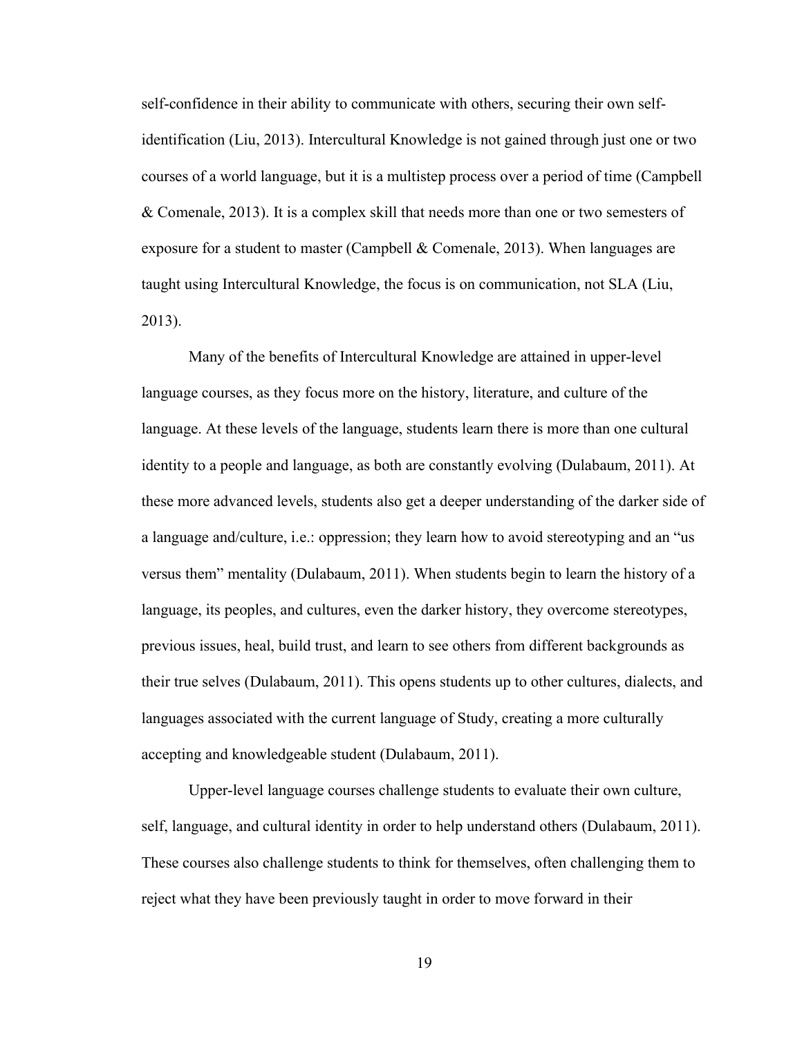self-confidence in their ability to communicate with others, securing their own self-identification (Liu, 2013). Intercultural Knowledge is not gained through just one or two courses of a world language, but it is a multistep process over a period of time (Campbell & Comenale, 2013). It is a complex skill that needs more than one or two semesters of exposure for a student to master (Campbell & Comenale, 2013). When languages are taught using Intercultural Knowledge, the focus is on communication, not SLA (Liu, 2013).

Many of the benefits of Intercultural Knowledge are attained in upper-level language courses, as they focus more on the history, literature, and culture of the language. At these levels of the language, students learn there is more than one cultural identity to a people and language, as both are constantly evolving (Dulabaum, 2011). At these more advanced levels, students also get a deeper understanding of the darker side of a language and/culture, i.e.: oppression; they learn how to avoid stereotyping and an "us versus them" mentality (Dulabaum, 2011). When students begin to learn the history of a language, its peoples, and cultures, even the darker history, they overcome stereotypes, previous issues, heal, build trust, and learn to see others from different backgrounds as their true selves (Dulabaum, 2011). This opens students up to other cultures, dialects, and languages associated with the current language of Study, creating a more culturally accepting and knowledgeable student (Dulabaum, 2011).

Upper-level language courses challenge students to evaluate their own culture, self, language, and cultural identity in order to help understand others (Dulabaum, 2011). These courses also challenge students to think for themselves, often challenging them to reject what they have been previously taught in order to move forward in their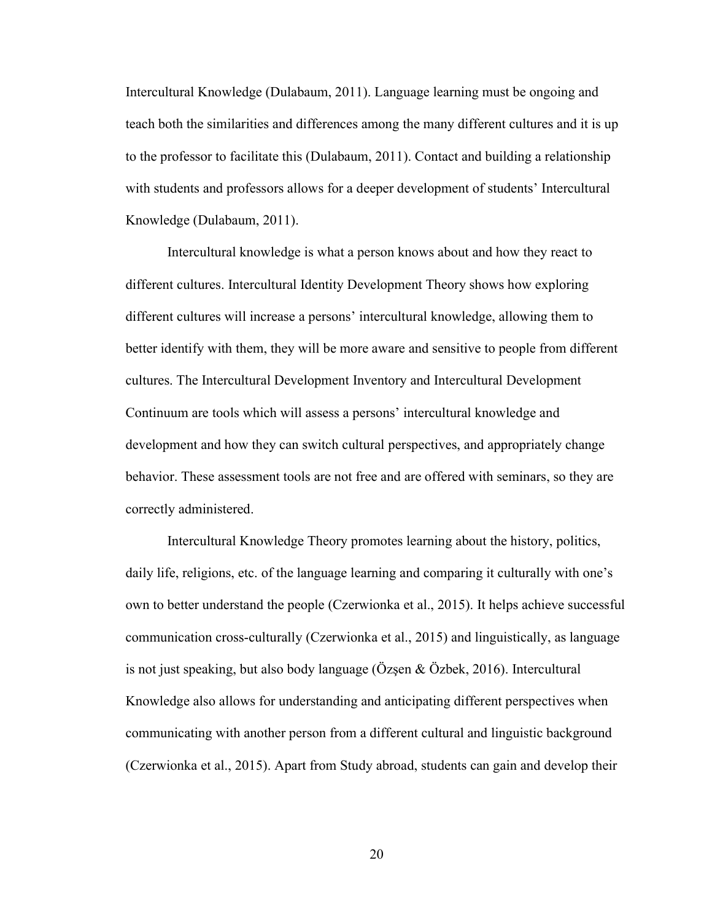Intercultural Knowledge (Dulabaum, 2011). Language learning must be ongoing and teach both the similarities and differences among the many different cultures and it is up to the professor to facilitate this (Dulabaum, 2011). Contact and building a relationship with students and professors allows for a deeper development of students' Intercultural Knowledge (Dulabaum, 2011).

Intercultural knowledge is what a person knows about and how they react to different cultures. Intercultural Identity Development Theory shows how exploring different cultures will increase a persons' intercultural knowledge, allowing them to better identify with them, they will be more aware and sensitive to people from different cultures. The Intercultural Development Inventory and Intercultural Development Continuum are tools which will assess a persons' intercultural knowledge and development and how they can switch cultural perspectives, and appropriately change behavior. These assessment tools are not free and are offered with seminars, so they are correctly administered.

Intercultural Knowledge Theory promotes learning about the history, politics, daily life, religions, etc. of the language learning and comparing it culturally with one's own to better understand the people (Czerwionka et al., 2015). It helps achieve successful communication cross-culturally (Czerwionka et al., 2015) and linguistically, as language is not just speaking, but also body language (Özşen & Özbek, 2016). Intercultural Knowledge also allows for understanding and anticipating different perspectives when communicating with another person from a different cultural and linguistic background (Czerwionka et al., 2015). Apart from Study abroad, students can gain and develop their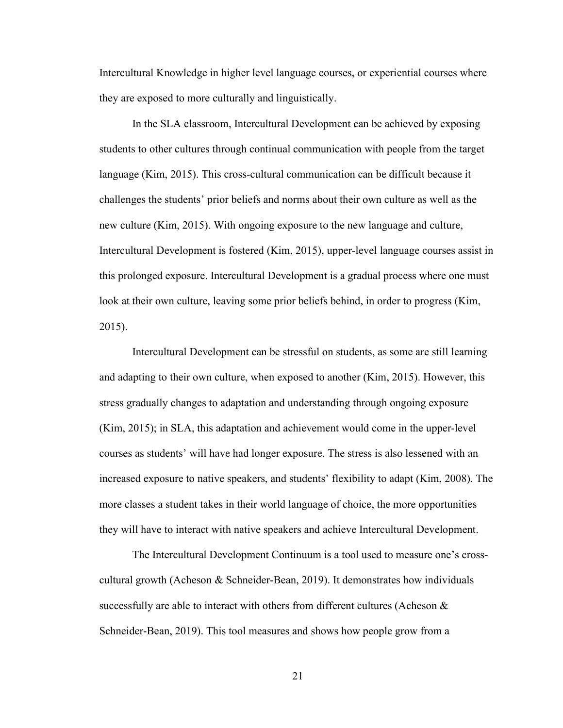Intercultural Knowledge in higher level language courses, or experiential courses where they are exposed to more culturally and linguistically.

In the SLA classroom, Intercultural Development can be achieved by exposing students to other cultures through continual communication with people from the target language (Kim, 2015). This cross-cultural communication can be difficult because it challenges the students' prior beliefs and norms about their own culture as well as the new culture (Kim, 2015). With ongoing exposure to the new language and culture, Intercultural Development is fostered (Kim, 2015), upper-level language courses assist in this prolonged exposure. Intercultural Development is a gradual process where one must look at their own culture, leaving some prior beliefs behind, in order to progress (Kim, 2015).

Intercultural Development can be stressful on students, as some are still learning and adapting to their own culture, when exposed to another (Kim, 2015). However, this stress gradually changes to adaptation and understanding through ongoing exposure (Kim, 2015); in SLA, this adaptation and achievement would come in the upper-level courses as students' will have had longer exposure. The stress is also lessened with an increased exposure to native speakers, and students' flexibility to adapt (Kim, 2008). The more classes a student takes in their world language of choice, the more opportunities they will have to interact with native speakers and achieve Intercultural Development.

The Intercultural Development Continuum is a tool used to measure one's cross-cultural growth (Acheson & Schneider-Bean, 2019). It demonstrates how individuals successfully are able to interact with others from different cultures (Acheson & Schneider-Bean, 2019). This tool measures and shows how people grow from a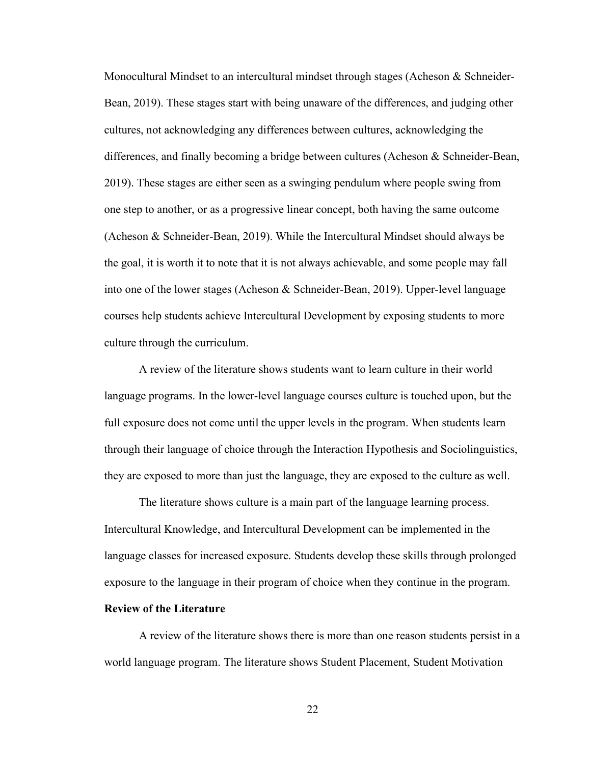Monocultural Mindset to an intercultural mindset through stages (Acheson & Schneider-Bean, 2019). These stages start with being unaware of the differences, and judging other cultures, not acknowledging any differences between cultures, acknowledging the differences, and finally becoming a bridge between cultures (Acheson & Schneider-Bean, 2019). These stages are either seen as a swinging pendulum where people swing from one step to another, or as a progressive linear concept, both having the same outcome (Acheson & Schneider-Bean, 2019). While the Intercultural Mindset should always be the goal, it is worth it to note that it is not always achievable, and some people may fall into one of the lower stages (Acheson & Schneider-Bean, 2019). Upper-level language courses help students achieve Intercultural Development by exposing students to more culture through the curriculum.

A review of the literature shows students want to learn culture in their world language programs. In the lower-level language courses culture is touched upon, but the full exposure does not come until the upper levels in the program. When students learn through their language of choice through the Interaction Hypothesis and Sociolinguistics, they are exposed to more than just the language, they are exposed to the culture as well.

The literature shows culture is a main part of the language learning process. Intercultural Knowledge, and Intercultural Development can be implemented in the language classes for increased exposure. Students develop these skills through prolonged exposure to the language in their program of choice when they continue in the program.

**Review of the Literature**

A review of the literature shows there is more than one reason students persist in a world language program. The literature shows Student Placement, Student Motivation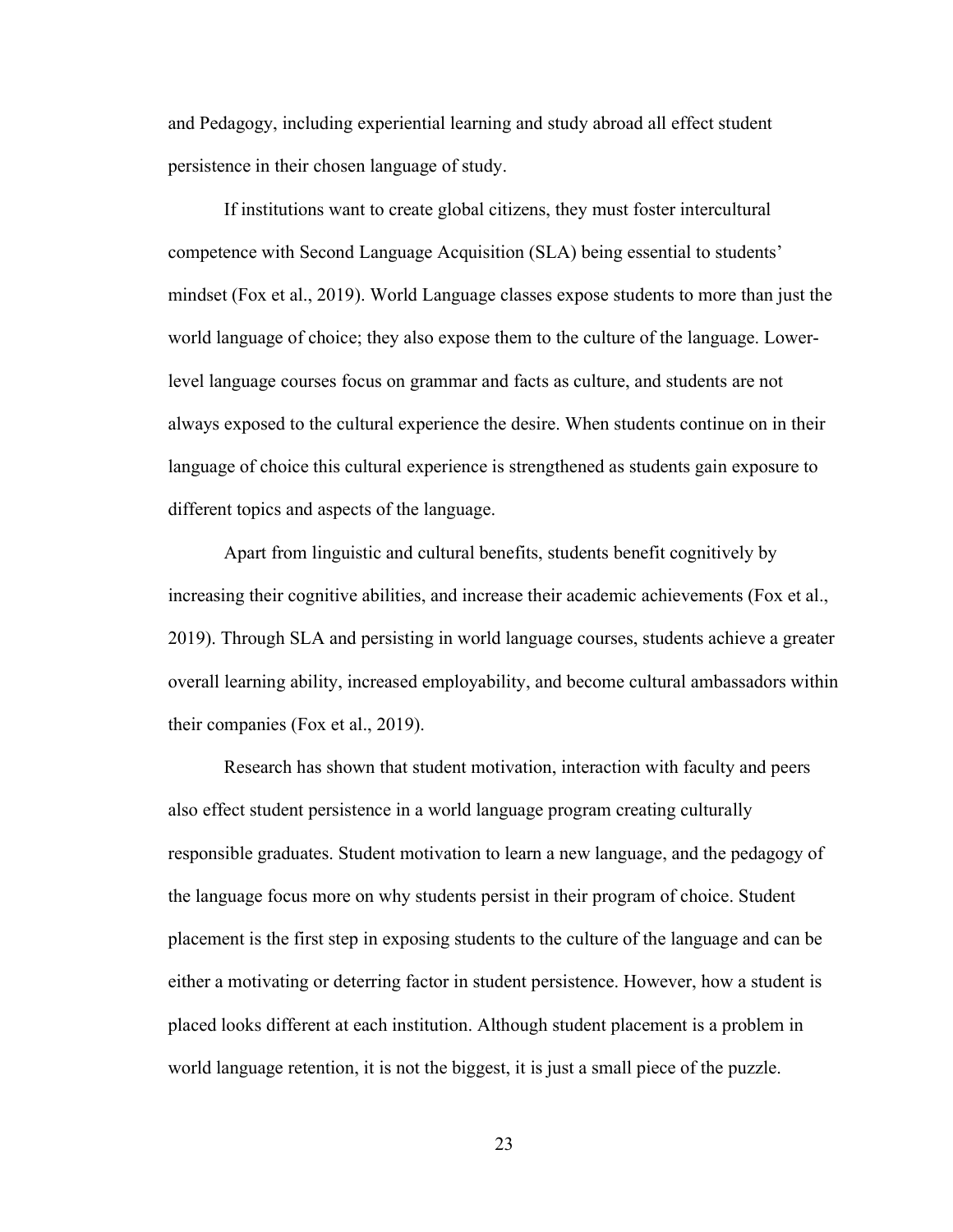and Pedagogy, including experiential learning and study abroad all effect student persistence in their chosen language of study.

If institutions want to create global citizens, they must foster intercultural competence with Second Language Acquisition (SLA) being essential to students' mindset (Fox et al., 2019). World Language classes expose students to more than just the world language of choice; they also expose them to the culture of the language. Lower-level language courses focus on grammar and facts as culture, and students are not always exposed to the cultural experience the desire. When students continue on in their language of choice this cultural experience is strengthened as students gain exposure to different topics and aspects of the language.

Apart from linguistic and cultural benefits, students benefit cognitively by increasing their cognitive abilities, and increase their academic achievements (Fox et al., 2019). Through SLA and persisting in world language courses, students achieve a greater overall learning ability, increased employability, and become cultural ambassadors within their companies (Fox et al., 2019).

Research has shown that student motivation, interaction with faculty and peers also effect student persistence in a world language program creating culturally responsible graduates. Student motivation to learn a new language, and the pedagogy of the language focus more on why students persist in their program of choice. Student placement is the first step in exposing students to the culture of the language and can be either a motivating or deterring factor in student persistence. However, how a student is placed looks different at each institution. Although student placement is a problem in world language retention, it is not the biggest, it is just a small piece of the puzzle.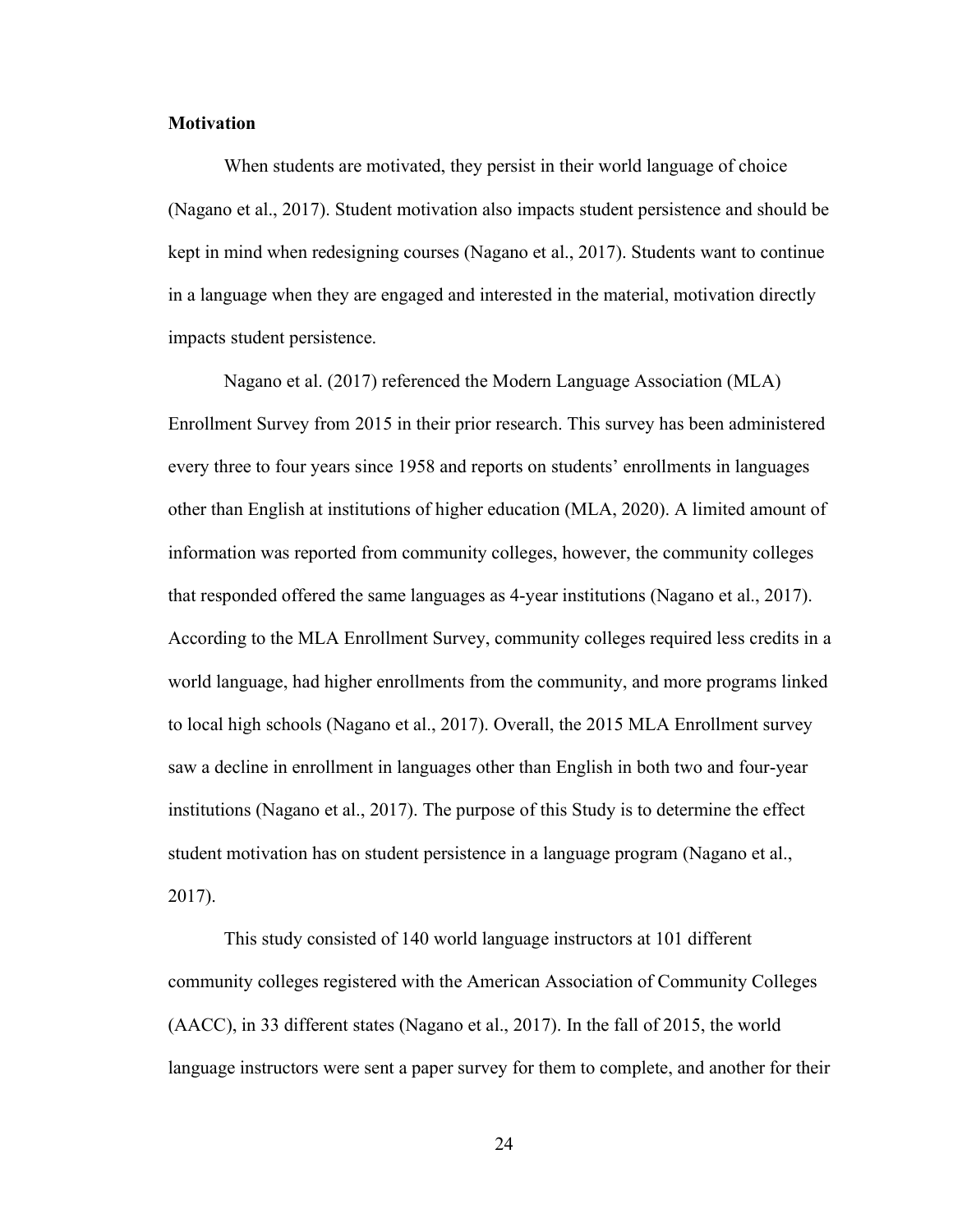**Motivation**

When students are motivated, they persist in their world language of choice (Nagano et al., 2017). Student motivation also impacts student persistence and should be kept in mind when redesigning courses (Nagano et al., 2017). Students want to continue in a language when they are engaged and interested in the material, motivation directly impacts student persistence.

Nagano et al. (2017) referenced the Modern Language Association (MLA) Enrollment Survey from 2015 in their prior research. This survey has been administered every three to four years since 1958 and reports on students' enrollments in languages other than English at institutions of higher education (MLA, 2020). A limited amount of information was reported from community colleges, however, the community colleges that responded offered the same languages as 4-year institutions (Nagano et al., 2017). According to the MLA Enrollment Survey, community colleges required less credits in a world language, had higher enrollments from the community, and more programs linked to local high schools (Nagano et al., 2017). Overall, the 2015 MLA Enrollment survey saw a decline in enrollment in languages other than English in both two and four-year institutions (Nagano et al., 2017). The purpose of this Study is to determine the effect student motivation has on student persistence in a language program (Nagano et al., 2017).

This study consisted of 140 world language instructors at 101 different community colleges registered with the American Association of Community Colleges (AACC), in 33 different states (Nagano et al., 2017). In the fall of 2015, the world language instructors were sent a paper survey for them to complete, and another for their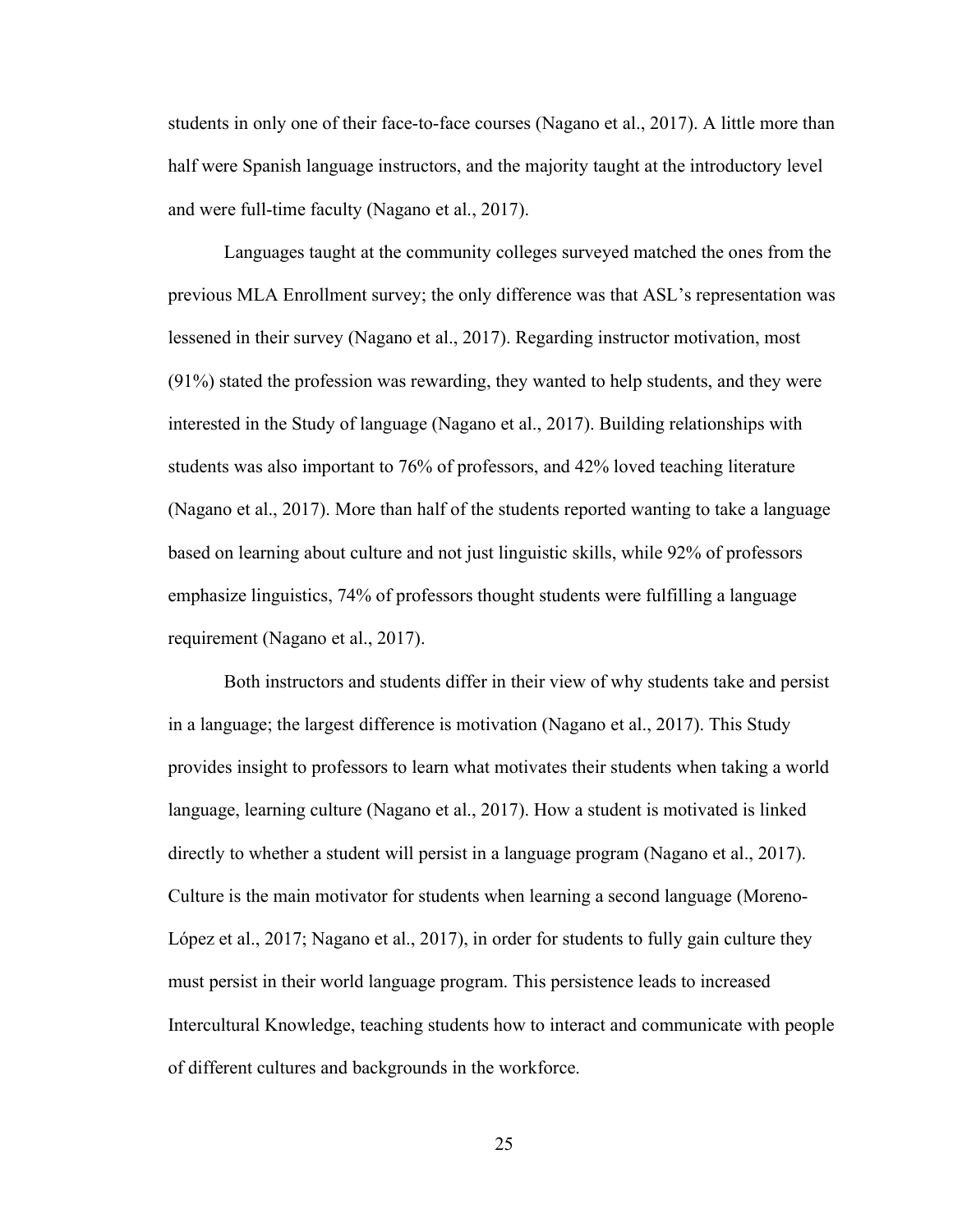students in only one of their face-to-face courses (Nagano et al., 2017). A little more than half were Spanish language instructors, and the majority taught at the introductory level and were full-time faculty (Nagano et al., 2017).

Languages taught at the community colleges surveyed matched the ones from the previous MLA Enrollment survey; the only difference was that ASL's representation was lessened in their survey (Nagano et al., 2017). Regarding instructor motivation, most (91%) stated the profession was rewarding, they wanted to help students, and they were interested in the Study of language (Nagano et al., 2017). Building relationships with students was also important to 76% of professors, and 42% loved teaching literature (Nagano et al., 2017). More than half of the students reported wanting to take a language based on learning about culture and not just linguistic skills, while 92% of professors emphasize linguistics, 74% of professors thought students were fulfilling a language requirement (Nagano et al., 2017).

Both instructors and students differ in their view of why students take and persist in a language; the largest difference is motivation (Nagano et al., 2017). This Study provides insight to professors to learn what motivates their students when taking a world language, learning culture (Nagano et al., 2017). How a student is motivated is linked directly to whether a student will persist in a language program (Nagano et al., 2017). Culture is the main motivator for students when learning a second language (Moreno-López et al., 2017; Nagano et al., 2017), in order for students to fully gain culture they must persist in their world language program. This persistence leads to increased Intercultural Knowledge, teaching students how to interact and communicate with people of different cultures and backgrounds in the workforce.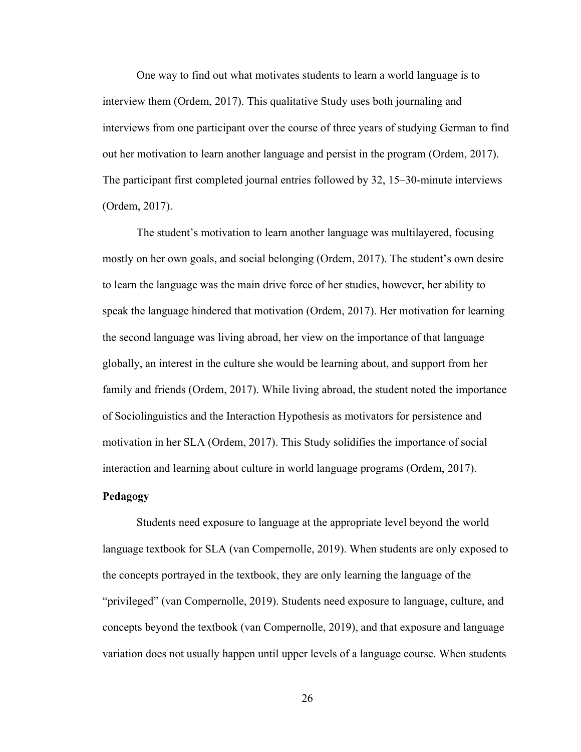One way to find out what motivates students to learn a world language is to interview them (Ordem, 2017). This qualitative Study uses both journaling and interviews from one participant over the course of three years of studying German to find out her motivation to learn another language and persist in the program (Ordem, 2017). The participant first completed journal entries followed by 32, 15–30-minute interviews (Ordem, 2017).

The student's motivation to learn another language was multilayered, focusing mostly on her own goals, and social belonging (Ordem, 2017). The student's own desire to learn the language was the main drive force of her studies, however, her ability to speak the language hindered that motivation (Ordem, 2017). Her motivation for learning the second language was living abroad, her view on the importance of that language globally, an interest in the culture she would be learning about, and support from her family and friends (Ordem, 2017). While living abroad, the student noted the importance of Sociolinguistics and the Interaction Hypothesis as motivators for persistence and motivation in her SLA (Ordem, 2017). This Study solidifies the importance of social interaction and learning about culture in world language programs (Ordem, 2017).

**Pedagogy**

Students need exposure to language at the appropriate level beyond the world language textbook for SLA (van Compernolle, 2019). When students are only exposed to the concepts portrayed in the textbook, they are only learning the language of the "privileged" (van Compernolle, 2019). Students need exposure to language, culture, and concepts beyond the textbook (van Compernolle, 2019), and that exposure and language variation does not usually happen until upper levels of a language course. When students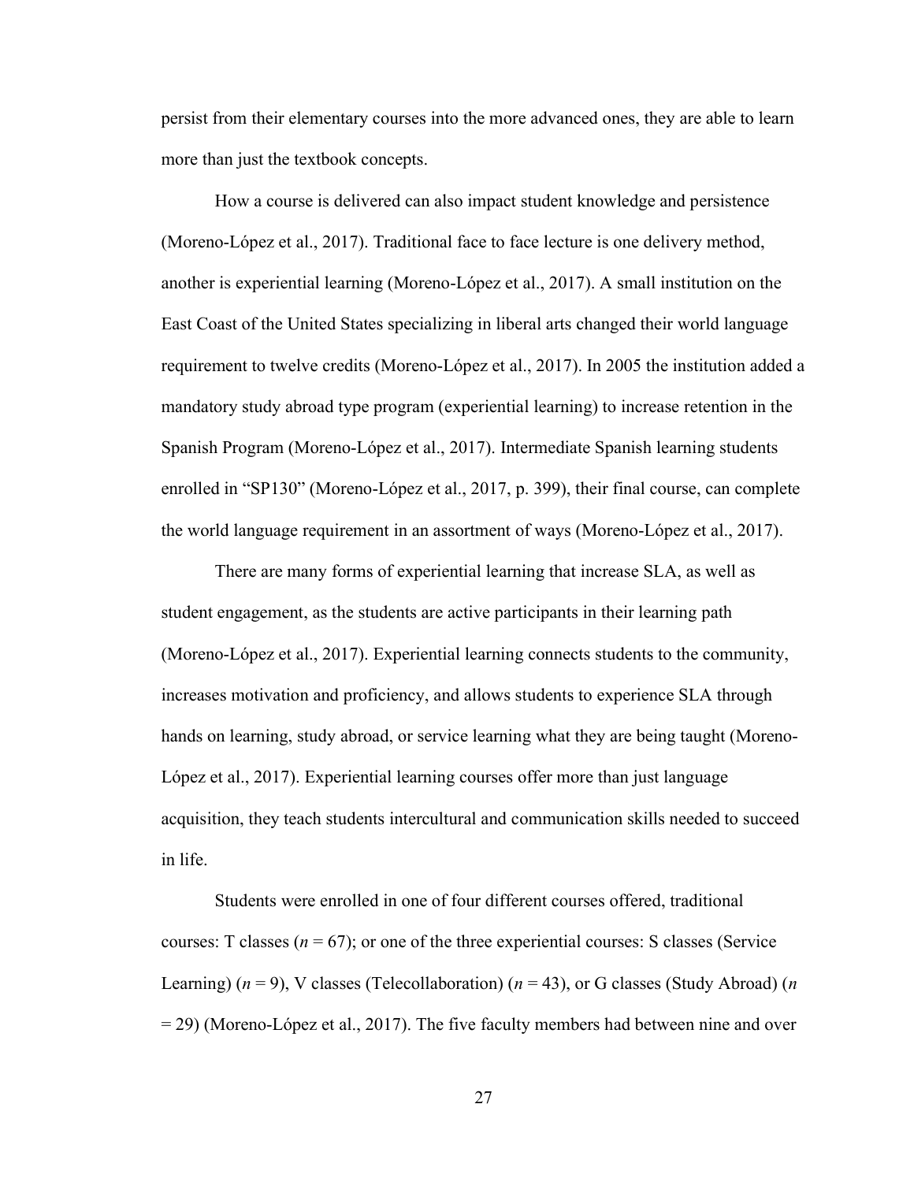persist from their elementary courses into the more advanced ones, they are able to learn more than just the textbook concepts.

How a course is delivered can also impact student knowledge and persistence (Moreno-López et al., 2017). Traditional face to face lecture is one delivery method, another is experiential learning (Moreno-López et al., 2017). A small institution on the East Coast of the United States specializing in liberal arts changed their world language requirement to twelve credits (Moreno-López et al., 2017). In 2005 the institution added a mandatory study abroad type program (experiential learning) to increase retention in the Spanish Program (Moreno-López et al., 2017). Intermediate Spanish learning students enrolled in "SP130" (Moreno-López et al., 2017, p. 399), their final course, can complete the world language requirement in an assortment of ways (Moreno-López et al., 2017).

There are many forms of experiential learning that increase SLA, as well as student engagement, as the students are active participants in their learning path (Moreno-López et al., 2017). Experiential learning connects students to the community, increases motivation and proficiency, and allows students to experience SLA through hands on learning, study abroad, or service learning what they are being taught (Moreno-López et al., 2017). Experiential learning courses offer more than just language acquisition, they teach students intercultural and communication skills needed to succeed in life.

Students were enrolled in one of four different courses offered, traditional courses: T classes ($n$ = 67); or one of the three experiential courses: S classes (Service Learning) ($n$ = 9), V classes (Telecollaboration) ($n$ = 43), or G classes (Study Abroad) ($n$ = 29) (Moreno-López et al., 2017). The five faculty members had between nine and over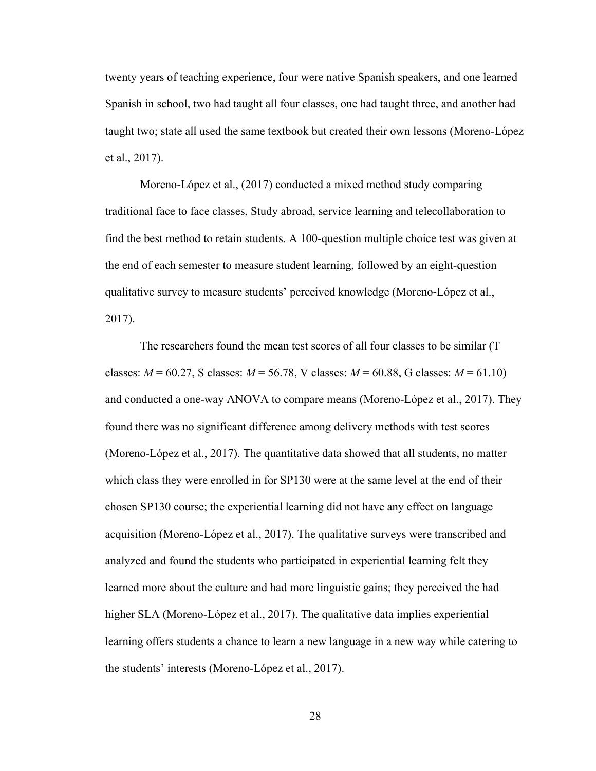twenty years of teaching experience, four were native Spanish speakers, and one learned Spanish in school, two had taught all four classes, one had taught three, and another had taught two; state all used the same textbook but created their own lessons (Moreno-López et al., 2017).

Moreno-López et al., (2017) conducted a mixed method study comparing traditional face to face classes, Study abroad, service learning and telecollaboration to find the best method to retain students. A 100-question multiple choice test was given at the end of each semester to measure student learning, followed by an eight-question qualitative survey to measure students' perceived knowledge (Moreno-López et al., 2017).

The researchers found the mean test scores of all four classes to be similar (T classes: $M = 60.27$, S classes: $M = 56.78$, V classes: $M = 60.88$, G classes: $M = 61.10$) and conducted a one-way ANOVA to compare means (Moreno-López et al., 2017). They found there was no significant difference among delivery methods with test scores (Moreno-López et al., 2017). The quantitative data showed that all students, no matter which class they were enrolled in for SP130 were at the same level at the end of their chosen SP130 course; the experiential learning did not have any effect on language acquisition (Moreno-López et al., 2017). The qualitative surveys were transcribed and analyzed and found the students who participated in experiential learning felt they learned more about the culture and had more linguistic gains; they perceived the had higher SLA (Moreno-López et al., 2017). The qualitative data implies experiential learning offers students a chance to learn a new language in a new way while catering to the students' interests (Moreno-López et al., 2017).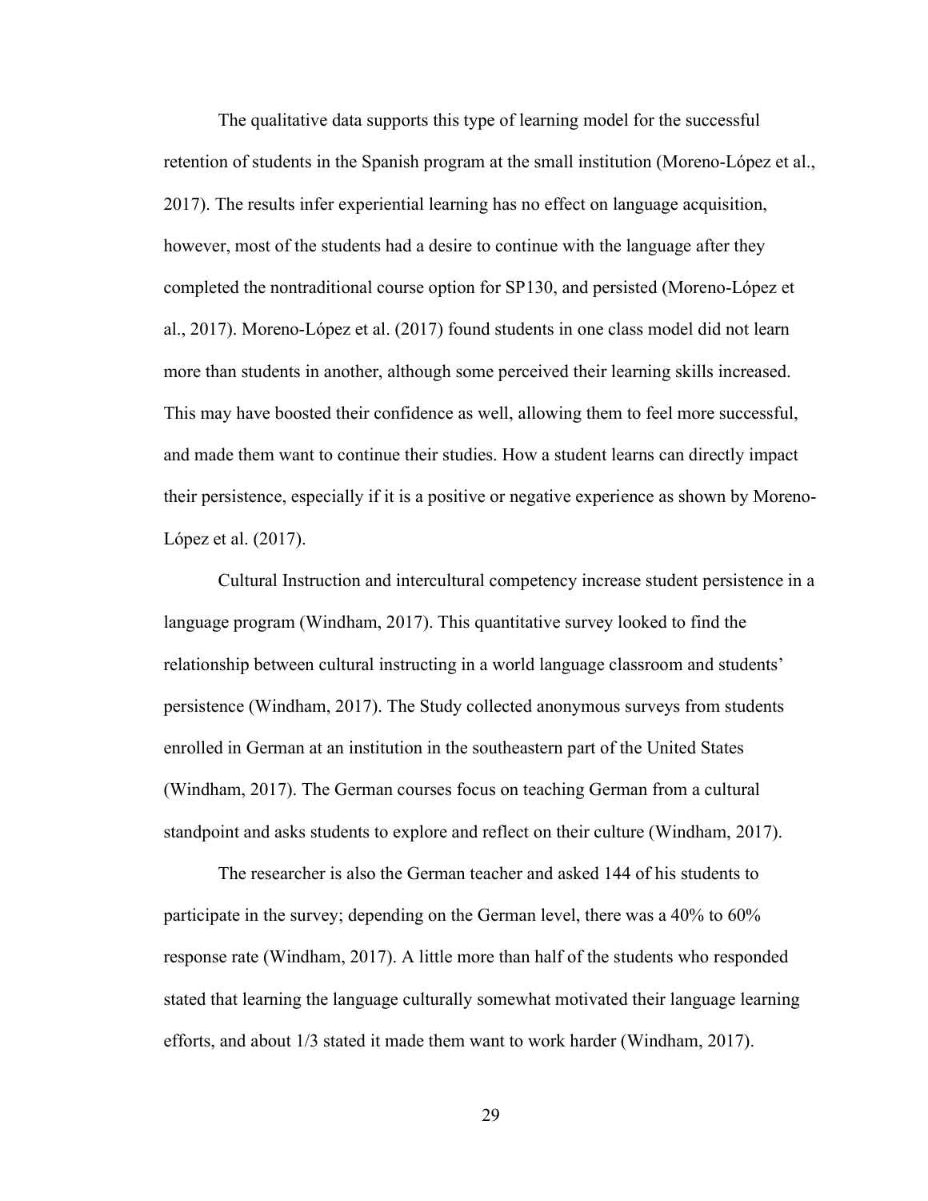The qualitative data supports this type of learning model for the successful retention of students in the Spanish program at the small institution (Moreno-López et al., 2017). The results infer experiential learning has no effect on language acquisition, however, most of the students had a desire to continue with the language after they completed the nontraditional course option for SP130, and persisted (Moreno-López et al., 2017). Moreno-López et al. (2017) found students in one class model did not learn more than students in another, although some perceived their learning skills increased. This may have boosted their confidence as well, allowing them to feel more successful, and made them want to continue their studies. How a student learns can directly impact their persistence, especially if it is a positive or negative experience as shown by Moreno-López et al. (2017).

Cultural Instruction and intercultural competency increase student persistence in a language program (Windham, 2017). This quantitative survey looked to find the relationship between cultural instructing in a world language classroom and students' persistence (Windham, 2017). The Study collected anonymous surveys from students enrolled in German at an institution in the southeastern part of the United States (Windham, 2017). The German courses focus on teaching German from a cultural standpoint and asks students to explore and reflect on their culture (Windham, 2017).

The researcher is also the German teacher and asked 144 of his students to participate in the survey; depending on the German level, there was a 40% to 60% response rate (Windham, 2017). A little more than half of the students who responded stated that learning the language culturally somewhat motivated their language learning efforts, and about 1/3 stated it made them want to work harder (Windham, 2017).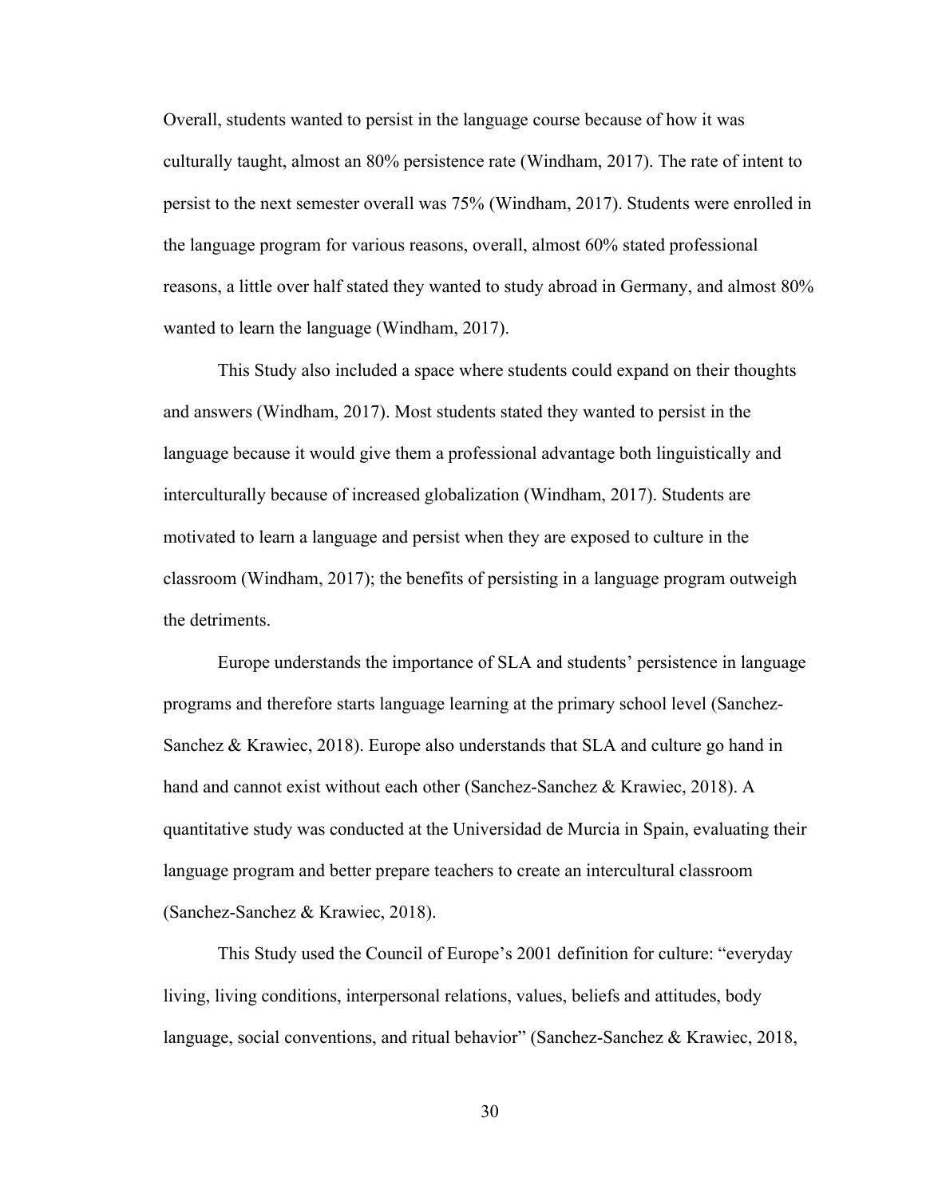Overall, students wanted to persist in the language course because of how it was culturally taught, almost an 80% persistence rate (Windham, 2017). The rate of intent to persist to the next semester overall was 75% (Windham, 2017). Students were enrolled in the language program for various reasons, overall, almost 60% stated professional reasons, a little over half stated they wanted to study abroad in Germany, and almost 80% wanted to learn the language (Windham, 2017).

This Study also included a space where students could expand on their thoughts and answers (Windham, 2017). Most students stated they wanted to persist in the language because it would give them a professional advantage both linguistically and interculturally because of increased globalization (Windham, 2017). Students are motivated to learn a language and persist when they are exposed to culture in the classroom (Windham, 2017); the benefits of persisting in a language program outweigh the detriments.

Europe understands the importance of SLA and students' persistence in language programs and therefore starts language learning at the primary school level (Sanchez-Sanchez & Krawiec, 2018). Europe also understands that SLA and culture go hand in hand and cannot exist without each other (Sanchez-Sanchez & Krawiec, 2018). A quantitative study was conducted at the Universidad de Murcia in Spain, evaluating their language program and better prepare teachers to create an intercultural classroom (Sanchez-Sanchez & Krawiec, 2018).

This Study used the Council of Europe's 2001 definition for culture: "everyday living, living conditions, interpersonal relations, values, beliefs and attitudes, body language, social conventions, and ritual behavior" (Sanchez-Sanchez & Krawiec, 2018,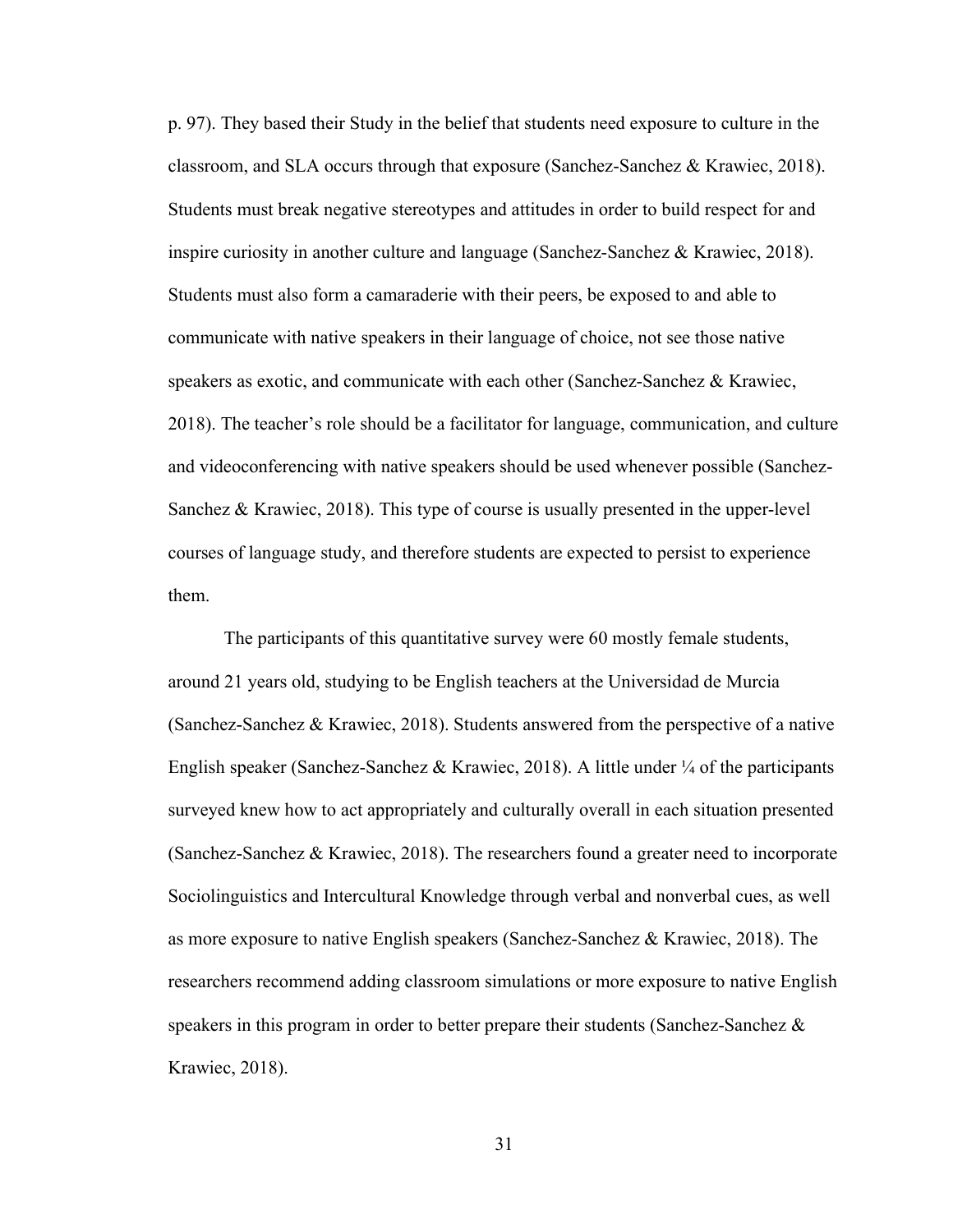p. 97). They based their Study in the belief that students need exposure to culture in the classroom, and SLA occurs through that exposure (Sanchez-Sanchez & Krawiec, 2018). Students must break negative stereotypes and attitudes in order to build respect for and inspire curiosity in another culture and language (Sanchez-Sanchez & Krawiec, 2018). Students must also form a camaraderie with their peers, be exposed to and able to communicate with native speakers in their language of choice, not see those native speakers as exotic, and communicate with each other (Sanchez-Sanchez & Krawiec, 2018). The teacher's role should be a facilitator for language, communication, and culture and videoconferencing with native speakers should be used whenever possible (Sanchez-Sanchez & Krawiec, 2018). This type of course is usually presented in the upper-level courses of language study, and therefore students are expected to persist to experience them.

The participants of this quantitative survey were 60 mostly female students, around 21 years old, studying to be English teachers at the Universidad de Murcia (Sanchez-Sanchez & Krawiec, 2018). Students answered from the perspective of a native English speaker (Sanchez-Sanchez & Krawiec, 2018). A little under ¼ of the participants surveyed knew how to act appropriately and culturally overall in each situation presented (Sanchez-Sanchez & Krawiec, 2018). The researchers found a greater need to incorporate Sociolinguistics and Intercultural Knowledge through verbal and nonverbal cues, as well as more exposure to native English speakers (Sanchez-Sanchez & Krawiec, 2018). The researchers recommend adding classroom simulations or more exposure to native English speakers in this program in order to better prepare their students (Sanchez-Sanchez & Krawiec, 2018).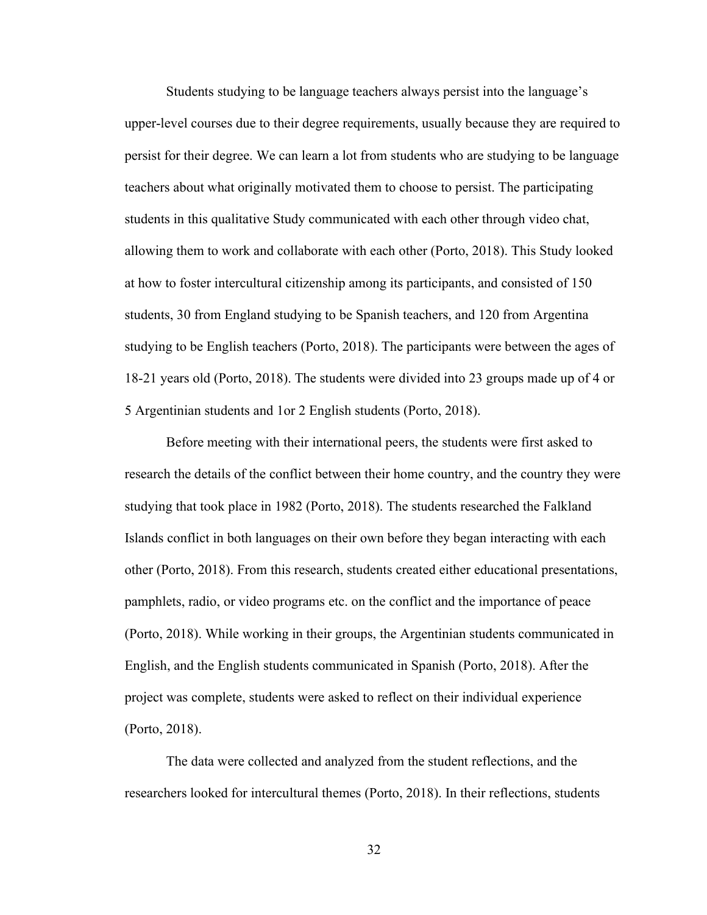Students studying to be language teachers always persist into the language's upper-level courses due to their degree requirements, usually because they are required to persist for their degree. We can learn a lot from students who are studying to be language teachers about what originally motivated them to choose to persist. The participating students in this qualitative Study communicated with each other through video chat, allowing them to work and collaborate with each other (Porto, 2018). This Study looked at how to foster intercultural citizenship among its participants, and consisted of 150 students, 30 from England studying to be Spanish teachers, and 120 from Argentina studying to be English teachers (Porto, 2018). The participants were between the ages of 18-21 years old (Porto, 2018). The students were divided into 23 groups made up of 4 or 5 Argentinian students and 1or 2 English students (Porto, 2018).

Before meeting with their international peers, the students were first asked to research the details of the conflict between their home country, and the country they were studying that took place in 1982 (Porto, 2018). The students researched the Falkland Islands conflict in both languages on their own before they began interacting with each other (Porto, 2018). From this research, students created either educational presentations, pamphlets, radio, or video programs etc. on the conflict and the importance of peace (Porto, 2018). While working in their groups, the Argentinian students communicated in English, and the English students communicated in Spanish (Porto, 2018). After the project was complete, students were asked to reflect on their individual experience (Porto, 2018).

The data were collected and analyzed from the student reflections, and the researchers looked for intercultural themes (Porto, 2018). In their reflections, students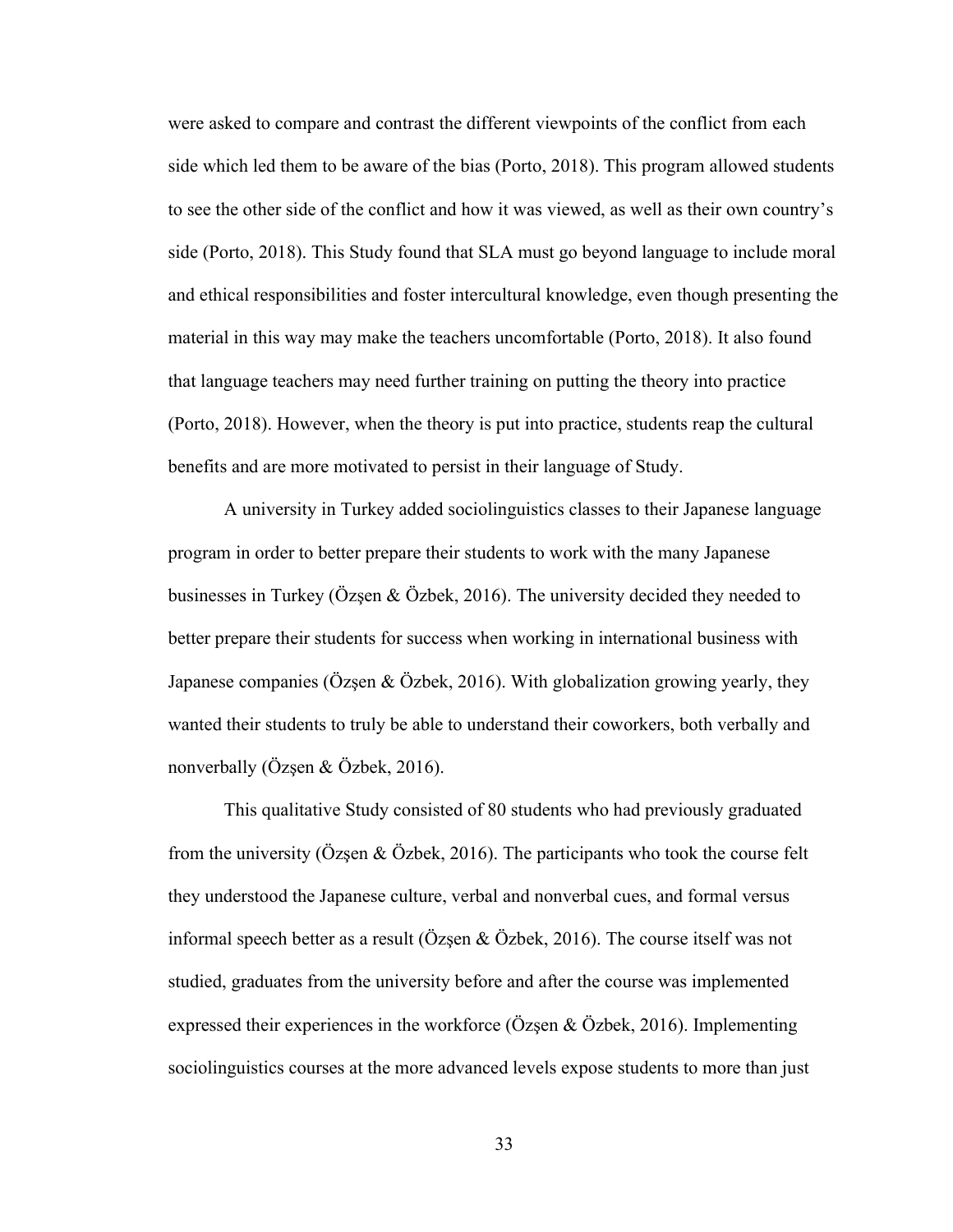were asked to compare and contrast the different viewpoints of the conflict from each side which led them to be aware of the bias (Porto, 2018). This program allowed students to see the other side of the conflict and how it was viewed, as well as their own country's side (Porto, 2018). This Study found that SLA must go beyond language to include moral and ethical responsibilities and foster intercultural knowledge, even though presenting the material in this way may make the teachers uncomfortable (Porto, 2018). It also found that language teachers may need further training on putting the theory into practice (Porto, 2018). However, when the theory is put into practice, students reap the cultural benefits and are more motivated to persist in their language of Study.

A university in Turkey added sociolinguistics classes to their Japanese language program in order to better prepare their students to work with the many Japanese businesses in Turkey (Özşen & Özbek, 2016). The university decided they needed to better prepare their students for success when working in international business with Japanese companies (Özşen & Özbek, 2016). With globalization growing yearly, they wanted their students to truly be able to understand their coworkers, both verbally and nonverbally (Özşen & Özbek, 2016).

This qualitative Study consisted of 80 students who had previously graduated from the university (Özşen & Özbek, 2016). The participants who took the course felt they understood the Japanese culture, verbal and nonverbal cues, and formal versus informal speech better as a result (Özşen & Özbek, 2016). The course itself was not studied, graduates from the university before and after the course was implemented expressed their experiences in the workforce (Özşen & Özbek, 2016). Implementing sociolinguistics courses at the more advanced levels expose students to more than just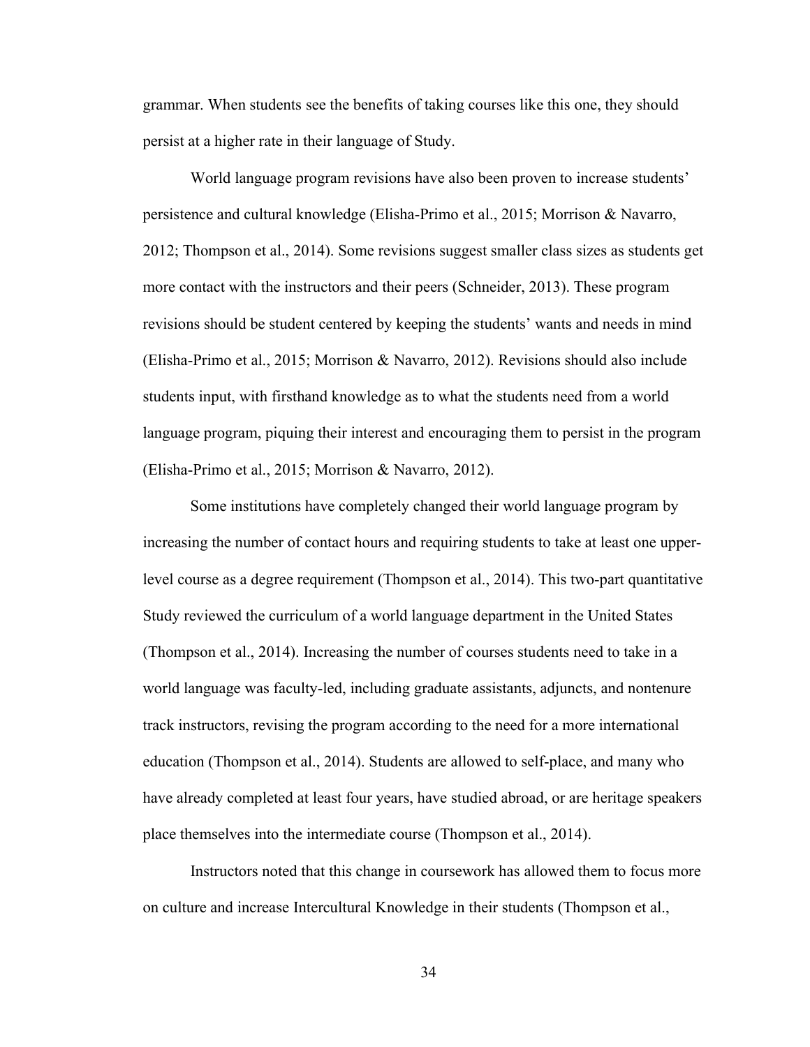grammar. When students see the benefits of taking courses like this one, they should persist at a higher rate in their language of Study.

World language program revisions have also been proven to increase students' persistence and cultural knowledge (Elisha-Primo et al., 2015; Morrison & Navarro, 2012; Thompson et al., 2014). Some revisions suggest smaller class sizes as students get more contact with the instructors and their peers (Schneider, 2013). These program revisions should be student centered by keeping the students' wants and needs in mind (Elisha-Primo et al., 2015; Morrison & Navarro, 2012). Revisions should also include students input, with firsthand knowledge as to what the students need from a world language program, piquing their interest and encouraging them to persist in the program (Elisha-Primo et al., 2015; Morrison & Navarro, 2012).

Some institutions have completely changed their world language program by increasing the number of contact hours and requiring students to take at least one upper-level course as a degree requirement (Thompson et al., 2014). This two-part quantitative Study reviewed the curriculum of a world language department in the United States (Thompson et al., 2014). Increasing the number of courses students need to take in a world language was faculty-led, including graduate assistants, adjuncts, and nontenure track instructors, revising the program according to the need for a more international education (Thompson et al., 2014). Students are allowed to self-place, and many who have already completed at least four years, have studied abroad, or are heritage speakers place themselves into the intermediate course (Thompson et al., 2014).

Instructors noted that this change in coursework has allowed them to focus more on culture and increase Intercultural Knowledge in their students (Thompson et al.,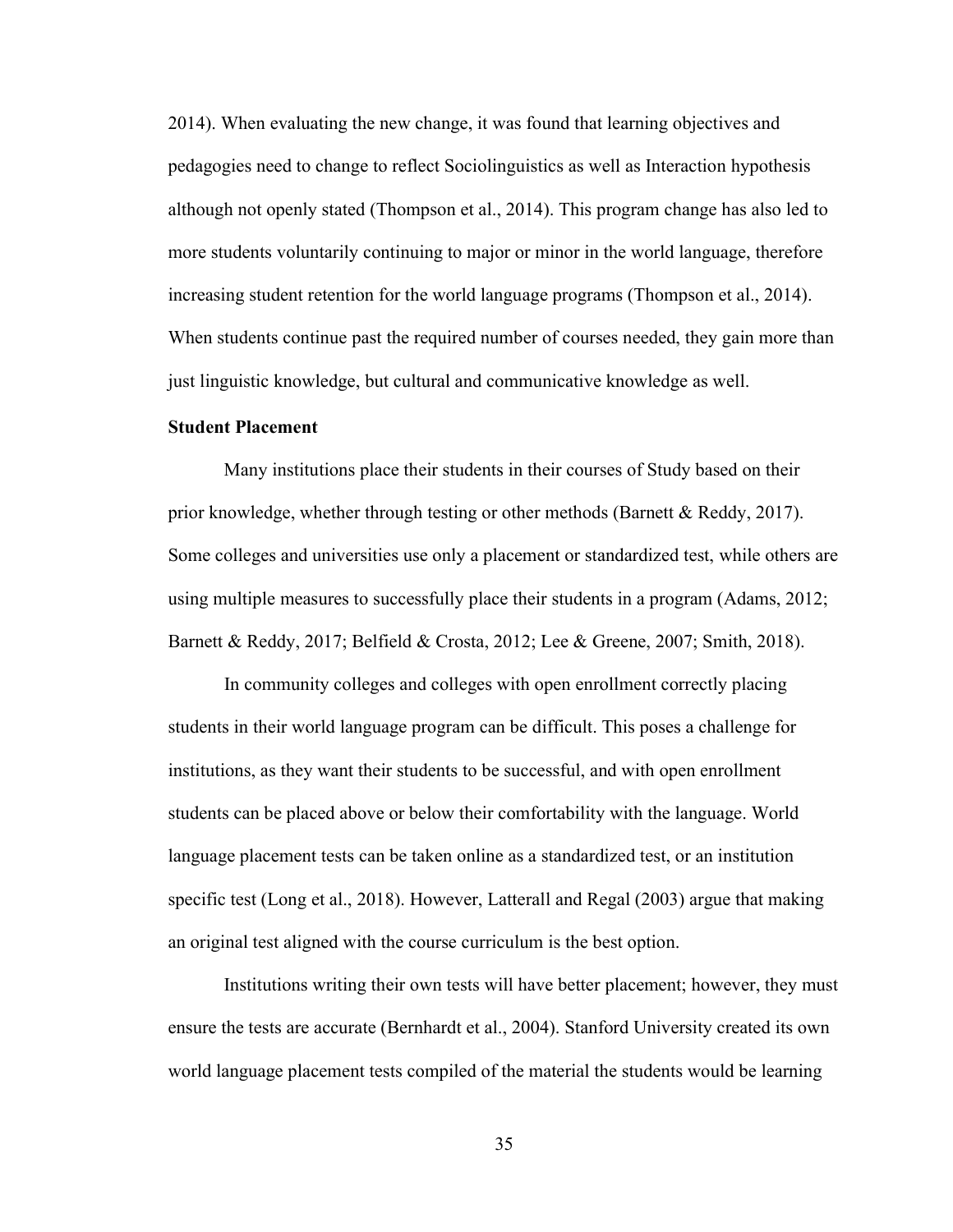2014). When evaluating the new change, it was found that learning objectives and pedagogies need to change to reflect Sociolinguistics as well as Interaction hypothesis although not openly stated (Thompson et al., 2014). This program change has also led to more students voluntarily continuing to major or minor in the world language, therefore increasing student retention for the world language programs (Thompson et al., 2014). When students continue past the required number of courses needed, they gain more than just linguistic knowledge, but cultural and communicative knowledge as well.

**Student Placement**

Many institutions place their students in their courses of Study based on their prior knowledge, whether through testing or other methods (Barnett & Reddy, 2017). Some colleges and universities use only a placement or standardized test, while others are using multiple measures to successfully place their students in a program (Adams, 2012; Barnett & Reddy, 2017; Belfield & Crosta, 2012; Lee & Greene, 2007; Smith, 2018).

In community colleges and colleges with open enrollment correctly placing students in their world language program can be difficult. This poses a challenge for institutions, as they want their students to be successful, and with open enrollment students can be placed above or below their comfortability with the language. World language placement tests can be taken online as a standardized test, or an institution specific test (Long et al., 2018). However, Latterall and Regal (2003) argue that making an original test aligned with the course curriculum is the best option.

Institutions writing their own tests will have better placement; however, they must ensure the tests are accurate (Bernhardt et al., 2004). Stanford University created its own world language placement tests compiled of the material the students would be learning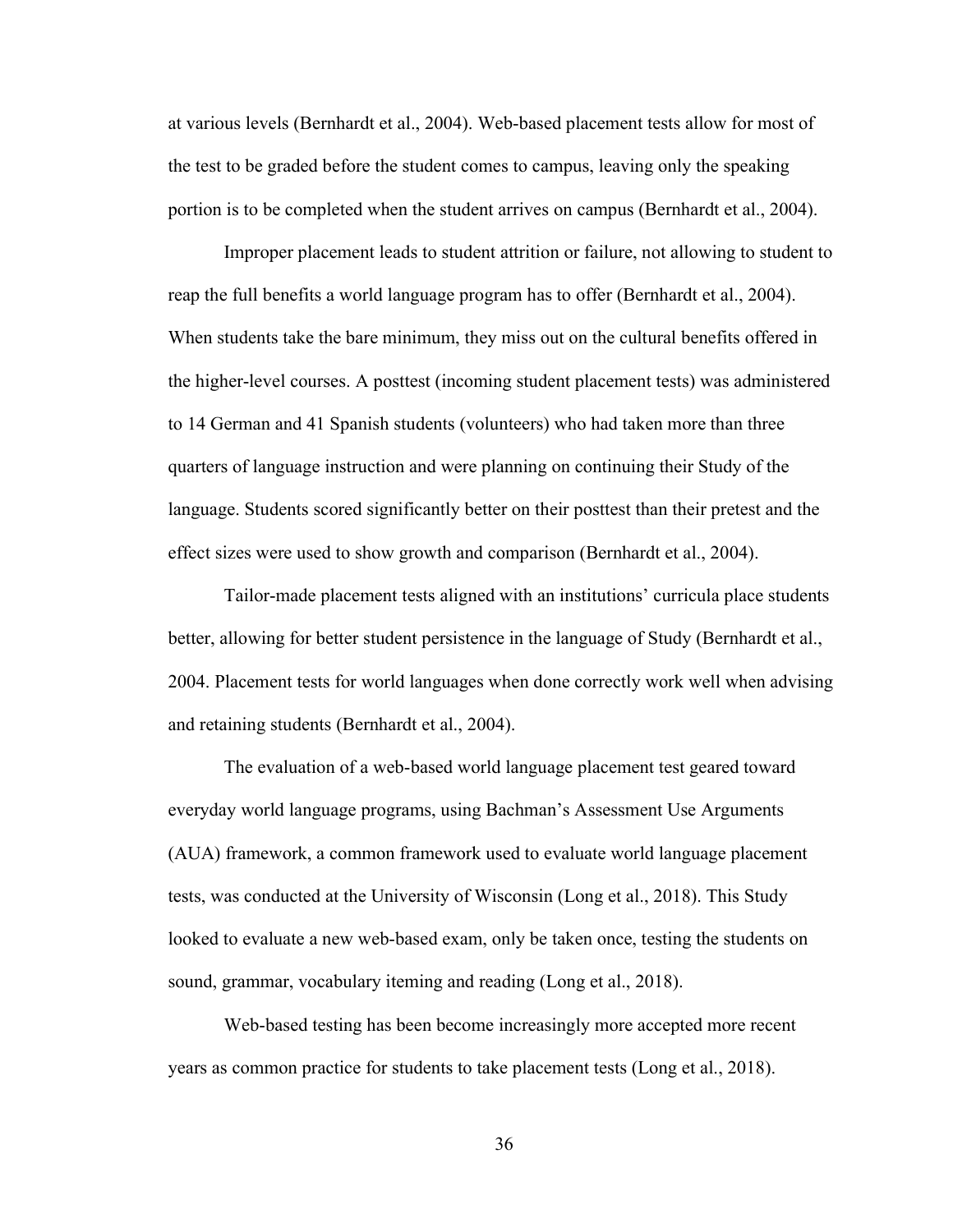at various levels (Bernhardt et al., 2004). Web-based placement tests allow for most of the test to be graded before the student comes to campus, leaving only the speaking portion is to be completed when the student arrives on campus (Bernhardt et al., 2004).

Improper placement leads to student attrition or failure, not allowing to student to reap the full benefits a world language program has to offer (Bernhardt et al., 2004). When students take the bare minimum, they miss out on the cultural benefits offered in the higher-level courses. A posttest (incoming student placement tests) was administered to 14 German and 41 Spanish students (volunteers) who had taken more than three quarters of language instruction and were planning on continuing their Study of the language. Students scored significantly better on their posttest than their pretest and the effect sizes were used to show growth and comparison (Bernhardt et al., 2004).

Tailor-made placement tests aligned with an institutions' curricula place students better, allowing for better student persistence in the language of Study (Bernhardt et al., 2004. Placement tests for world languages when done correctly work well when advising and retaining students (Bernhardt et al., 2004).

The evaluation of a web-based world language placement test geared toward everyday world language programs, using Bachman's Assessment Use Arguments (AUA) framework, a common framework used to evaluate world language placement tests, was conducted at the University of Wisconsin (Long et al., 2018). This Study looked to evaluate a new web-based exam, only be taken once, testing the students on sound, grammar, vocabulary iteming and reading (Long et al., 2018).

Web-based testing has been become increasingly more accepted more recent years as common practice for students to take placement tests (Long et al., 2018).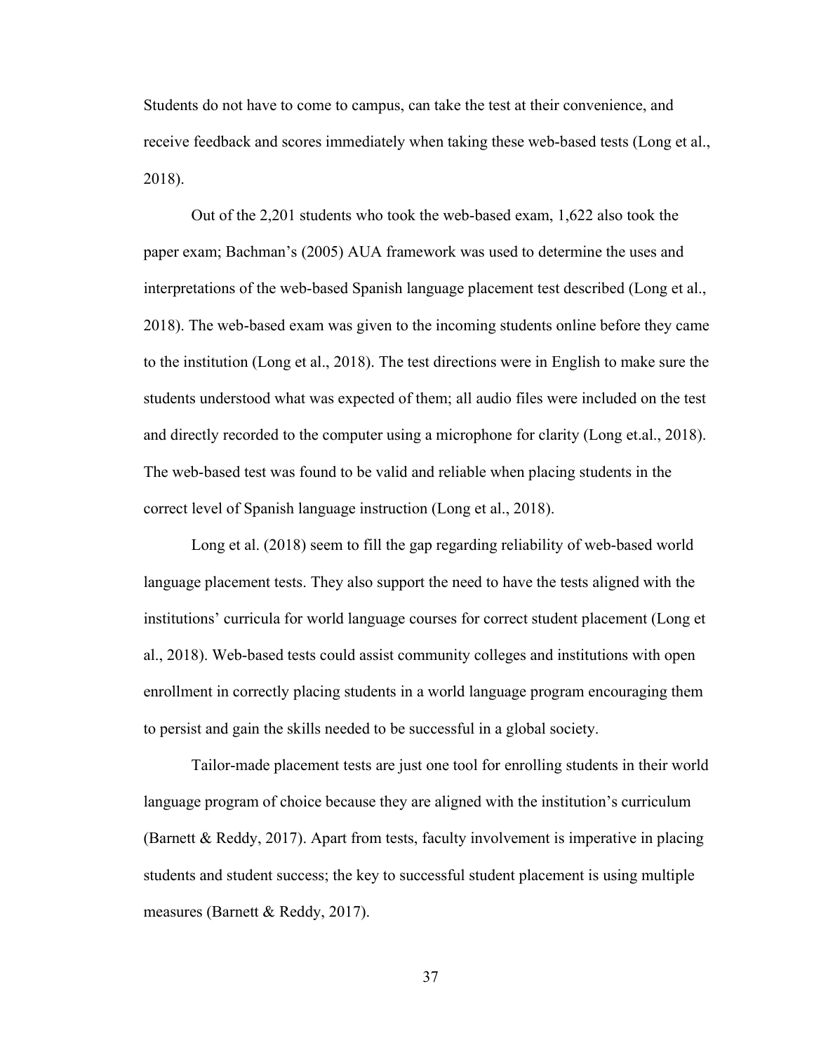Students do not have to come to campus, can take the test at their convenience, and receive feedback and scores immediately when taking these web-based tests (Long et al., 2018).

Out of the 2,201 students who took the web-based exam, 1,622 also took the paper exam; Bachman's (2005) AUA framework was used to determine the uses and interpretations of the web-based Spanish language placement test described (Long et al., 2018). The web-based exam was given to the incoming students online before they came to the institution (Long et al., 2018). The test directions were in English to make sure the students understood what was expected of them; all audio files were included on the test and directly recorded to the computer using a microphone for clarity (Long et.al., 2018). The web-based test was found to be valid and reliable when placing students in the correct level of Spanish language instruction (Long et al., 2018).

Long et al. (2018) seem to fill the gap regarding reliability of web-based world language placement tests. They also support the need to have the tests aligned with the institutions' curricula for world language courses for correct student placement (Long et al., 2018). Web-based tests could assist community colleges and institutions with open enrollment in correctly placing students in a world language program encouraging them to persist and gain the skills needed to be successful in a global society.

Tailor-made placement tests are just one tool for enrolling students in their world language program of choice because they are aligned with the institution's curriculum (Barnett & Reddy, 2017). Apart from tests, faculty involvement is imperative in placing students and student success; the key to successful student placement is using multiple measures (Barnett & Reddy, 2017).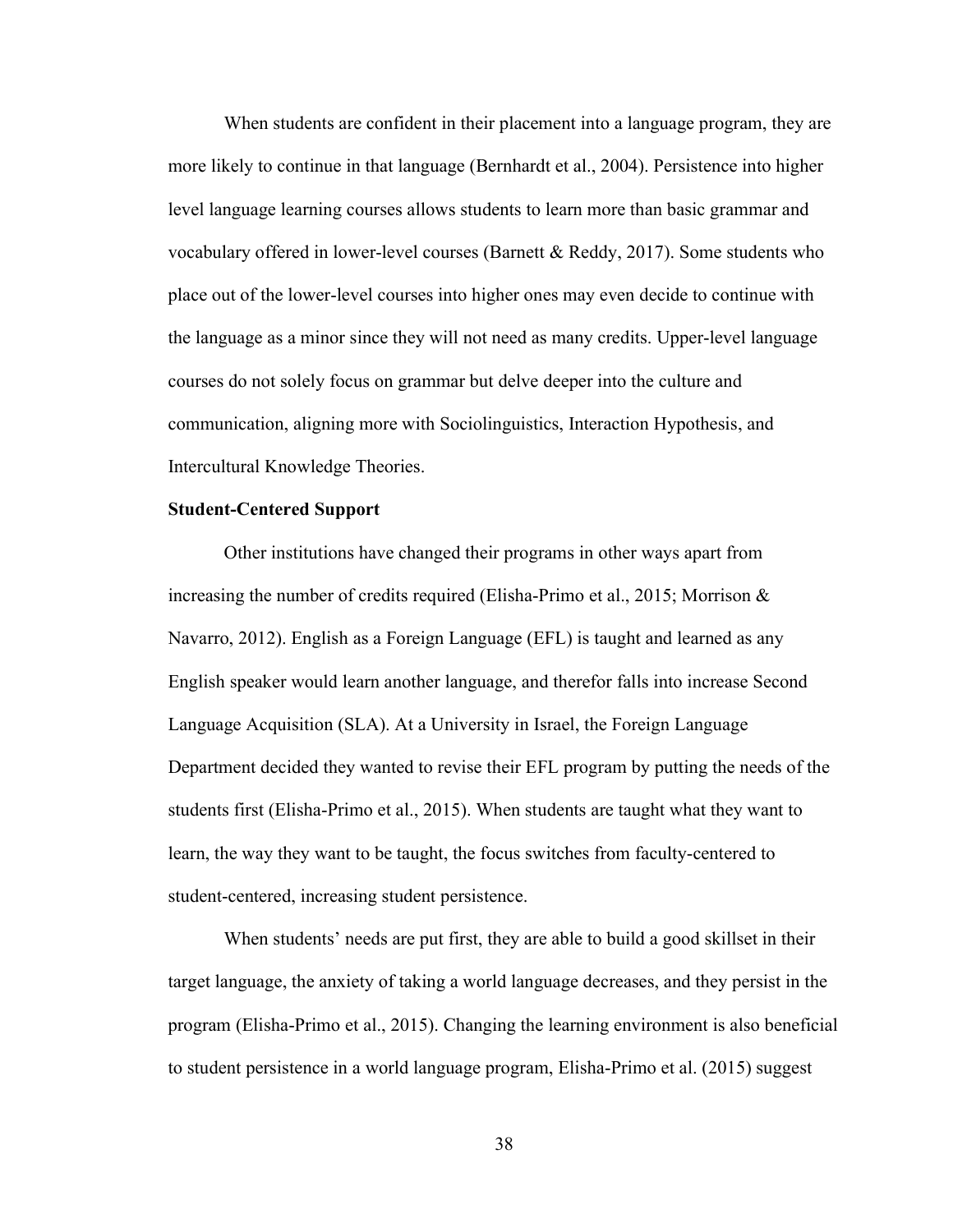When students are confident in their placement into a language program, they are more likely to continue in that language (Bernhardt et al., 2004). Persistence into higher level language learning courses allows students to learn more than basic grammar and vocabulary offered in lower-level courses (Barnett & Reddy, 2017). Some students who place out of the lower-level courses into higher ones may even decide to continue with the language as a minor since they will not need as many credits. Upper-level language courses do not solely focus on grammar but delve deeper into the culture and communication, aligning more with Sociolinguistics, Interaction Hypothesis, and Intercultural Knowledge Theories.

**Student-Centered Support**

Other institutions have changed their programs in other ways apart from increasing the number of credits required (Elisha-Primo et al., 2015; Morrison & Navarro, 2012). English as a Foreign Language (EFL) is taught and learned as any English speaker would learn another language, and therefor falls into increase Second Language Acquisition (SLA). At a University in Israel, the Foreign Language Department decided they wanted to revise their EFL program by putting the needs of the students first (Elisha-Primo et al., 2015). When students are taught what they want to learn, the way they want to be taught, the focus switches from faculty-centered to student-centered, increasing student persistence.

When students' needs are put first, they are able to build a good skillset in their target language, the anxiety of taking a world language decreases, and they persist in the program (Elisha-Primo et al., 2015). Changing the learning environment is also beneficial to student persistence in a world language program, Elisha-Primo et al. (2015) suggest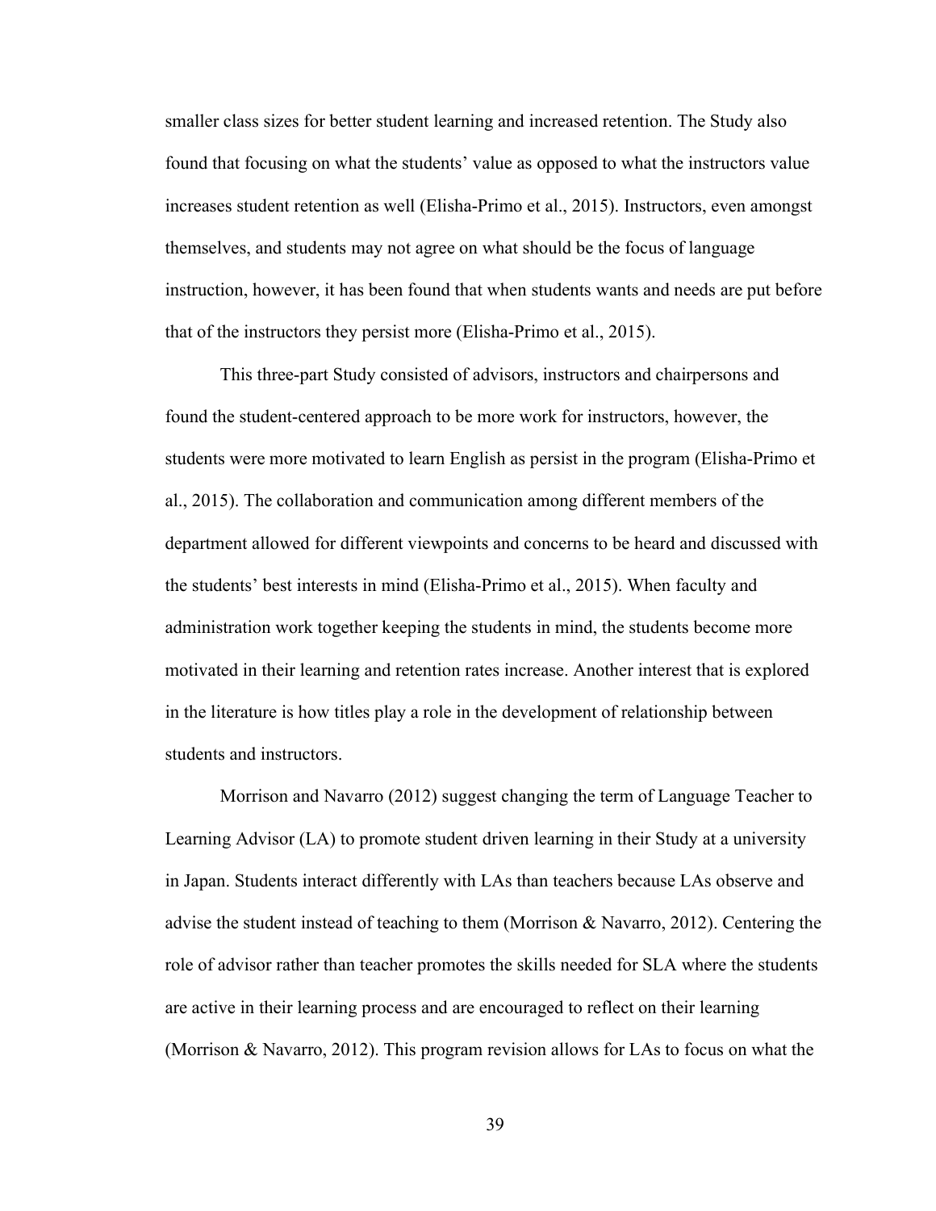smaller class sizes for better student learning and increased retention. The Study also found that focusing on what the students' value as opposed to what the instructors value increases student retention as well (Elisha-Primo et al., 2015). Instructors, even amongst themselves, and students may not agree on what should be the focus of language instruction, however, it has been found that when students wants and needs are put before that of the instructors they persist more (Elisha-Primo et al., 2015).

This three-part Study consisted of advisors, instructors and chairpersons and found the student-centered approach to be more work for instructors, however, the students were more motivated to learn English as persist in the program (Elisha-Primo et al., 2015). The collaboration and communication among different members of the department allowed for different viewpoints and concerns to be heard and discussed with the students' best interests in mind (Elisha-Primo et al., 2015). When faculty and administration work together keeping the students in mind, the students become more motivated in their learning and retention rates increase. Another interest that is explored in the literature is how titles play a role in the development of relationship between students and instructors.

Morrison and Navarro (2012) suggest changing the term of Language Teacher to Learning Advisor (LA) to promote student driven learning in their Study at a university in Japan. Students interact differently with LAs than teachers because LAs observe and advise the student instead of teaching to them (Morrison & Navarro, 2012). Centering the role of advisor rather than teacher promotes the skills needed for SLA where the students are active in their learning process and are encouraged to reflect on their learning (Morrison & Navarro, 2012). This program revision allows for LAs to focus on what the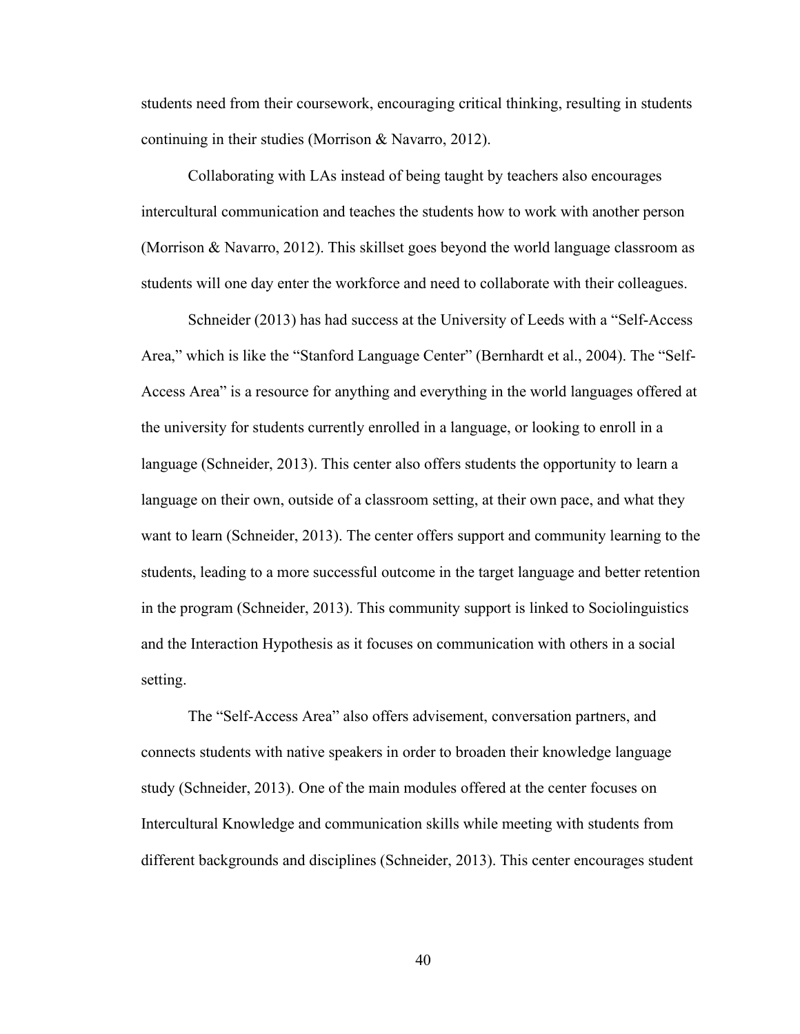students need from their coursework, encouraging critical thinking, resulting in students continuing in their studies (Morrison & Navarro, 2012).

Collaborating with LAs instead of being taught by teachers also encourages intercultural communication and teaches the students how to work with another person (Morrison & Navarro, 2012). This skillset goes beyond the world language classroom as students will one day enter the workforce and need to collaborate with their colleagues.

Schneider (2013) has had success at the University of Leeds with a "Self-Access Area," which is like the "Stanford Language Center" (Bernhardt et al., 2004). The "Self-Access Area" is a resource for anything and everything in the world languages offered at the university for students currently enrolled in a language, or looking to enroll in a language (Schneider, 2013). This center also offers students the opportunity to learn a language on their own, outside of a classroom setting, at their own pace, and what they want to learn (Schneider, 2013). The center offers support and community learning to the students, leading to a more successful outcome in the target language and better retention in the program (Schneider, 2013). This community support is linked to Sociolinguistics and the Interaction Hypothesis as it focuses on communication with others in a social setting.

The "Self-Access Area" also offers advisement, conversation partners, and connects students with native speakers in order to broaden their knowledge language study (Schneider, 2013). One of the main modules offered at the center focuses on Intercultural Knowledge and communication skills while meeting with students from different backgrounds and disciplines (Schneider, 2013). This center encourages student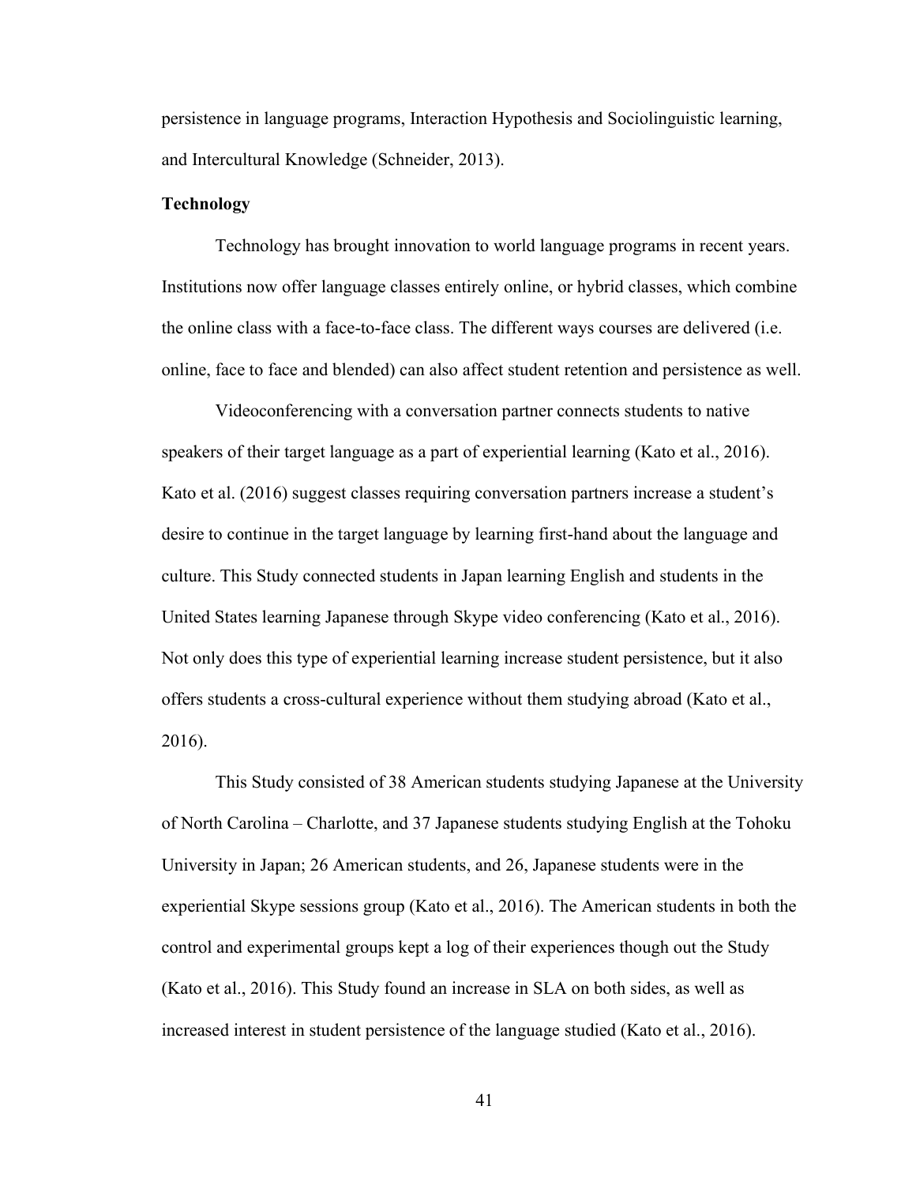persistence in language programs, Interaction Hypothesis and Sociolinguistic learning, and Intercultural Knowledge (Schneider, 2013).

### Technology

Technology has brought innovation to world language programs in recent years. Institutions now offer language classes entirely online, or hybrid classes, which combine the online class with a face-to-face class. The different ways courses are delivered (i.e. online, face to face and blended) can also affect student retention and persistence as well.

Videoconferencing with a conversation partner connects students to native speakers of their target language as a part of experiential learning (Kato et al., 2016). Kato et al. (2016) suggest classes requiring conversation partners increase a student's desire to continue in the target language by learning first-hand about the language and culture. This Study connected students in Japan learning English and students in the United States learning Japanese through Skype video conferencing (Kato et al., 2016). Not only does this type of experiential learning increase student persistence, but it also offers students a cross-cultural experience without them studying abroad (Kato et al., 2016).

This Study consisted of 38 American students studying Japanese at the University of North Carolina – Charlotte, and 37 Japanese students studying English at the Tohoku University in Japan; 26 American students, and 26, Japanese students were in the experiential Skype sessions group (Kato et al., 2016). The American students in both the control and experimental groups kept a log of their experiences though out the Study (Kato et al., 2016). This Study found an increase in SLA on both sides, as well as increased interest in student persistence of the language studied (Kato et al., 2016).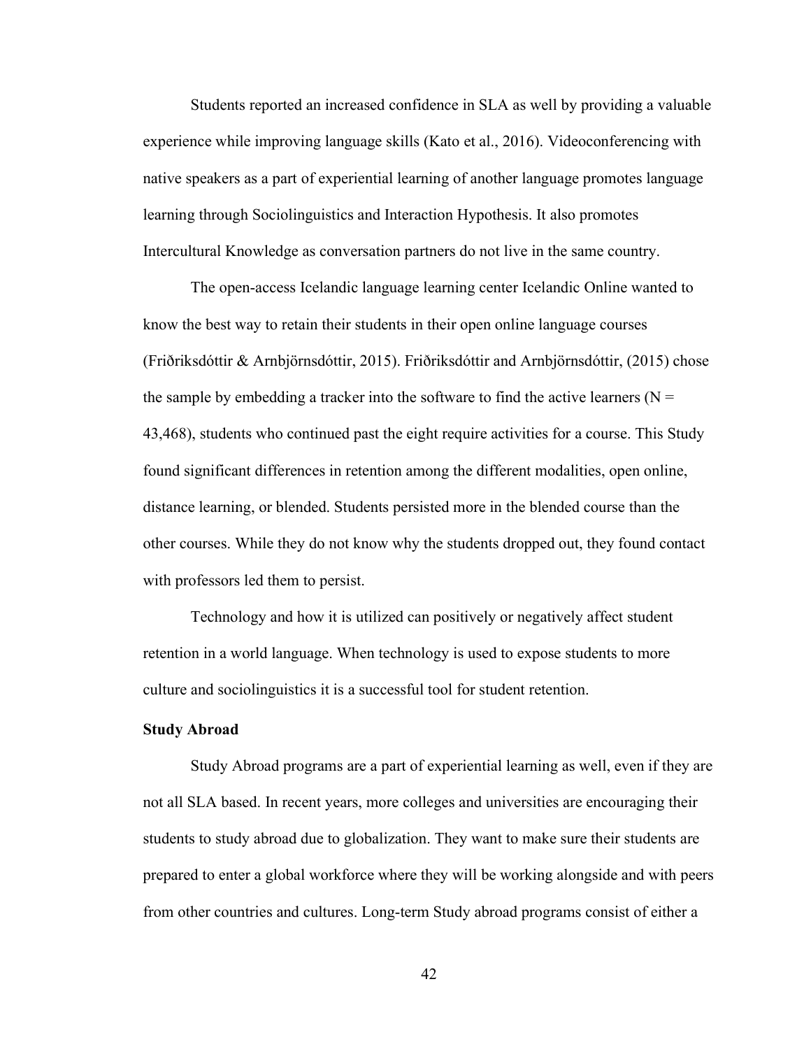Students reported an increased confidence in SLA as well by providing a valuable experience while improving language skills (Kato et al., 2016). Videoconferencing with native speakers as a part of experiential learning of another language promotes language learning through Sociolinguistics and Interaction Hypothesis. It also promotes Intercultural Knowledge as conversation partners do not live in the same country.

The open-access Icelandic language learning center Icelandic Online wanted to know the best way to retain their students in their open online language courses (Friðriksdóttir & Arnbjörnsdóttir, 2015). Friðriksdóttir and Arnbjörnsdóttir, (2015) chose the sample by embedding a tracker into the software to find the active learners (N = 43,468), students who continued past the eight require activities for a course. This Study found significant differences in retention among the different modalities, open online, distance learning, or blended. Students persisted more in the blended course than the other courses. While they do not know why the students dropped out, they found contact with professors led them to persist.

Technology and how it is utilized can positively or negatively affect student retention in a world language. When technology is used to expose students to more culture and sociolinguistics it is a successful tool for student retention.

**Study Abroad**

Study Abroad programs are a part of experiential learning as well, even if they are not all SLA based. In recent years, more colleges and universities are encouraging their students to study abroad due to globalization. They want to make sure their students are prepared to enter a global workforce where they will be working alongside and with peers from other countries and cultures. Long-term Study abroad programs consist of either a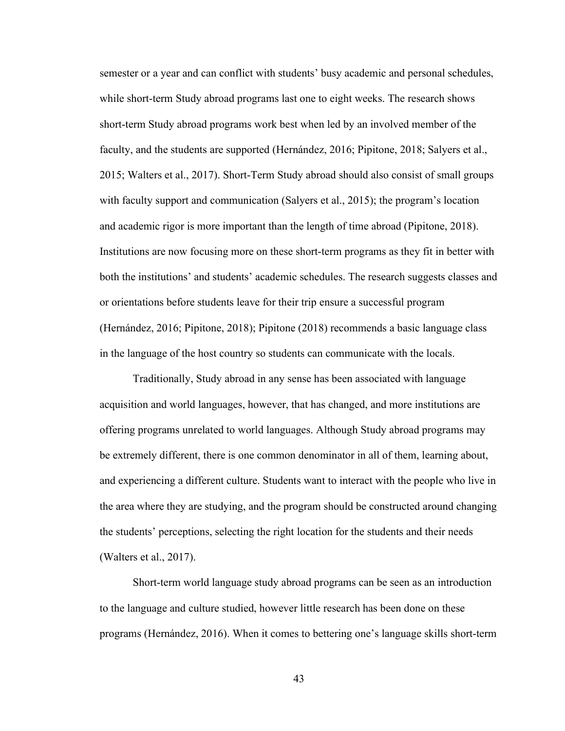semester or a year and can conflict with students' busy academic and personal schedules, while short-term Study abroad programs last one to eight weeks. The research shows short-term Study abroad programs work best when led by an involved member of the faculty, and the students are supported (Hernández, 2016; Pipitone, 2018; Salyers et al., 2015; Walters et al., 2017). Short-Term Study abroad should also consist of small groups with faculty support and communication (Salyers et al., 2015); the program's location and academic rigor is more important than the length of time abroad (Pipitone, 2018). Institutions are now focusing more on these short-term programs as they fit in better with both the institutions' and students' academic schedules. The research suggests classes and or orientations before students leave for their trip ensure a successful program (Hernández, 2016; Pipitone, 2018); Pipitone (2018) recommends a basic language class in the language of the host country so students can communicate with the locals.

Traditionally, Study abroad in any sense has been associated with language acquisition and world languages, however, that has changed, and more institutions are offering programs unrelated to world languages. Although Study abroad programs may be extremely different, there is one common denominator in all of them, learning about, and experiencing a different culture. Students want to interact with the people who live in the area where they are studying, and the program should be constructed around changing the students' perceptions, selecting the right location for the students and their needs (Walters et al., 2017).

Short-term world language study abroad programs can be seen as an introduction to the language and culture studied, however little research has been done on these programs (Hernández, 2016). When it comes to bettering one's language skills short-term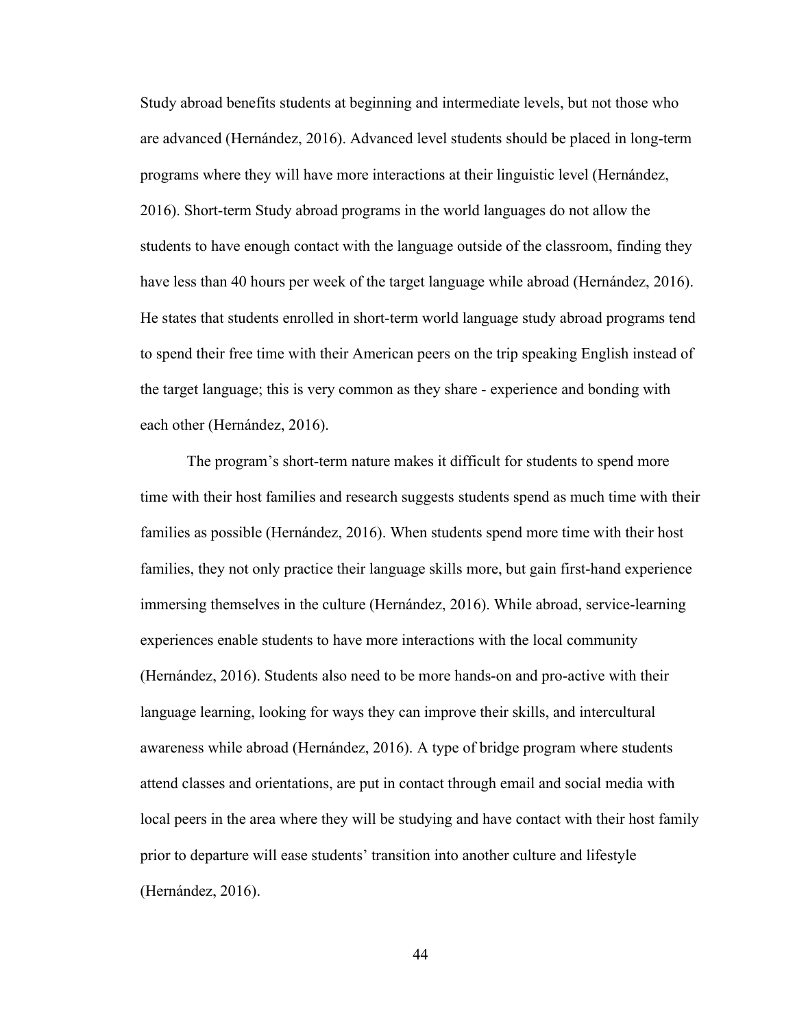Study abroad benefits students at beginning and intermediate levels, but not those who are advanced (Hernández, 2016). Advanced level students should be placed in long-term programs where they will have more interactions at their linguistic level (Hernández, 2016). Short-term Study abroad programs in the world languages do not allow the students to have enough contact with the language outside of the classroom, finding they have less than 40 hours per week of the target language while abroad (Hernández, 2016). He states that students enrolled in short-term world language study abroad programs tend to spend their free time with their American peers on the trip speaking English instead of the target language; this is very common as they share - experience and bonding with each other (Hernández, 2016).

The program's short-term nature makes it difficult for students to spend more time with their host families and research suggests students spend as much time with their families as possible (Hernández, 2016). When students spend more time with their host families, they not only practice their language skills more, but gain first-hand experience immersing themselves in the culture (Hernández, 2016). While abroad, service-learning experiences enable students to have more interactions with the local community (Hernández, 2016). Students also need to be more hands-on and pro-active with their language learning, looking for ways they can improve their skills, and intercultural awareness while abroad (Hernández, 2016). A type of bridge program where students attend classes and orientations, are put in contact through email and social media with local peers in the area where they will be studying and have contact with their host family prior to departure will ease students' transition into another culture and lifestyle (Hernández, 2016).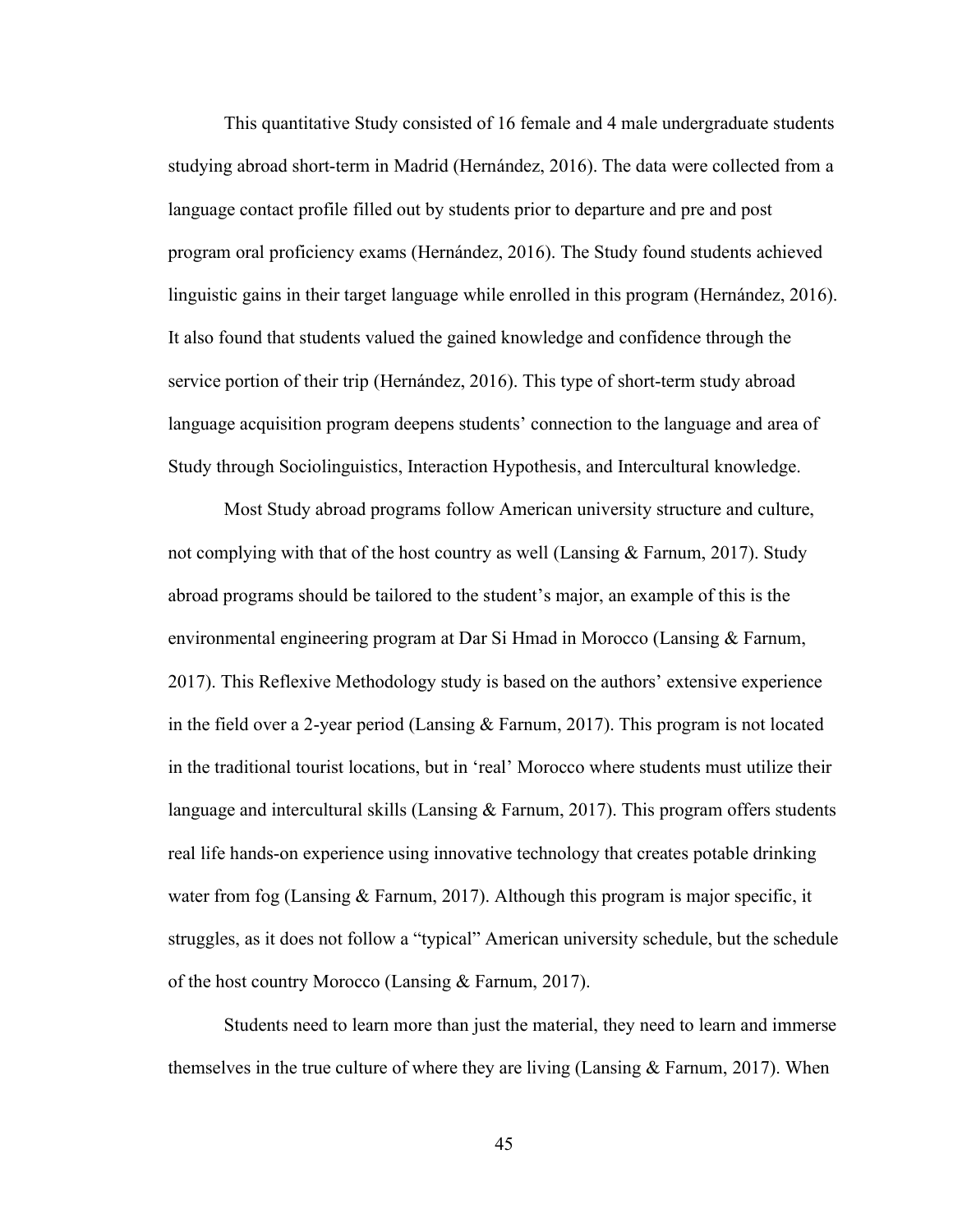This quantitative Study consisted of 16 female and 4 male undergraduate students studying abroad short-term in Madrid (Hernández, 2016). The data were collected from a language contact profile filled out by students prior to departure and pre and post program oral proficiency exams (Hernández, 2016). The Study found students achieved linguistic gains in their target language while enrolled in this program (Hernández, 2016). It also found that students valued the gained knowledge and confidence through the service portion of their trip (Hernández, 2016). This type of short-term study abroad language acquisition program deepens students' connection to the language and area of Study through Sociolinguistics, Interaction Hypothesis, and Intercultural knowledge.

Most Study abroad programs follow American university structure and culture, not complying with that of the host country as well (Lansing & Farnum, 2017). Study abroad programs should be tailored to the student's major, an example of this is the environmental engineering program at Dar Si Hmad in Morocco (Lansing & Farnum, 2017). This Reflexive Methodology study is based on the authors' extensive experience in the field over a 2-year period (Lansing & Farnum, 2017). This program is not located in the traditional tourist locations, but in 'real' Morocco where students must utilize their language and intercultural skills (Lansing & Farnum, 2017). This program offers students real life hands-on experience using innovative technology that creates potable drinking water from fog (Lansing & Farnum, 2017). Although this program is major specific, it struggles, as it does not follow a "typical" American university schedule, but the schedule of the host country Morocco (Lansing & Farnum, 2017).

Students need to learn more than just the material, they need to learn and immerse themselves in the true culture of where they are living (Lansing & Farnum, 2017). When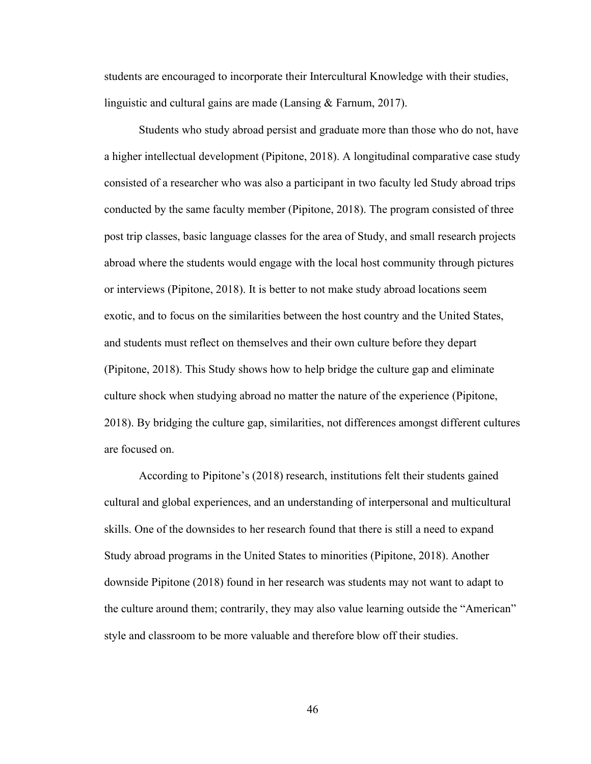students are encouraged to incorporate their Intercultural Knowledge with their studies, linguistic and cultural gains are made (Lansing & Farnum, 2017).

Students who study abroad persist and graduate more than those who do not, have a higher intellectual development (Pipitone, 2018). A longitudinal comparative case study consisted of a researcher who was also a participant in two faculty led Study abroad trips conducted by the same faculty member (Pipitone, 2018). The program consisted of three post trip classes, basic language classes for the area of Study, and small research projects abroad where the students would engage with the local host community through pictures or interviews (Pipitone, 2018). It is better to not make study abroad locations seem exotic, and to focus on the similarities between the host country and the United States, and students must reflect on themselves and their own culture before they depart (Pipitone, 2018). This Study shows how to help bridge the culture gap and eliminate culture shock when studying abroad no matter the nature of the experience (Pipitone, 2018). By bridging the culture gap, similarities, not differences amongst different cultures are focused on.

According to Pipitone's (2018) research, institutions felt their students gained cultural and global experiences, and an understanding of interpersonal and multicultural skills. One of the downsides to her research found that there is still a need to expand Study abroad programs in the United States to minorities (Pipitone, 2018). Another downside Pipitone (2018) found in her research was students may not want to adapt to the culture around them; contrarily, they may also value learning outside the "American" style and classroom to be more valuable and therefore blow off their studies.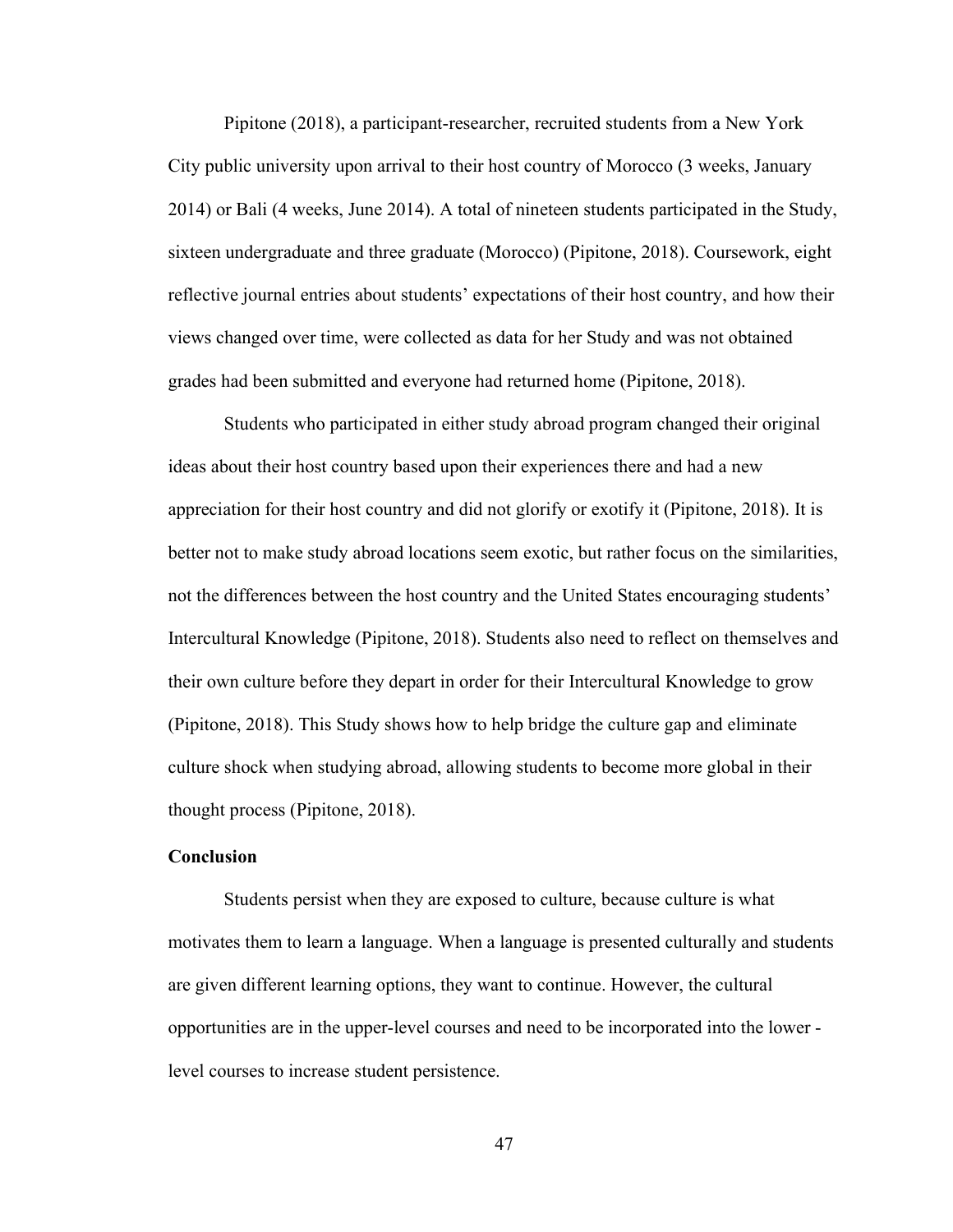Pipitone (2018), a participant-researcher, recruited students from a New York City public university upon arrival to their host country of Morocco (3 weeks, January 2014) or Bali (4 weeks, June 2014). A total of nineteen students participated in the Study, sixteen undergraduate and three graduate (Morocco) (Pipitone, 2018). Coursework, eight reflective journal entries about students' expectations of their host country, and how their views changed over time, were collected as data for her Study and was not obtained grades had been submitted and everyone had returned home (Pipitone, 2018).

Students who participated in either study abroad program changed their original ideas about their host country based upon their experiences there and had a new appreciation for their host country and did not glorify or exotify it (Pipitone, 2018). It is better not to make study abroad locations seem exotic, but rather focus on the similarities, not the differences between the host country and the United States encouraging students' Intercultural Knowledge (Pipitone, 2018). Students also need to reflect on themselves and their own culture before they depart in order for their Intercultural Knowledge to grow (Pipitone, 2018). This Study shows how to help bridge the culture gap and eliminate culture shock when studying abroad, allowing students to become more global in their thought process (Pipitone, 2018).

**Conclusion**

Students persist when they are exposed to culture, because culture is what motivates them to learn a language. When a language is presented culturally and students are given different learning options, they want to continue. However, the cultural opportunities are in the upper-level courses and need to be incorporated into the lower - level courses to increase student persistence.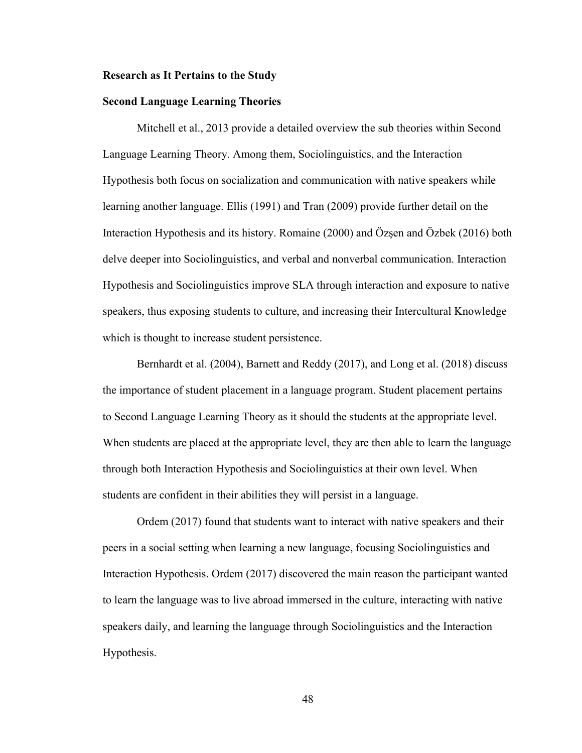## Research as It Pertains to the Study

### Second Language Learning Theories

Mitchell et al., 2013 provide a detailed overview the sub theories within Second Language Learning Theory. Among them, Sociolinguistics, and the Interaction Hypothesis both focus on socialization and communication with native speakers while learning another language. Ellis (1991) and Tran (2009) provide further detail on the Interaction Hypothesis and its history. Romaine (2000) and Özşen and Özbek (2016) both delve deeper into Sociolinguistics, and verbal and nonverbal communication. Interaction Hypothesis and Sociolinguistics improve SLA through interaction and exposure to native speakers, thus exposing students to culture, and increasing their Intercultural Knowledge which is thought to increase student persistence.

Bernhardt et al. (2004), Barnett and Reddy (2017), and Long et al. (2018) discuss the importance of student placement in a language program. Student placement pertains to Second Language Learning Theory as it should the students at the appropriate level. When students are placed at the appropriate level, they are then able to learn the language through both Interaction Hypothesis and Sociolinguistics at their own level. When students are confident in their abilities they will persist in a language.

Ordem (2017) found that students want to interact with native speakers and their peers in a social setting when learning a new language, focusing Sociolinguistics and Interaction Hypothesis. Ordem (2017) discovered the main reason the participant wanted to learn the language was to live abroad immersed in the culture, interacting with native speakers daily, and learning the language through Sociolinguistics and the Interaction Hypothesis.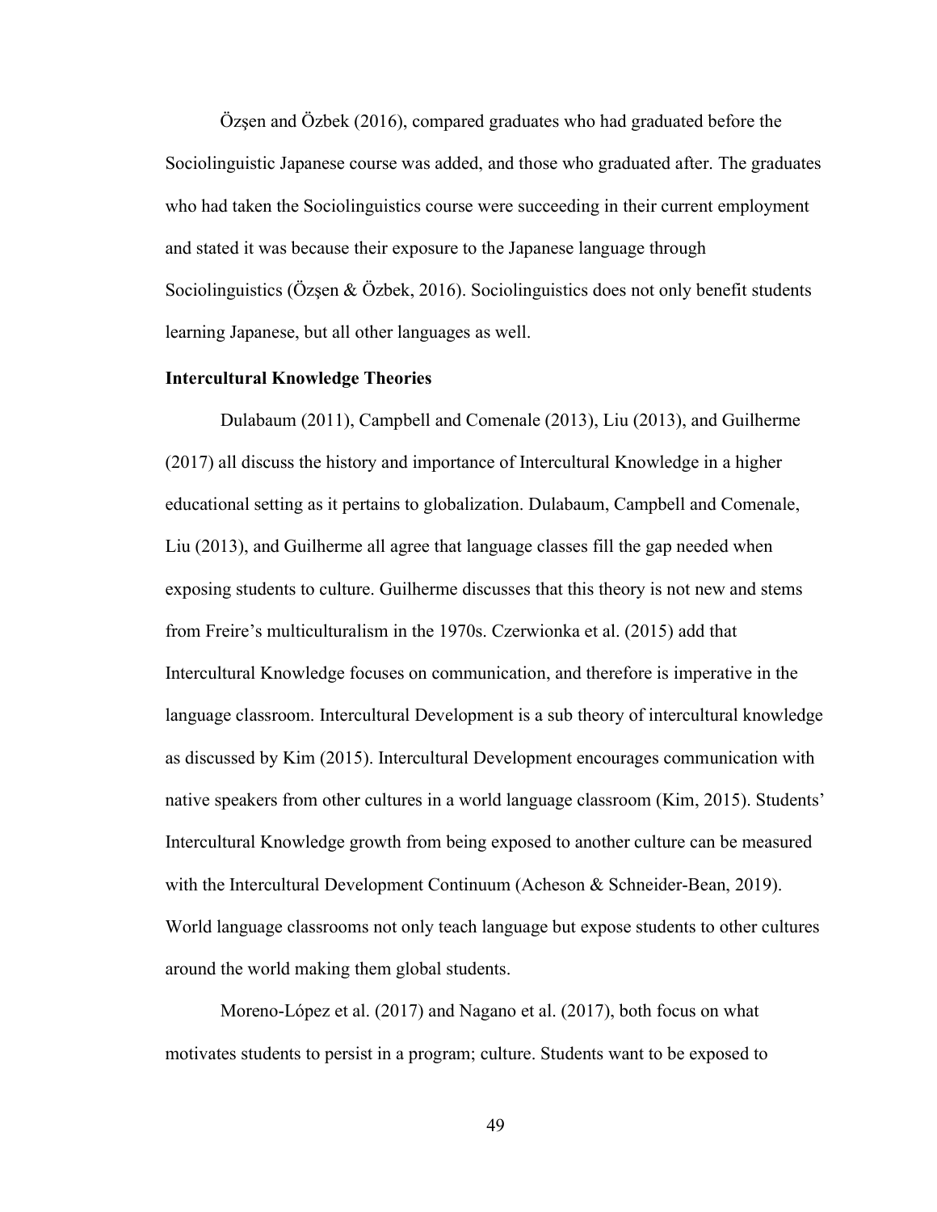Özşen and Özbek (2016), compared graduates who had graduated before the Sociolinguistic Japanese course was added, and those who graduated after. The graduates who had taken the Sociolinguistics course were succeeding in their current employment and stated it was because their exposure to the Japanese language through Sociolinguistics (Özşen & Özbek, 2016). Sociolinguistics does not only benefit students learning Japanese, but all other languages as well.

**Intercultural Knowledge Theories**

Dulabaum (2011), Campbell and Comenale (2013), Liu (2013), and Guilherme (2017) all discuss the history and importance of Intercultural Knowledge in a higher educational setting as it pertains to globalization. Dulabaum, Campbell and Comenale, Liu (2013), and Guilherme all agree that language classes fill the gap needed when exposing students to culture. Guilherme discusses that this theory is not new and stems from Freire's multiculturalism in the 1970s. Czerwionka et al. (2015) add that Intercultural Knowledge focuses on communication, and therefore is imperative in the language classroom. Intercultural Development is a sub theory of intercultural knowledge as discussed by Kim (2015). Intercultural Development encourages communication with native speakers from other cultures in a world language classroom (Kim, 2015). Students' Intercultural Knowledge growth from being exposed to another culture can be measured with the Intercultural Development Continuum (Acheson & Schneider-Bean, 2019). World language classrooms not only teach language but expose students to other cultures around the world making them global students.

Moreno-López et al. (2017) and Nagano et al. (2017), both focus on what motivates students to persist in a program; culture. Students want to be exposed to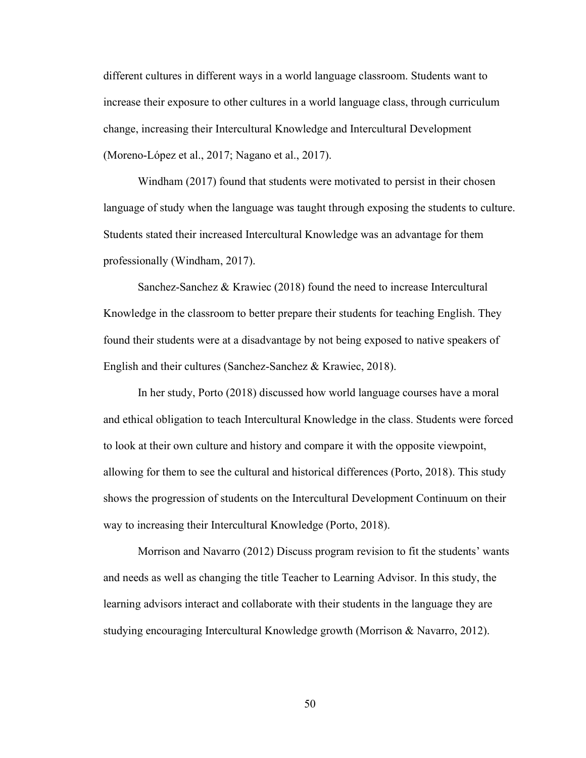different cultures in different ways in a world language classroom. Students want to increase their exposure to other cultures in a world language class, through curriculum change, increasing their Intercultural Knowledge and Intercultural Development (Moreno-López et al., 2017; Nagano et al., 2017).

Windham (2017) found that students were motivated to persist in their chosen language of study when the language was taught through exposing the students to culture. Students stated their increased Intercultural Knowledge was an advantage for them professionally (Windham, 2017).

Sanchez-Sanchez & Krawiec (2018) found the need to increase Intercultural Knowledge in the classroom to better prepare their students for teaching English. They found their students were at a disadvantage by not being exposed to native speakers of English and their cultures (Sanchez-Sanchez & Krawiec, 2018).

In her study, Porto (2018) discussed how world language courses have a moral and ethical obligation to teach Intercultural Knowledge in the class. Students were forced to look at their own culture and history and compare it with the opposite viewpoint, allowing for them to see the cultural and historical differences (Porto, 2018). This study shows the progression of students on the Intercultural Development Continuum on their way to increasing their Intercultural Knowledge (Porto, 2018).

Morrison and Navarro (2012) Discuss program revision to fit the students' wants and needs as well as changing the title Teacher to Learning Advisor. In this study, the learning advisors interact and collaborate with their students in the language they are studying encouraging Intercultural Knowledge growth (Morrison & Navarro, 2012).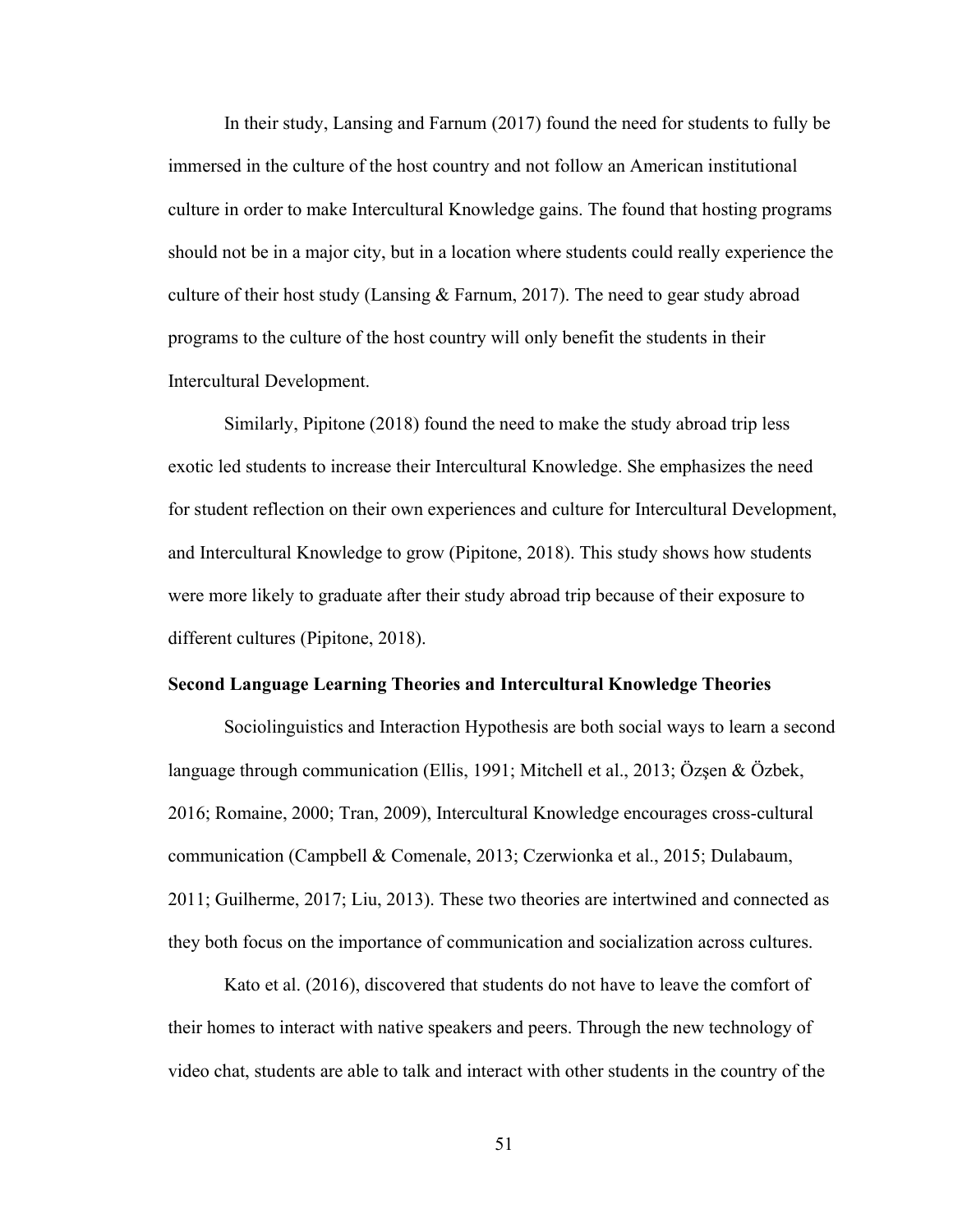In their study, Lansing and Farnum (2017) found the need for students to fully be immersed in the culture of the host country and not follow an American institutional culture in order to make Intercultural Knowledge gains. The found that hosting programs should not be in a major city, but in a location where students could really experience the culture of their host study (Lansing & Farnum, 2017). The need to gear study abroad programs to the culture of the host country will only benefit the students in their Intercultural Development.

Similarly, Pipitone (2018) found the need to make the study abroad trip less exotic led students to increase their Intercultural Knowledge. She emphasizes the need for student reflection on their own experiences and culture for Intercultural Development, and Intercultural Knowledge to grow (Pipitone, 2018). This study shows how students were more likely to graduate after their study abroad trip because of their exposure to different cultures (Pipitone, 2018).

### Second Language Learning Theories and Intercultural Knowledge Theories

Sociolinguistics and Interaction Hypothesis are both social ways to learn a second language through communication (Ellis, 1991; Mitchell et al., 2013; Özşen & Özbek, 2016; Romaine, 2000; Tran, 2009), Intercultural Knowledge encourages cross-cultural communication (Campbell & Comenale, 2013; Czerwionka et al., 2015; Dulabaum, 2011; Guilherme, 2017; Liu, 2013). These two theories are intertwined and connected as they both focus on the importance of communication and socialization across cultures.

Kato et al. (2016), discovered that students do not have to leave the comfort of their homes to interact with native speakers and peers. Through the new technology of video chat, students are able to talk and interact with other students in the country of the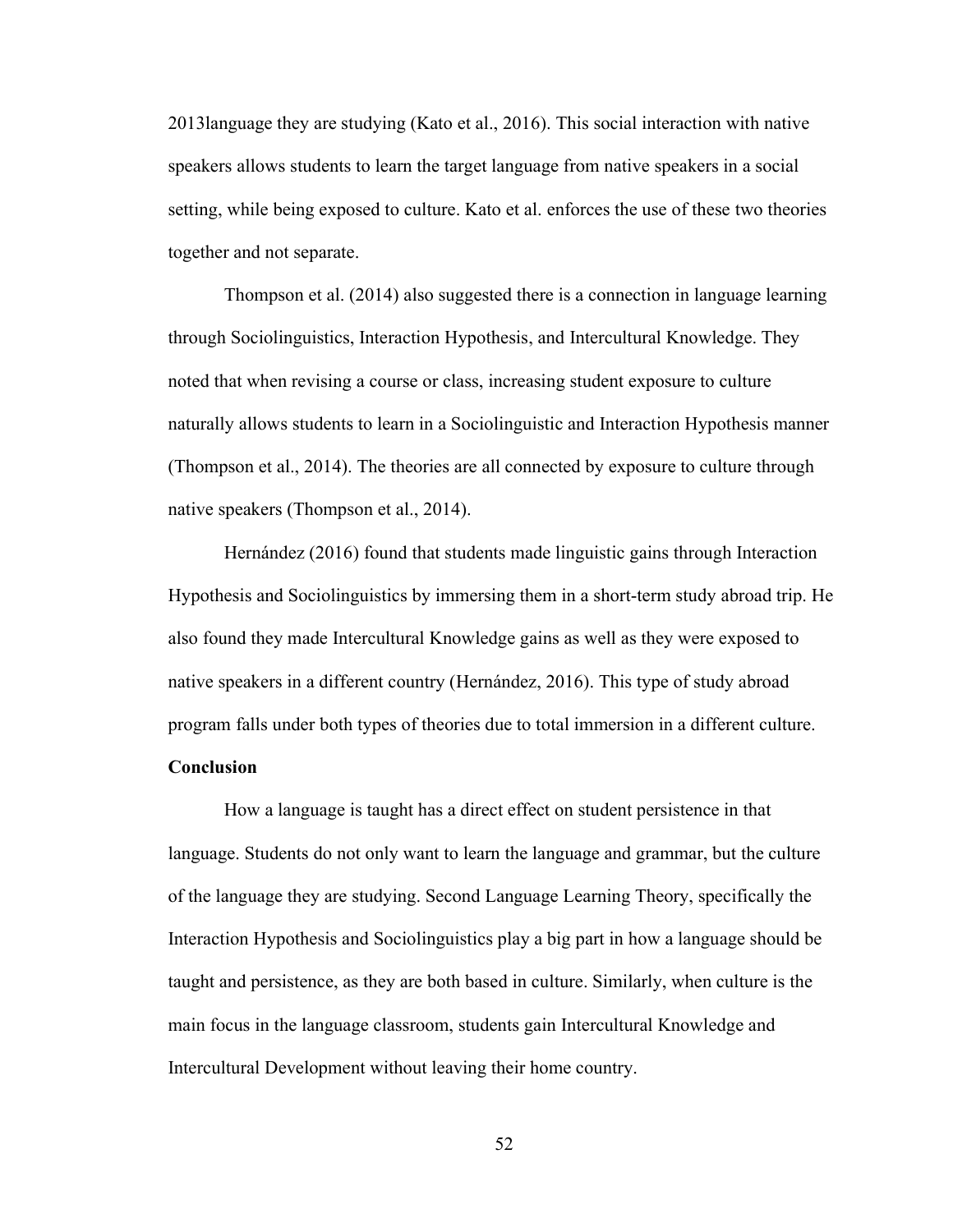2013language they are studying (Kato et al., 2016). This social interaction with native speakers allows students to learn the target language from native speakers in a social setting, while being exposed to culture. Kato et al. enforces the use of these two theories together and not separate.

Thompson et al. (2014) also suggested there is a connection in language learning through Sociolinguistics, Interaction Hypothesis, and Intercultural Knowledge. They noted that when revising a course or class, increasing student exposure to culture naturally allows students to learn in a Sociolinguistic and Interaction Hypothesis manner (Thompson et al., 2014). The theories are all connected by exposure to culture through native speakers (Thompson et al., 2014).

Hernández (2016) found that students made linguistic gains through Interaction Hypothesis and Sociolinguistics by immersing them in a short-term study abroad trip. He also found they made Intercultural Knowledge gains as well as they were exposed to native speakers in a different country (Hernández, 2016). This type of study abroad program falls under both types of theories due to total immersion in a different culture.

**Conclusion**

How a language is taught has a direct effect on student persistence in that language. Students do not only want to learn the language and grammar, but the culture of the language they are studying. Second Language Learning Theory, specifically the Interaction Hypothesis and Sociolinguistics play a big part in how a language should be taught and persistence, as they are both based in culture. Similarly, when culture is the main focus in the language classroom, students gain Intercultural Knowledge and Intercultural Development without leaving their home country.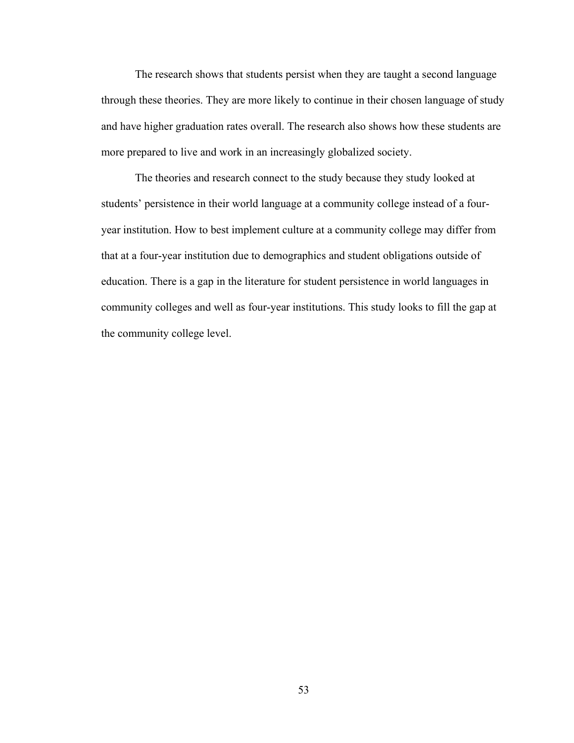The research shows that students persist when they are taught a second language through these theories. They are more likely to continue in their chosen language of study and have higher graduation rates overall. The research also shows how these students are more prepared to live and work in an increasingly globalized society.

The theories and research connect to the study because they study looked at students' persistence in their world language at a community college instead of a four-year institution. How to best implement culture at a community college may differ from that at a four-year institution due to demographics and student obligations outside of education. There is a gap in the literature for student persistence in world languages in community colleges and well as four-year institutions. This study looks to fill the gap at the community college level.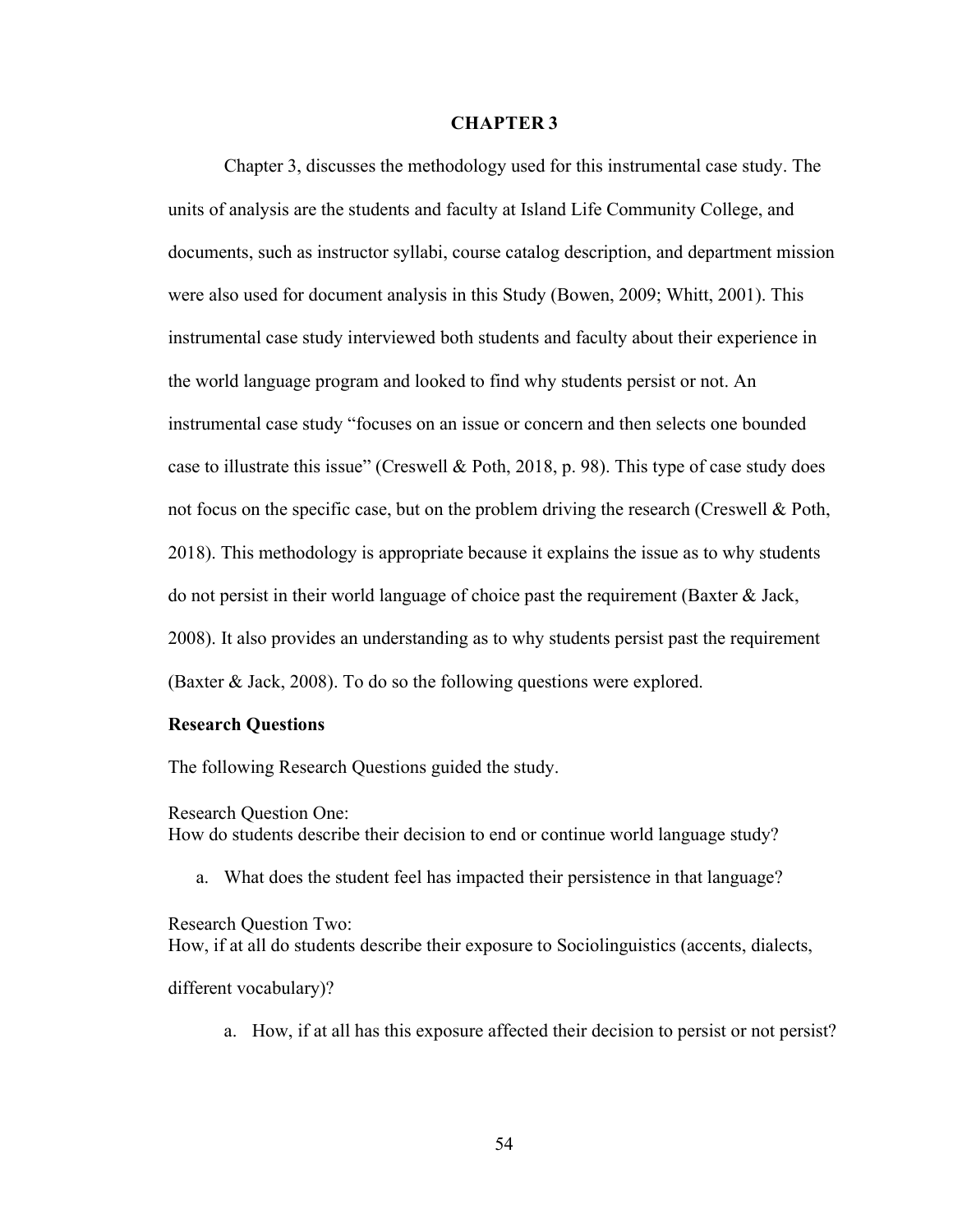# CHAPTER 3

Chapter 3, discusses the methodology used for this instrumental case study. The units of analysis are the students and faculty at Island Life Community College, and documents, such as instructor syllabi, course catalog description, and department mission were also used for document analysis in this Study (Bowen, 2009; Whitt, 2001). This instrumental case study interviewed both students and faculty about their experience in the world language program and looked to find why students persist or not. An instrumental case study "focuses on an issue or concern and then selects one bounded case to illustrate this issue" (Creswell & Poth, 2018, p. 98). This type of case study does not focus on the specific case, but on the problem driving the research (Creswell & Poth, 2018). This methodology is appropriate because it explains the issue as to why students do not persist in their world language of choice past the requirement (Baxter & Jack, 2008). It also provides an understanding as to why students persist past the requirement (Baxter & Jack, 2008). To do so the following questions were explored.

## Research Questions

The following Research Questions guided the study.

Research Question One:
How do students describe their decision to end or continue world language study?

a. What does the student feel has impacted their persistence in that language?

Research Question Two:
How, if at all do students describe their exposure to Sociolinguistics (accents, dialects, different vocabulary)?

a. How, if at all has this exposure affected their decision to persist or not persist?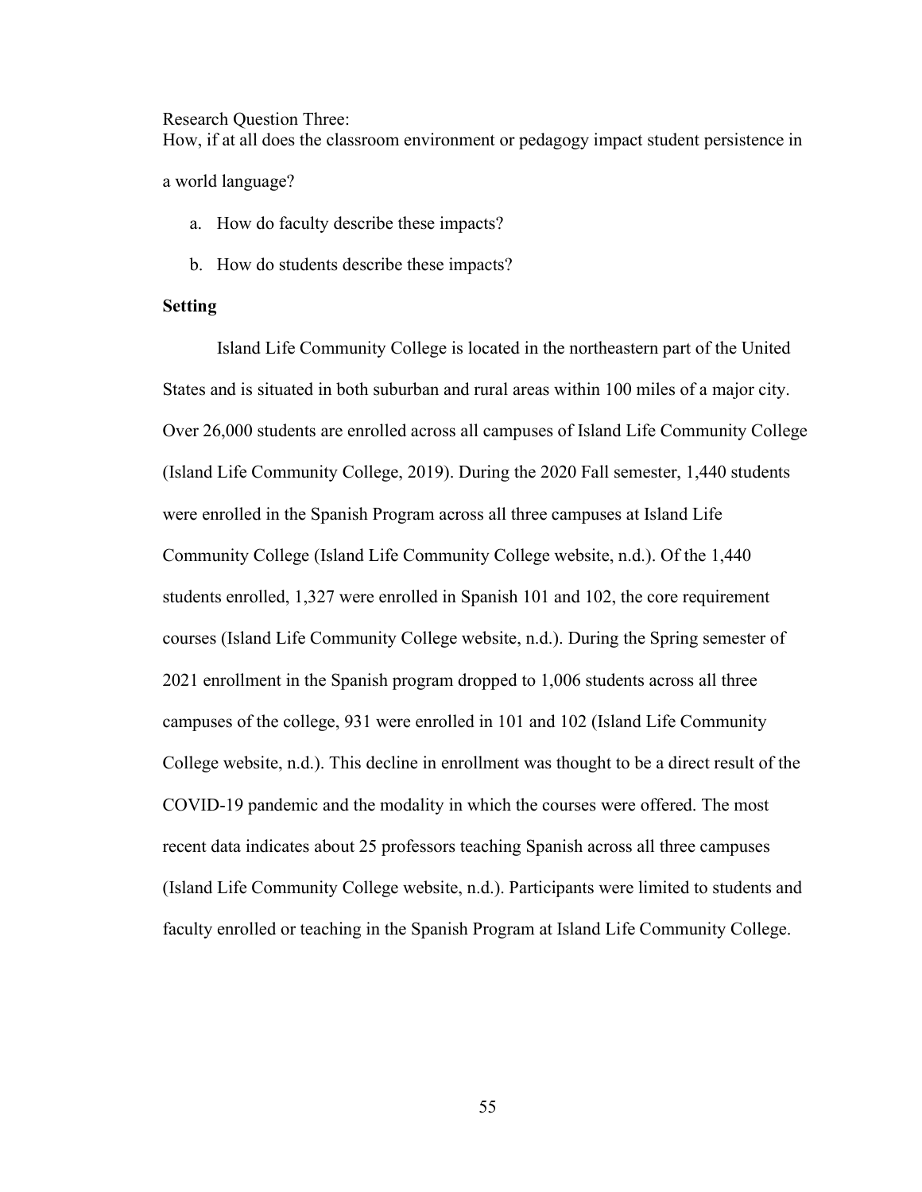Research Question Three:

How, if at all does the classroom environment or pedagogy impact student persistence in a world language?

a. How do faculty describe these impacts?
b. How do students describe these impacts?

**Setting**

Island Life Community College is located in the northeastern part of the United States and is situated in both suburban and rural areas within 100 miles of a major city. Over 26,000 students are enrolled across all campuses of Island Life Community College (Island Life Community College, 2019). During the 2020 Fall semester, 1,440 students were enrolled in the Spanish Program across all three campuses at Island Life Community College (Island Life Community College website, n.d.). Of the 1,440 students enrolled, 1,327 were enrolled in Spanish 101 and 102, the core requirement courses (Island Life Community College website, n.d.). During the Spring semester of 2021 enrollment in the Spanish program dropped to 1,006 students across all three campuses of the college, 931 were enrolled in 101 and 102 (Island Life Community College website, n.d.). This decline in enrollment was thought to be a direct result of the COVID-19 pandemic and the modality in which the courses were offered. The most recent data indicates about 25 professors teaching Spanish across all three campuses (Island Life Community College website, n.d.). Participants were limited to students and faculty enrolled or teaching in the Spanish Program at Island Life Community College.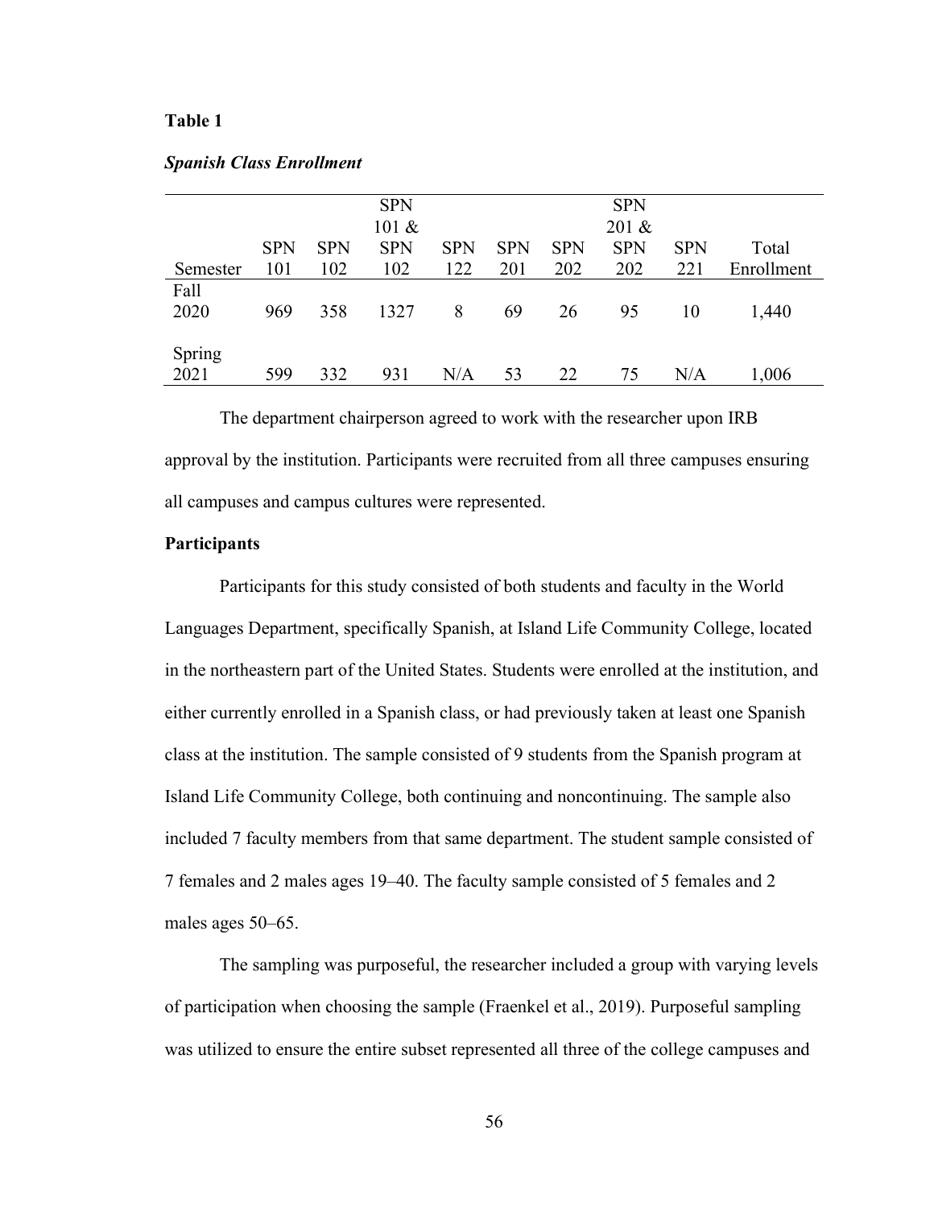**Table 1**

***Spanish Class Enrollment***

| Semester | SPN 101 | SPN 102 | SPN 101 & SPN 102 | SPN 122 | SPN 201 | SPN 202 | SPN 201 & SPN 202 | SPN 221 | Total Enrollment |
|---|---|---|---|---|---|---|---|---|---|
| Fall 2020 | 969 | 358 | 1327 | 8 | 69 | 26 | 95 | 10 | 1,440 |
| Spring 2021 | 599 | 332 | 931 | N/A | 53 | 22 | 75 | N/A | 1,006 |

The department chairperson agreed to work with the researcher upon IRB approval by the institution. Participants were recruited from all three campuses ensuring all campuses and campus cultures were represented.

## Participants

Participants for this study consisted of both students and faculty in the World Languages Department, specifically Spanish, at Island Life Community College, located in the northeastern part of the United States. Students were enrolled at the institution, and either currently enrolled in a Spanish class, or had previously taken at least one Spanish class at the institution. The sample consisted of 9 students from the Spanish program at Island Life Community College, both continuing and noncontinuing. The sample also included 7 faculty members from that same department. The student sample consisted of 7 females and 2 males ages 19–40. The faculty sample consisted of 5 females and 2 males ages 50–65.

The sampling was purposeful, the researcher included a group with varying levels of participation when choosing the sample (Fraenkel et al., 2019). Purposeful sampling was utilized to ensure the entire subset represented all three of the college campuses and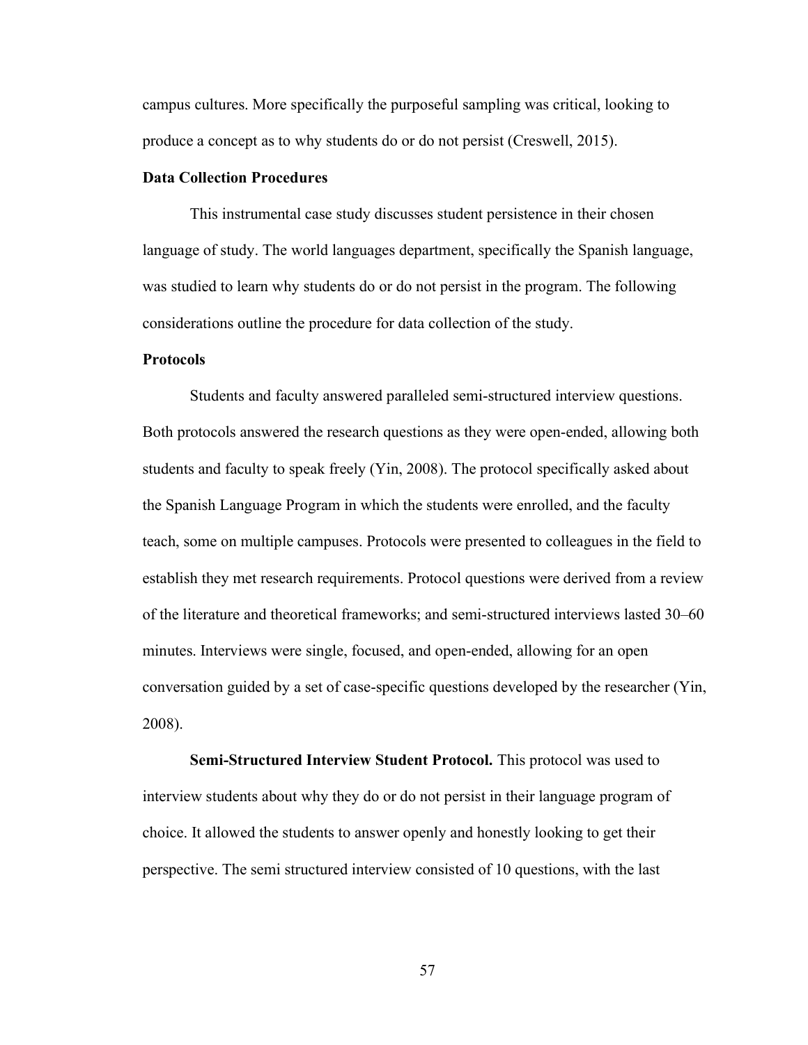campus cultures. More specifically the purposeful sampling was critical, looking to produce a concept as to why students do or do not persist (Creswell, 2015).

**Data Collection Procedures**

This instrumental case study discusses student persistence in their chosen language of study. The world languages department, specifically the Spanish language, was studied to learn why students do or do not persist in the program. The following considerations outline the procedure for data collection of the study.

**Protocols**

Students and faculty answered paralleled semi-structured interview questions. Both protocols answered the research questions as they were open-ended, allowing both students and faculty to speak freely (Yin, 2008). The protocol specifically asked about the Spanish Language Program in which the students were enrolled, and the faculty teach, some on multiple campuses. Protocols were presented to colleagues in the field to establish they met research requirements. Protocol questions were derived from a review of the literature and theoretical frameworks; and semi-structured interviews lasted 30–60 minutes. Interviews were single, focused, and open-ended, allowing for an open conversation guided by a set of case-specific questions developed by the researcher (Yin, 2008).

**Semi-Structured Interview Student Protocol.** This protocol was used to interview students about why they do or do not persist in their language program of choice. It allowed the students to answer openly and honestly looking to get their perspective. The semi structured interview consisted of 10 questions, with the last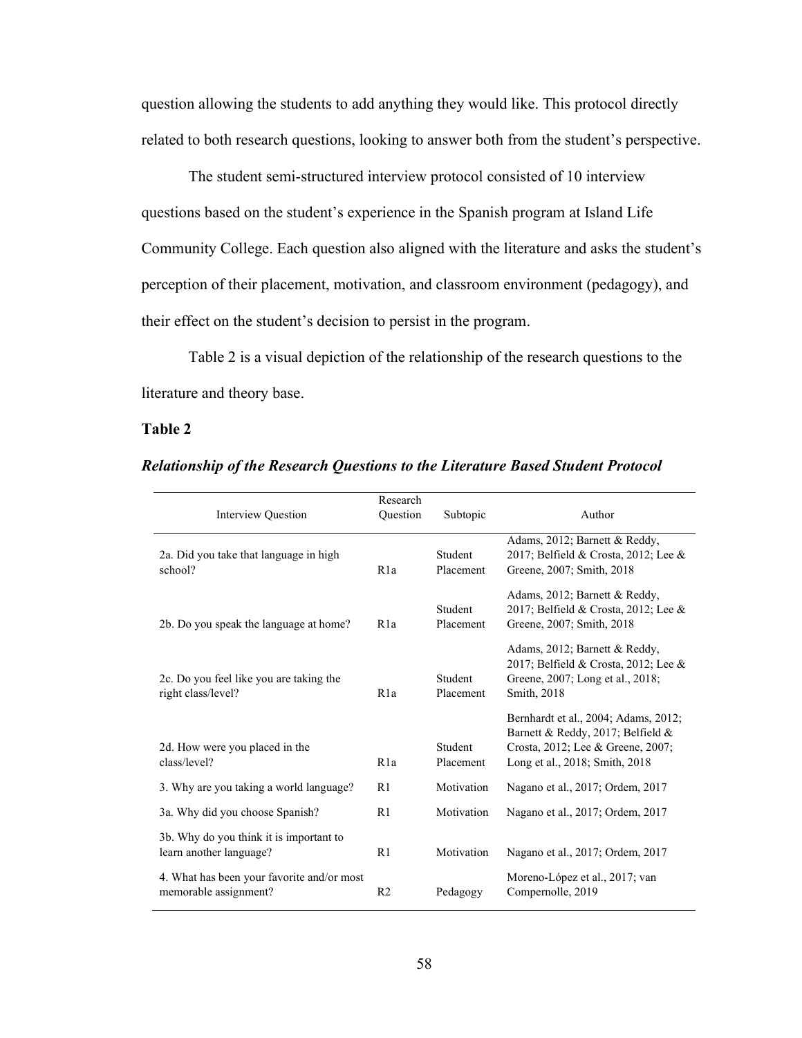question allowing the students to add anything they would like. This protocol directly related to both research questions, looking to answer both from the student's perspective.

The student semi-structured interview protocol consisted of 10 interview questions based on the student's experience in the Spanish program at Island Life Community College. Each question also aligned with the literature and asks the student's perception of their placement, motivation, and classroom environment (pedagogy), and their effect on the student's decision to persist in the program.

Table 2 is a visual depiction of the relationship of the research questions to the literature and theory base.

**Table 2**

***Relationship of the Research Questions to the Literature Based Student Protocol***

| Interview Question | Research Question | Subtopic | Author |
|---|---|---|---|
| 2a. Did you take that language in high school? | R1a | Student Placement | Adams, 2012; Barnett & Reddy, 2017; Belfield & Crosta, 2012; Lee & Greene, 2007; Smith, 2018 |
| 2b. Do you speak the language at home? | R1a | Student Placement | Adams, 2012; Barnett & Reddy, 2017; Belfield & Crosta, 2012; Lee & Greene, 2007; Smith, 2018 |
| 2c. Do you feel like you are taking the right class/level? | R1a | Student Placement | Adams, 2012; Barnett & Reddy, 2017; Belfield & Crosta, 2012; Lee & Greene, 2007; Long et al., 2018; Smith, 2018 |
| 2d. How were you placed in the class/level? | R1a | Student Placement | Bernhardt et al., 2004; Adams, 2012; Barnett & Reddy, 2017; Belfield & Crosta, 2012; Lee & Greene, 2007; Long et al., 2018; Smith, 2018 |
| 3. Why are you taking a world language? | R1 | Motivation | Nagano et al., 2017; Ordem, 2017 |
| 3a. Why did you choose Spanish? | R1 | Motivation | Nagano et al., 2017; Ordem, 2017 |
| 3b. Why do you think it is important to learn another language? | R1 | Motivation | Nagano et al., 2017; Ordem, 2017 |
| 4. What has been your favorite and/or most memorable assignment? | R2 | Pedagogy | Moreno-López et al., 2017; van Compernolle, 2019 |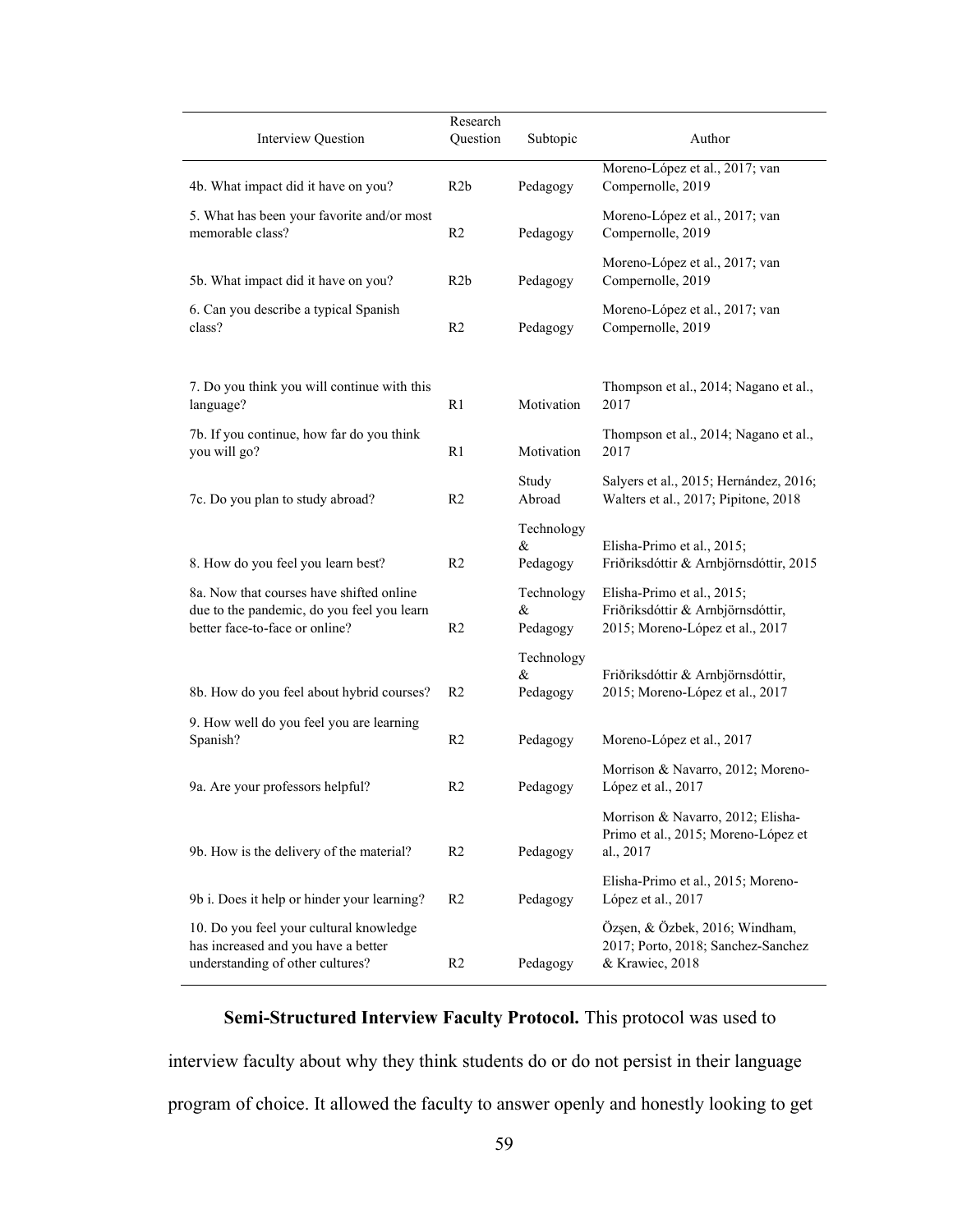| Interview Question | Research Question | Subtopic | Author |
|---|---|---|---|
| 4b. What impact did it have on you? | R2b | Pedagogy | Moreno-López et al., 2017; van Compernolle, 2019 |
| 5. What has been your favorite and/or most memorable class? | R2 | Pedagogy | Moreno-López et al., 2017; van Compernolle, 2019 |
| 5b. What impact did it have on you? | R2b | Pedagogy | Moreno-López et al., 2017; van Compernolle, 2019 |
| 6. Can you describe a typical Spanish class? | R2 | Pedagogy | Moreno-López et al., 2017; van Compernolle, 2019 |
| 7. Do you think you will continue with this language? | R1 | Motivation | Thompson et al., 2014; Nagano et al., 2017 |
| 7b. If you continue, how far do you think you will go? | R1 | Motivation | Thompson et al., 2014; Nagano et al., 2017 |
| 7c. Do you plan to study abroad? | R2 | Study Abroad | Salyers et al., 2015; Hernández, 2016; Walters et al., 2017; Pipitone, 2018 |
| 8. How do you feel you learn best? | R2 | Technology & Pedagogy | Elisha-Primo et al., 2015; Friðriksdóttir & Arnbjörnsdóttir, 2015 |
| 8a. Now that courses have shifted online due to the pandemic, do you feel you learn better face-to-face or online? | R2 | Technology & Pedagogy | Elisha-Primo et al., 2015; Friðriksdóttir & Arnbjörnsdóttir, 2015; Moreno-López et al., 2017 |
| 8b. How do you feel about hybrid courses? | R2 | Technology & Pedagogy | Friðriksdóttir & Arnbjörnsdóttir, 2015; Moreno-López et al., 2017 |
| 9. How well do you feel you are learning Spanish? | R2 | Pedagogy | Moreno-López et al., 2017 |
| 9a. Are your professors helpful? | R2 | Pedagogy | Morrison & Navarro, 2012; Moreno-López et al., 2017 |
| 9b. How is the delivery of the material? | R2 | Pedagogy | Morrison & Navarro, 2012; Elisha-Primo et al., 2015; Moreno-López et al., 2017 |
| 9b i. Does it help or hinder your learning? | R2 | Pedagogy | Elisha-Primo et al., 2015; Moreno-López et al., 2017 |
| 10. Do you feel your cultural knowledge has increased and you have a better understanding of other cultures? | R2 | Pedagogy | Özşen, & Özbek, 2016; Windham, 2017; Porto, 2018; Sanchez-Sanchez & Krawiec, 2018 |

**Semi-Structured Interview Faculty Protocol.** This protocol was used to interview faculty about why they think students do or do not persist in their language program of choice. It allowed the faculty to answer openly and honestly looking to get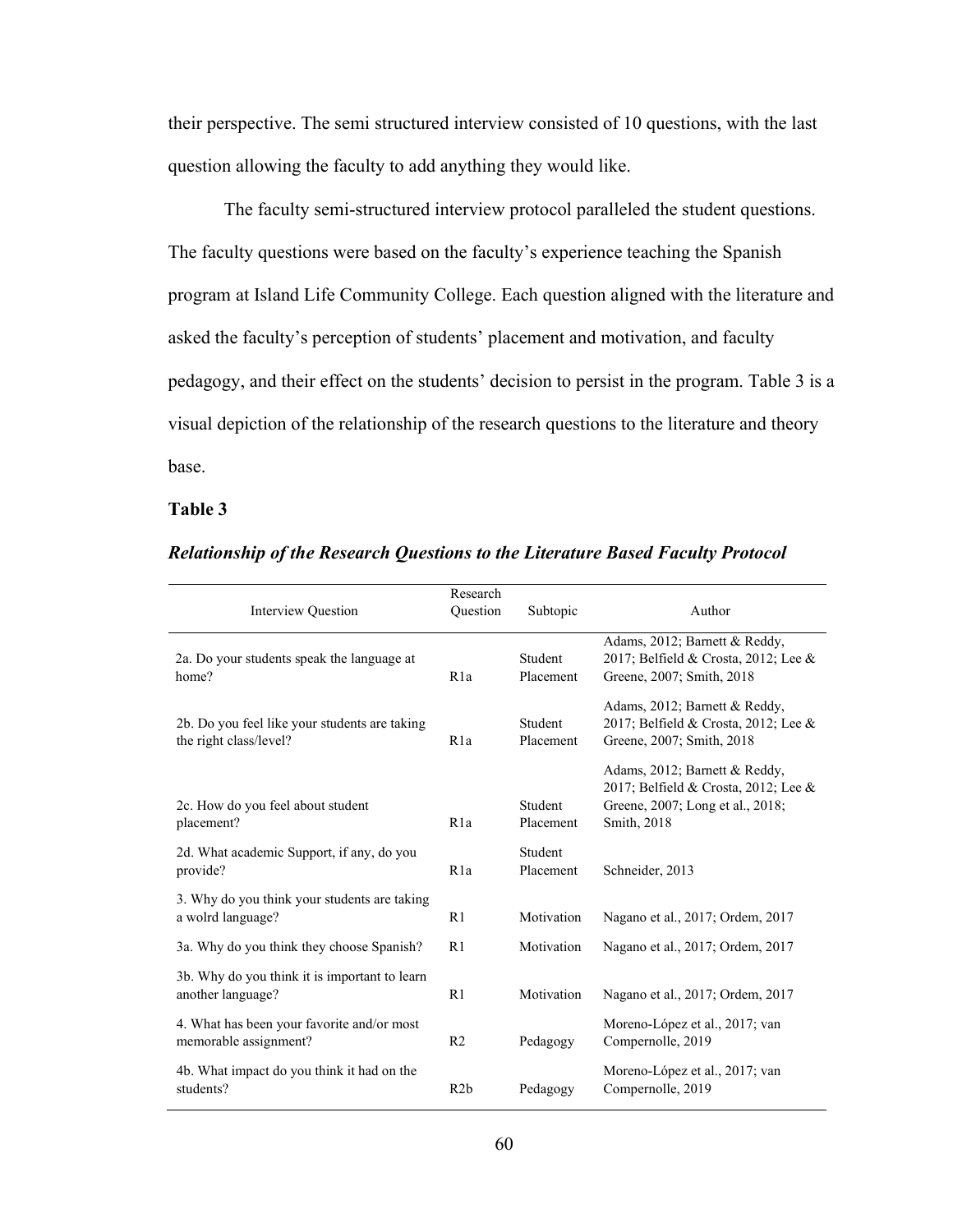their perspective. The semi structured interview consisted of 10 questions, with the last question allowing the faculty to add anything they would like.

The faculty semi-structured interview protocol paralleled the student questions. The faculty questions were based on the faculty's experience teaching the Spanish program at Island Life Community College. Each question aligned with the literature and asked the faculty's perception of students' placement and motivation, and faculty pedagogy, and their effect on the students' decision to persist in the program. Table 3 is a visual depiction of the relationship of the research questions to the literature and theory base.

**Table 3**

***Relationship of the Research Questions to the Literature Based Faculty Protocol***

| Interview Question | Research Question | Subtopic | Author |
|---|---|---|---|
| 2a. Do your students speak the language at home? | R1a | Student Placement | Adams, 2012; Barnett & Reddy, 2017; Belfield & Crosta, 2012; Lee & Greene, 2007; Smith, 2018 |
| 2b. Do you feel like your students are taking the right class/level? | R1a | Student Placement | Adams, 2012; Barnett & Reddy, 2017; Belfield & Crosta, 2012; Lee & Greene, 2007; Smith, 2018 |
| 2c. How do you feel about student placement? | R1a | Student Placement | Adams, 2012; Barnett & Reddy, 2017; Belfield & Crosta, 2012; Lee & Greene, 2007; Long et al., 2018; Smith, 2018 |
| 2d. What academic Support, if any, do you provide? | R1a | Student Placement | Schneider, 2013 |
| 3. Why do you think your students are taking a wolrd language? | R1 | Motivation | Nagano et al., 2017; Ordem, 2017 |
| 3a. Why do you think they choose Spanish? | R1 | Motivation | Nagano et al., 2017; Ordem, 2017 |
| 3b. Why do you think it is important to learn another language? | R1 | Motivation | Nagano et al., 2017; Ordem, 2017 |
| 4. What has been your favorite and/or most memorable assignment? | R2 | Pedagogy | Moreno-López et al., 2017; van Compernolle, 2019 |
| 4b. What impact do you think it had on the students? | R2b | Pedagogy | Moreno-López et al., 2017; van Compernolle, 2019 |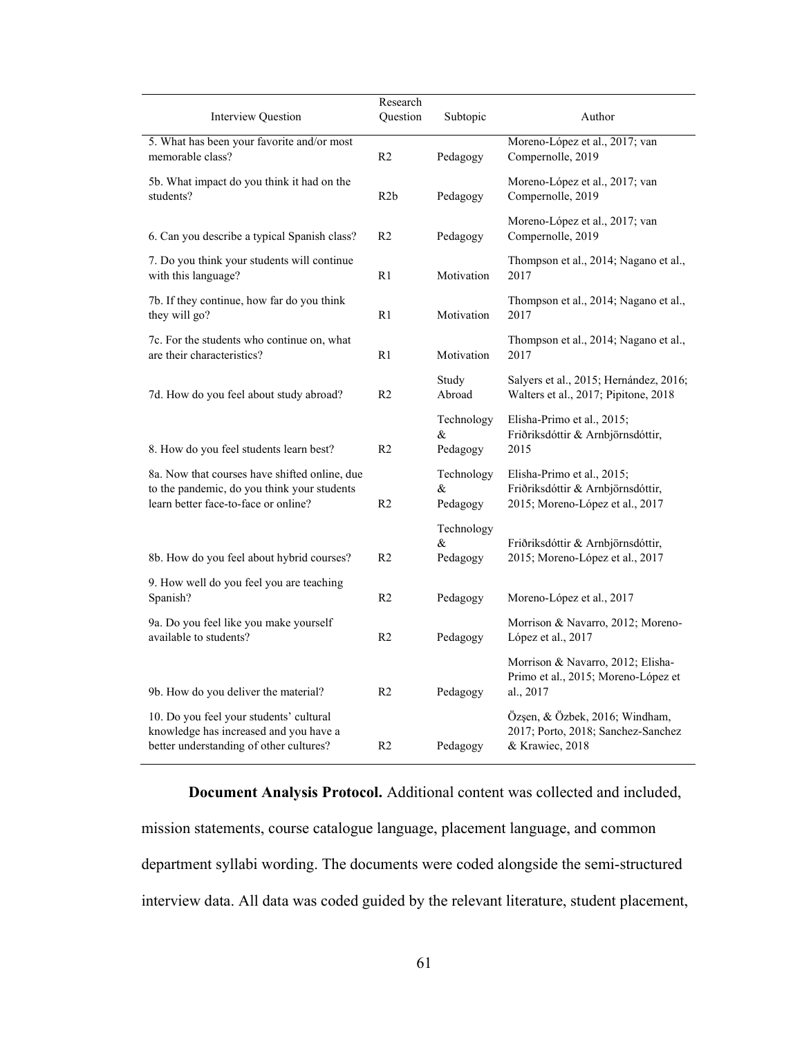| Interview Question | Research Question | Subtopic | Author |
|---|---|---|---|
| 5. What has been your favorite and/or most memorable class? | R2 | Pedagogy | Moreno-López et al., 2017; van Compernolle, 2019 |
| 5b. What impact do you think it had on the students? | R2b | Pedagogy | Moreno-López et al., 2017; van Compernolle, 2019 |
| 6. Can you describe a typical Spanish class? | R2 | Pedagogy | Moreno-López et al., 2017; van Compernolle, 2019 |
| 7. Do you think your students will continue with this language? | R1 | Motivation | Thompson et al., 2014; Nagano et al., 2017 |
| 7b. If they continue, how far do you think they will go? | R1 | Motivation | Thompson et al., 2014; Nagano et al., 2017 |
| 7c. For the students who continue on, what are their characteristics? | R1 | Motivation | Thompson et al., 2014; Nagano et al., 2017 |
| 7d. How do you feel about study abroad? | R2 | Study Abroad | Salyers et al., 2015; Hernández, 2016; Walters et al., 2017; Pipitone, 2018 |
| 8. How do you feel students learn best? | R2 | Technology & Pedagogy | Elisha-Primo et al., 2015; Friðriksdóttir & Arnbjörnsdóttir, 2015 |
| 8a. Now that courses have shifted online, due to the pandemic, do you think your students learn better face-to-face or online? | R2 | Technology & Pedagogy | Elisha-Primo et al., 2015; Friðriksdóttir & Arnbjörnsdóttir, 2015; Moreno-López et al., 2017 |
| 8b. How do you feel about hybrid courses? | R2 | Technology & Pedagogy | Friðriksdóttir & Arnbjörnsdóttir, 2015; Moreno-López et al., 2017 |
| 9. How well do you feel you are teaching Spanish? | R2 | Pedagogy | Moreno-López et al., 2017 |
| 9a. Do you feel like you make yourself available to students? | R2 | Pedagogy | Morrison & Navarro, 2012; Moreno-López et al., 2017 |
| 9b. How do you deliver the material? | R2 | Pedagogy | Morrison & Navarro, 2012; Elisha-Primo et al., 2015; Moreno-López et al., 2017 |
| 10. Do you feel your students' cultural knowledge has increased and you have a better understanding of other cultures? | R2 | Pedagogy | Özşen, & Özbek, 2016; Windham, 2017; Porto, 2018; Sanchez-Sanchez & Krawiec, 2018 |

**Document Analysis Protocol.** Additional content was collected and included, mission statements, course catalogue language, placement language, and common department syllabi wording. The documents were coded alongside the semi-structured interview data. All data was coded guided by the relevant literature, student placement,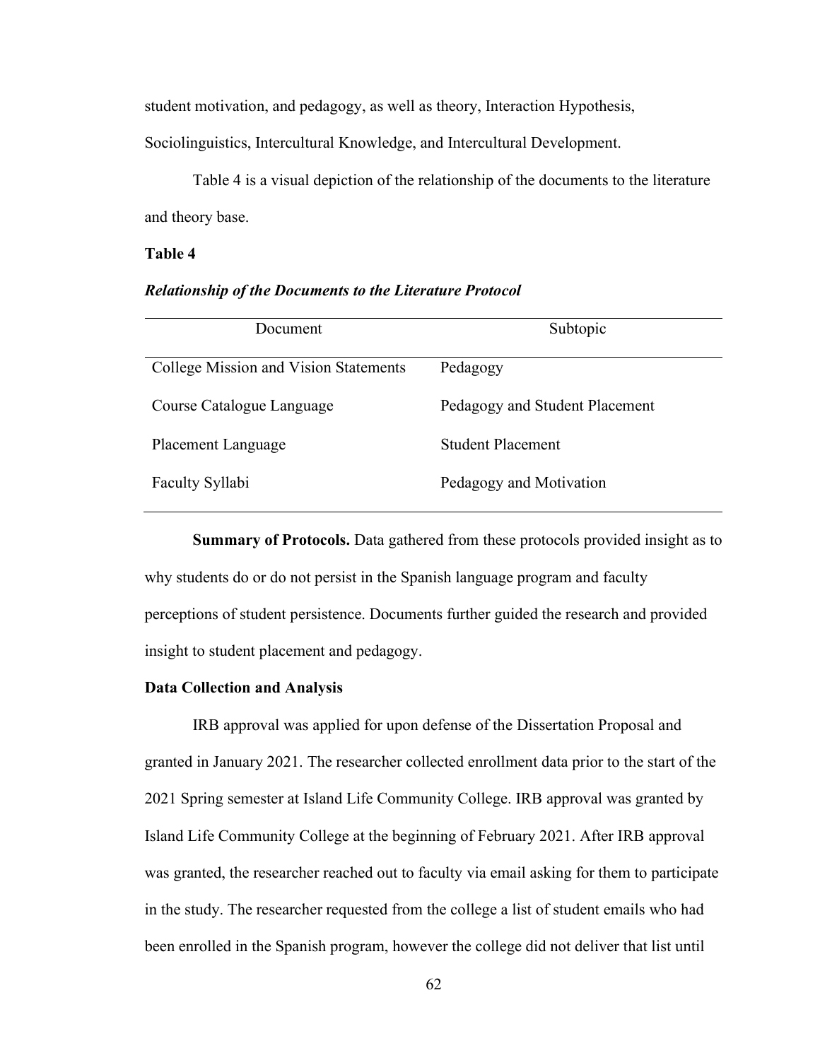student motivation, and pedagogy, as well as theory, Interaction Hypothesis, Sociolinguistics, Intercultural Knowledge, and Intercultural Development.

Table 4 is a visual depiction of the relationship of the documents to the literature and theory base.

**Table 4**

***Relationship of the Documents to the Literature Protocol***

| Document | Subtopic |
| --- | --- |
| College Mission and Vision Statements | Pedagogy |
| Course Catalogue Language | Pedagogy and Student Placement |
| Placement Language | Student Placement |
| Faculty Syllabi | Pedagogy and Motivation |

**Summary of Protocols.** Data gathered from these protocols provided insight as to why students do or do not persist in the Spanish language program and faculty perceptions of student persistence. Documents further guided the research and provided insight to student placement and pedagogy.

### Data Collection and Analysis

IRB approval was applied for upon defense of the Dissertation Proposal and granted in January 2021. The researcher collected enrollment data prior to the start of the 2021 Spring semester at Island Life Community College. IRB approval was granted by Island Life Community College at the beginning of February 2021. After IRB approval was granted, the researcher reached out to faculty via email asking for them to participate in the study. The researcher requested from the college a list of student emails who had been enrolled in the Spanish program, however the college did not deliver that list until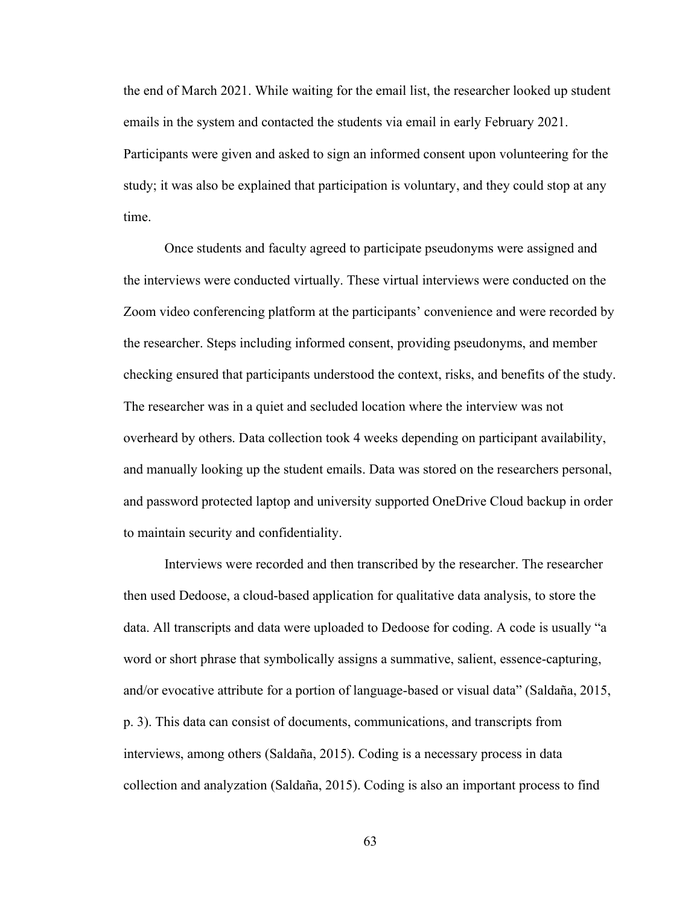the end of March 2021. While waiting for the email list, the researcher looked up student emails in the system and contacted the students via email in early February 2021. Participants were given and asked to sign an informed consent upon volunteering for the study; it was also be explained that participation is voluntary, and they could stop at any time.

Once students and faculty agreed to participate pseudonyms were assigned and the interviews were conducted virtually. These virtual interviews were conducted on the Zoom video conferencing platform at the participants' convenience and were recorded by the researcher. Steps including informed consent, providing pseudonyms, and member checking ensured that participants understood the context, risks, and benefits of the study. The researcher was in a quiet and secluded location where the interview was not overheard by others. Data collection took 4 weeks depending on participant availability, and manually looking up the student emails. Data was stored on the researchers personal, and password protected laptop and university supported OneDrive Cloud backup in order to maintain security and confidentiality.

Interviews were recorded and then transcribed by the researcher. The researcher then used Dedoose, a cloud-based application for qualitative data analysis, to store the data. All transcripts and data were uploaded to Dedoose for coding. A code is usually "a word or short phrase that symbolically assigns a summative, salient, essence-capturing, and/or evocative attribute for a portion of language-based or visual data" (Saldaña, 2015, p. 3). This data can consist of documents, communications, and transcripts from interviews, among others (Saldaña, 2015). Coding is a necessary process in data collection and analyzation (Saldaña, 2015). Coding is also an important process to find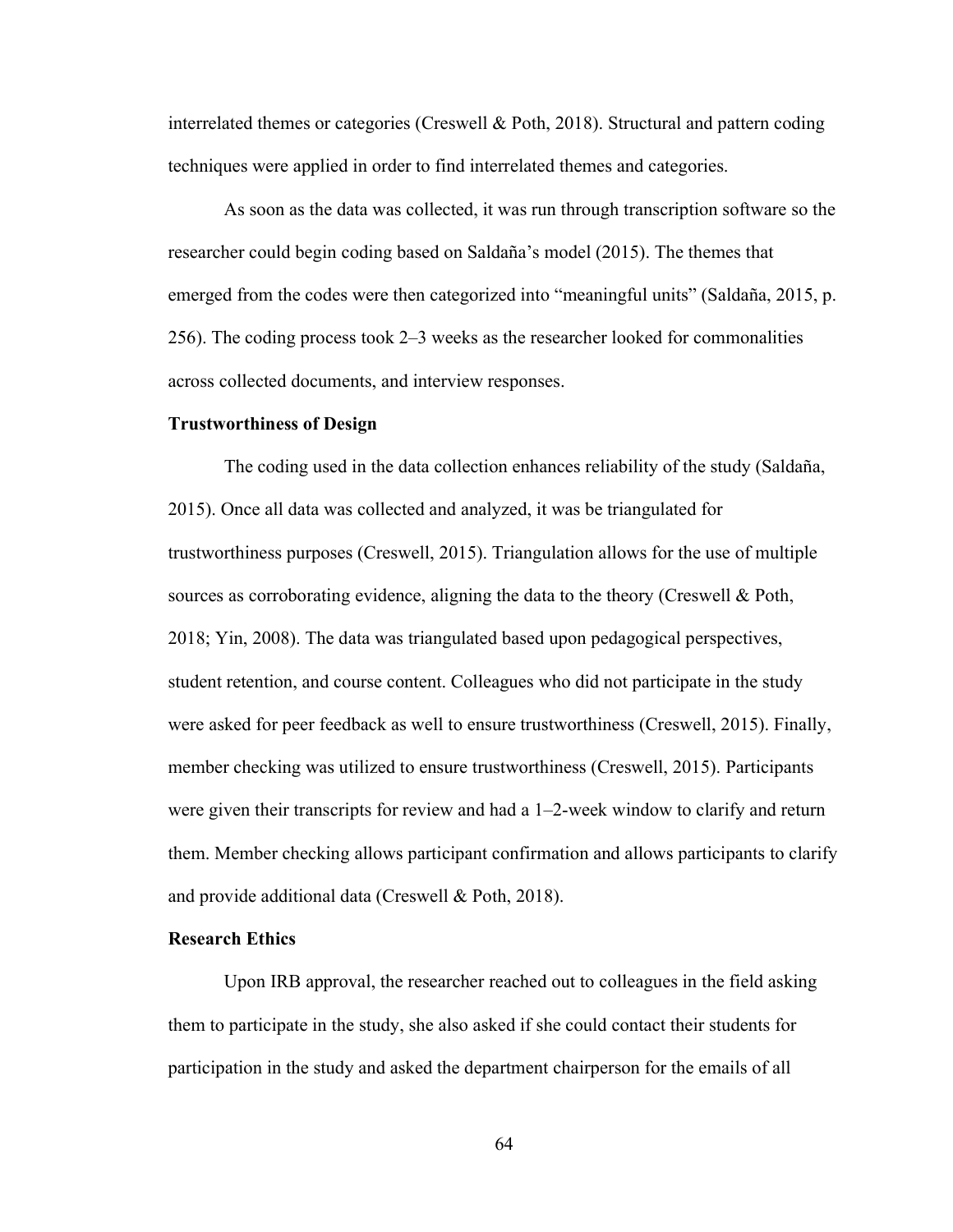interrelated themes or categories (Creswell & Poth, 2018). Structural and pattern coding techniques were applied in order to find interrelated themes and categories.

As soon as the data was collected, it was run through transcription software so the researcher could begin coding based on Saldaña's model (2015). The themes that emerged from the codes were then categorized into "meaningful units" (Saldaña, 2015, p. 256). The coding process took 2–3 weeks as the researcher looked for commonalities across collected documents, and interview responses.

**Trustworthiness of Design**

The coding used in the data collection enhances reliability of the study (Saldaña, 2015). Once all data was collected and analyzed, it was be triangulated for trustworthiness purposes (Creswell, 2015). Triangulation allows for the use of multiple sources as corroborating evidence, aligning the data to the theory (Creswell & Poth, 2018; Yin, 2008). The data was triangulated based upon pedagogical perspectives, student retention, and course content. Colleagues who did not participate in the study were asked for peer feedback as well to ensure trustworthiness (Creswell, 2015). Finally, member checking was utilized to ensure trustworthiness (Creswell, 2015). Participants were given their transcripts for review and had a 1–2-week window to clarify and return them. Member checking allows participant confirmation and allows participants to clarify and provide additional data (Creswell & Poth, 2018).

**Research Ethics**

Upon IRB approval, the researcher reached out to colleagues in the field asking them to participate in the study, she also asked if she could contact their students for participation in the study and asked the department chairperson for the emails of all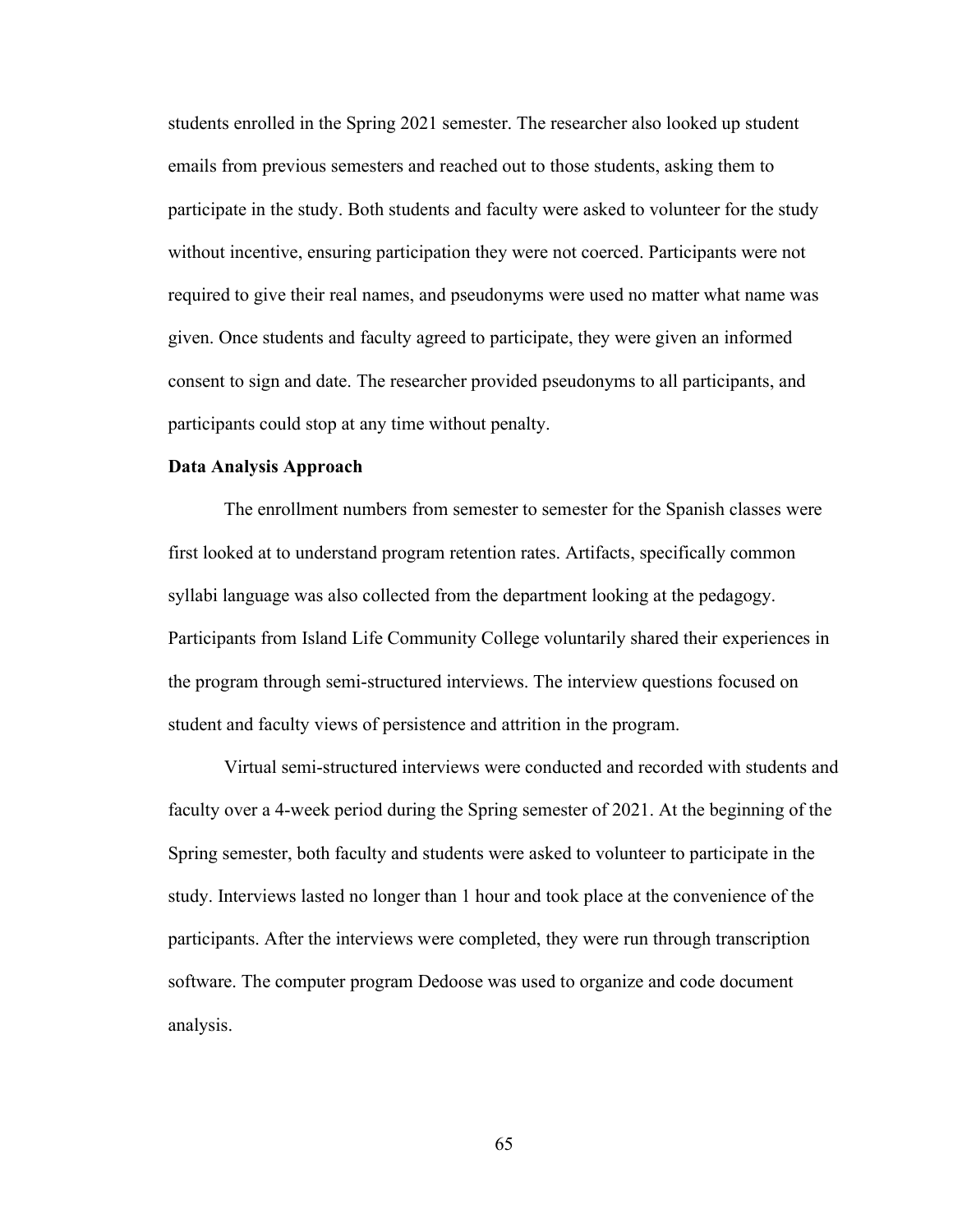students enrolled in the Spring 2021 semester. The researcher also looked up student emails from previous semesters and reached out to those students, asking them to participate in the study. Both students and faculty were asked to volunteer for the study without incentive, ensuring participation they were not coerced. Participants were not required to give their real names, and pseudonyms were used no matter what name was given. Once students and faculty agreed to participate, they were given an informed consent to sign and date. The researcher provided pseudonyms to all participants, and participants could stop at any time without penalty.

**Data Analysis Approach**

The enrollment numbers from semester to semester for the Spanish classes were first looked at to understand program retention rates. Artifacts, specifically common syllabi language was also collected from the department looking at the pedagogy. Participants from Island Life Community College voluntarily shared their experiences in the program through semi-structured interviews. The interview questions focused on student and faculty views of persistence and attrition in the program.

Virtual semi-structured interviews were conducted and recorded with students and faculty over a 4-week period during the Spring semester of 2021. At the beginning of the Spring semester, both faculty and students were asked to volunteer to participate in the study. Interviews lasted no longer than 1 hour and took place at the convenience of the participants. After the interviews were completed, they were run through transcription software. The computer program Dedoose was used to organize and code document analysis.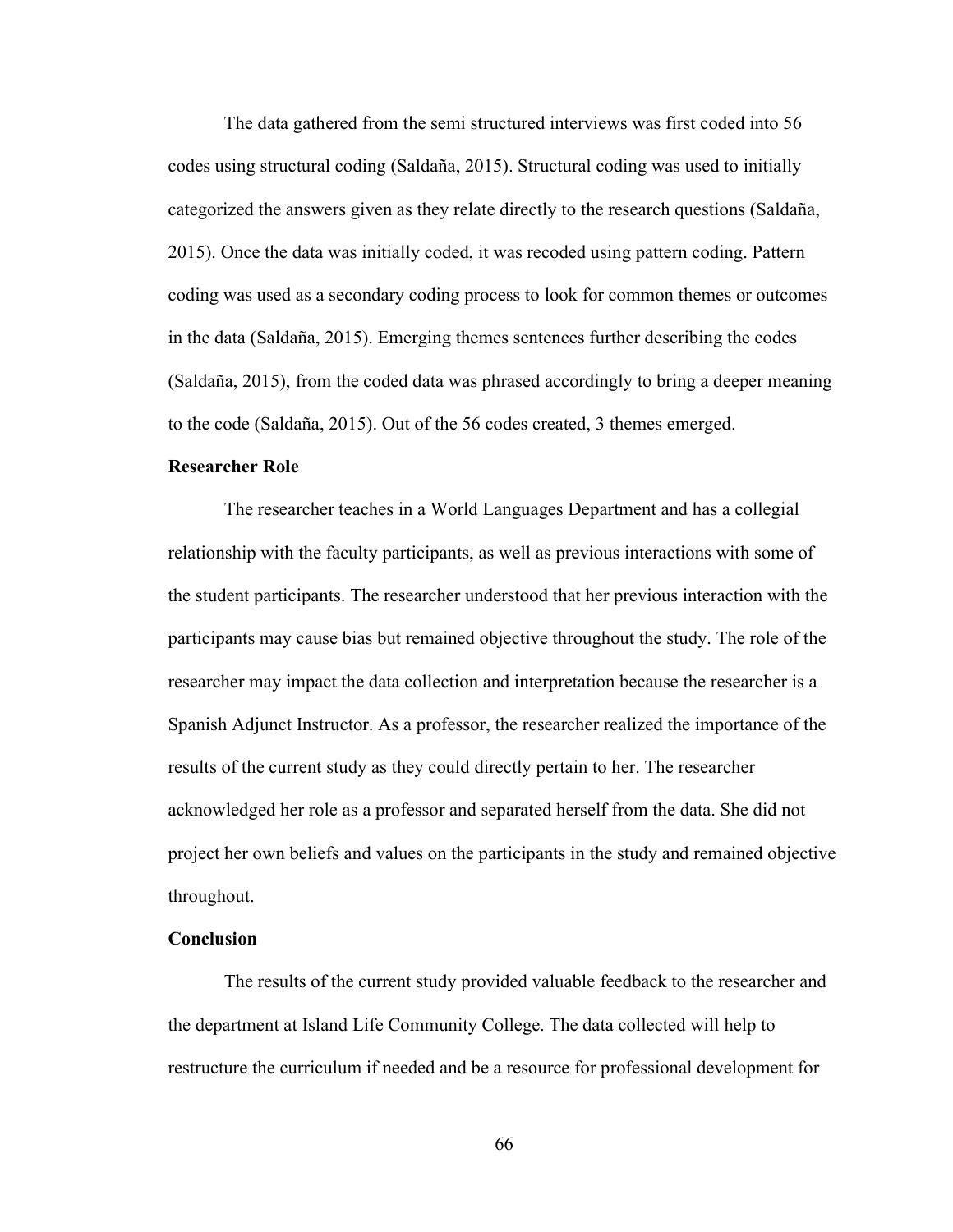The data gathered from the semi structured interviews was first coded into 56 codes using structural coding (Saldaña, 2015). Structural coding was used to initially categorized the answers given as they relate directly to the research questions (Saldaña, 2015). Once the data was initially coded, it was recoded using pattern coding. Pattern coding was used as a secondary coding process to look for common themes or outcomes in the data (Saldaña, 2015). Emerging themes sentences further describing the codes (Saldaña, 2015), from the coded data was phrased accordingly to bring a deeper meaning to the code (Saldaña, 2015). Out of the 56 codes created, 3 themes emerged.

### Researcher Role

The researcher teaches in a World Languages Department and has a collegial relationship with the faculty participants, as well as previous interactions with some of the student participants. The researcher understood that her previous interaction with the participants may cause bias but remained objective throughout the study. The role of the researcher may impact the data collection and interpretation because the researcher is a Spanish Adjunct Instructor. As a professor, the researcher realized the importance of the results of the current study as they could directly pertain to her. The researcher acknowledged her role as a professor and separated herself from the data. She did not project her own beliefs and values on the participants in the study and remained objective throughout.

### Conclusion

The results of the current study provided valuable feedback to the researcher and the department at Island Life Community College. The data collected will help to restructure the curriculum if needed and be a resource for professional development for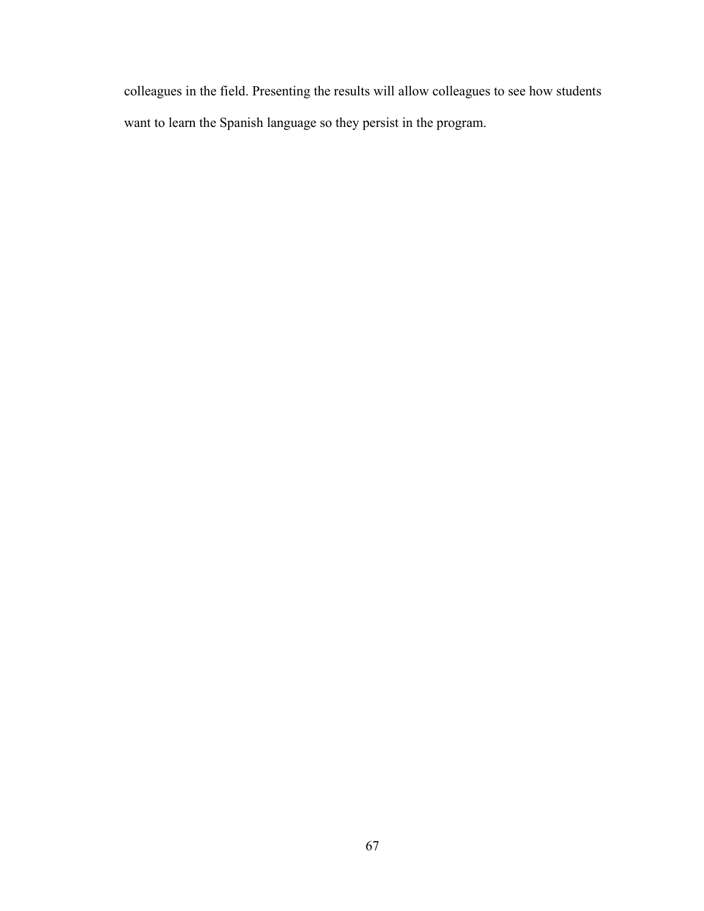colleagues in the field. Presenting the results will allow colleagues to see how students want to learn the Spanish language so they persist in the program.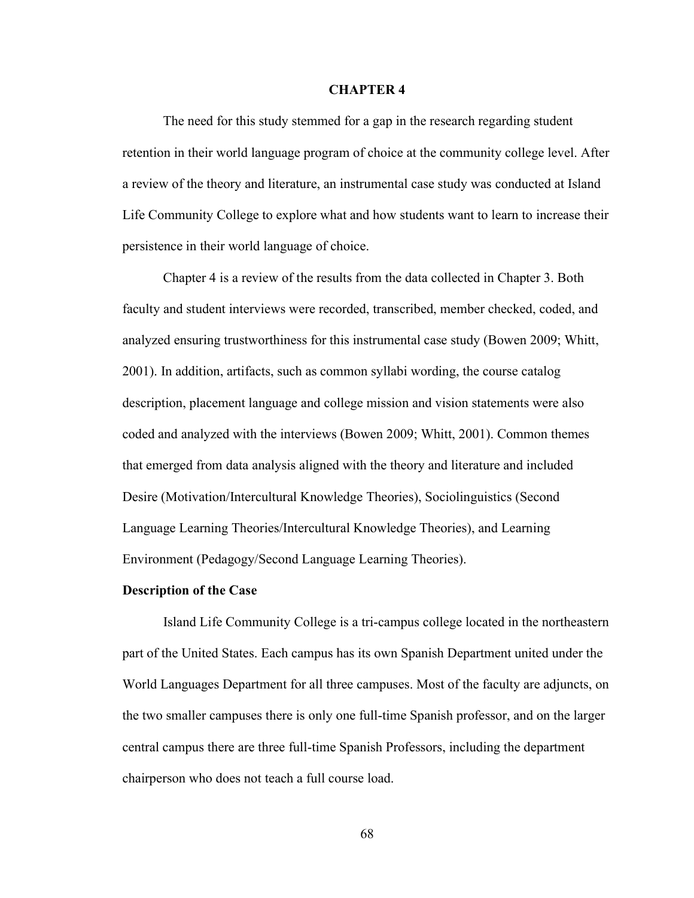# CHAPTER 4

The need for this study stemmed for a gap in the research regarding student retention in their world language program of choice at the community college level. After a review of the theory and literature, an instrumental case study was conducted at Island Life Community College to explore what and how students want to learn to increase their persistence in their world language of choice.

Chapter 4 is a review of the results from the data collected in Chapter 3. Both faculty and student interviews were recorded, transcribed, member checked, coded, and analyzed ensuring trustworthiness for this instrumental case study (Bowen 2009; Whitt, 2001). In addition, artifacts, such as common syllabi wording, the course catalog description, placement language and college mission and vision statements were also coded and analyzed with the interviews (Bowen 2009; Whitt, 2001). Common themes that emerged from data analysis aligned with the theory and literature and included Desire (Motivation/Intercultural Knowledge Theories), Sociolinguistics (Second Language Learning Theories/Intercultural Knowledge Theories), and Learning Environment (Pedagogy/Second Language Learning Theories).

**Description of the Case**

Island Life Community College is a tri-campus college located in the northeastern part of the United States. Each campus has its own Spanish Department united under the World Languages Department for all three campuses. Most of the faculty are adjuncts, on the two smaller campuses there is only one full-time Spanish professor, and on the larger central campus there are three full-time Spanish Professors, including the department chairperson who does not teach a full course load.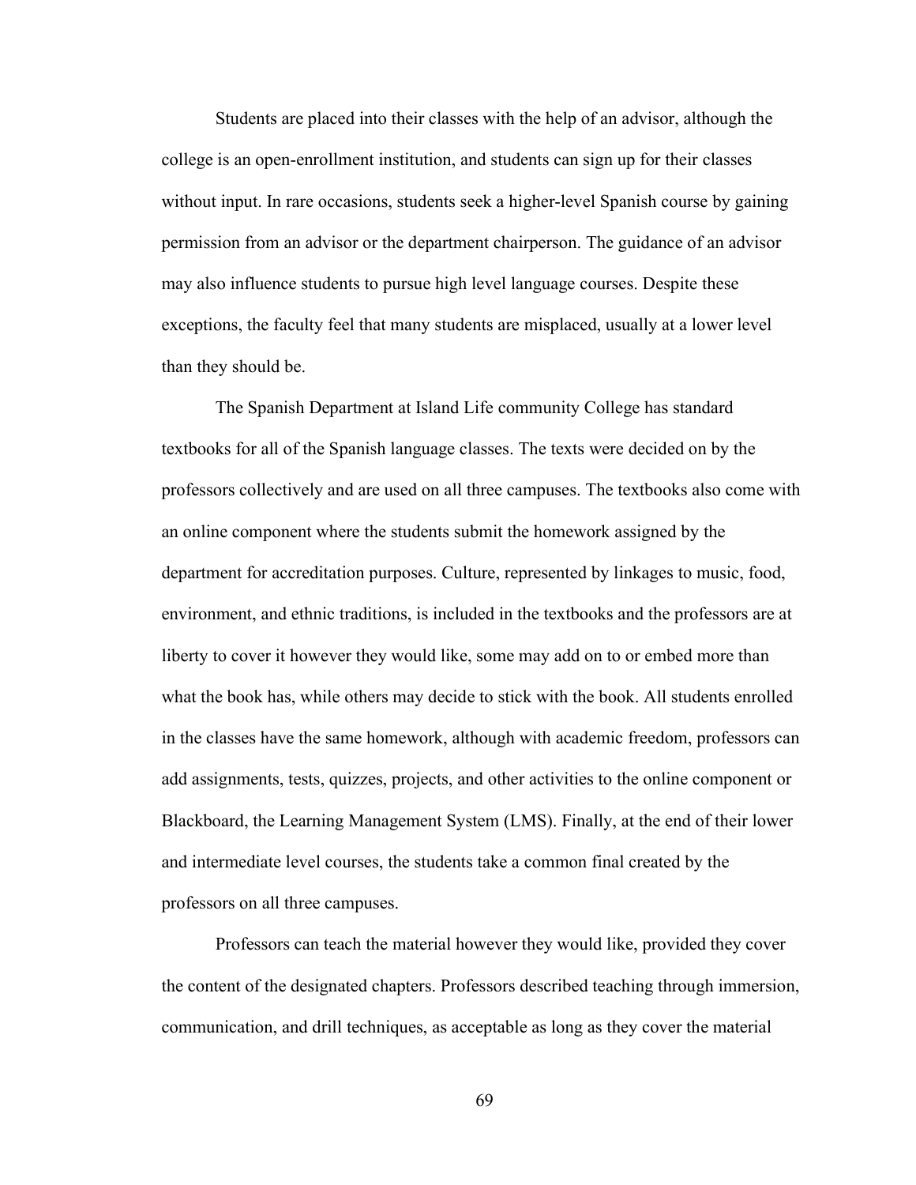Students are placed into their classes with the help of an advisor, although the college is an open-enrollment institution, and students can sign up for their classes without input. In rare occasions, students seek a higher-level Spanish course by gaining permission from an advisor or the department chairperson. The guidance of an advisor may also influence students to pursue high level language courses. Despite these exceptions, the faculty feel that many students are misplaced, usually at a lower level than they should be.

The Spanish Department at Island Life community College has standard textbooks for all of the Spanish language classes. The texts were decided on by the professors collectively and are used on all three campuses. The textbooks also come with an online component where the students submit the homework assigned by the department for accreditation purposes. Culture, represented by linkages to music, food, environment, and ethnic traditions, is included in the textbooks and the professors are at liberty to cover it however they would like, some may add on to or embed more than what the book has, while others may decide to stick with the book. All students enrolled in the classes have the same homework, although with academic freedom, professors can add assignments, tests, quizzes, projects, and other activities to the online component or Blackboard, the Learning Management System (LMS). Finally, at the end of their lower and intermediate level courses, the students take a common final created by the professors on all three campuses.

Professors can teach the material however they would like, provided they cover the content of the designated chapters. Professors described teaching through immersion, communication, and drill techniques, as acceptable as long as they cover the material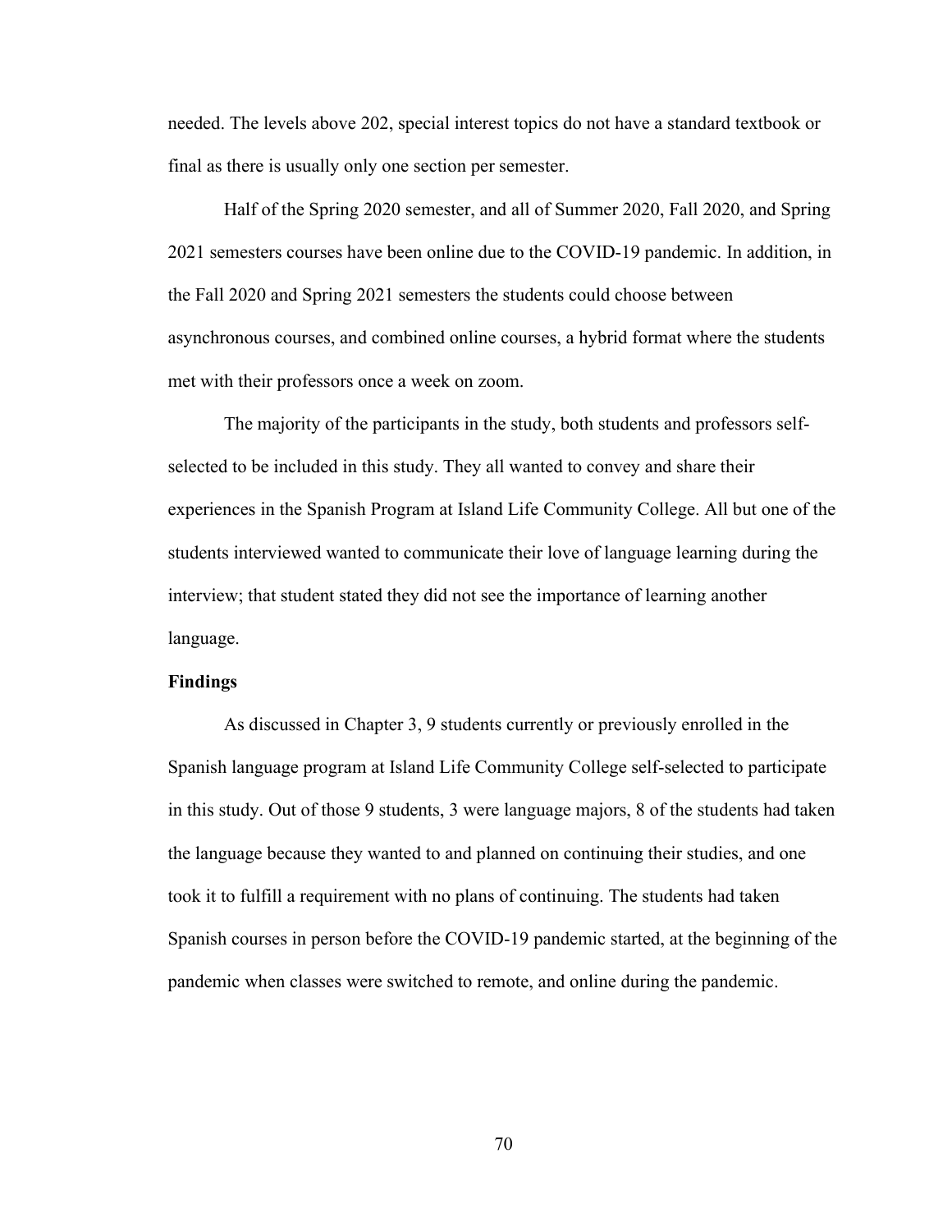needed. The levels above 202, special interest topics do not have a standard textbook or final as there is usually only one section per semester.

Half of the Spring 2020 semester, and all of Summer 2020, Fall 2020, and Spring 2021 semesters courses have been online due to the COVID-19 pandemic. In addition, in the Fall 2020 and Spring 2021 semesters the students could choose between asynchronous courses, and combined online courses, a hybrid format where the students met with their professors once a week on zoom.

The majority of the participants in the study, both students and professors self-selected to be included in this study. They all wanted to convey and share their experiences in the Spanish Program at Island Life Community College. All but one of the students interviewed wanted to communicate their love of language learning during the interview; that student stated they did not see the importance of learning another language.

**Findings**

As discussed in Chapter 3, 9 students currently or previously enrolled in the Spanish language program at Island Life Community College self-selected to participate in this study. Out of those 9 students, 3 were language majors, 8 of the students had taken the language because they wanted to and planned on continuing their studies, and one took it to fulfill a requirement with no plans of continuing. The students had taken Spanish courses in person before the COVID-19 pandemic started, at the beginning of the pandemic when classes were switched to remote, and online during the pandemic.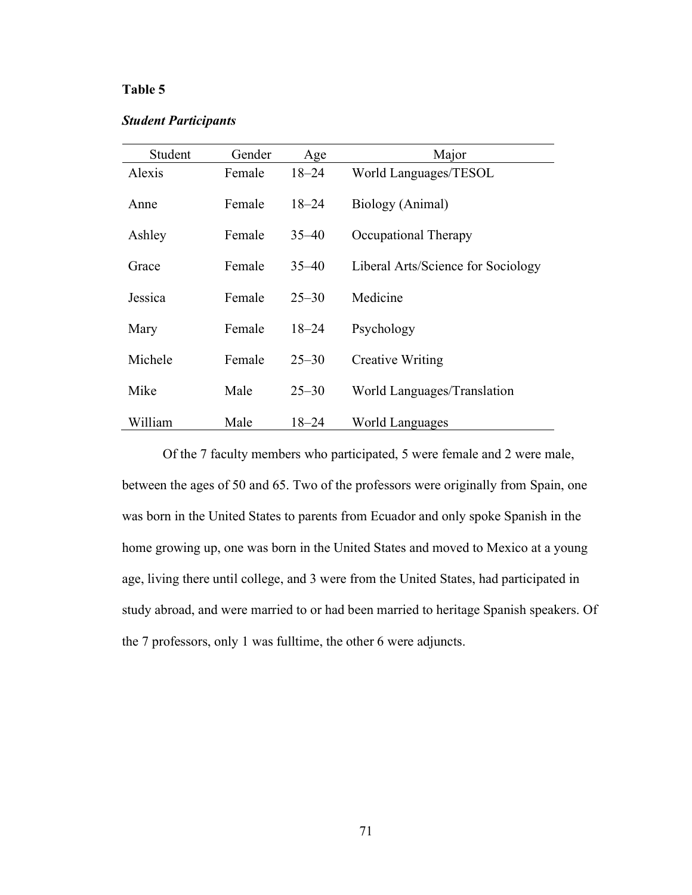**Table 5**

***Student Participants***

| Student | Gender | Age | Major |
|---|---|---|---|
| Alexis | Female | 18–24 | World Languages/TESOL |
| Anne | Female | 18–24 | Biology (Animal) |
| Ashley | Female | 35–40 | Occupational Therapy |
| Grace | Female | 35–40 | Liberal Arts/Science for Sociology |
| Jessica | Female | 25–30 | Medicine |
| Mary | Female | 18–24 | Psychology |
| Michele | Female | 25–30 | Creative Writing |
| Mike | Male | 25–30 | World Languages/Translation |
| William | Male | 18–24 | World Languages |

Of the 7 faculty members who participated, 5 were female and 2 were male, between the ages of 50 and 65. Two of the professors were originally from Spain, one was born in the United States to parents from Ecuador and only spoke Spanish in the home growing up, one was born in the United States and moved to Mexico at a young age, living there until college, and 3 were from the United States, had participated in study abroad, and were married to or had been married to heritage Spanish speakers. Of the 7 professors, only 1 was fulltime, the other 6 were adjuncts.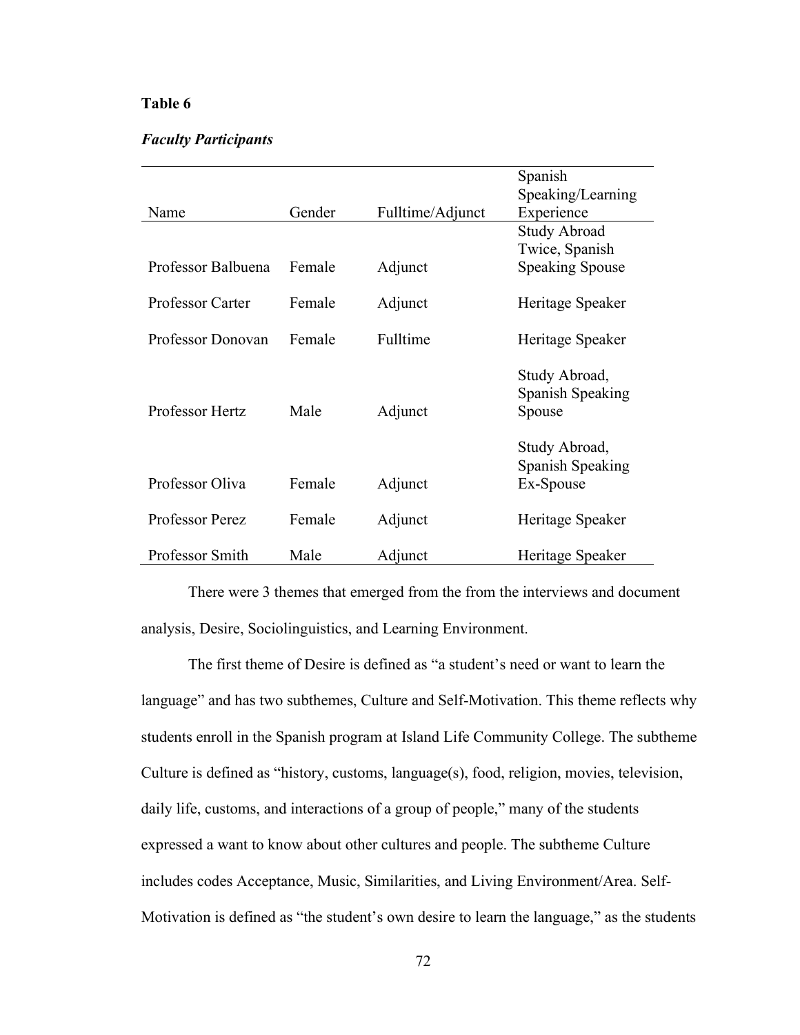**Table 6**

***Faculty Participants***

| Name | Gender | Fulltime/Adjunct | Spanish Speaking/Learning Experience |
|---|---|---|---|
| Professor Balbuena | Female | Adjunct | Study Abroad Twice, Spanish Speaking Spouse |
| Professor Carter | Female | Adjunct | Heritage Speaker |
| Professor Donovan | Female | Fulltime | Heritage Speaker |
| Professor Hertz | Male | Adjunct | Study Abroad, Spanish Speaking Spouse |
| Professor Oliva | Female | Adjunct | Study Abroad, Spanish Speaking Ex-Spouse |
| Professor Perez | Female | Adjunct | Heritage Speaker |
| Professor Smith | Male | Adjunct | Heritage Speaker |

There were 3 themes that emerged from the from the interviews and document analysis, Desire, Sociolinguistics, and Learning Environment.

The first theme of Desire is defined as "a student's need or want to learn the language" and has two subthemes, Culture and Self-Motivation. This theme reflects why students enroll in the Spanish program at Island Life Community College. The subtheme Culture is defined as "history, customs, language(s), food, religion, movies, television, daily life, customs, and interactions of a group of people," many of the students expressed a want to know about other cultures and people. The subtheme Culture includes codes Acceptance, Music, Similarities, and Living Environment/Area. Self-Motivation is defined as "the student's own desire to learn the language," as the students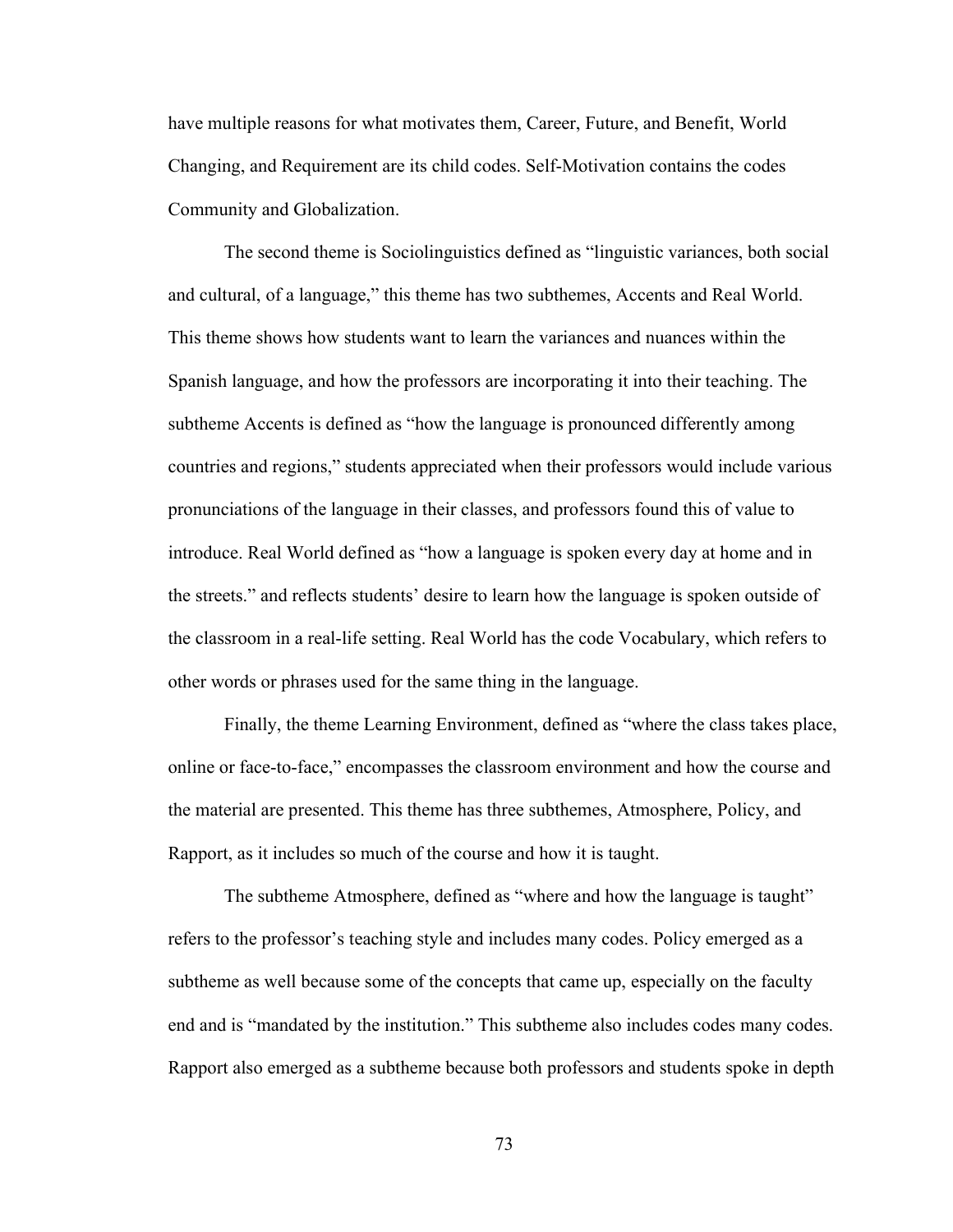have multiple reasons for what motivates them, Career, Future, and Benefit, World Changing, and Requirement are its child codes. Self-Motivation contains the codes Community and Globalization.

The second theme is Sociolinguistics defined as "linguistic variances, both social and cultural, of a language," this theme has two subthemes, Accents and Real World. This theme shows how students want to learn the variances and nuances within the Spanish language, and how the professors are incorporating it into their teaching. The subtheme Accents is defined as "how the language is pronounced differently among countries and regions," students appreciated when their professors would include various pronunciations of the language in their classes, and professors found this of value to introduce. Real World defined as "how a language is spoken every day at home and in the streets." and reflects students' desire to learn how the language is spoken outside of the classroom in a real-life setting. Real World has the code Vocabulary, which refers to other words or phrases used for the same thing in the language.

Finally, the theme Learning Environment, defined as "where the class takes place, online or face-to-face," encompasses the classroom environment and how the course and the material are presented. This theme has three subthemes, Atmosphere, Policy, and Rapport, as it includes so much of the course and how it is taught.

The subtheme Atmosphere, defined as "where and how the language is taught" refers to the professor's teaching style and includes many codes. Policy emerged as a subtheme as well because some of the concepts that came up, especially on the faculty end and is "mandated by the institution." This subtheme also includes codes many codes. Rapport also emerged as a subtheme because both professors and students spoke in depth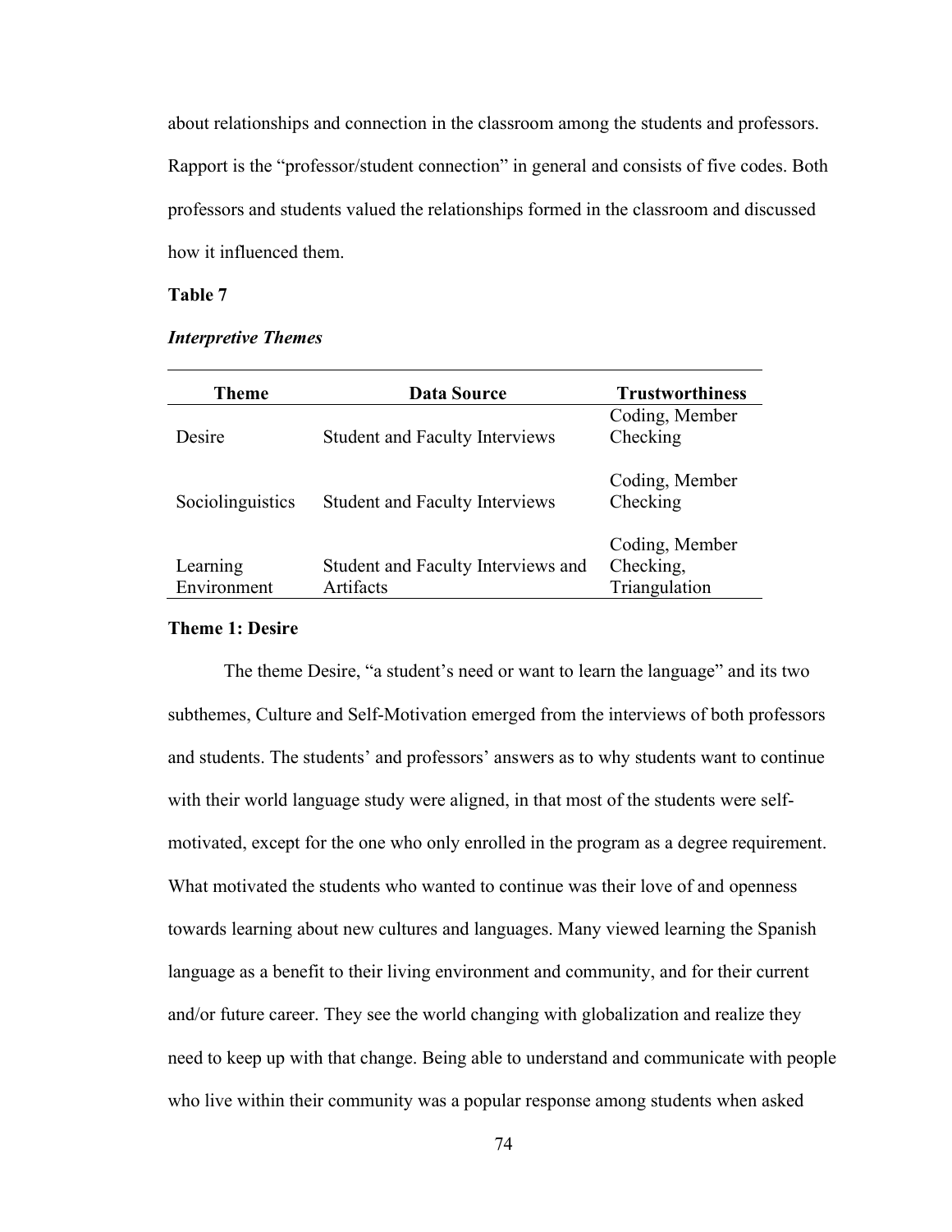about relationships and connection in the classroom among the students and professors. Rapport is the "professor/student connection" in general and consists of five codes. Both professors and students valued the relationships formed in the classroom and discussed how it influenced them.

**Table 7**

***Interpretive Themes***

| Theme | Data Source | Trustworthiness |
|---|---|---|
| Desire | Student and Faculty Interviews | Coding, Member Checking |
| Sociolinguistics | Student and Faculty Interviews | Coding, Member Checking |
| Learning Environment | Student and Faculty Interviews and Artifacts | Coding, Member Checking, Triangulation |

### Theme 1: Desire

The theme Desire, "a student's need or want to learn the language" and its two subthemes, Culture and Self-Motivation emerged from the interviews of both professors and students. The students' and professors' answers as to why students want to continue with their world language study were aligned, in that most of the students were self-motivated, except for the one who only enrolled in the program as a degree requirement. What motivated the students who wanted to continue was their love of and openness towards learning about new cultures and languages. Many viewed learning the Spanish language as a benefit to their living environment and community, and for their current and/or future career. They see the world changing with globalization and realize they need to keep up with that change. Being able to understand and communicate with people who live within their community was a popular response among students when asked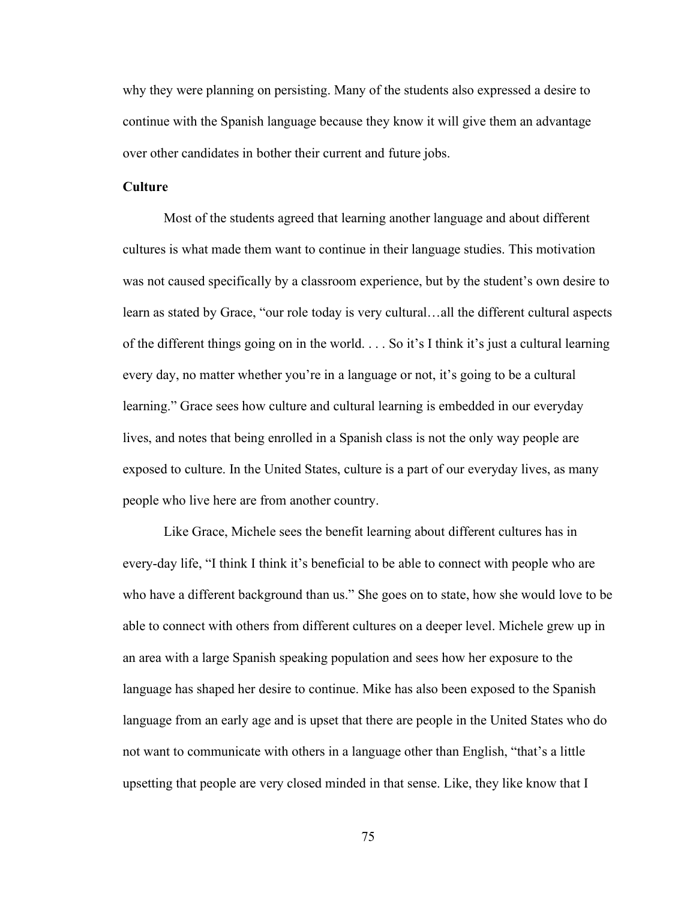why they were planning on persisting. Many of the students also expressed a desire to continue with the Spanish language because they know it will give them an advantage over other candidates in bother their current and future jobs.

### Culture

Most of the students agreed that learning another language and about different cultures is what made them want to continue in their language studies. This motivation was not caused specifically by a classroom experience, but by the student's own desire to learn as stated by Grace, "our role today is very cultural…all the different cultural aspects of the different things going on in the world. . . . So it's I think it's just a cultural learning every day, no matter whether you're in a language or not, it's going to be a cultural learning." Grace sees how culture and cultural learning is embedded in our everyday lives, and notes that being enrolled in a Spanish class is not the only way people are exposed to culture. In the United States, culture is a part of our everyday lives, as many people who live here are from another country.

Like Grace, Michele sees the benefit learning about different cultures has in every-day life, "I think I think it's beneficial to be able to connect with people who are who have a different background than us." She goes on to state, how she would love to be able to connect with others from different cultures on a deeper level. Michele grew up in an area with a large Spanish speaking population and sees how her exposure to the language has shaped her desire to continue. Mike has also been exposed to the Spanish language from an early age and is upset that there are people in the United States who do not want to communicate with others in a language other than English, "that's a little upsetting that people are very closed minded in that sense. Like, they like know that I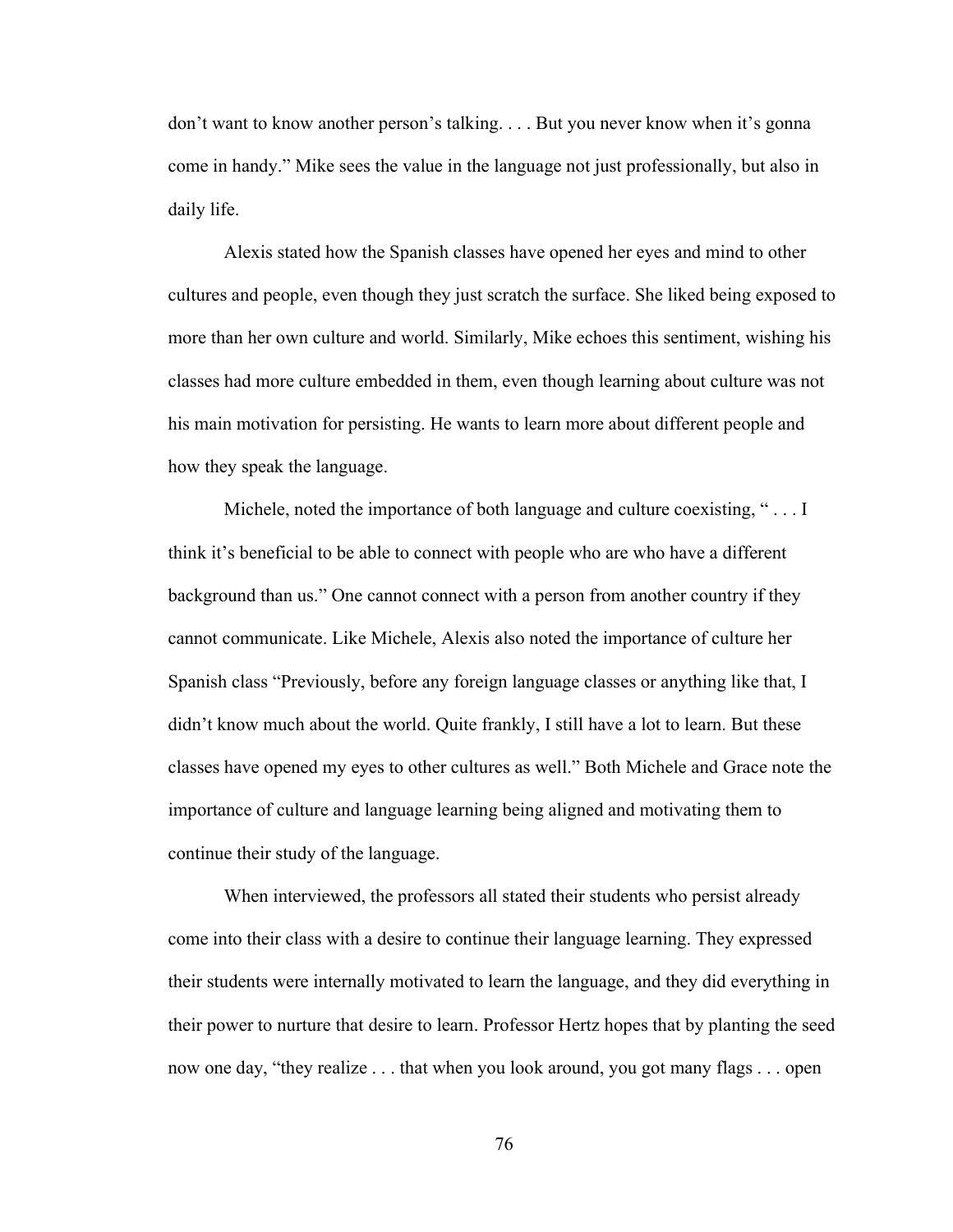don't want to know another person's talking. . . . But you never know when it's gonna come in handy." Mike sees the value in the language not just professionally, but also in daily life.

Alexis stated how the Spanish classes have opened her eyes and mind to other cultures and people, even though they just scratch the surface. She liked being exposed to more than her own culture and world. Similarly, Mike echoes this sentiment, wishing his classes had more culture embedded in them, even though learning about culture was not his main motivation for persisting. He wants to learn more about different people and how they speak the language.

Michele, noted the importance of both language and culture coexisting, " . . . I think it's beneficial to be able to connect with people who are who have a different background than us." One cannot connect with a person from another country if they cannot communicate. Like Michele, Alexis also noted the importance of culture her Spanish class "Previously, before any foreign language classes or anything like that, I didn't know much about the world. Quite frankly, I still have a lot to learn. But these classes have opened my eyes to other cultures as well." Both Michele and Grace note the importance of culture and language learning being aligned and motivating them to continue their study of the language.

When interviewed, the professors all stated their students who persist already come into their class with a desire to continue their language learning. They expressed their students were internally motivated to learn the language, and they did everything in their power to nurture that desire to learn. Professor Hertz hopes that by planting the seed now one day, "they realize . . . that when you look around, you got many flags . . . open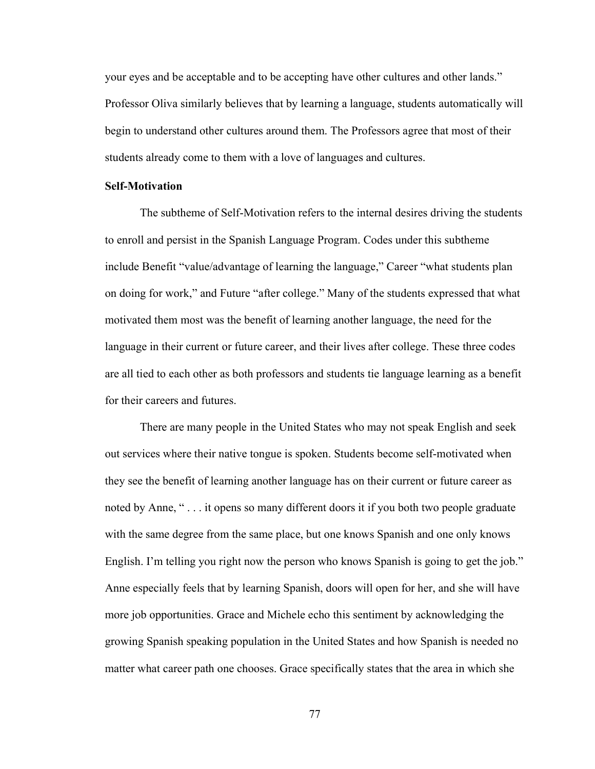your eyes and be acceptable and to be accepting have other cultures and other lands." Professor Oliva similarly believes that by learning a language, students automatically will begin to understand other cultures around them. The Professors agree that most of their students already come to them with a love of languages and cultures.

### Self-Motivation

The subtheme of Self-Motivation refers to the internal desires driving the students to enroll and persist in the Spanish Language Program. Codes under this subtheme include Benefit "value/advantage of learning the language," Career "what students plan on doing for work," and Future "after college." Many of the students expressed that what motivated them most was the benefit of learning another language, the need for the language in their current or future career, and their lives after college. These three codes are all tied to each other as both professors and students tie language learning as a benefit for their careers and futures.

There are many people in the United States who may not speak English and seek out services where their native tongue is spoken. Students become self-motivated when they see the benefit of learning another language has on their current or future career as noted by Anne, " . . . it opens so many different doors it if you both two people graduate with the same degree from the same place, but one knows Spanish and one only knows English. I'm telling you right now the person who knows Spanish is going to get the job." Anne especially feels that by learning Spanish, doors will open for her, and she will have more job opportunities. Grace and Michele echo this sentiment by acknowledging the growing Spanish speaking population in the United States and how Spanish is needed no matter what career path one chooses. Grace specifically states that the area in which she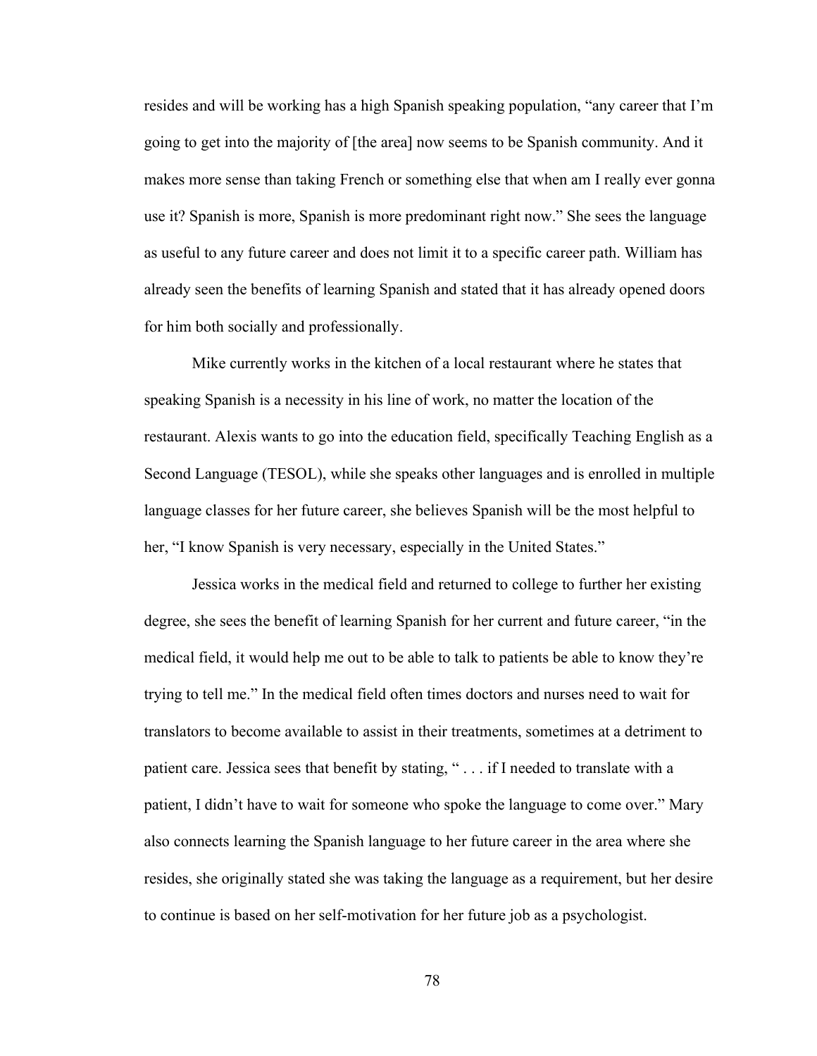resides and will be working has a high Spanish speaking population, "any career that I'm going to get into the majority of [the area] now seems to be Spanish community. And it makes more sense than taking French or something else that when am I really ever gonna use it? Spanish is more, Spanish is more predominant right now." She sees the language as useful to any future career and does not limit it to a specific career path. William has already seen the benefits of learning Spanish and stated that it has already opened doors for him both socially and professionally.

Mike currently works in the kitchen of a local restaurant where he states that speaking Spanish is a necessity in his line of work, no matter the location of the restaurant. Alexis wants to go into the education field, specifically Teaching English as a Second Language (TESOL), while she speaks other languages and is enrolled in multiple language classes for her future career, she believes Spanish will be the most helpful to her, "I know Spanish is very necessary, especially in the United States."

Jessica works in the medical field and returned to college to further her existing degree, she sees the benefit of learning Spanish for her current and future career, "in the medical field, it would help me out to be able to talk to patients be able to know they're trying to tell me." In the medical field often times doctors and nurses need to wait for translators to become available to assist in their treatments, sometimes at a detriment to patient care. Jessica sees that benefit by stating, " . . . if I needed to translate with a patient, I didn't have to wait for someone who spoke the language to come over." Mary also connects learning the Spanish language to her future career in the area where she resides, she originally stated she was taking the language as a requirement, but her desire to continue is based on her self-motivation for her future job as a psychologist.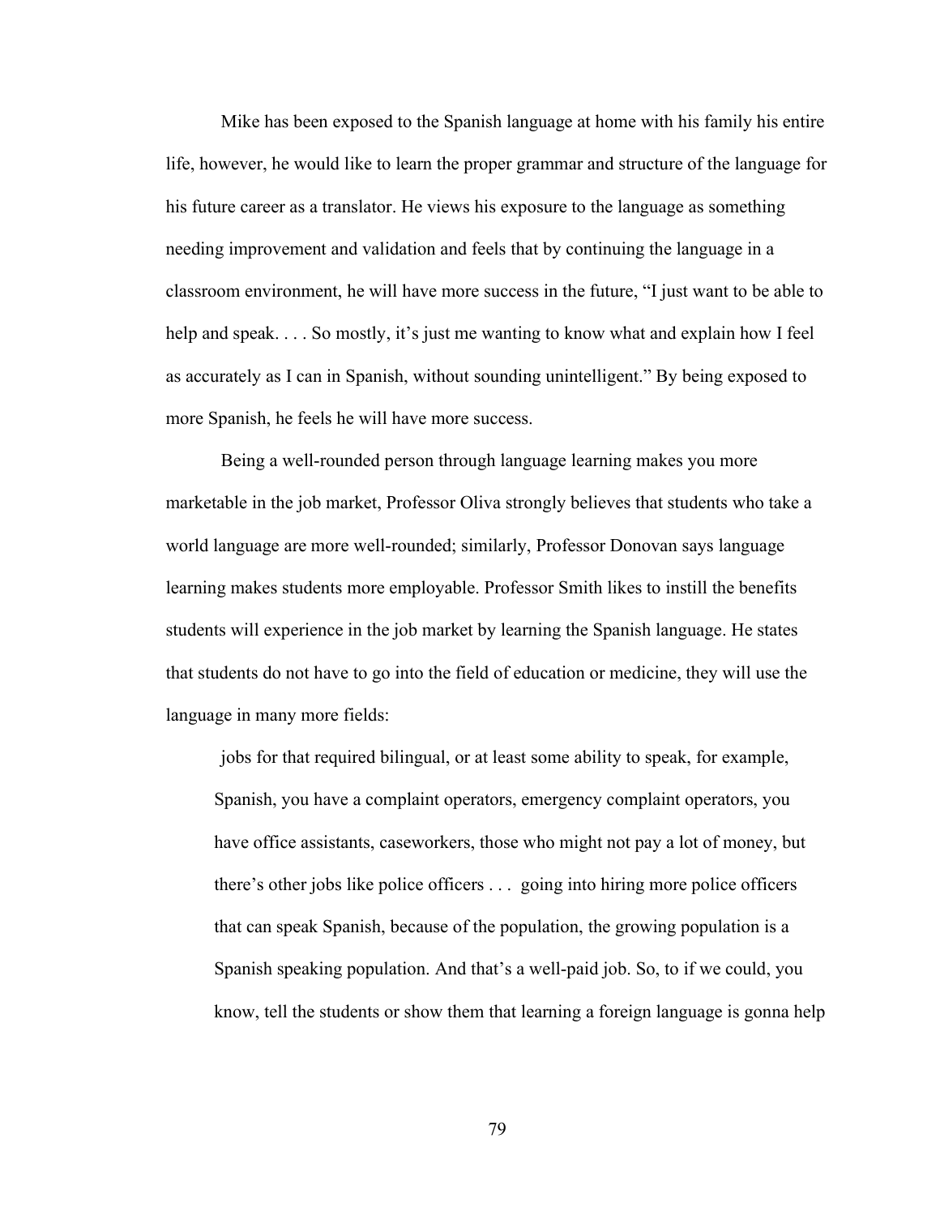Mike has been exposed to the Spanish language at home with his family his entire life, however, he would like to learn the proper grammar and structure of the language for his future career as a translator. He views his exposure to the language as something needing improvement and validation and feels that by continuing the language in a classroom environment, he will have more success in the future, "I just want to be able to help and speak. . . . So mostly, it's just me wanting to know what and explain how I feel as accurately as I can in Spanish, without sounding unintelligent." By being exposed to more Spanish, he feels he will have more success.

Being a well-rounded person through language learning makes you more marketable in the job market, Professor Oliva strongly believes that students who take a world language are more well-rounded; similarly, Professor Donovan says language learning makes students more employable. Professor Smith likes to instill the benefits students will experience in the job market by learning the Spanish language. He states that students do not have to go into the field of education or medicine, they will use the language in many more fields:

> jobs for that required bilingual, or at least some ability to speak, for example, Spanish, you have a complaint operators, emergency complaint operators, you have office assistants, caseworkers, those who might not pay a lot of money, but there's other jobs like police officers . . . going into hiring more police officers that can speak Spanish, because of the population, the growing population is a Spanish speaking population. And that's a well-paid job. So, to if we could, you know, tell the students or show them that learning a foreign language is gonna help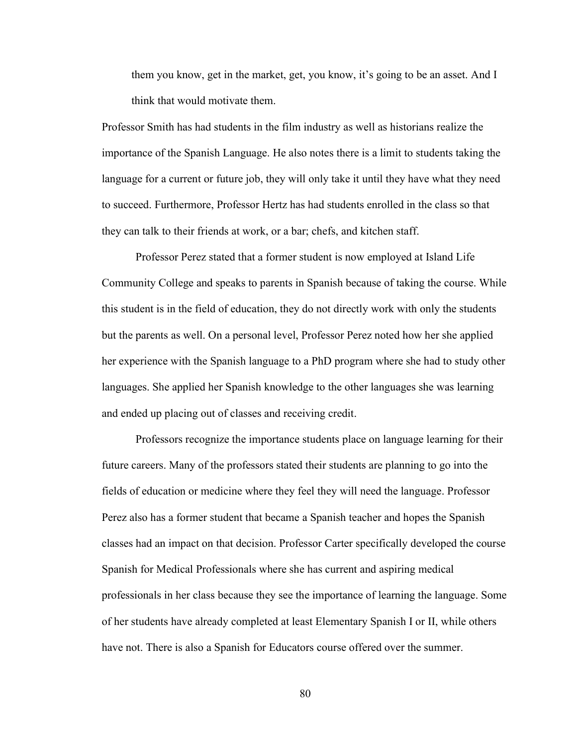> them you know, get in the market, get, you know, it's going to be an asset. And I think that would motivate them.

Professor Smith has had students in the film industry as well as historians realize the importance of the Spanish Language. He also notes there is a limit to students taking the language for a current or future job, they will only take it until they have what they need to succeed. Furthermore, Professor Hertz has had students enrolled in the class so that they can talk to their friends at work, or a bar; chefs, and kitchen staff.

Professor Perez stated that a former student is now employed at Island Life Community College and speaks to parents in Spanish because of taking the course. While this student is in the field of education, they do not directly work with only the students but the parents as well. On a personal level, Professor Perez noted how her she applied her experience with the Spanish language to a PhD program where she had to study other languages. She applied her Spanish knowledge to the other languages she was learning and ended up placing out of classes and receiving credit.

Professors recognize the importance students place on language learning for their future careers. Many of the professors stated their students are planning to go into the fields of education or medicine where they feel they will need the language. Professor Perez also has a former student that became a Spanish teacher and hopes the Spanish classes had an impact on that decision. Professor Carter specifically developed the course Spanish for Medical Professionals where she has current and aspiring medical professionals in her class because they see the importance of learning the language. Some of her students have already completed at least Elementary Spanish I or II, while others have not. There is also a Spanish for Educators course offered over the summer.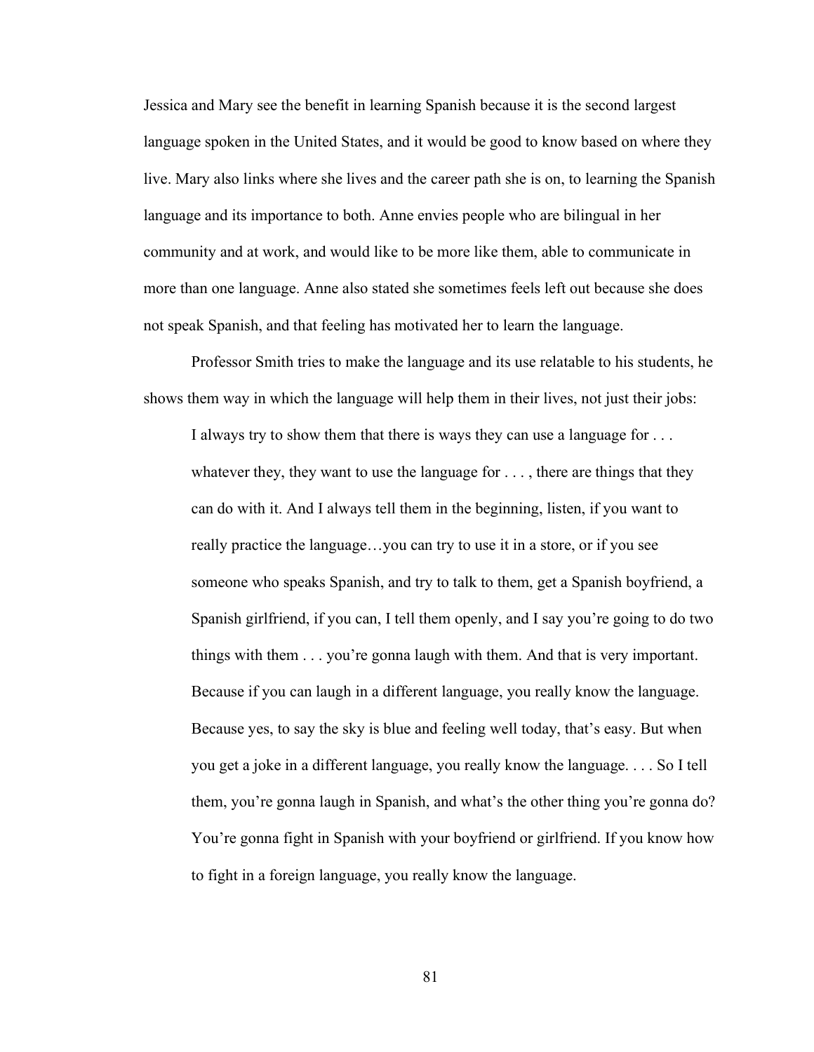Jessica and Mary see the benefit in learning Spanish because it is the second largest language spoken in the United States, and it would be good to know based on where they live. Mary also links where she lives and the career path she is on, to learning the Spanish language and its importance to both. Anne envies people who are bilingual in her community and at work, and would like to be more like them, able to communicate in more than one language. Anne also stated she sometimes feels left out because she does not speak Spanish, and that feeling has motivated her to learn the language.

Professor Smith tries to make the language and its use relatable to his students, he shows them way in which the language will help them in their lives, not just their jobs:

> I always try to show them that there is ways they can use a language for . . . whatever they, they want to use the language for . . . , there are things that they can do with it. And I always tell them in the beginning, listen, if you want to really practice the language…you can try to use it in a store, or if you see someone who speaks Spanish, and try to talk to them, get a Spanish boyfriend, a Spanish girlfriend, if you can, I tell them openly, and I say you're going to do two things with them . . . you're gonna laugh with them. And that is very important. Because if you can laugh in a different language, you really know the language. Because yes, to say the sky is blue and feeling well today, that's easy. But when you get a joke in a different language, you really know the language. . . . So I tell them, you're gonna laugh in Spanish, and what's the other thing you're gonna do? You're gonna fight in Spanish with your boyfriend or girlfriend. If you know how to fight in a foreign language, you really know the language.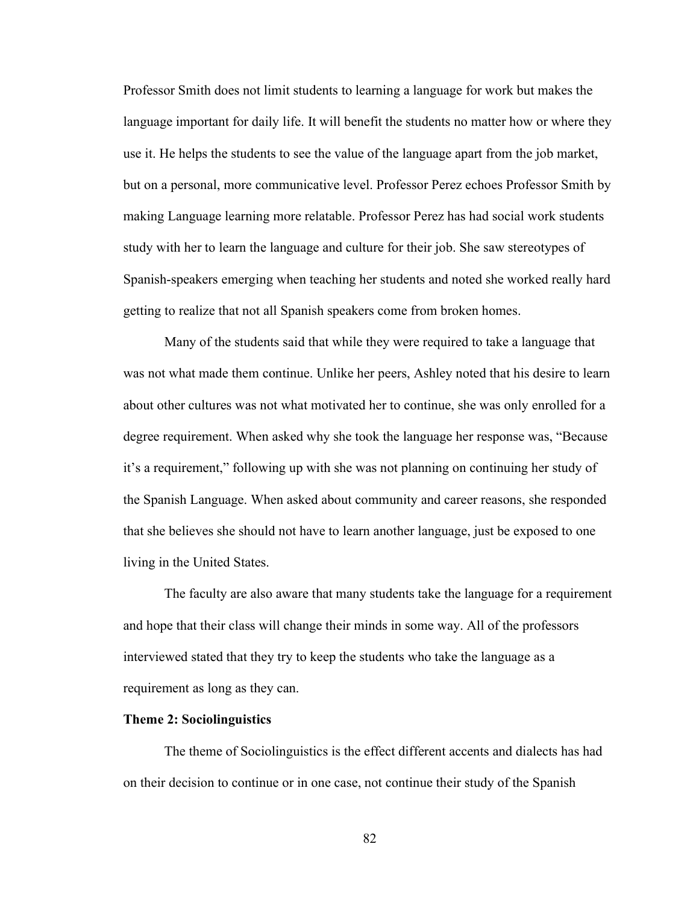Professor Smith does not limit students to learning a language for work but makes the language important for daily life. It will benefit the students no matter how or where they use it. He helps the students to see the value of the language apart from the job market, but on a personal, more communicative level. Professor Perez echoes Professor Smith by making Language learning more relatable. Professor Perez has had social work students study with her to learn the language and culture for their job. She saw stereotypes of Spanish-speakers emerging when teaching her students and noted she worked really hard getting to realize that not all Spanish speakers come from broken homes.

Many of the students said that while they were required to take a language that was not what made them continue. Unlike her peers, Ashley noted that his desire to learn about other cultures was not what motivated her to continue, she was only enrolled for a degree requirement. When asked why she took the language her response was, "Because it's a requirement," following up with she was not planning on continuing her study of the Spanish Language. When asked about community and career reasons, she responded that she believes she should not have to learn another language, just be exposed to one living in the United States.

The faculty are also aware that many students take the language for a requirement and hope that their class will change their minds in some way. All of the professors interviewed stated that they try to keep the students who take the language as a requirement as long as they can.

**Theme 2: Sociolinguistics**

The theme of Sociolinguistics is the effect different accents and dialects has had on their decision to continue or in one case, not continue their study of the Spanish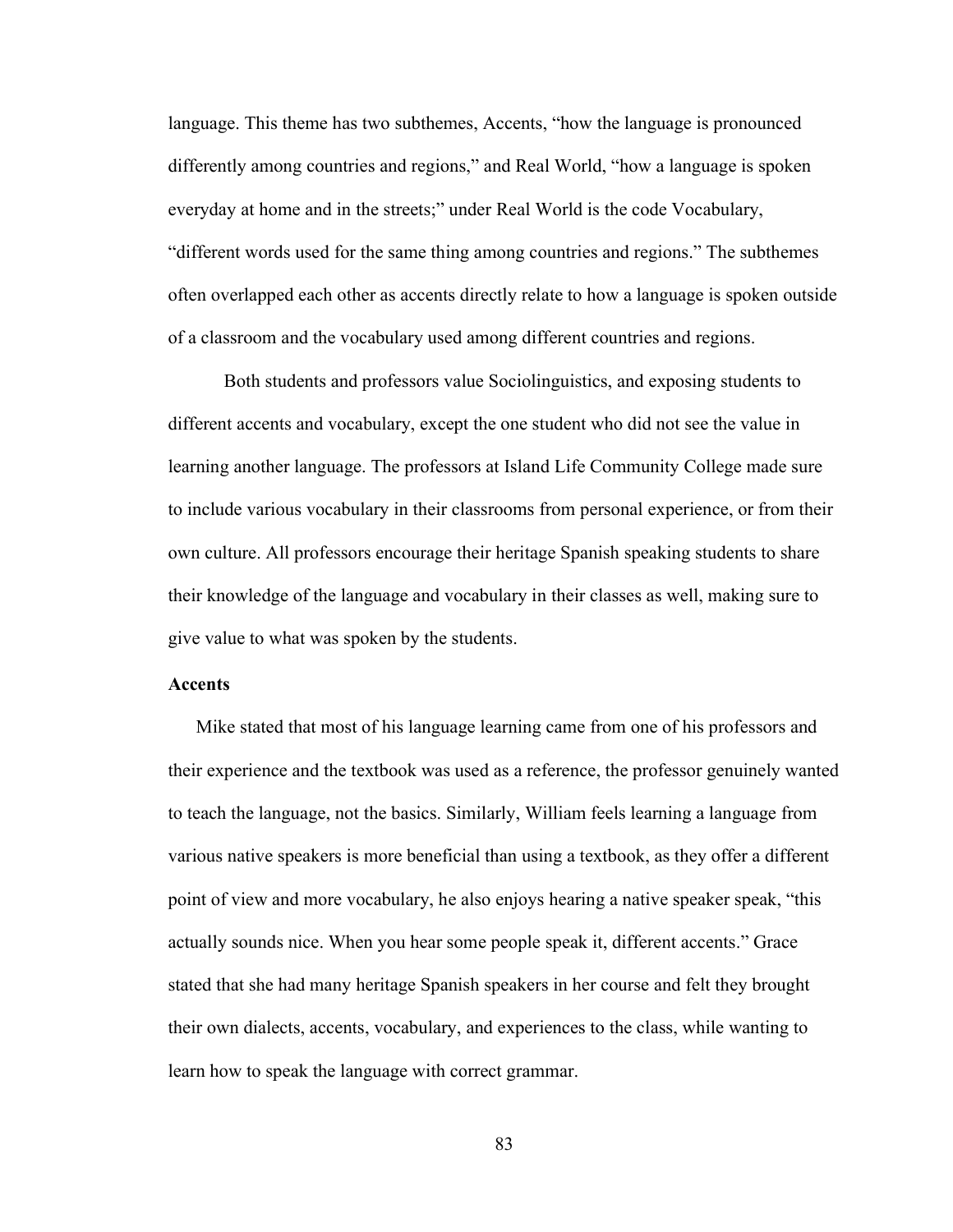language. This theme has two subthemes, Accents, "how the language is pronounced differently among countries and regions," and Real World, "how a language is spoken everyday at home and in the streets;" under Real World is the code Vocabulary, "different words used for the same thing among countries and regions." The subthemes often overlapped each other as accents directly relate to how a language is spoken outside of a classroom and the vocabulary used among different countries and regions.

Both students and professors value Sociolinguistics, and exposing students to different accents and vocabulary, except the one student who did not see the value in learning another language. The professors at Island Life Community College made sure to include various vocabulary in their classrooms from personal experience, or from their own culture. All professors encourage their heritage Spanish speaking students to share their knowledge of the language and vocabulary in their classes as well, making sure to give value to what was spoken by the students.

**Accents**

Mike stated that most of his language learning came from one of his professors and their experience and the textbook was used as a reference, the professor genuinely wanted to teach the language, not the basics. Similarly, William feels learning a language from various native speakers is more beneficial than using a textbook, as they offer a different point of view and more vocabulary, he also enjoys hearing a native speaker speak, "this actually sounds nice. When you hear some people speak it, different accents." Grace stated that she had many heritage Spanish speakers in her course and felt they brought their own dialects, accents, vocabulary, and experiences to the class, while wanting to learn how to speak the language with correct grammar.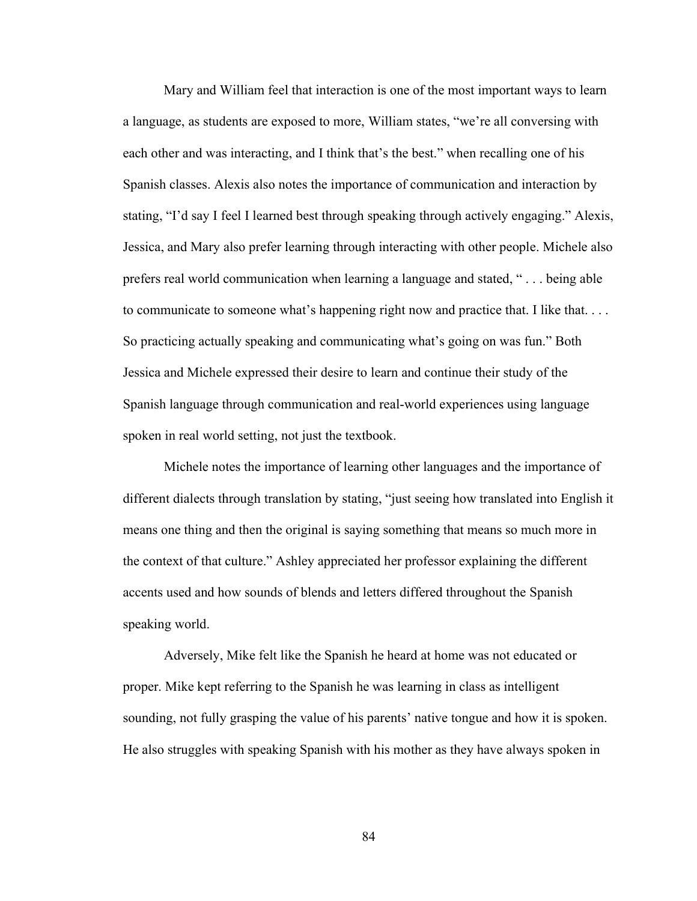Mary and William feel that interaction is one of the most important ways to learn a language, as students are exposed to more, William states, "we're all conversing with each other and was interacting, and I think that's the best." when recalling one of his Spanish classes. Alexis also notes the importance of communication and interaction by stating, "I'd say I feel I learned best through speaking through actively engaging." Alexis, Jessica, and Mary also prefer learning through interacting with other people. Michele also prefers real world communication when learning a language and stated, " . . . being able to communicate to someone what's happening right now and practice that. I like that. . . . So practicing actually speaking and communicating what's going on was fun." Both Jessica and Michele expressed their desire to learn and continue their study of the Spanish language through communication and real-world experiences using language spoken in real world setting, not just the textbook.

Michele notes the importance of learning other languages and the importance of different dialects through translation by stating, "just seeing how translated into English it means one thing and then the original is saying something that means so much more in the context of that culture." Ashley appreciated her professor explaining the different accents used and how sounds of blends and letters differed throughout the Spanish speaking world.

Adversely, Mike felt like the Spanish he heard at home was not educated or proper. Mike kept referring to the Spanish he was learning in class as intelligent sounding, not fully grasping the value of his parents' native tongue and how it is spoken. He also struggles with speaking Spanish with his mother as they have always spoken in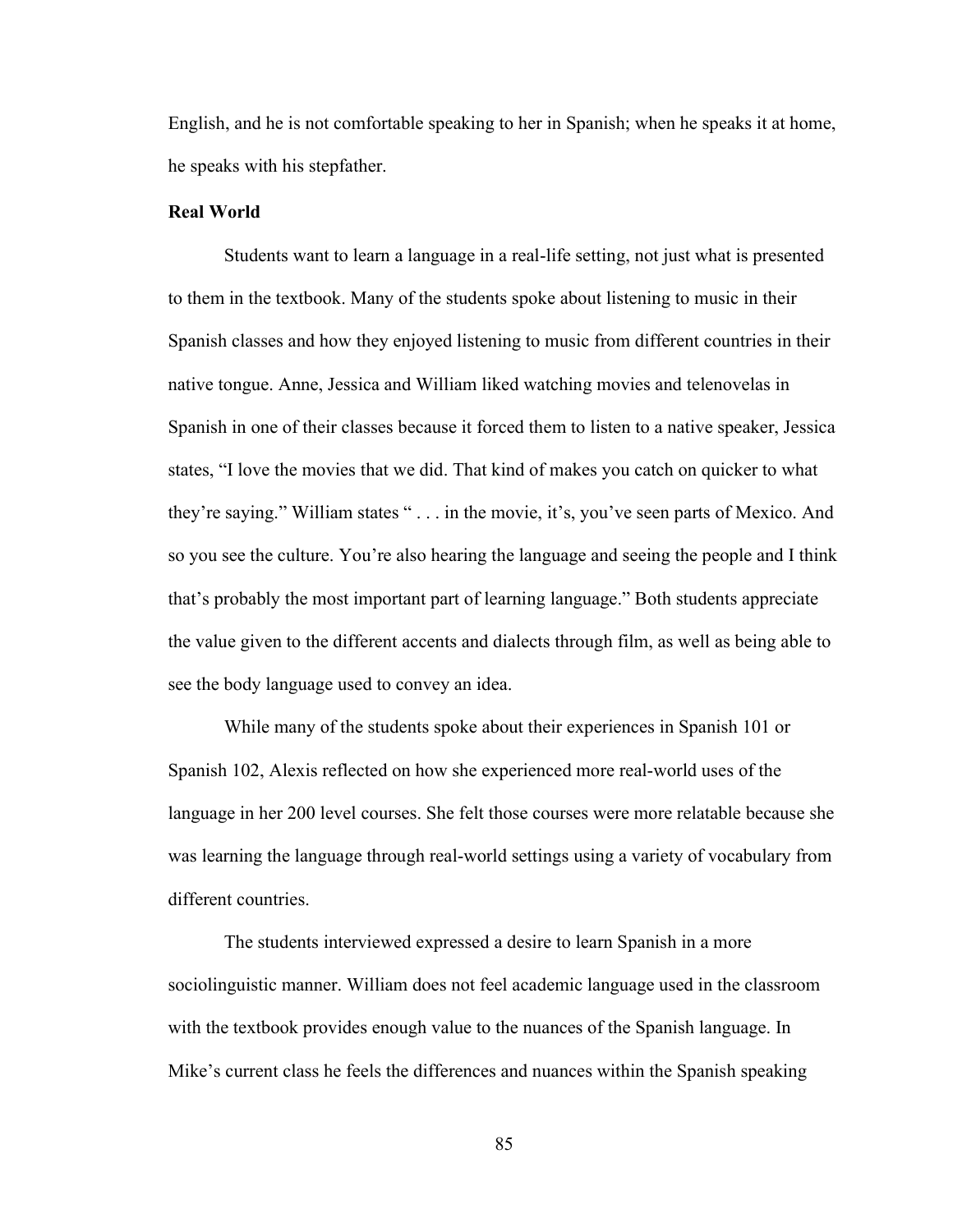English, and he is not comfortable speaking to her in Spanish; when he speaks it at home, he speaks with his stepfather.

**Real World**

Students want to learn a language in a real-life setting, not just what is presented to them in the textbook. Many of the students spoke about listening to music in their Spanish classes and how they enjoyed listening to music from different countries in their native tongue. Anne, Jessica and William liked watching movies and telenovelas in Spanish in one of their classes because it forced them to listen to a native speaker, Jessica states, "I love the movies that we did. That kind of makes you catch on quicker to what they're saying." William states " . . . in the movie, it's, you've seen parts of Mexico. And so you see the culture. You're also hearing the language and seeing the people and I think that's probably the most important part of learning language." Both students appreciate the value given to the different accents and dialects through film, as well as being able to see the body language used to convey an idea.

While many of the students spoke about their experiences in Spanish 101 or Spanish 102, Alexis reflected on how she experienced more real-world uses of the language in her 200 level courses. She felt those courses were more relatable because she was learning the language through real-world settings using a variety of vocabulary from different countries.

The students interviewed expressed a desire to learn Spanish in a more sociolinguistic manner. William does not feel academic language used in the classroom with the textbook provides enough value to the nuances of the Spanish language. In Mike's current class he feels the differences and nuances within the Spanish speaking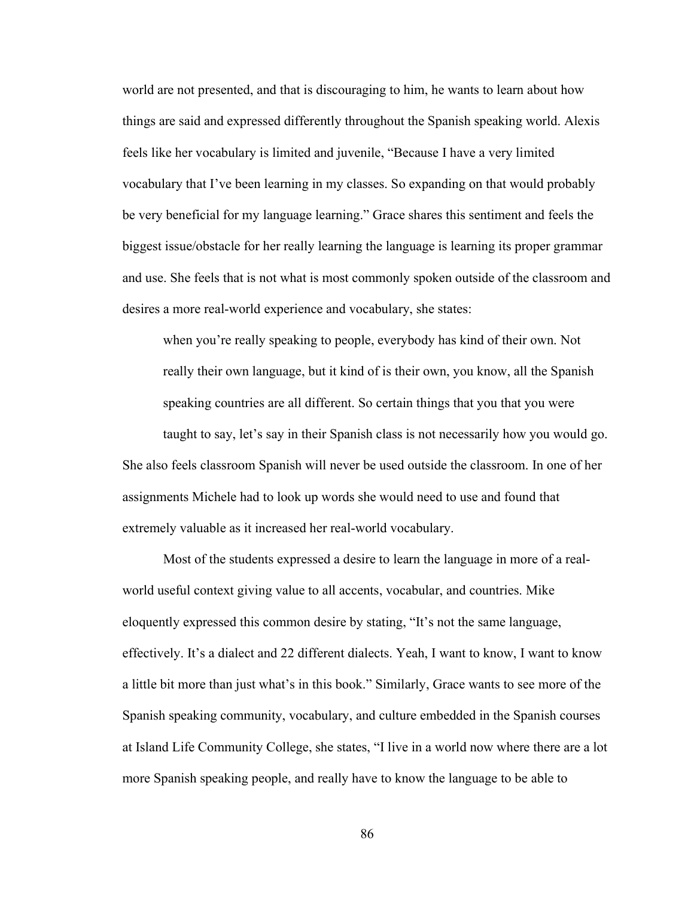world are not presented, and that is discouraging to him, he wants to learn about how things are said and expressed differently throughout the Spanish speaking world. Alexis feels like her vocabulary is limited and juvenile, "Because I have a very limited vocabulary that I've been learning in my classes. So expanding on that would probably be very beneficial for my language learning." Grace shares this sentiment and feels the biggest issue/obstacle for her really learning the language is learning its proper grammar and use. She feels that is not what is most commonly spoken outside of the classroom and desires a more real-world experience and vocabulary, she states:

> when you're really speaking to people, everybody has kind of their own. Not really their own language, but it kind of is their own, you know, all the Spanish speaking countries are all different. So certain things that you that you were taught to say, let's say in their Spanish class is not necessarily how you would go.

She also feels classroom Spanish will never be used outside the classroom. In one of her assignments Michele had to look up words she would need to use and found that extremely valuable as it increased her real-world vocabulary.

Most of the students expressed a desire to learn the language in more of a real-world useful context giving value to all accents, vocabular, and countries. Mike eloquently expressed this common desire by stating, "It's not the same language, effectively. It's a dialect and 22 different dialects. Yeah, I want to know, I want to know a little bit more than just what's in this book." Similarly, Grace wants to see more of the Spanish speaking community, vocabulary, and culture embedded in the Spanish courses at Island Life Community College, she states, "I live in a world now where there are a lot more Spanish speaking people, and really have to know the language to be able to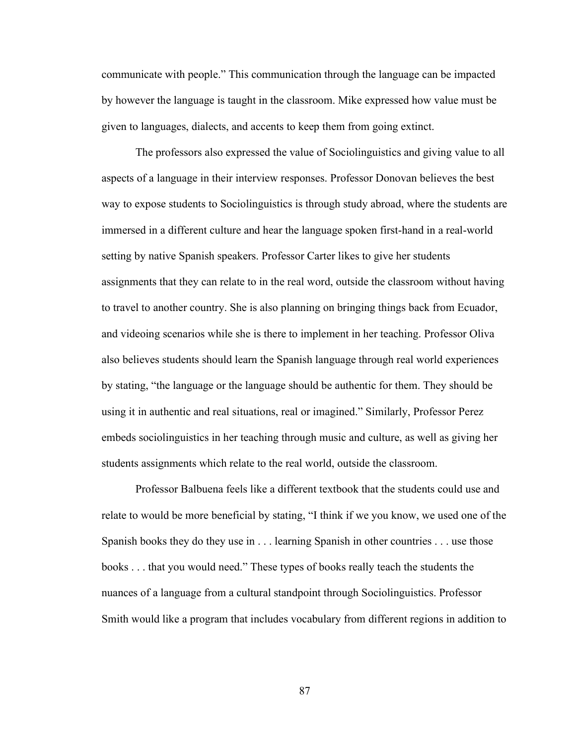communicate with people." This communication through the language can be impacted by however the language is taught in the classroom. Mike expressed how value must be given to languages, dialects, and accents to keep them from going extinct.

The professors also expressed the value of Sociolinguistics and giving value to all aspects of a language in their interview responses. Professor Donovan believes the best way to expose students to Sociolinguistics is through study abroad, where the students are immersed in a different culture and hear the language spoken first-hand in a real-world setting by native Spanish speakers. Professor Carter likes to give her students assignments that they can relate to in the real word, outside the classroom without having to travel to another country. She is also planning on bringing things back from Ecuador, and videoing scenarios while she is there to implement in her teaching. Professor Oliva also believes students should learn the Spanish language through real world experiences by stating, "the language or the language should be authentic for them. They should be using it in authentic and real situations, real or imagined." Similarly, Professor Perez embeds sociolinguistics in her teaching through music and culture, as well as giving her students assignments which relate to the real world, outside the classroom.

Professor Balbuena feels like a different textbook that the students could use and relate to would be more beneficial by stating, "I think if we you know, we used one of the Spanish books they do they use in . . . learning Spanish in other countries . . . use those books . . . that you would need." These types of books really teach the students the nuances of a language from a cultural standpoint through Sociolinguistics. Professor Smith would like a program that includes vocabulary from different regions in addition to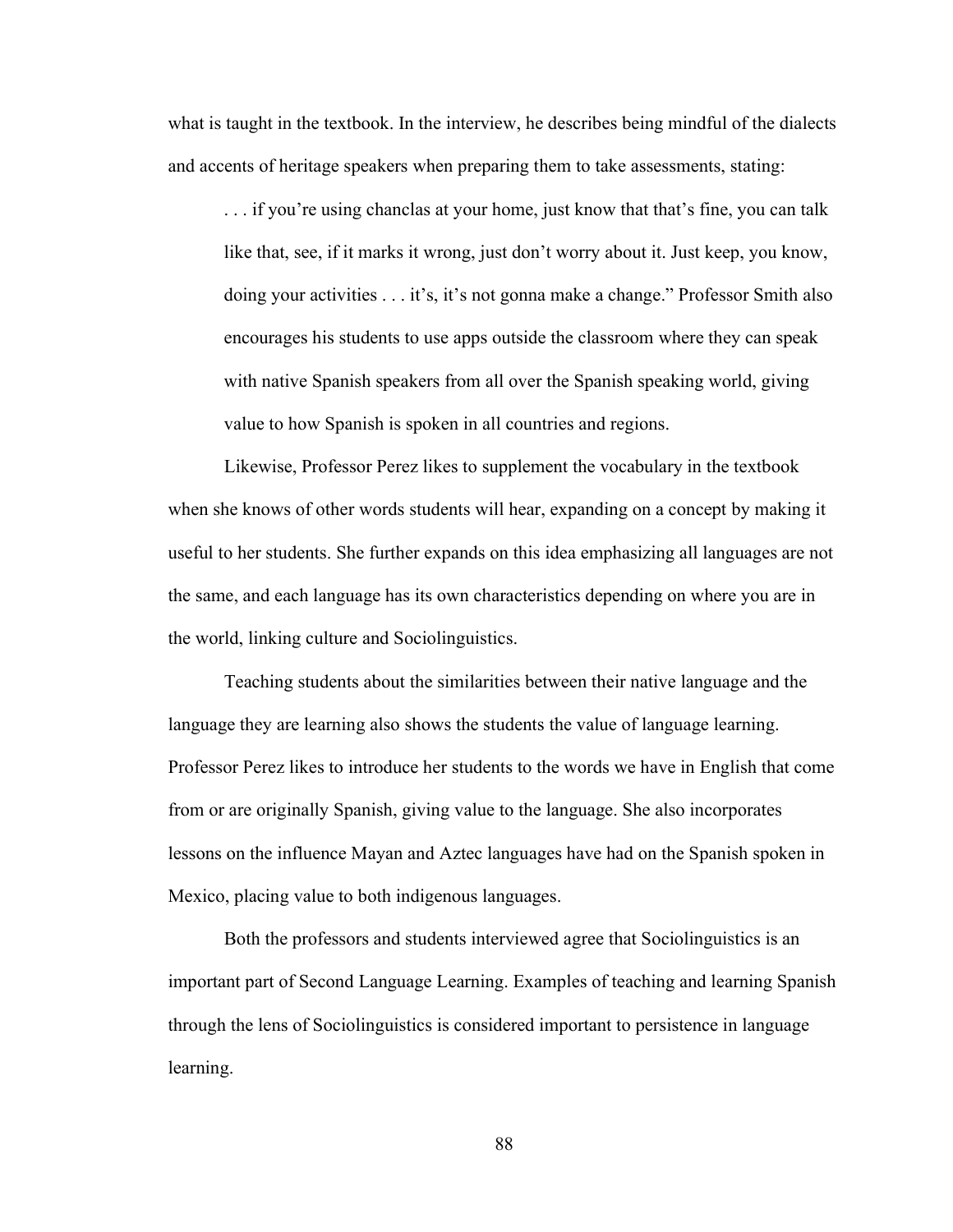what is taught in the textbook. In the interview, he describes being mindful of the dialects and accents of heritage speakers when preparing them to take assessments, stating:

> . . . if you're using chanclas at your home, just know that that's fine, you can talk like that, see, if it marks it wrong, just don't worry about it. Just keep, you know, doing your activities . . . it's, it's not gonna make a change." Professor Smith also encourages his students to use apps outside the classroom where they can speak with native Spanish speakers from all over the Spanish speaking world, giving value to how Spanish is spoken in all countries and regions.

Likewise, Professor Perez likes to supplement the vocabulary in the textbook when she knows of other words students will hear, expanding on a concept by making it useful to her students. She further expands on this idea emphasizing all languages are not the same, and each language has its own characteristics depending on where you are in the world, linking culture and Sociolinguistics.

Teaching students about the similarities between their native language and the language they are learning also shows the students the value of language learning. Professor Perez likes to introduce her students to the words we have in English that come from or are originally Spanish, giving value to the language. She also incorporates lessons on the influence Mayan and Aztec languages have had on the Spanish spoken in Mexico, placing value to both indigenous languages.

Both the professors and students interviewed agree that Sociolinguistics is an important part of Second Language Learning. Examples of teaching and learning Spanish through the lens of Sociolinguistics is considered important to persistence in language learning.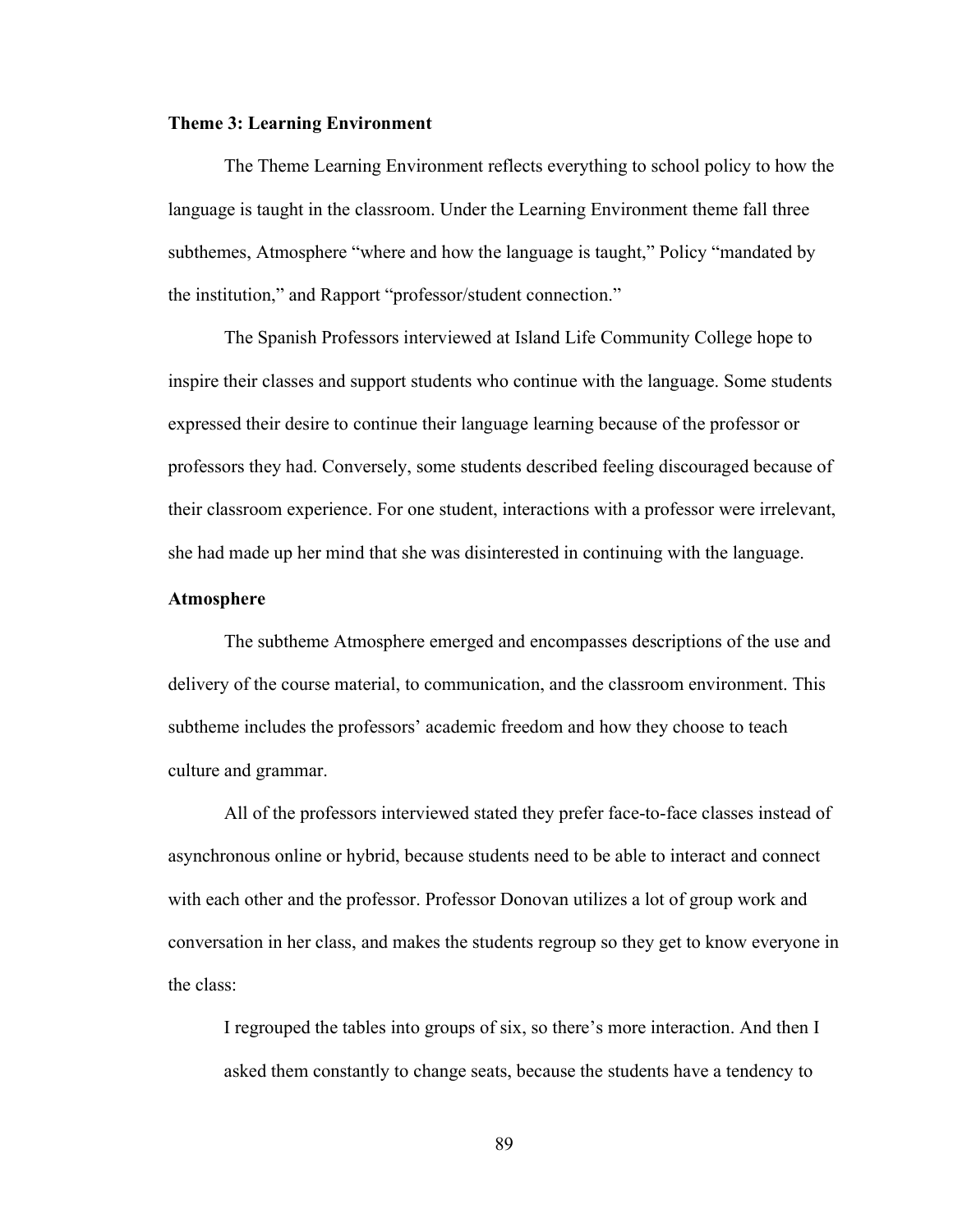**Theme 3: Learning Environment**

The Theme Learning Environment reflects everything to school policy to how the language is taught in the classroom. Under the Learning Environment theme fall three subthemes, Atmosphere "where and how the language is taught," Policy "mandated by the institution," and Rapport "professor/student connection."

The Spanish Professors interviewed at Island Life Community College hope to inspire their classes and support students who continue with the language. Some students expressed their desire to continue their language learning because of the professor or professors they had. Conversely, some students described feeling discouraged because of their classroom experience. For one student, interactions with a professor were irrelevant, she had made up her mind that she was disinterested in continuing with the language.

**Atmosphere**

The subtheme Atmosphere emerged and encompasses descriptions of the use and delivery of the course material, to communication, and the classroom environment. This subtheme includes the professors' academic freedom and how they choose to teach culture and grammar.

All of the professors interviewed stated they prefer face-to-face classes instead of asynchronous online or hybrid, because students need to be able to interact and connect with each other and the professor. Professor Donovan utilizes a lot of group work and conversation in her class, and makes the students regroup so they get to know everyone in the class:

> I regrouped the tables into groups of six, so there's more interaction. And then I asked them constantly to change seats, because the students have a tendency to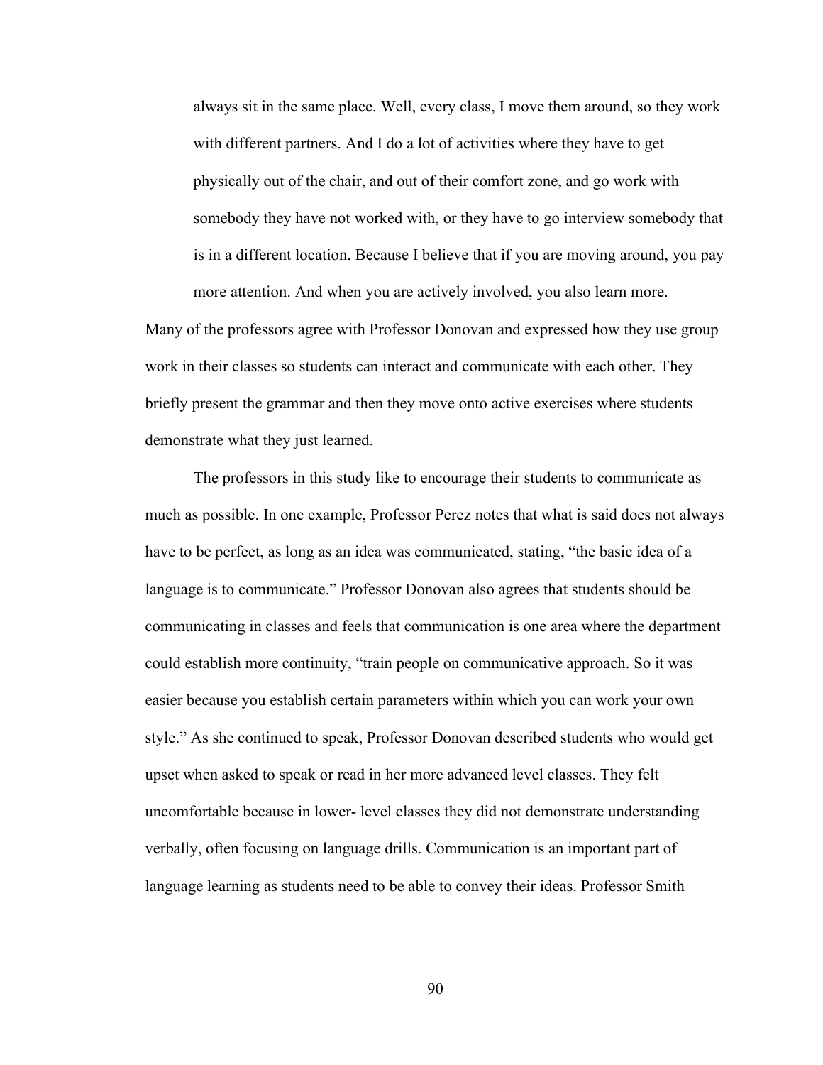> always sit in the same place. Well, every class, I move them around, so they work with different partners. And I do a lot of activities where they have to get physically out of the chair, and out of their comfort zone, and go work with somebody they have not worked with, or they have to go interview somebody that is in a different location. Because I believe that if you are moving around, you pay more attention. And when you are actively involved, you also learn more.

Many of the professors agree with Professor Donovan and expressed how they use group work in their classes so students can interact and communicate with each other. They briefly present the grammar and then they move onto active exercises where students demonstrate what they just learned.

The professors in this study like to encourage their students to communicate as much as possible. In one example, Professor Perez notes that what is said does not always have to be perfect, as long as an idea was communicated, stating, "the basic idea of a language is to communicate." Professor Donovan also agrees that students should be communicating in classes and feels that communication is one area where the department could establish more continuity, "train people on communicative approach. So it was easier because you establish certain parameters within which you can work your own style." As she continued to speak, Professor Donovan described students who would get upset when asked to speak or read in her more advanced level classes. They felt uncomfortable because in lower- level classes they did not demonstrate understanding verbally, often focusing on language drills. Communication is an important part of language learning as students need to be able to convey their ideas. Professor Smith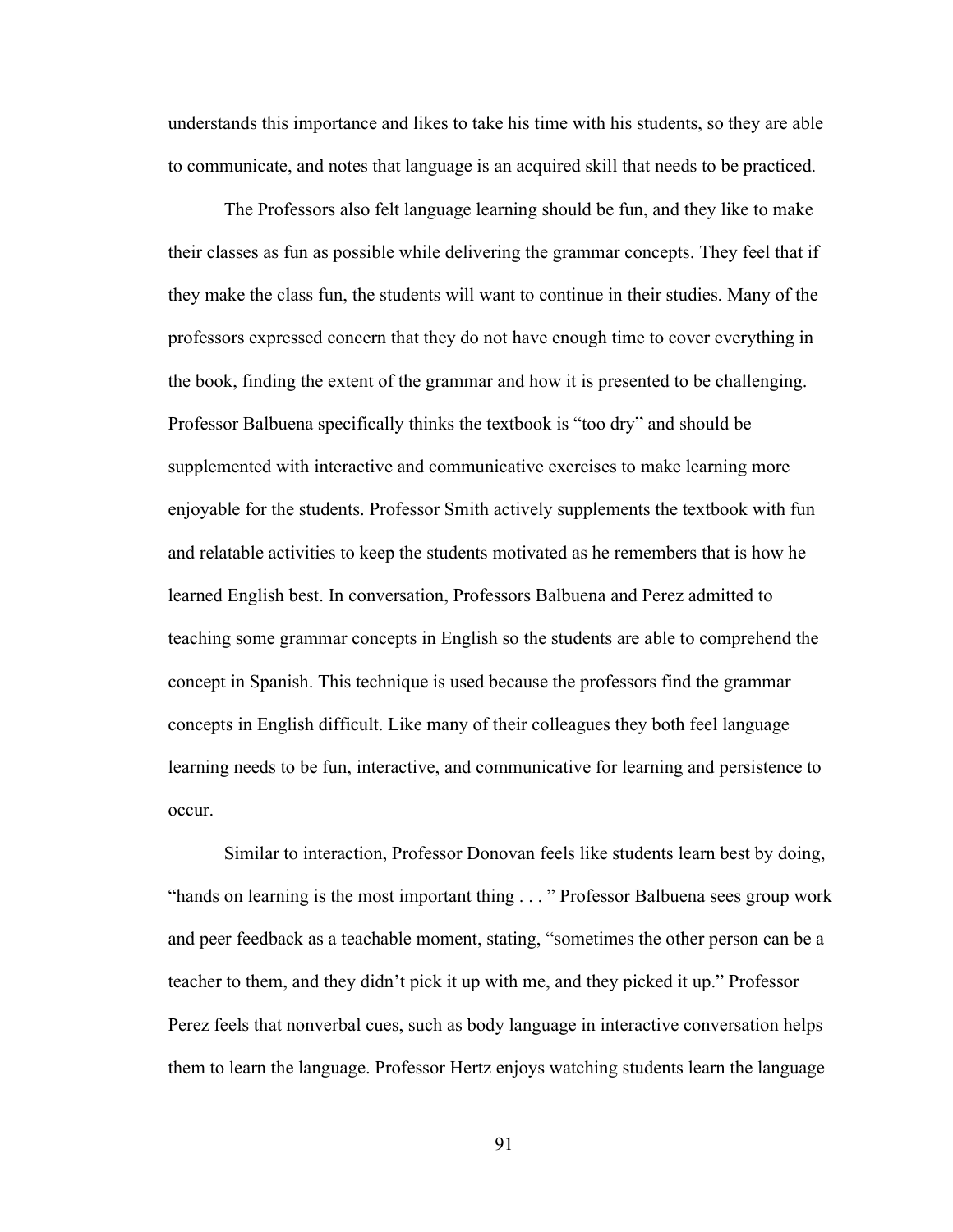understands this importance and likes to take his time with his students, so they are able to communicate, and notes that language is an acquired skill that needs to be practiced.

The Professors also felt language learning should be fun, and they like to make their classes as fun as possible while delivering the grammar concepts. They feel that if they make the class fun, the students will want to continue in their studies. Many of the professors expressed concern that they do not have enough time to cover everything in the book, finding the extent of the grammar and how it is presented to be challenging. Professor Balbuena specifically thinks the textbook is "too dry" and should be supplemented with interactive and communicative exercises to make learning more enjoyable for the students. Professor Smith actively supplements the textbook with fun and relatable activities to keep the students motivated as he remembers that is how he learned English best. In conversation, Professors Balbuena and Perez admitted to teaching some grammar concepts in English so the students are able to comprehend the concept in Spanish. This technique is used because the professors find the grammar concepts in English difficult. Like many of their colleagues they both feel language learning needs to be fun, interactive, and communicative for learning and persistence to occur.

Similar to interaction, Professor Donovan feels like students learn best by doing, "hands on learning is the most important thing . . . " Professor Balbuena sees group work and peer feedback as a teachable moment, stating, "sometimes the other person can be a teacher to them, and they didn't pick it up with me, and they picked it up." Professor Perez feels that nonverbal cues, such as body language in interactive conversation helps them to learn the language. Professor Hertz enjoys watching students learn the language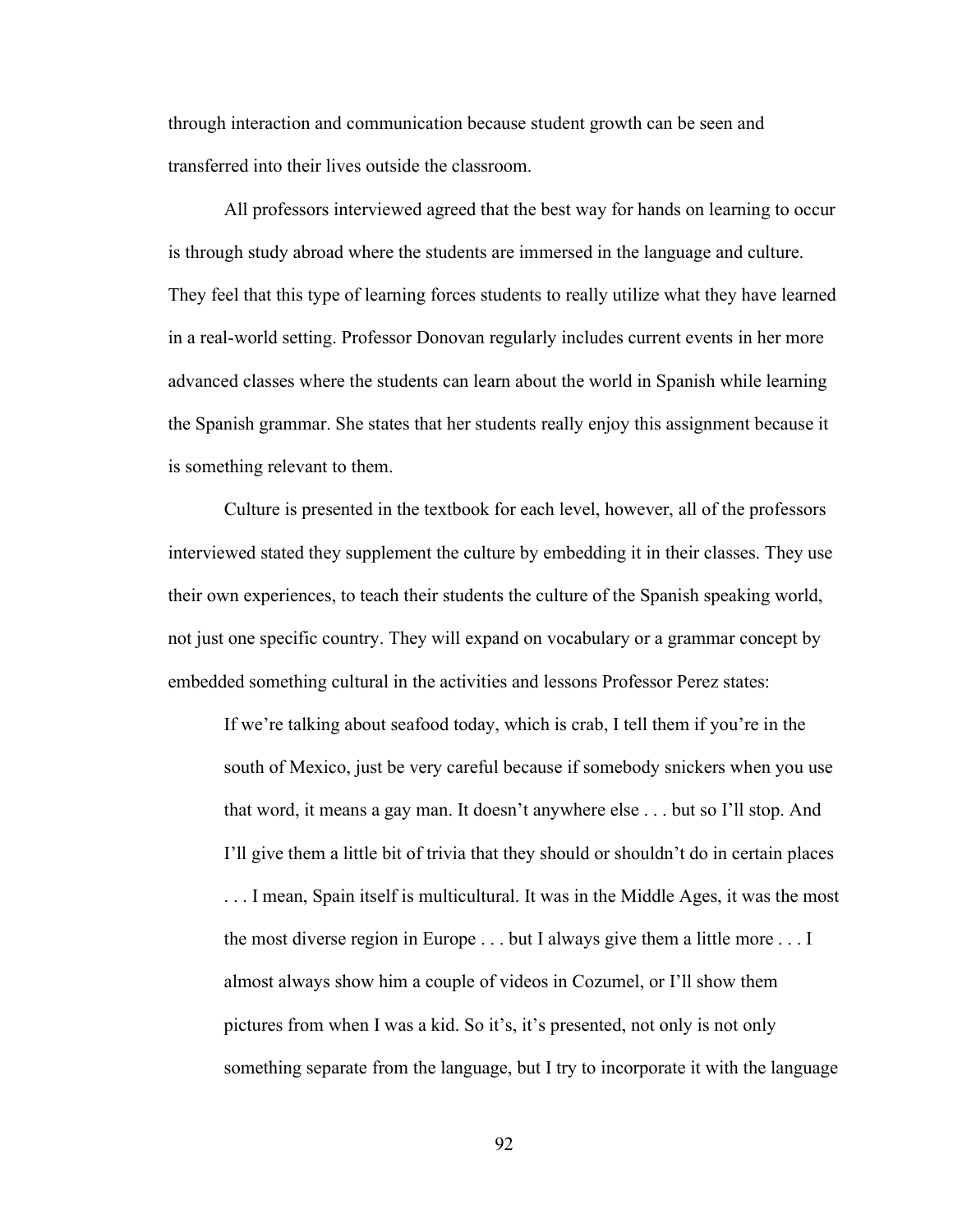through interaction and communication because student growth can be seen and transferred into their lives outside the classroom.

All professors interviewed agreed that the best way for hands on learning to occur is through study abroad where the students are immersed in the language and culture. They feel that this type of learning forces students to really utilize what they have learned in a real-world setting. Professor Donovan regularly includes current events in her more advanced classes where the students can learn about the world in Spanish while learning the Spanish grammar. She states that her students really enjoy this assignment because it is something relevant to them.

Culture is presented in the textbook for each level, however, all of the professors interviewed stated they supplement the culture by embedding it in their classes. They use their own experiences, to teach their students the culture of the Spanish speaking world, not just one specific country. They will expand on vocabulary or a grammar concept by embedded something cultural in the activities and lessons Professor Perez states:

> If we're talking about seafood today, which is crab, I tell them if you're in the south of Mexico, just be very careful because if somebody snickers when you use that word, it means a gay man. It doesn't anywhere else . . . but so I'll stop. And I'll give them a little bit of trivia that they should or shouldn't do in certain places . . . I mean, Spain itself is multicultural. It was in the Middle Ages, it was the most the most diverse region in Europe . . . but I always give them a little more . . . I almost always show him a couple of videos in Cozumel, or I'll show them pictures from when I was a kid. So it's, it's presented, not only is not only something separate from the language, but I try to incorporate it with the language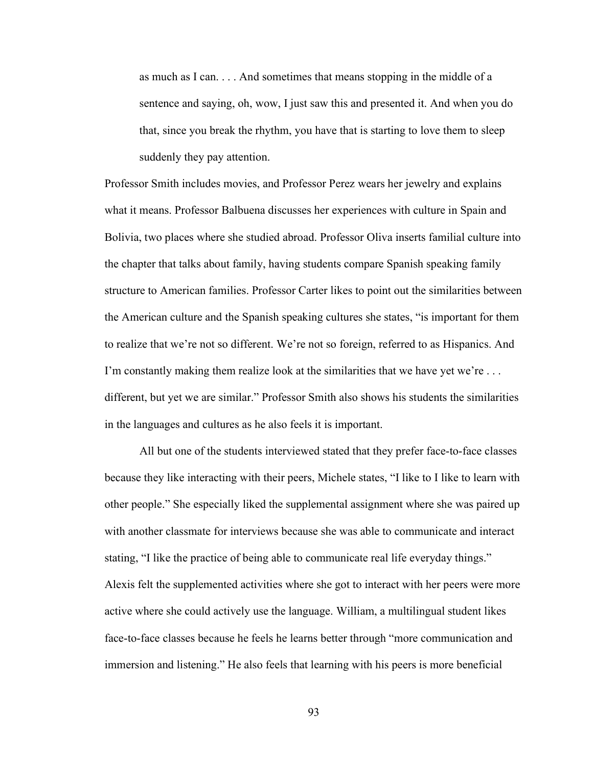> as much as I can. . . . And sometimes that means stopping in the middle of a sentence and saying, oh, wow, I just saw this and presented it. And when you do that, since you break the rhythm, you have that is starting to love them to sleep suddenly they pay attention.

Professor Smith includes movies, and Professor Perez wears her jewelry and explains what it means. Professor Balbuena discusses her experiences with culture in Spain and Bolivia, two places where she studied abroad. Professor Oliva inserts familial culture into the chapter that talks about family, having students compare Spanish speaking family structure to American families. Professor Carter likes to point out the similarities between the American culture and the Spanish speaking cultures she states, "is important for them to realize that we're not so different. We're not so foreign, referred to as Hispanics. And I'm constantly making them realize look at the similarities that we have yet we're . . . different, but yet we are similar." Professor Smith also shows his students the similarities in the languages and cultures as he also feels it is important.

All but one of the students interviewed stated that they prefer face-to-face classes because they like interacting with their peers, Michele states, "I like to I like to learn with other people." She especially liked the supplemental assignment where she was paired up with another classmate for interviews because she was able to communicate and interact stating, "I like the practice of being able to communicate real life everyday things." Alexis felt the supplemented activities where she got to interact with her peers were more active where she could actively use the language. William, a multilingual student likes face-to-face classes because he feels he learns better through "more communication and immersion and listening." He also feels that learning with his peers is more beneficial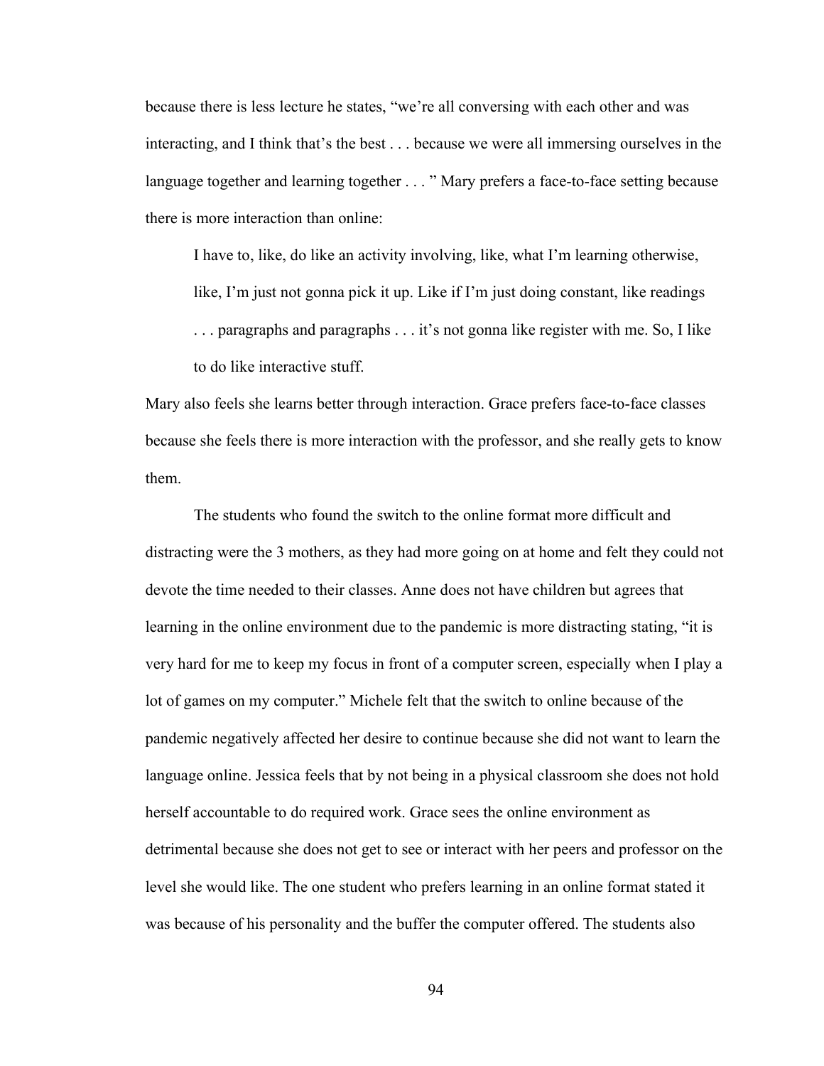because there is less lecture he states, "we're all conversing with each other and was interacting, and I think that's the best . . . because we were all immersing ourselves in the language together and learning together . . . " Mary prefers a face-to-face setting because there is more interaction than online:

> I have to, like, do like an activity involving, like, what I'm learning otherwise, like, I'm just not gonna pick it up. Like if I'm just doing constant, like readings . . . paragraphs and paragraphs . . . it's not gonna like register with me. So, I like to do like interactive stuff.

Mary also feels she learns better through interaction. Grace prefers face-to-face classes because she feels there is more interaction with the professor, and she really gets to know them.

The students who found the switch to the online format more difficult and distracting were the 3 mothers, as they had more going on at home and felt they could not devote the time needed to their classes. Anne does not have children but agrees that learning in the online environment due to the pandemic is more distracting stating, "it is very hard for me to keep my focus in front of a computer screen, especially when I play a lot of games on my computer." Michele felt that the switch to online because of the pandemic negatively affected her desire to continue because she did not want to learn the language online. Jessica feels that by not being in a physical classroom she does not hold herself accountable to do required work. Grace sees the online environment as detrimental because she does not get to see or interact with her peers and professor on the level she would like. The one student who prefers learning in an online format stated it was because of his personality and the buffer the computer offered. The students also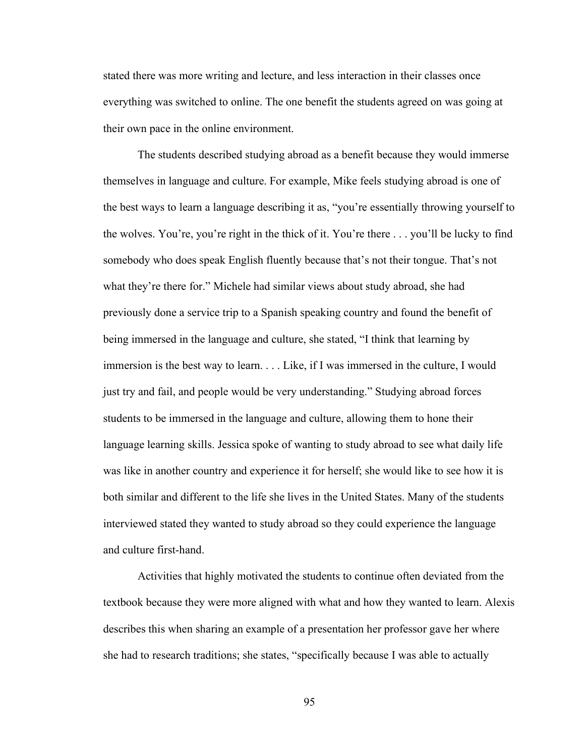stated there was more writing and lecture, and less interaction in their classes once everything was switched to online. The one benefit the students agreed on was going at their own pace in the online environment.

The students described studying abroad as a benefit because they would immerse themselves in language and culture. For example, Mike feels studying abroad is one of the best ways to learn a language describing it as, "you're essentially throwing yourself to the wolves. You're, you're right in the thick of it. You're there . . . you'll be lucky to find somebody who does speak English fluently because that's not their tongue. That's not what they're there for." Michele had similar views about study abroad, she had previously done a service trip to a Spanish speaking country and found the benefit of being immersed in the language and culture, she stated, "I think that learning by immersion is the best way to learn. . . . Like, if I was immersed in the culture, I would just try and fail, and people would be very understanding." Studying abroad forces students to be immersed in the language and culture, allowing them to hone their language learning skills. Jessica spoke of wanting to study abroad to see what daily life was like in another country and experience it for herself; she would like to see how it is both similar and different to the life she lives in the United States. Many of the students interviewed stated they wanted to study abroad so they could experience the language and culture first-hand.

Activities that highly motivated the students to continue often deviated from the textbook because they were more aligned with what and how they wanted to learn. Alexis describes this when sharing an example of a presentation her professor gave her where she had to research traditions; she states, "specifically because I was able to actually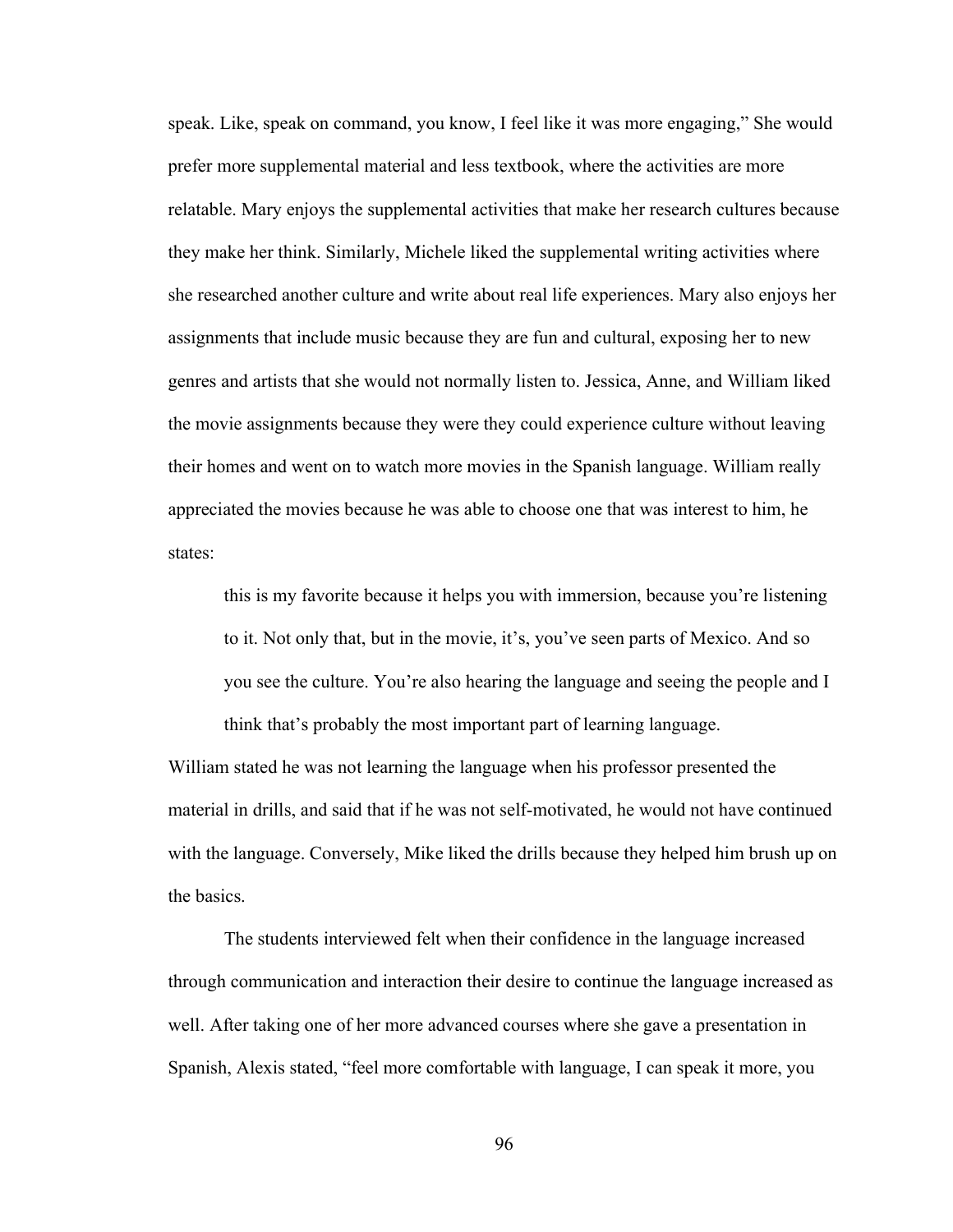speak. Like, speak on command, you know, I feel like it was more engaging," She would prefer more supplemental material and less textbook, where the activities are more relatable. Mary enjoys the supplemental activities that make her research cultures because they make her think. Similarly, Michele liked the supplemental writing activities where she researched another culture and write about real life experiences. Mary also enjoys her assignments that include music because they are fun and cultural, exposing her to new genres and artists that she would not normally listen to. Jessica, Anne, and William liked the movie assignments because they were they could experience culture without leaving their homes and went on to watch more movies in the Spanish language. William really appreciated the movies because he was able to choose one that was interest to him, he states:

> this is my favorite because it helps you with immersion, because you're listening to it. Not only that, but in the movie, it's, you've seen parts of Mexico. And so you see the culture. You're also hearing the language and seeing the people and I think that's probably the most important part of learning language.

William stated he was not learning the language when his professor presented the material in drills, and said that if he was not self-motivated, he would not have continued with the language. Conversely, Mike liked the drills because they helped him brush up on the basics.

The students interviewed felt when their confidence in the language increased through communication and interaction their desire to continue the language increased as well. After taking one of her more advanced courses where she gave a presentation in Spanish, Alexis stated, "feel more comfortable with language, I can speak it more, you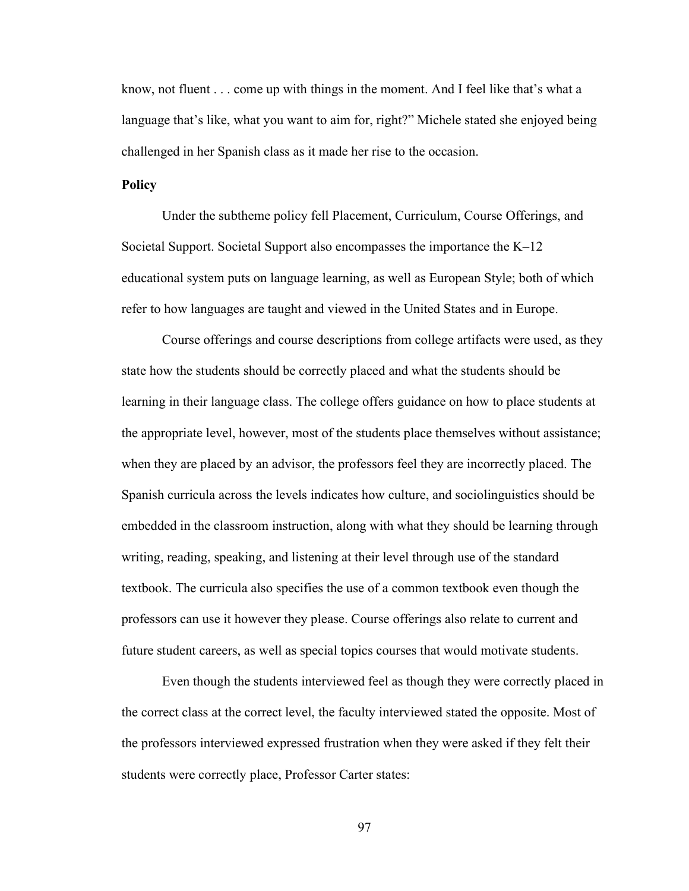know, not fluent . . . come up with things in the moment. And I feel like that's what a language that's like, what you want to aim for, right?" Michele stated she enjoyed being challenged in her Spanish class as it made her rise to the occasion.

**Policy**

Under the subtheme policy fell Placement, Curriculum, Course Offerings, and Societal Support. Societal Support also encompasses the importance the K–12 educational system puts on language learning, as well as European Style; both of which refer to how languages are taught and viewed in the United States and in Europe.

Course offerings and course descriptions from college artifacts were used, as they state how the students should be correctly placed and what the students should be learning in their language class. The college offers guidance on how to place students at the appropriate level, however, most of the students place themselves without assistance; when they are placed by an advisor, the professors feel they are incorrectly placed. The Spanish curricula across the levels indicates how culture, and sociolinguistics should be embedded in the classroom instruction, along with what they should be learning through writing, reading, speaking, and listening at their level through use of the standard textbook. The curricula also specifies the use of a common textbook even though the professors can use it however they please. Course offerings also relate to current and future student careers, as well as special topics courses that would motivate students.

Even though the students interviewed feel as though they were correctly placed in the correct class at the correct level, the faculty interviewed stated the opposite. Most of the professors interviewed expressed frustration when they were asked if they felt their students were correctly place, Professor Carter states: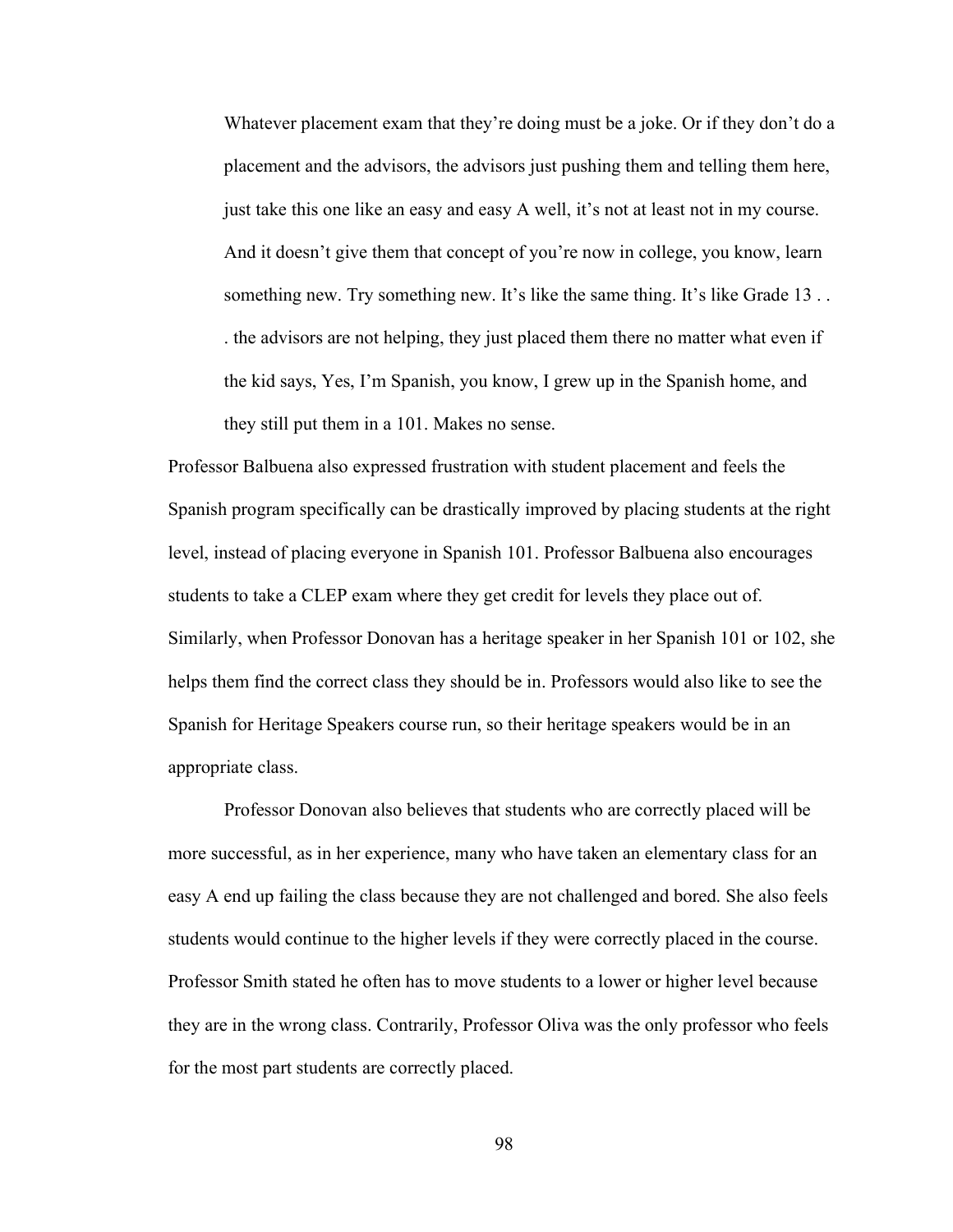> Whatever placement exam that they're doing must be a joke. Or if they don't do a placement and the advisors, the advisors just pushing them and telling them here, just take this one like an easy and easy A well, it's not at least not in my course. And it doesn't give them that concept of you're now in college, you know, learn something new. Try something new. It's like the same thing. It's like Grade 13 . . . the advisors are not helping, they just placed them there no matter what even if the kid says, Yes, I'm Spanish, you know, I grew up in the Spanish home, and they still put them in a 101. Makes no sense.

Professor Balbuena also expressed frustration with student placement and feels the Spanish program specifically can be drastically improved by placing students at the right level, instead of placing everyone in Spanish 101. Professor Balbuena also encourages students to take a CLEP exam where they get credit for levels they place out of. Similarly, when Professor Donovan has a heritage speaker in her Spanish 101 or 102, she helps them find the correct class they should be in. Professors would also like to see the Spanish for Heritage Speakers course run, so their heritage speakers would be in an appropriate class.

Professor Donovan also believes that students who are correctly placed will be more successful, as in her experience, many who have taken an elementary class for an easy A end up failing the class because they are not challenged and bored. She also feels students would continue to the higher levels if they were correctly placed in the course. Professor Smith stated he often has to move students to a lower or higher level because they are in the wrong class. Contrarily, Professor Oliva was the only professor who feels for the most part students are correctly placed.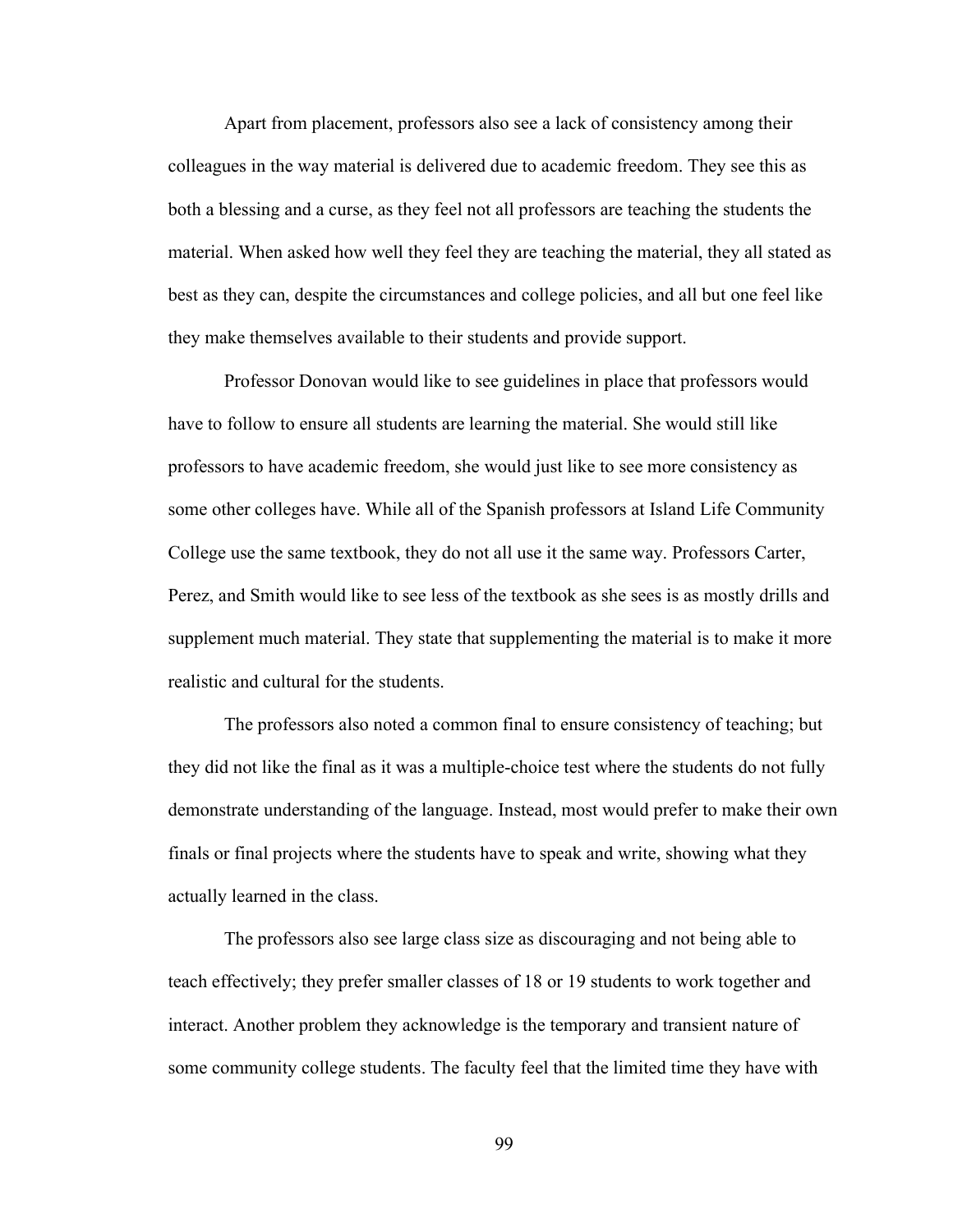Apart from placement, professors also see a lack of consistency among their colleagues in the way material is delivered due to academic freedom. They see this as both a blessing and a curse, as they feel not all professors are teaching the students the material. When asked how well they feel they are teaching the material, they all stated as best as they can, despite the circumstances and college policies, and all but one feel like they make themselves available to their students and provide support.

Professor Donovan would like to see guidelines in place that professors would have to follow to ensure all students are learning the material. She would still like professors to have academic freedom, she would just like to see more consistency as some other colleges have. While all of the Spanish professors at Island Life Community College use the same textbook, they do not all use it the same way. Professors Carter, Perez, and Smith would like to see less of the textbook as she sees is as mostly drills and supplement much material. They state that supplementing the material is to make it more realistic and cultural for the students.

The professors also noted a common final to ensure consistency of teaching; but they did not like the final as it was a multiple-choice test where the students do not fully demonstrate understanding of the language. Instead, most would prefer to make their own finals or final projects where the students have to speak and write, showing what they actually learned in the class.

The professors also see large class size as discouraging and not being able to teach effectively; they prefer smaller classes of 18 or 19 students to work together and interact. Another problem they acknowledge is the temporary and transient nature of some community college students. The faculty feel that the limited time they have with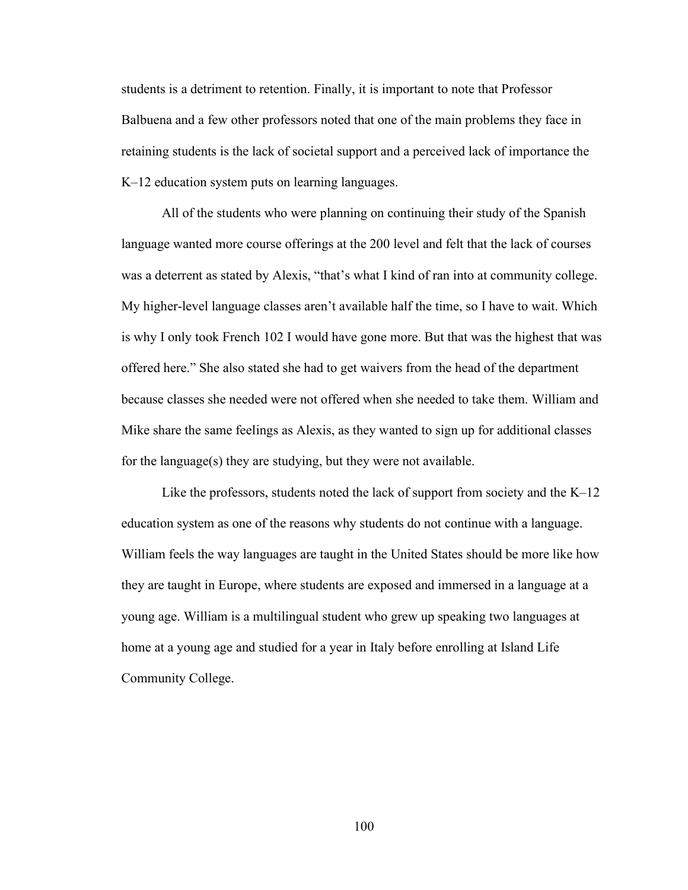students is a detriment to retention. Finally, it is important to note that Professor Balbuena and a few other professors noted that one of the main problems they face in retaining students is the lack of societal support and a perceived lack of importance the K–12 education system puts on learning languages.

All of the students who were planning on continuing their study of the Spanish language wanted more course offerings at the 200 level and felt that the lack of courses was a deterrent as stated by Alexis, "that's what I kind of ran into at community college. My higher-level language classes aren't available half the time, so I have to wait. Which is why I only took French 102 I would have gone more. But that was the highest that was offered here." She also stated she had to get waivers from the head of the department because classes she needed were not offered when she needed to take them. William and Mike share the same feelings as Alexis, as they wanted to sign up for additional classes for the language(s) they are studying, but they were not available.

Like the professors, students noted the lack of support from society and the K–12 education system as one of the reasons why students do not continue with a language. William feels the way languages are taught in the United States should be more like how they are taught in Europe, where students are exposed and immersed in a language at a young age. William is a multilingual student who grew up speaking two languages at home at a young age and studied for a year in Italy before enrolling at Island Life Community College.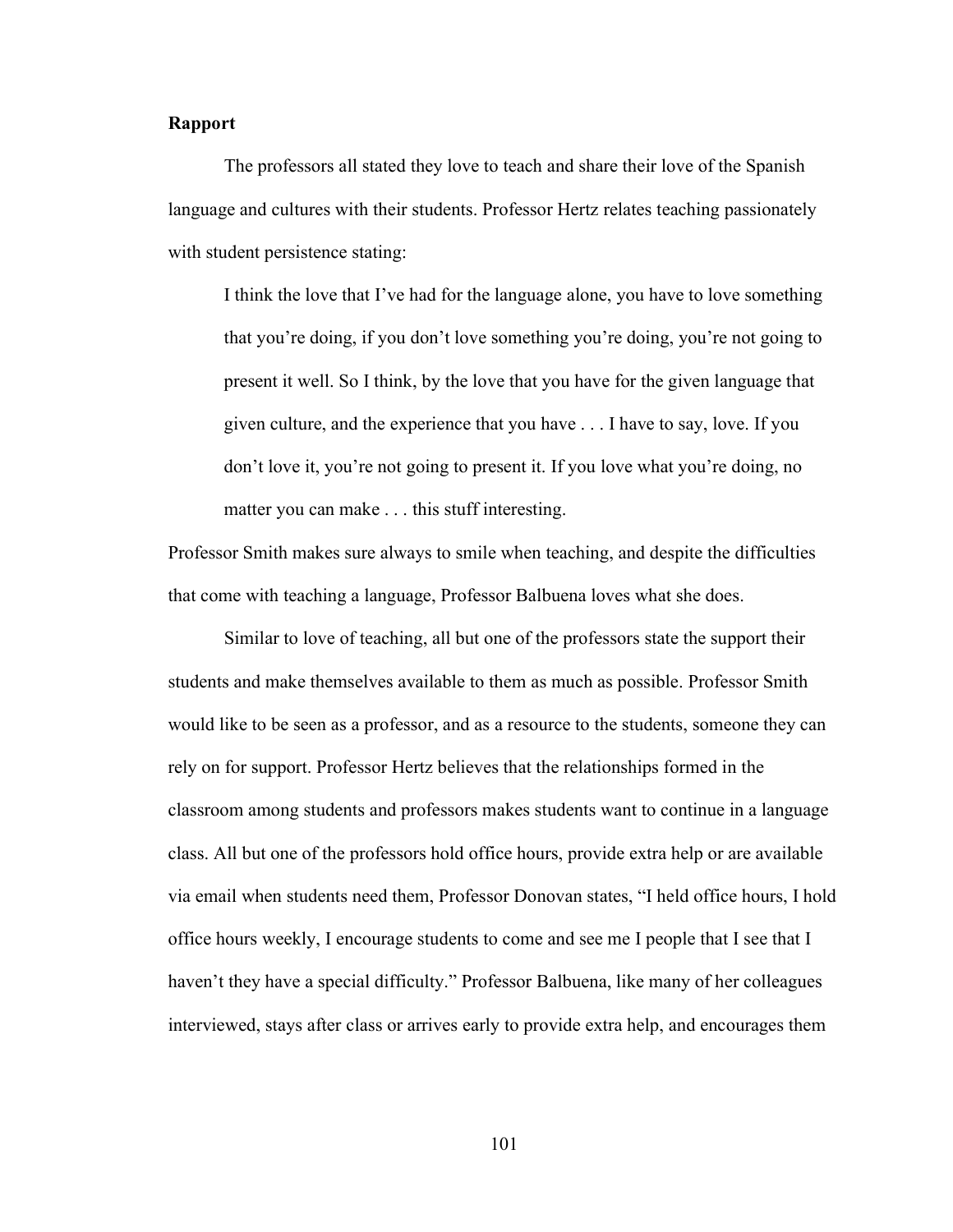**Rapport**

The professors all stated they love to teach and share their love of the Spanish language and cultures with their students. Professor Hertz relates teaching passionately with student persistence stating:

> I think the love that I've had for the language alone, you have to love something that you're doing, if you don't love something you're doing, you're not going to present it well. So I think, by the love that you have for the given language that given culture, and the experience that you have . . . I have to say, love. If you don't love it, you're not going to present it. If you love what you're doing, no matter you can make . . . this stuff interesting.

Professor Smith makes sure always to smile when teaching, and despite the difficulties that come with teaching a language, Professor Balbuena loves what she does.

Similar to love of teaching, all but one of the professors state the support their students and make themselves available to them as much as possible. Professor Smith would like to be seen as a professor, and as a resource to the students, someone they can rely on for support. Professor Hertz believes that the relationships formed in the classroom among students and professors makes students want to continue in a language class. All but one of the professors hold office hours, provide extra help or are available via email when students need them, Professor Donovan states, "I held office hours, I hold office hours weekly, I encourage students to come and see me I people that I see that I haven't they have a special difficulty." Professor Balbuena, like many of her colleagues interviewed, stays after class or arrives early to provide extra help, and encourages them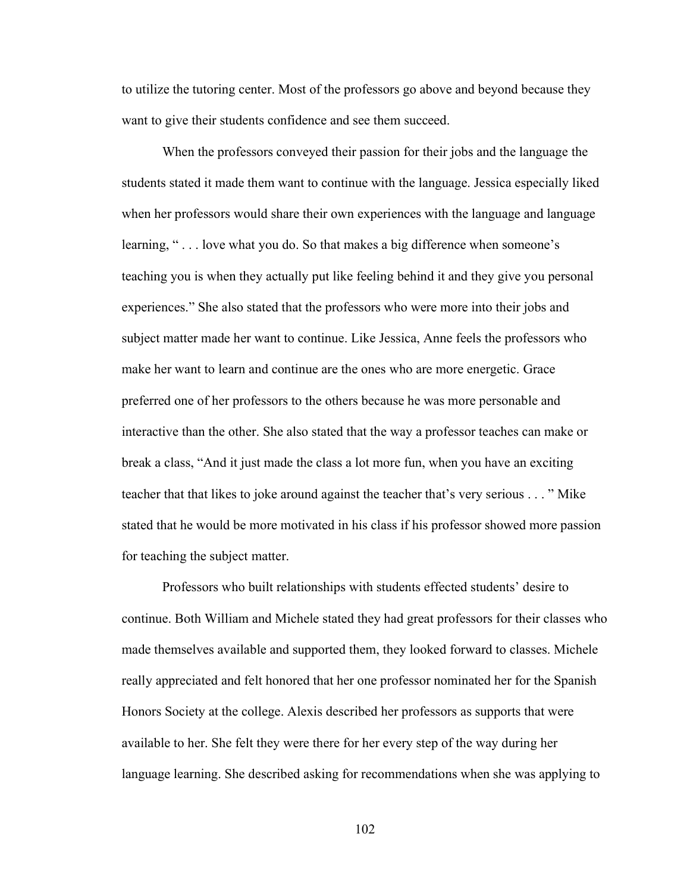to utilize the tutoring center. Most of the professors go above and beyond because they want to give their students confidence and see them succeed.

When the professors conveyed their passion for their jobs and the language the students stated it made them want to continue with the language. Jessica especially liked when her professors would share their own experiences with the language and language learning, " . . . love what you do. So that makes a big difference when someone's teaching you is when they actually put like feeling behind it and they give you personal experiences." She also stated that the professors who were more into their jobs and subject matter made her want to continue. Like Jessica, Anne feels the professors who make her want to learn and continue are the ones who are more energetic. Grace preferred one of her professors to the others because he was more personable and interactive than the other. She also stated that the way a professor teaches can make or break a class, "And it just made the class a lot more fun, when you have an exciting teacher that that likes to joke around against the teacher that's very serious . . . " Mike stated that he would be more motivated in his class if his professor showed more passion for teaching the subject matter.

Professors who built relationships with students effected students' desire to continue. Both William and Michele stated they had great professors for their classes who made themselves available and supported them, they looked forward to classes. Michele really appreciated and felt honored that her one professor nominated her for the Spanish Honors Society at the college. Alexis described her professors as supports that were available to her. She felt they were there for her every step of the way during her language learning. She described asking for recommendations when she was applying to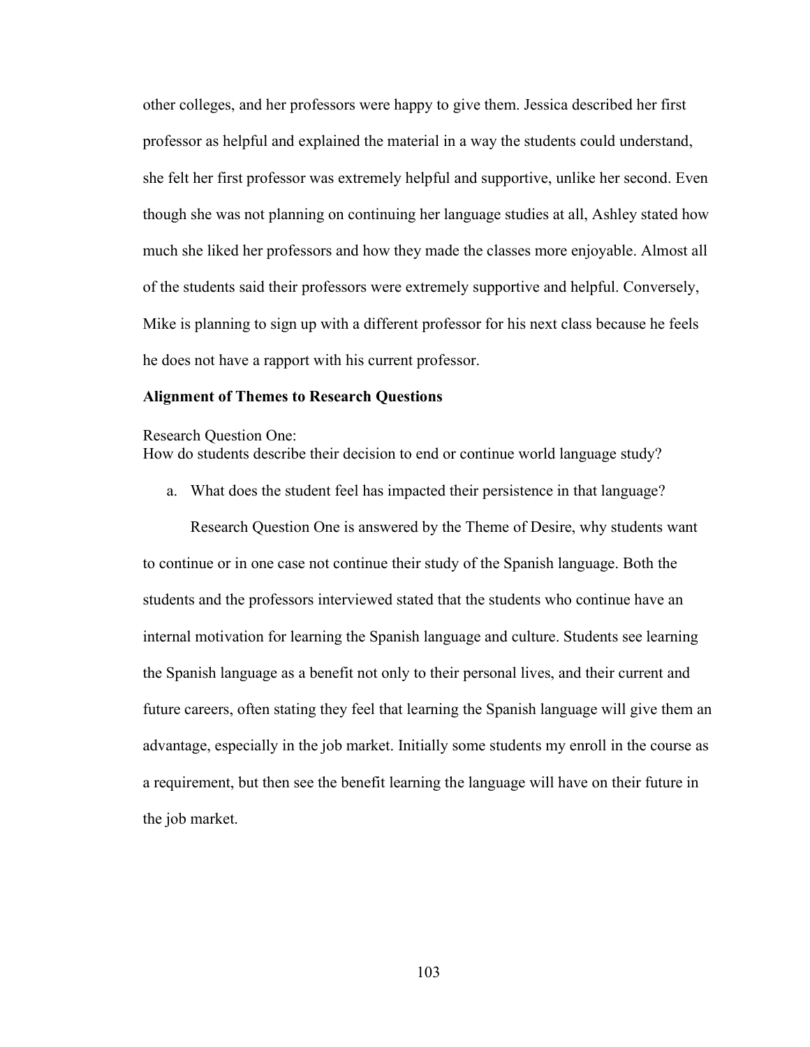other colleges, and her professors were happy to give them. Jessica described her first professor as helpful and explained the material in a way the students could understand, she felt her first professor was extremely helpful and supportive, unlike her second. Even though she was not planning on continuing her language studies at all, Ashley stated how much she liked her professors and how they made the classes more enjoyable. Almost all of the students said their professors were extremely supportive and helpful. Conversely, Mike is planning to sign up with a different professor for his next class because he feels he does not have a rapport with his current professor.

**Alignment of Themes to Research Questions**

Research Question One:
How do students describe their decision to end or continue world language study?

a. What does the student feel has impacted their persistence in that language?

Research Question One is answered by the Theme of Desire, why students want to continue or in one case not continue their study of the Spanish language. Both the students and the professors interviewed stated that the students who continue have an internal motivation for learning the Spanish language and culture. Students see learning the Spanish language as a benefit not only to their personal lives, and their current and future careers, often stating they feel that learning the Spanish language will give them an advantage, especially in the job market. Initially some students my enroll in the course as a requirement, but then see the benefit learning the language will have on their future in the job market.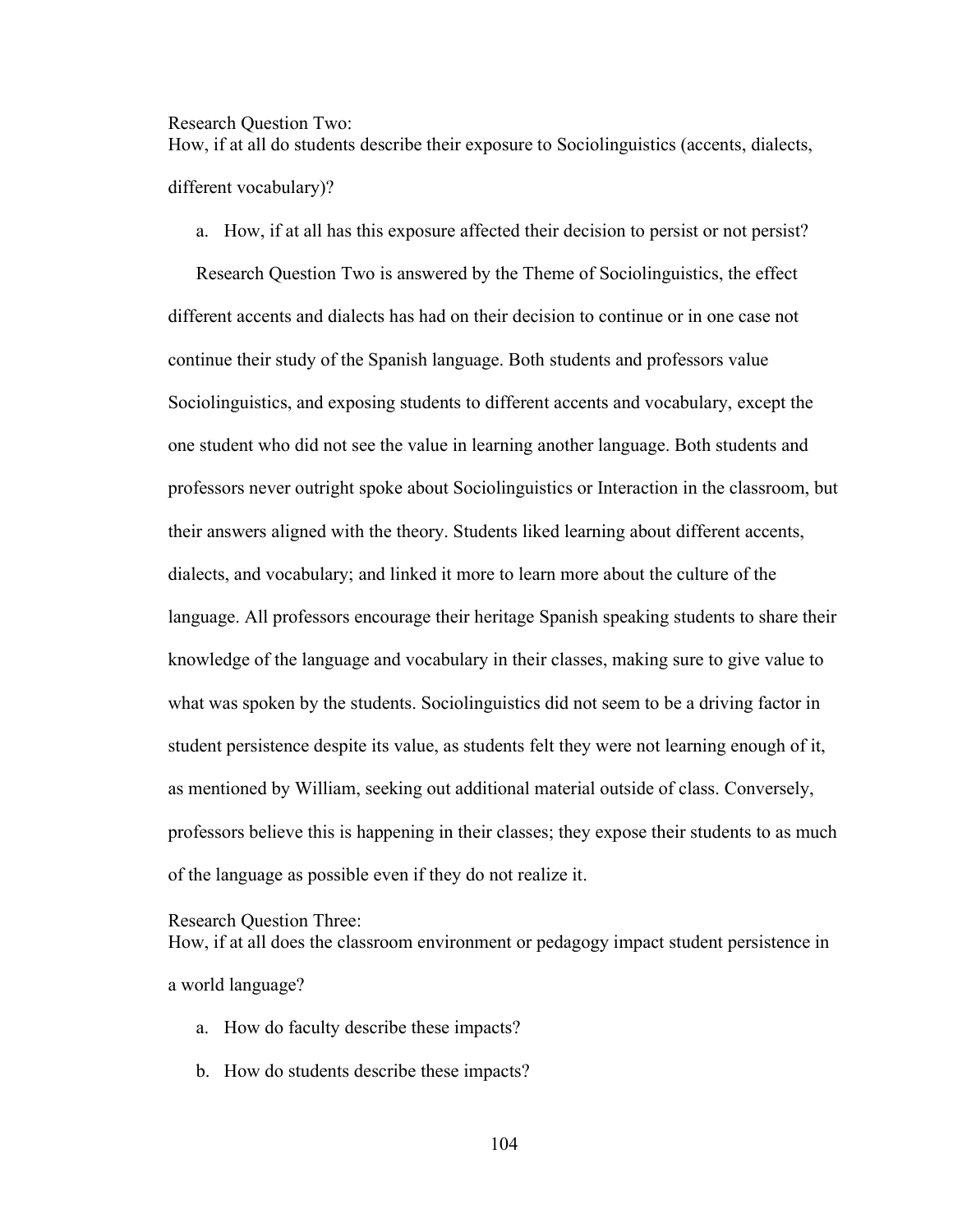Research Question Two:
How, if at all do students describe their exposure to Sociolinguistics (accents, dialects, different vocabulary)?

a. How, if at all has this exposure affected their decision to persist or not persist?

Research Question Two is answered by the Theme of Sociolinguistics, the effect different accents and dialects has had on their decision to continue or in one case not continue their study of the Spanish language. Both students and professors value Sociolinguistics, and exposing students to different accents and vocabulary, except the one student who did not see the value in learning another language. Both students and professors never outright spoke about Sociolinguistics or Interaction in the classroom, but their answers aligned with the theory. Students liked learning about different accents, dialects, and vocabulary; and linked it more to learn more about the culture of the language. All professors encourage their heritage Spanish speaking students to share their knowledge of the language and vocabulary in their classes, making sure to give value to what was spoken by the students. Sociolinguistics did not seem to be a driving factor in student persistence despite its value, as students felt they were not learning enough of it, as mentioned by William, seeking out additional material outside of class. Conversely, professors believe this is happening in their classes; they expose their students to as much of the language as possible even if they do not realize it.

Research Question Three:
How, if at all does the classroom environment or pedagogy impact student persistence in a world language?

a. How do faculty describe these impacts?
b. How do students describe these impacts?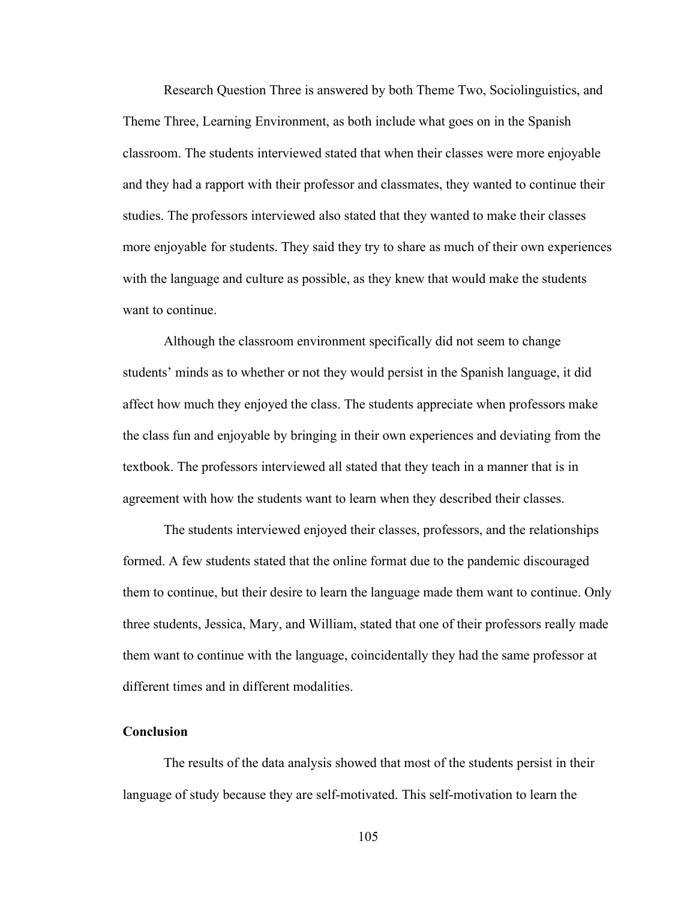Research Question Three is answered by both Theme Two, Sociolinguistics, and Theme Three, Learning Environment, as both include what goes on in the Spanish classroom. The students interviewed stated that when their classes were more enjoyable and they had a rapport with their professor and classmates, they wanted to continue their studies. The professors interviewed also stated that they wanted to make their classes more enjoyable for students. They said they try to share as much of their own experiences with the language and culture as possible, as they knew that would make the students want to continue.

Although the classroom environment specifically did not seem to change students' minds as to whether or not they would persist in the Spanish language, it did affect how much they enjoyed the class. The students appreciate when professors make the class fun and enjoyable by bringing in their own experiences and deviating from the textbook. The professors interviewed all stated that they teach in a manner that is in agreement with how the students want to learn when they described their classes.

The students interviewed enjoyed their classes, professors, and the relationships formed. A few students stated that the online format due to the pandemic discouraged them to continue, but their desire to learn the language made them want to continue. Only three students, Jessica, Mary, and William, stated that one of their professors really made them want to continue with the language, coincidentally they had the same professor at different times and in different modalities.

## Conclusion

The results of the data analysis showed that most of the students persist in their language of study because they are self-motivated. This self-motivation to learn the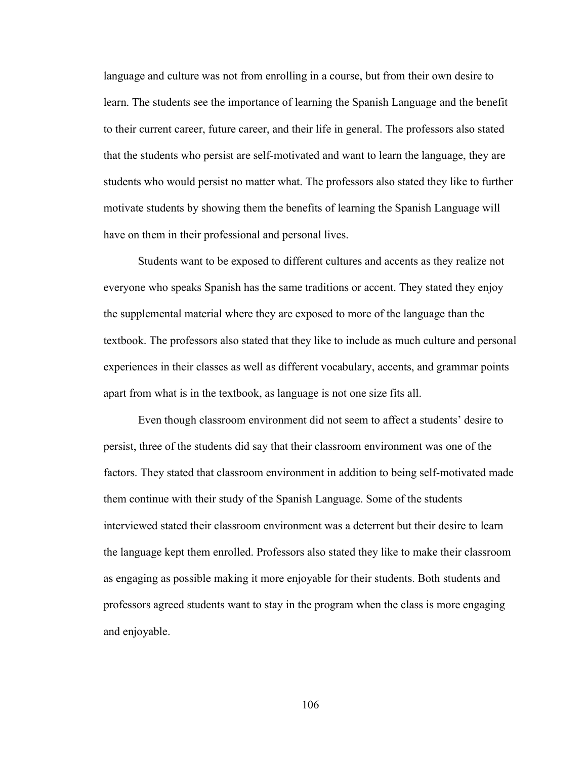language and culture was not from enrolling in a course, but from their own desire to learn. The students see the importance of learning the Spanish Language and the benefit to their current career, future career, and their life in general. The professors also stated that the students who persist are self-motivated and want to learn the language, they are students who would persist no matter what. The professors also stated they like to further motivate students by showing them the benefits of learning the Spanish Language will have on them in their professional and personal lives.

Students want to be exposed to different cultures and accents as they realize not everyone who speaks Spanish has the same traditions or accent. They stated they enjoy the supplemental material where they are exposed to more of the language than the textbook. The professors also stated that they like to include as much culture and personal experiences in their classes as well as different vocabulary, accents, and grammar points apart from what is in the textbook, as language is not one size fits all.

Even though classroom environment did not seem to affect a students' desire to persist, three of the students did say that their classroom environment was one of the factors. They stated that classroom environment in addition to being self-motivated made them continue with their study of the Spanish Language. Some of the students interviewed stated their classroom environment was a deterrent but their desire to learn the language kept them enrolled. Professors also stated they like to make their classroom as engaging as possible making it more enjoyable for their students. Both students and professors agreed students want to stay in the program when the class is more engaging and enjoyable.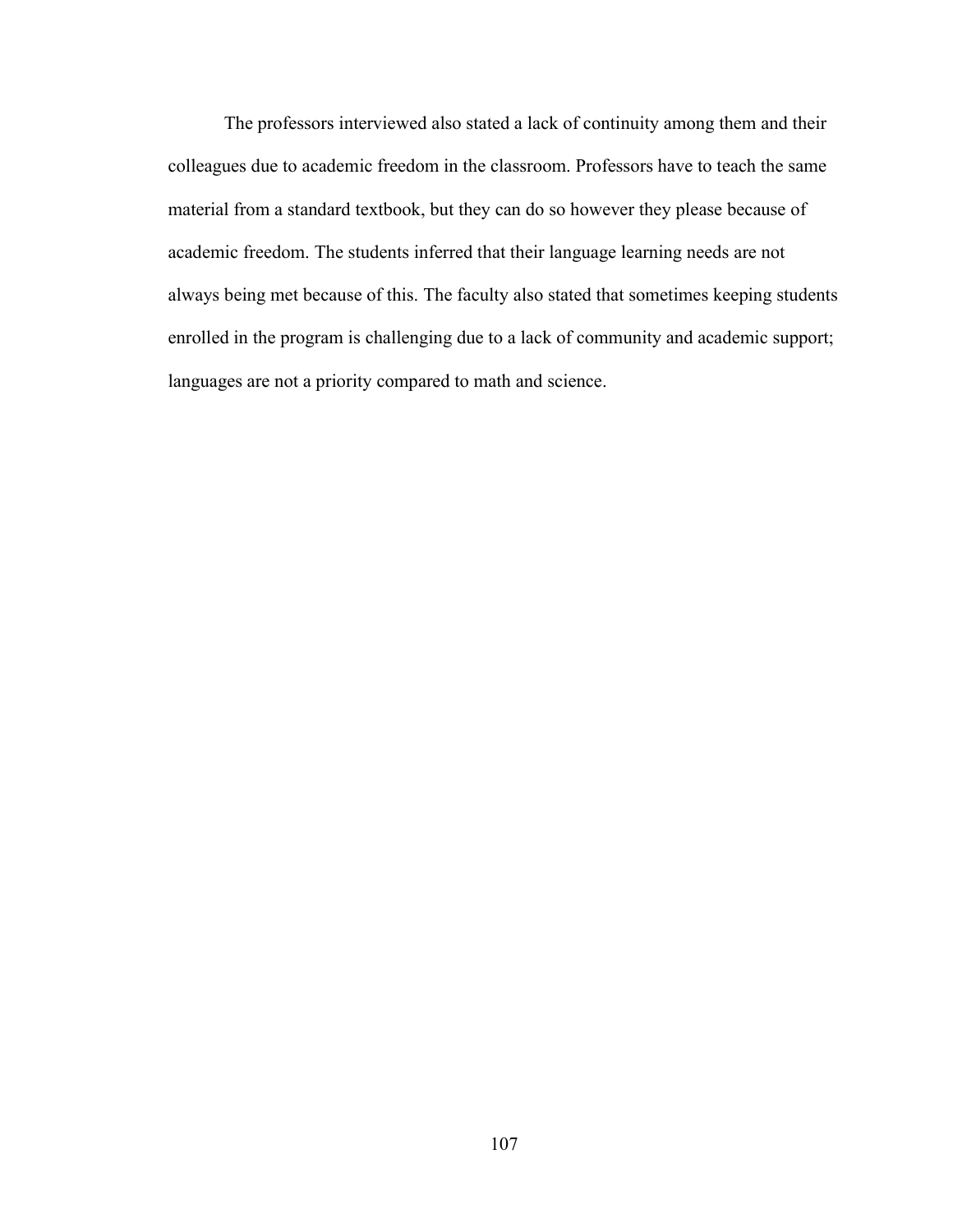The professors interviewed also stated a lack of continuity among them and their colleagues due to academic freedom in the classroom. Professors have to teach the same material from a standard textbook, but they can do so however they please because of academic freedom. The students inferred that their language learning needs are not always being met because of this. The faculty also stated that sometimes keeping students enrolled in the program is challenging due to a lack of community and academic support; languages are not a priority compared to math and science.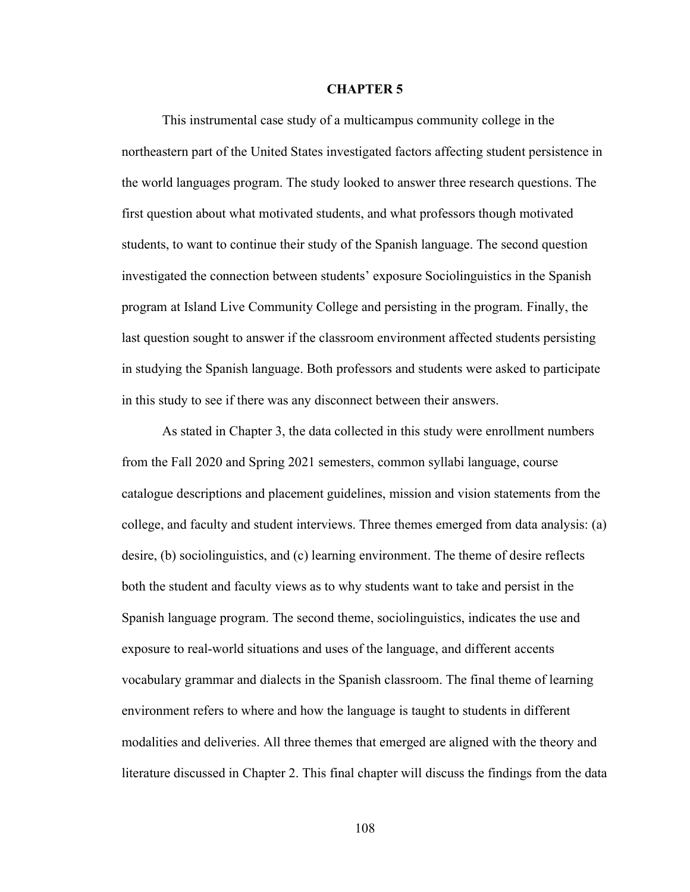# CHAPTER 5

This instrumental case study of a multicampus community college in the northeastern part of the United States investigated factors affecting student persistence in the world languages program. The study looked to answer three research questions. The first question about what motivated students, and what professors though motivated students, to want to continue their study of the Spanish language. The second question investigated the connection between students' exposure Sociolinguistics in the Spanish program at Island Live Community College and persisting in the program. Finally, the last question sought to answer if the classroom environment affected students persisting in studying the Spanish language. Both professors and students were asked to participate in this study to see if there was any disconnect between their answers.

As stated in Chapter 3, the data collected in this study were enrollment numbers from the Fall 2020 and Spring 2021 semesters, common syllabi language, course catalogue descriptions and placement guidelines, mission and vision statements from the college, and faculty and student interviews. Three themes emerged from data analysis: (a) desire, (b) sociolinguistics, and (c) learning environment. The theme of desire reflects both the student and faculty views as to why students want to take and persist in the Spanish language program. The second theme, sociolinguistics, indicates the use and exposure to real-world situations and uses of the language, and different accents vocabulary grammar and dialects in the Spanish classroom. The final theme of learning environment refers to where and how the language is taught to students in different modalities and deliveries. All three themes that emerged are aligned with the theory and literature discussed in Chapter 2. This final chapter will discuss the findings from the data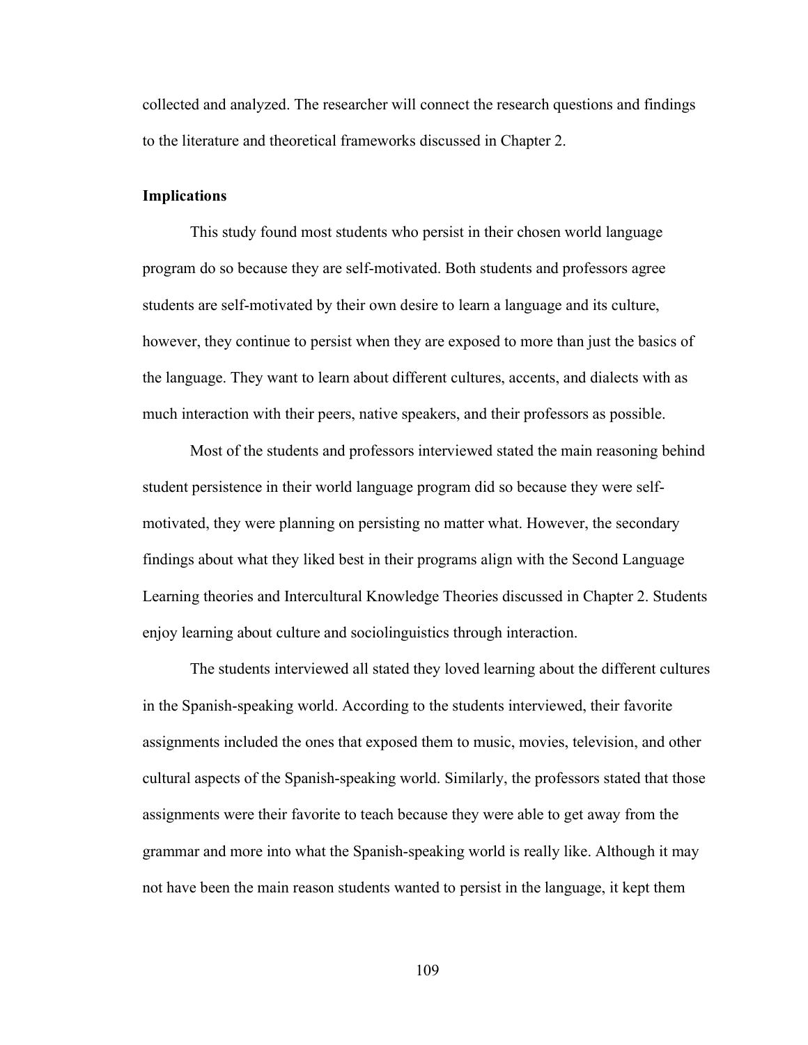collected and analyzed. The researcher will connect the research questions and findings to the literature and theoretical frameworks discussed in Chapter 2.

## Implications

This study found most students who persist in their chosen world language program do so because they are self-motivated. Both students and professors agree students are self-motivated by their own desire to learn a language and its culture, however, they continue to persist when they are exposed to more than just the basics of the language. They want to learn about different cultures, accents, and dialects with as much interaction with their peers, native speakers, and their professors as possible.

Most of the students and professors interviewed stated the main reasoning behind student persistence in their world language program did so because they were self-motivated, they were planning on persisting no matter what. However, the secondary findings about what they liked best in their programs align with the Second Language Learning theories and Intercultural Knowledge Theories discussed in Chapter 2. Students enjoy learning about culture and sociolinguistics through interaction.

The students interviewed all stated they loved learning about the different cultures in the Spanish-speaking world. According to the students interviewed, their favorite assignments included the ones that exposed them to music, movies, television, and other cultural aspects of the Spanish-speaking world. Similarly, the professors stated that those assignments were their favorite to teach because they were able to get away from the grammar and more into what the Spanish-speaking world is really like. Although it may not have been the main reason students wanted to persist in the language, it kept them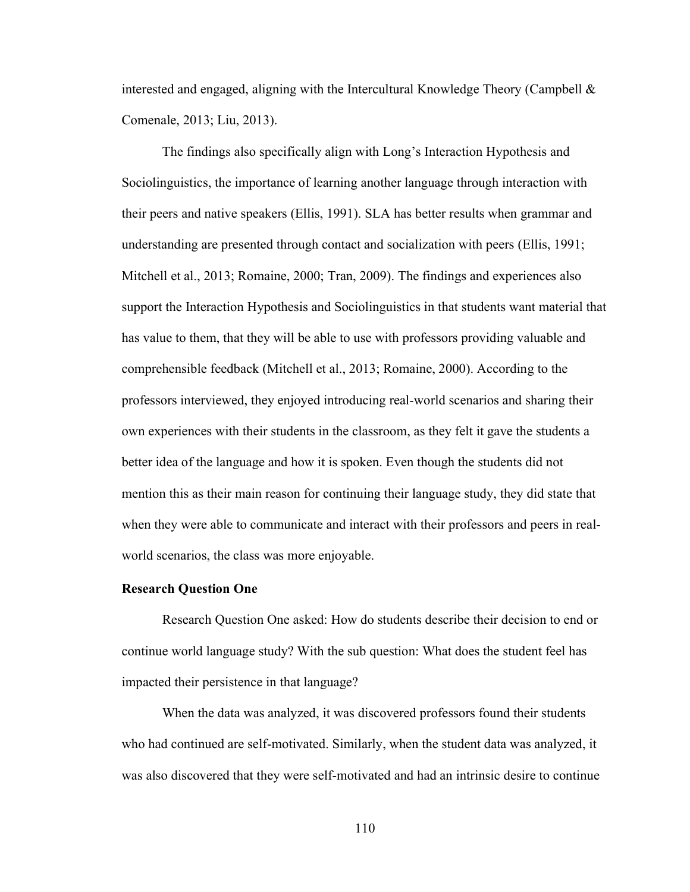interested and engaged, aligning with the Intercultural Knowledge Theory (Campbell & Comenale, 2013; Liu, 2013).

The findings also specifically align with Long's Interaction Hypothesis and Sociolinguistics, the importance of learning another language through interaction with their peers and native speakers (Ellis, 1991). SLA has better results when grammar and understanding are presented through contact and socialization with peers (Ellis, 1991; Mitchell et al., 2013; Romaine, 2000; Tran, 2009). The findings and experiences also support the Interaction Hypothesis and Sociolinguistics in that students want material that has value to them, that they will be able to use with professors providing valuable and comprehensible feedback (Mitchell et al., 2013; Romaine, 2000). According to the professors interviewed, they enjoyed introducing real-world scenarios and sharing their own experiences with their students in the classroom, as they felt it gave the students a better idea of the language and how it is spoken. Even though the students did not mention this as their main reason for continuing their language study, they did state that when they were able to communicate and interact with their professors and peers in real-world scenarios, the class was more enjoyable.

**Research Question One**

Research Question One asked: How do students describe their decision to end or continue world language study? With the sub question: What does the student feel has impacted their persistence in that language?

When the data was analyzed, it was discovered professors found their students who had continued are self-motivated. Similarly, when the student data was analyzed, it was also discovered that they were self-motivated and had an intrinsic desire to continue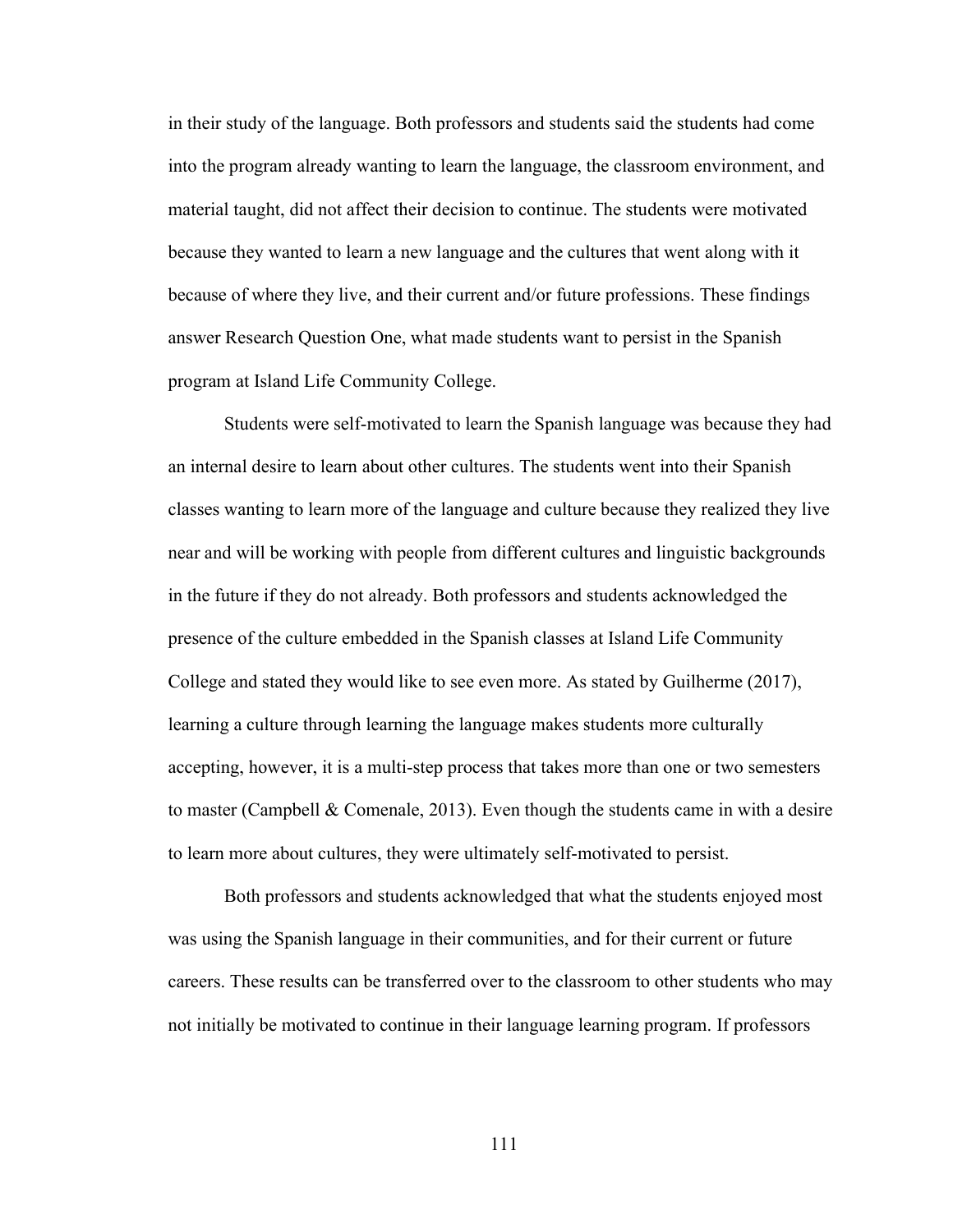in their study of the language. Both professors and students said the students had come into the program already wanting to learn the language, the classroom environment, and material taught, did not affect their decision to continue. The students were motivated because they wanted to learn a new language and the cultures that went along with it because of where they live, and their current and/or future professions. These findings answer Research Question One, what made students want to persist in the Spanish program at Island Life Community College.

Students were self-motivated to learn the Spanish language was because they had an internal desire to learn about other cultures. The students went into their Spanish classes wanting to learn more of the language and culture because they realized they live near and will be working with people from different cultures and linguistic backgrounds in the future if they do not already. Both professors and students acknowledged the presence of the culture embedded in the Spanish classes at Island Life Community College and stated they would like to see even more. As stated by Guilherme (2017), learning a culture through learning the language makes students more culturally accepting, however, it is a multi-step process that takes more than one or two semesters to master (Campbell & Comenale, 2013). Even though the students came in with a desire to learn more about cultures, they were ultimately self-motivated to persist.

Both professors and students acknowledged that what the students enjoyed most was using the Spanish language in their communities, and for their current or future careers. These results can be transferred over to the classroom to other students who may not initially be motivated to continue in their language learning program. If professors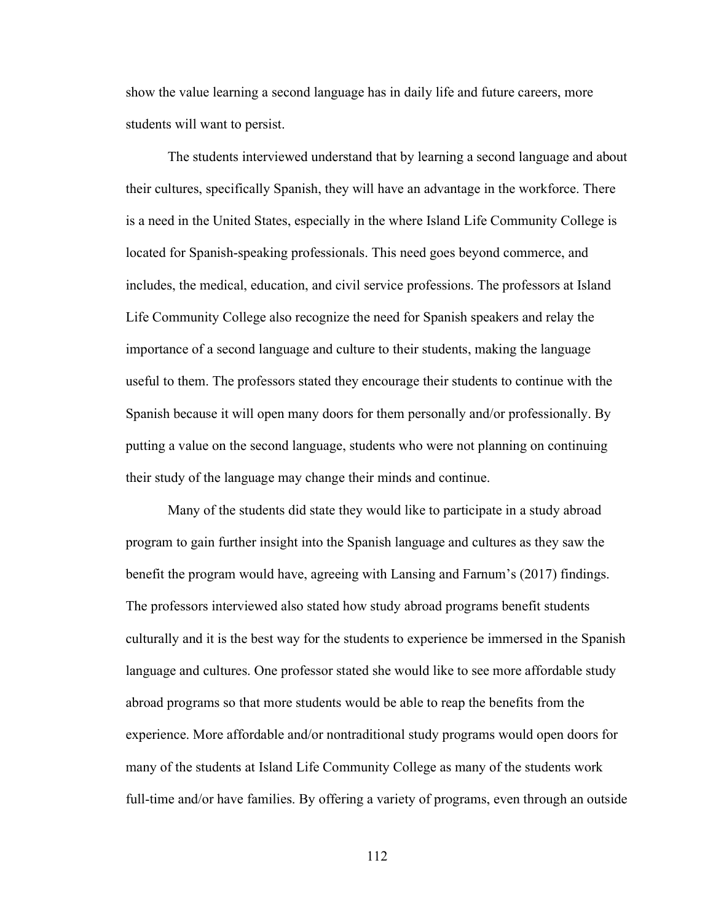show the value learning a second language has in daily life and future careers, more students will want to persist.

The students interviewed understand that by learning a second language and about their cultures, specifically Spanish, they will have an advantage in the workforce. There is a need in the United States, especially in the where Island Life Community College is located for Spanish-speaking professionals. This need goes beyond commerce, and includes, the medical, education, and civil service professions. The professors at Island Life Community College also recognize the need for Spanish speakers and relay the importance of a second language and culture to their students, making the language useful to them. The professors stated they encourage their students to continue with the Spanish because it will open many doors for them personally and/or professionally. By putting a value on the second language, students who were not planning on continuing their study of the language may change their minds and continue.

Many of the students did state they would like to participate in a study abroad program to gain further insight into the Spanish language and cultures as they saw the benefit the program would have, agreeing with Lansing and Farnum's (2017) findings. The professors interviewed also stated how study abroad programs benefit students culturally and it is the best way for the students to experience be immersed in the Spanish language and cultures. One professor stated she would like to see more affordable study abroad programs so that more students would be able to reap the benefits from the experience. More affordable and/or nontraditional study programs would open doors for many of the students at Island Life Community College as many of the students work full-time and/or have families. By offering a variety of programs, even through an outside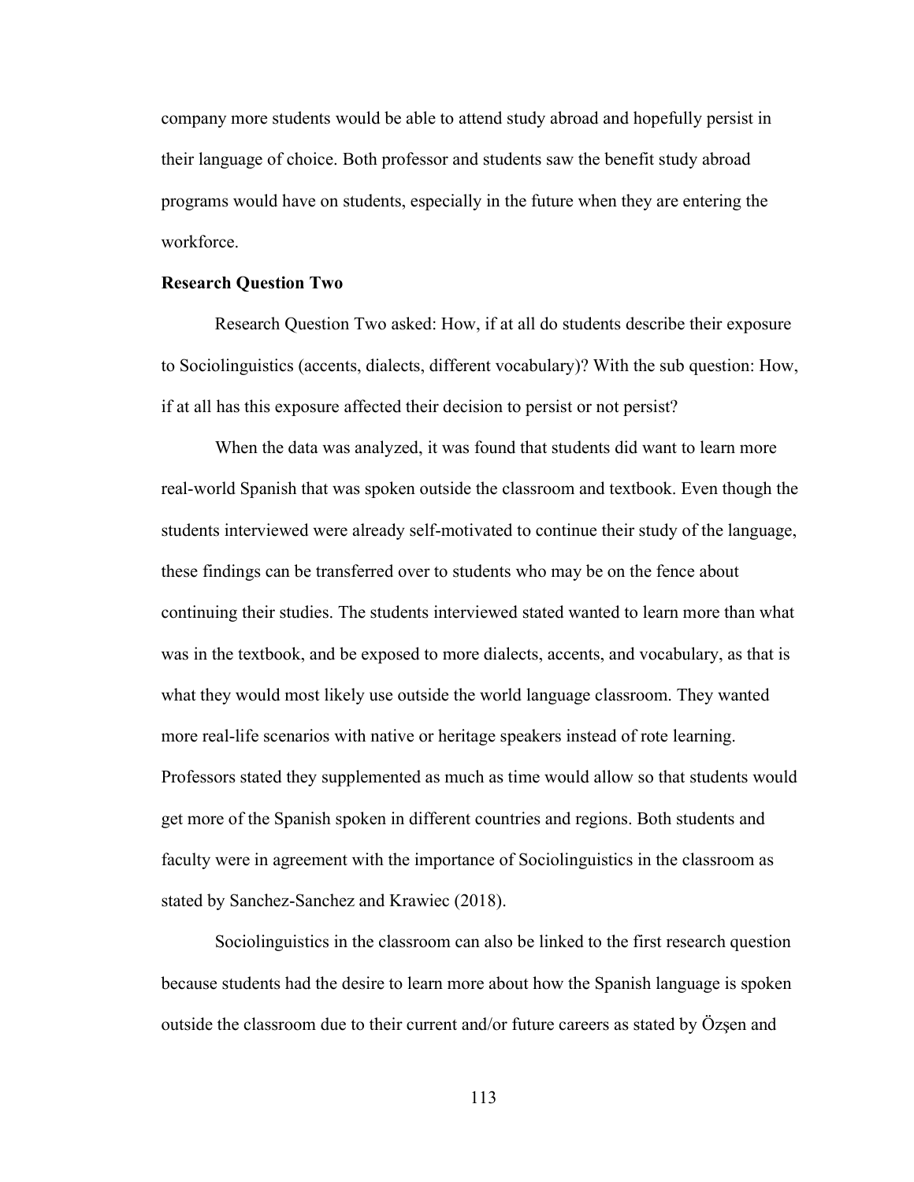company more students would be able to attend study abroad and hopefully persist in their language of choice. Both professor and students saw the benefit study abroad programs would have on students, especially in the future when they are entering the workforce.

**Research Question Two**

Research Question Two asked: How, if at all do students describe their exposure to Sociolinguistics (accents, dialects, different vocabulary)? With the sub question: How, if at all has this exposure affected their decision to persist or not persist?

When the data was analyzed, it was found that students did want to learn more real-world Spanish that was spoken outside the classroom and textbook. Even though the students interviewed were already self-motivated to continue their study of the language, these findings can be transferred over to students who may be on the fence about continuing their studies. The students interviewed stated wanted to learn more than what was in the textbook, and be exposed to more dialects, accents, and vocabulary, as that is what they would most likely use outside the world language classroom. They wanted more real-life scenarios with native or heritage speakers instead of rote learning. Professors stated they supplemented as much as time would allow so that students would get more of the Spanish spoken in different countries and regions. Both students and faculty were in agreement with the importance of Sociolinguistics in the classroom as stated by Sanchez-Sanchez and Krawiec (2018).

Sociolinguistics in the classroom can also be linked to the first research question because students had the desire to learn more about how the Spanish language is spoken outside the classroom due to their current and/or future careers as stated by Özşen and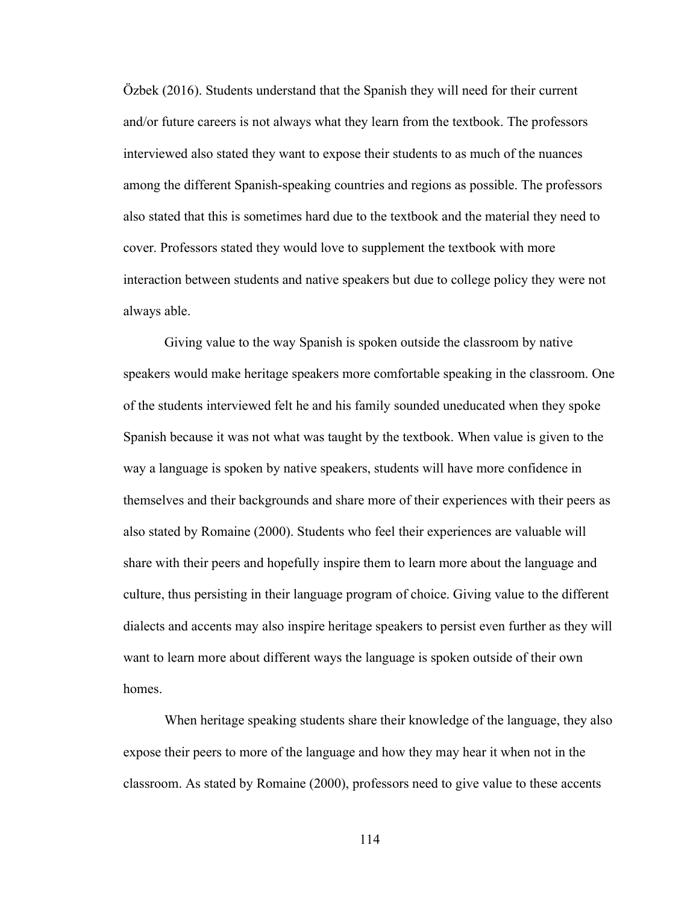Özbek (2016). Students understand that the Spanish they will need for their current and/or future careers is not always what they learn from the textbook. The professors interviewed also stated they want to expose their students to as much of the nuances among the different Spanish-speaking countries and regions as possible. The professors also stated that this is sometimes hard due to the textbook and the material they need to cover. Professors stated they would love to supplement the textbook with more interaction between students and native speakers but due to college policy they were not always able.

Giving value to the way Spanish is spoken outside the classroom by native speakers would make heritage speakers more comfortable speaking in the classroom. One of the students interviewed felt he and his family sounded uneducated when they spoke Spanish because it was not what was taught by the textbook. When value is given to the way a language is spoken by native speakers, students will have more confidence in themselves and their backgrounds and share more of their experiences with their peers as also stated by Romaine (2000). Students who feel their experiences are valuable will share with their peers and hopefully inspire them to learn more about the language and culture, thus persisting in their language program of choice. Giving value to the different dialects and accents may also inspire heritage speakers to persist even further as they will want to learn more about different ways the language is spoken outside of their own homes.

When heritage speaking students share their knowledge of the language, they also expose their peers to more of the language and how they may hear it when not in the classroom. As stated by Romaine (2000), professors need to give value to these accents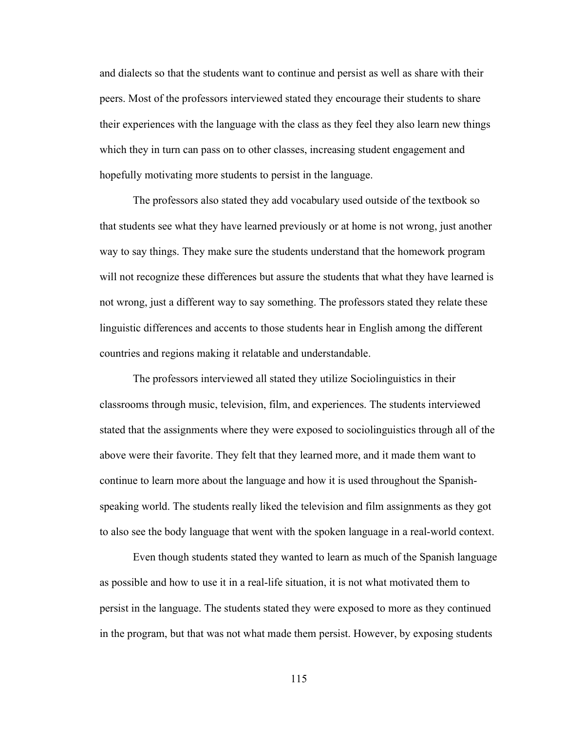and dialects so that the students want to continue and persist as well as share with their peers. Most of the professors interviewed stated they encourage their students to share their experiences with the language with the class as they feel they also learn new things which they in turn can pass on to other classes, increasing student engagement and hopefully motivating more students to persist in the language.

The professors also stated they add vocabulary used outside of the textbook so that students see what they have learned previously or at home is not wrong, just another way to say things. They make sure the students understand that the homework program will not recognize these differences but assure the students that what they have learned is not wrong, just a different way to say something. The professors stated they relate these linguistic differences and accents to those students hear in English among the different countries and regions making it relatable and understandable.

The professors interviewed all stated they utilize Sociolinguistics in their classrooms through music, television, film, and experiences. The students interviewed stated that the assignments where they were exposed to sociolinguistics through all of the above were their favorite. They felt that they learned more, and it made them want to continue to learn more about the language and how it is used throughout the Spanish-speaking world. The students really liked the television and film assignments as they got to also see the body language that went with the spoken language in a real-world context.

Even though students stated they wanted to learn as much of the Spanish language as possible and how to use it in a real-life situation, it is not what motivated them to persist in the language. The students stated they were exposed to more as they continued in the program, but that was not what made them persist. However, by exposing students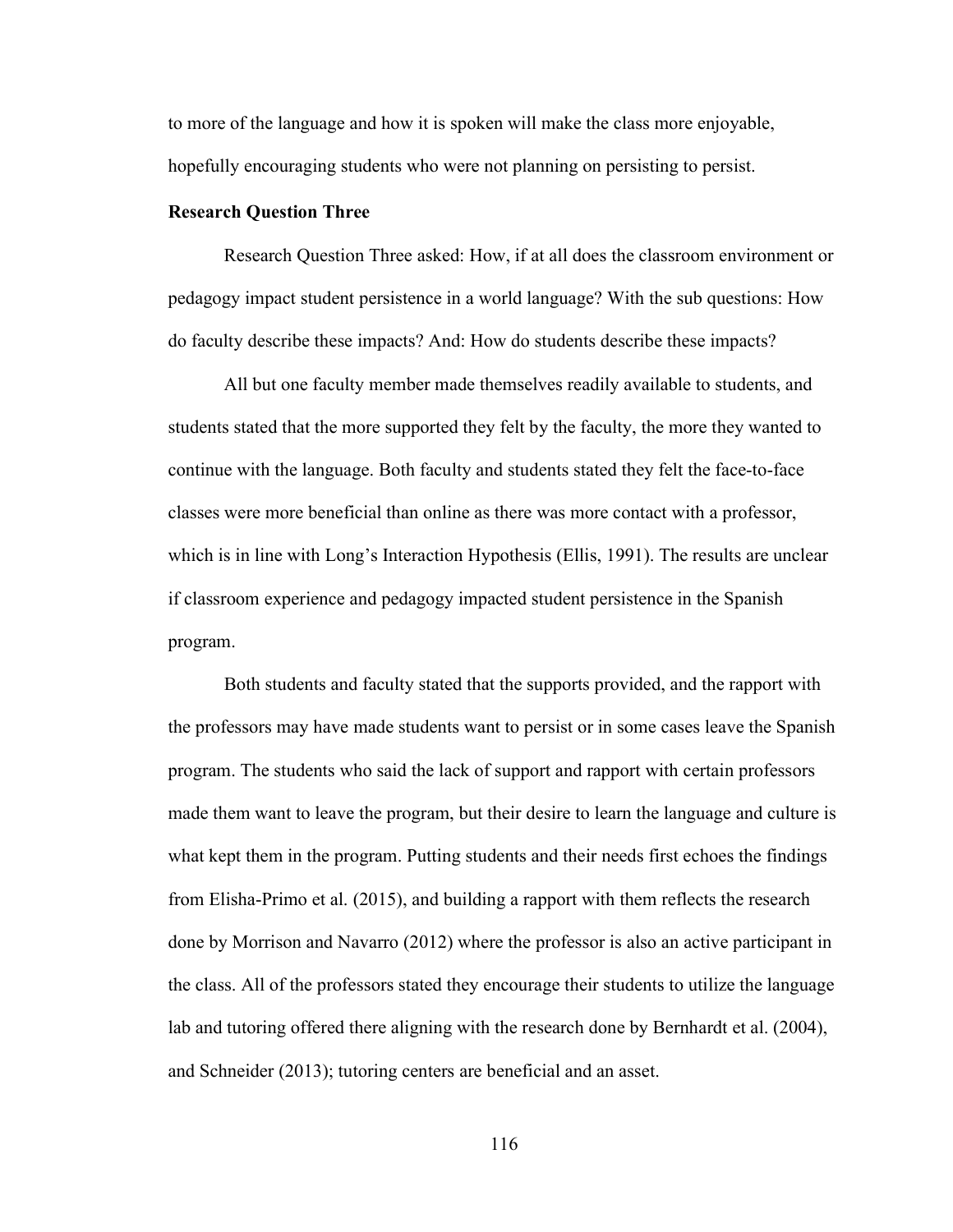to more of the language and how it is spoken will make the class more enjoyable, hopefully encouraging students who were not planning on persisting to persist.

### Research Question Three

Research Question Three asked: How, if at all does the classroom environment or pedagogy impact student persistence in a world language? With the sub questions: How do faculty describe these impacts? And: How do students describe these impacts?

All but one faculty member made themselves readily available to students, and students stated that the more supported they felt by the faculty, the more they wanted to continue with the language. Both faculty and students stated they felt the face-to-face classes were more beneficial than online as there was more contact with a professor, which is in line with Long's Interaction Hypothesis (Ellis, 1991). The results are unclear if classroom experience and pedagogy impacted student persistence in the Spanish program.

Both students and faculty stated that the supports provided, and the rapport with the professors may have made students want to persist or in some cases leave the Spanish program. The students who said the lack of support and rapport with certain professors made them want to leave the program, but their desire to learn the language and culture is what kept them in the program. Putting students and their needs first echoes the findings from Elisha-Primo et al. (2015), and building a rapport with them reflects the research done by Morrison and Navarro (2012) where the professor is also an active participant in the class. All of the professors stated they encourage their students to utilize the language lab and tutoring offered there aligning with the research done by Bernhardt et al. (2004), and Schneider (2013); tutoring centers are beneficial and an asset.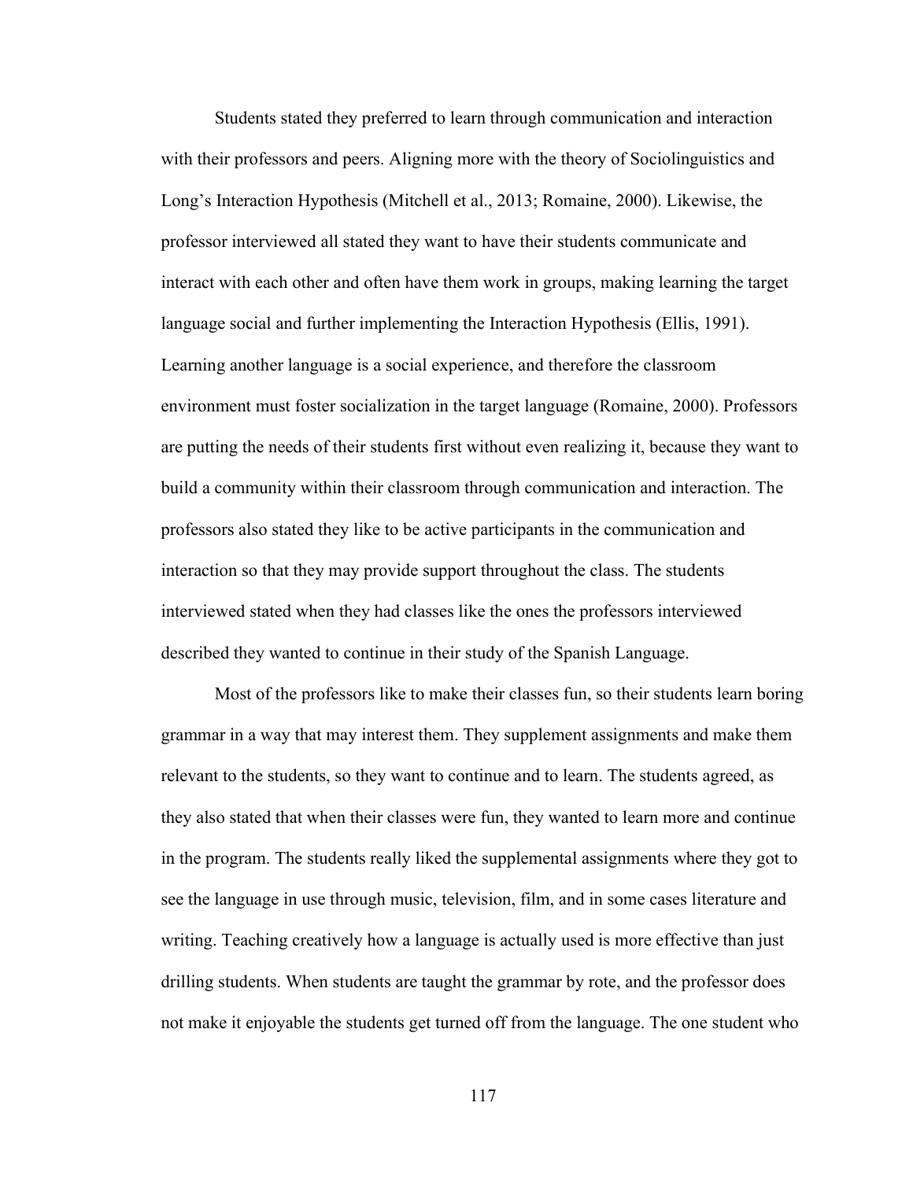Students stated they preferred to learn through communication and interaction with their professors and peers. Aligning more with the theory of Sociolinguistics and Long's Interaction Hypothesis (Mitchell et al., 2013; Romaine, 2000). Likewise, the professor interviewed all stated they want to have their students communicate and interact with each other and often have them work in groups, making learning the target language social and further implementing the Interaction Hypothesis (Ellis, 1991). Learning another language is a social experience, and therefore the classroom environment must foster socialization in the target language (Romaine, 2000). Professors are putting the needs of their students first without even realizing it, because they want to build a community within their classroom through communication and interaction. The professors also stated they like to be active participants in the communication and interaction so that they may provide support throughout the class. The students interviewed stated when they had classes like the ones the professors interviewed described they wanted to continue in their study of the Spanish Language.

Most of the professors like to make their classes fun, so their students learn boring grammar in a way that may interest them. They supplement assignments and make them relevant to the students, so they want to continue and to learn. The students agreed, as they also stated that when their classes were fun, they wanted to learn more and continue in the program. The students really liked the supplemental assignments where they got to see the language in use through music, television, film, and in some cases literature and writing. Teaching creatively how a language is actually used is more effective than just drilling students. When students are taught the grammar by rote, and the professor does not make it enjoyable the students get turned off from the language. The one student who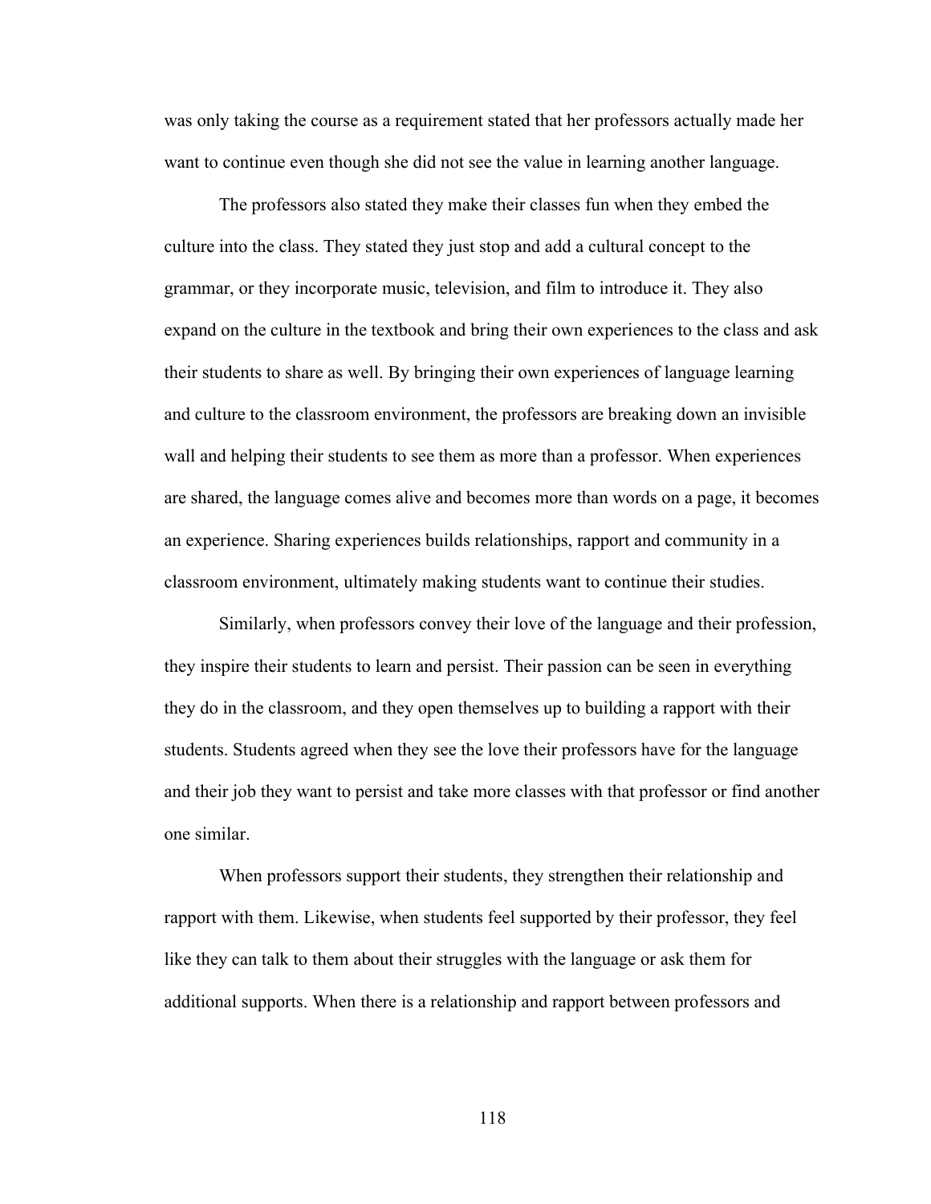was only taking the course as a requirement stated that her professors actually made her want to continue even though she did not see the value in learning another language.

The professors also stated they make their classes fun when they embed the culture into the class. They stated they just stop and add a cultural concept to the grammar, or they incorporate music, television, and film to introduce it. They also expand on the culture in the textbook and bring their own experiences to the class and ask their students to share as well. By bringing their own experiences of language learning and culture to the classroom environment, the professors are breaking down an invisible wall and helping their students to see them as more than a professor. When experiences are shared, the language comes alive and becomes more than words on a page, it becomes an experience. Sharing experiences builds relationships, rapport and community in a classroom environment, ultimately making students want to continue their studies.

Similarly, when professors convey their love of the language and their profession, they inspire their students to learn and persist. Their passion can be seen in everything they do in the classroom, and they open themselves up to building a rapport with their students. Students agreed when they see the love their professors have for the language and their job they want to persist and take more classes with that professor or find another one similar.

When professors support their students, they strengthen their relationship and rapport with them. Likewise, when students feel supported by their professor, they feel like they can talk to them about their struggles with the language or ask them for additional supports. When there is a relationship and rapport between professors and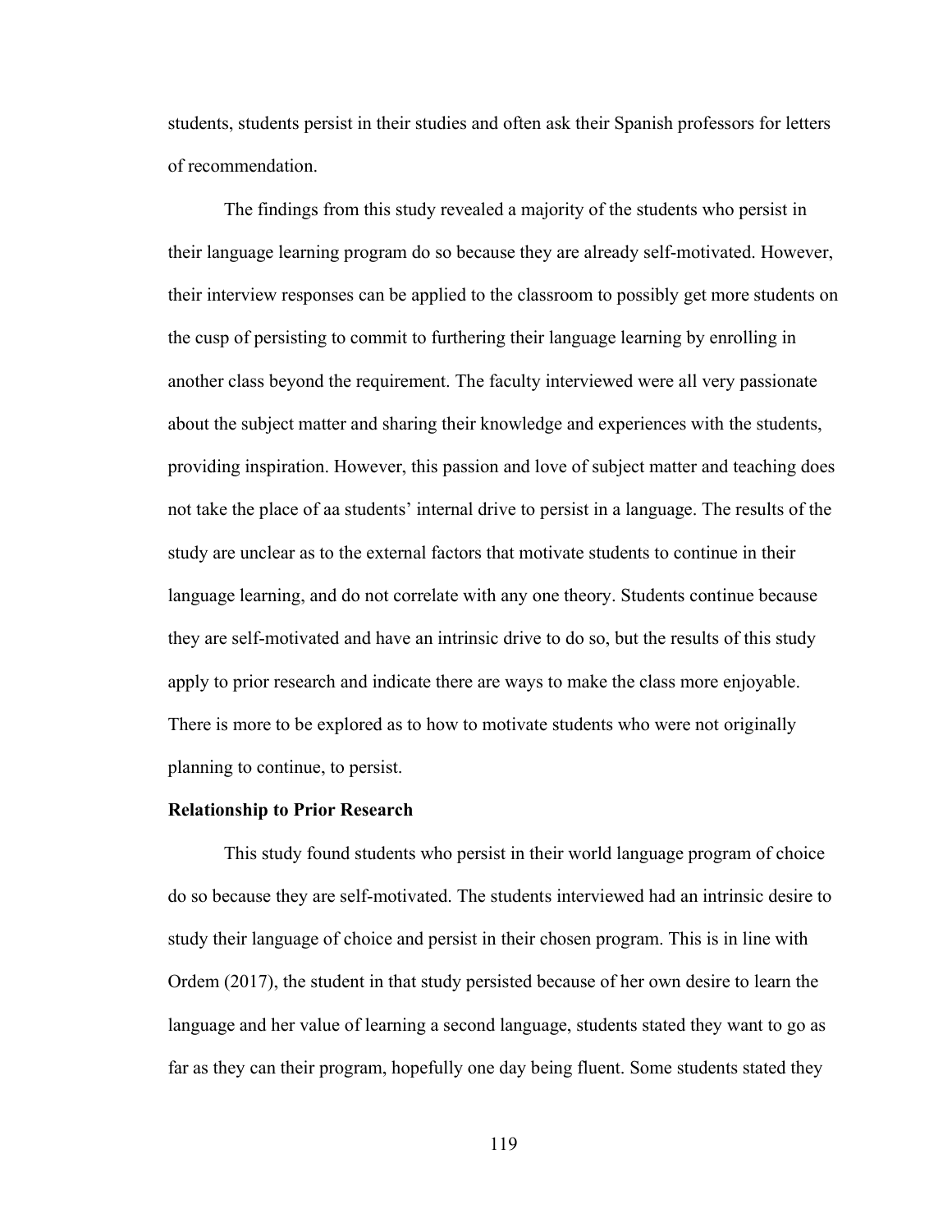students, students persist in their studies and often ask their Spanish professors for letters of recommendation.

The findings from this study revealed a majority of the students who persist in their language learning program do so because they are already self-motivated. However, their interview responses can be applied to the classroom to possibly get more students on the cusp of persisting to commit to furthering their language learning by enrolling in another class beyond the requirement. The faculty interviewed were all very passionate about the subject matter and sharing their knowledge and experiences with the students, providing inspiration. However, this passion and love of subject matter and teaching does not take the place of aa students' internal drive to persist in a language. The results of the study are unclear as to the external factors that motivate students to continue in their language learning, and do not correlate with any one theory. Students continue because they are self-motivated and have an intrinsic drive to do so, but the results of this study apply to prior research and indicate there are ways to make the class more enjoyable. There is more to be explored as to how to motivate students who were not originally planning to continue, to persist.

**Relationship to Prior Research**

This study found students who persist in their world language program of choice do so because they are self-motivated. The students interviewed had an intrinsic desire to study their language of choice and persist in their chosen program. This is in line with Ordem (2017), the student in that study persisted because of her own desire to learn the language and her value of learning a second language, students stated they want to go as far as they can their program, hopefully one day being fluent. Some students stated they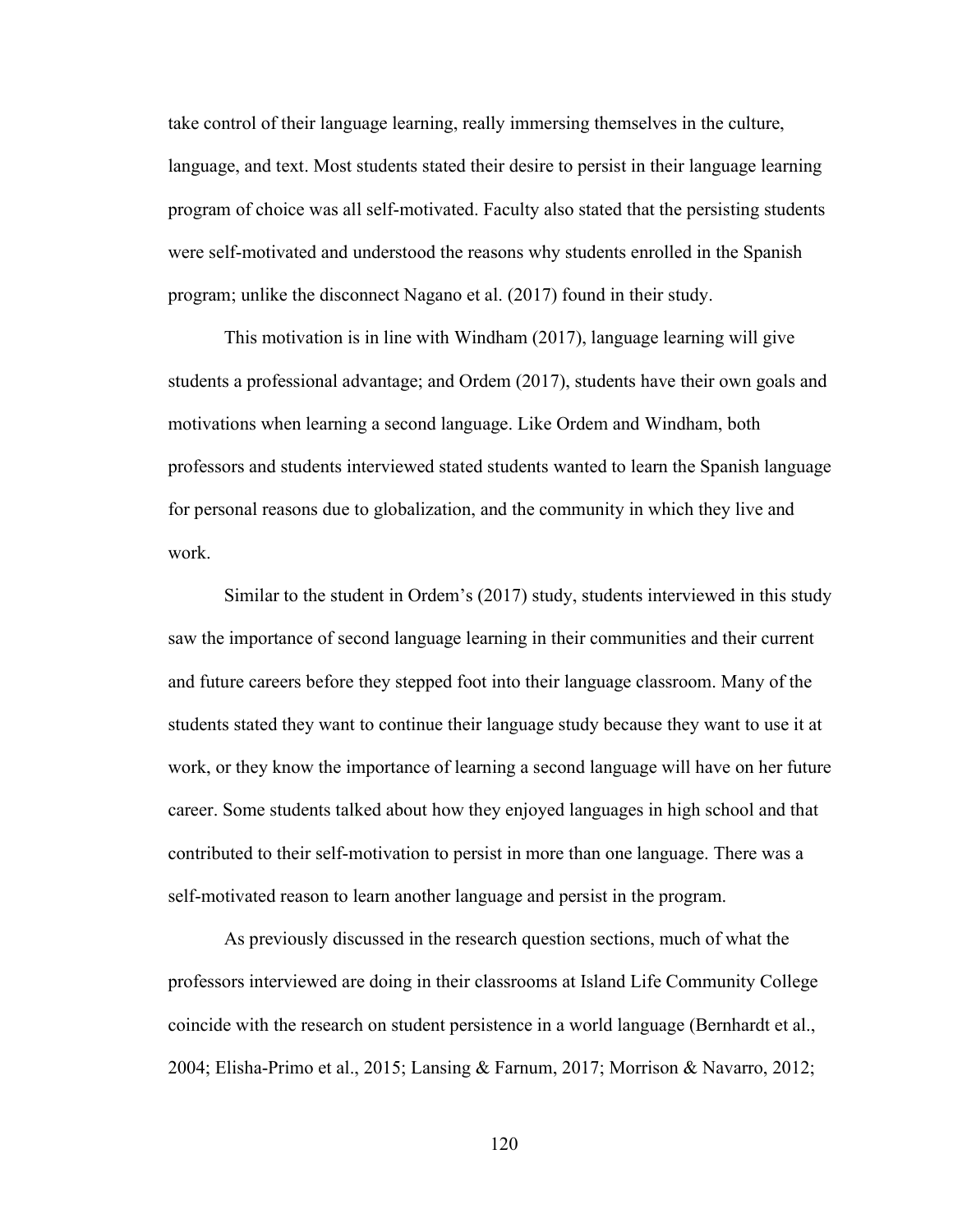take control of their language learning, really immersing themselves in the culture, language, and text. Most students stated their desire to persist in their language learning program of choice was all self-motivated. Faculty also stated that the persisting students were self-motivated and understood the reasons why students enrolled in the Spanish program; unlike the disconnect Nagano et al. (2017) found in their study.

This motivation is in line with Windham (2017), language learning will give students a professional advantage; and Ordem (2017), students have their own goals and motivations when learning a second language. Like Ordem and Windham, both professors and students interviewed stated students wanted to learn the Spanish language for personal reasons due to globalization, and the community in which they live and work.

Similar to the student in Ordem's (2017) study, students interviewed in this study saw the importance of second language learning in their communities and their current and future careers before they stepped foot into their language classroom. Many of the students stated they want to continue their language study because they want to use it at work, or they know the importance of learning a second language will have on her future career. Some students talked about how they enjoyed languages in high school and that contributed to their self-motivation to persist in more than one language. There was a self-motivated reason to learn another language and persist in the program.

As previously discussed in the research question sections, much of what the professors interviewed are doing in their classrooms at Island Life Community College coincide with the research on student persistence in a world language (Bernhardt et al., 2004; Elisha-Primo et al., 2015; Lansing & Farnum, 2017; Morrison & Navarro, 2012;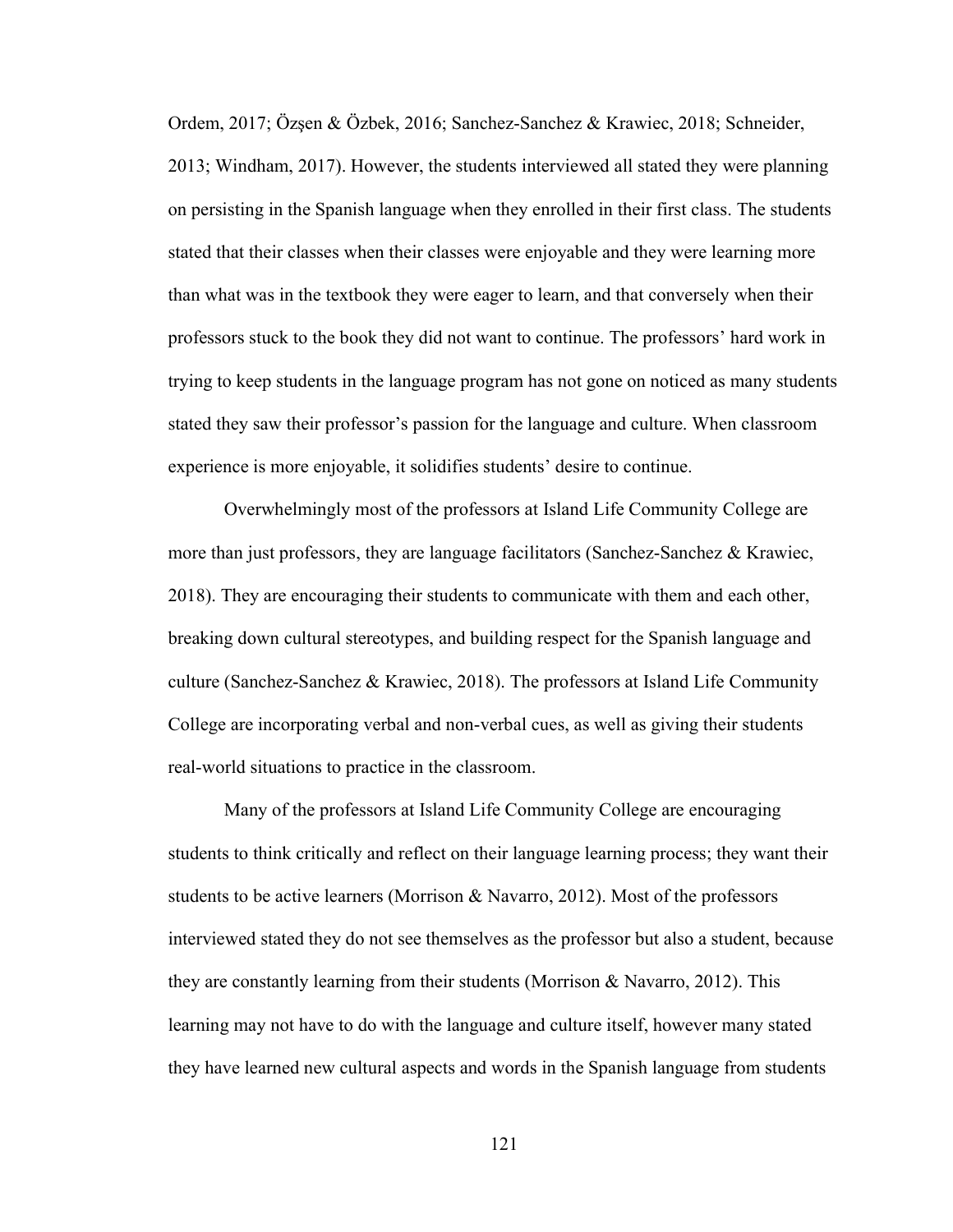Ordem, 2017; Özşen & Özbek, 2016; Sanchez-Sanchez & Krawiec, 2018; Schneider, 2013; Windham, 2017). However, the students interviewed all stated they were planning on persisting in the Spanish language when they enrolled in their first class. The students stated that their classes when their classes were enjoyable and they were learning more than what was in the textbook they were eager to learn, and that conversely when their professors stuck to the book they did not want to continue. The professors' hard work in trying to keep students in the language program has not gone on noticed as many students stated they saw their professor's passion for the language and culture. When classroom experience is more enjoyable, it solidifies students' desire to continue.

Overwhelmingly most of the professors at Island Life Community College are more than just professors, they are language facilitators (Sanchez-Sanchez & Krawiec, 2018). They are encouraging their students to communicate with them and each other, breaking down cultural stereotypes, and building respect for the Spanish language and culture (Sanchez-Sanchez & Krawiec, 2018). The professors at Island Life Community College are incorporating verbal and non-verbal cues, as well as giving their students real-world situations to practice in the classroom.

Many of the professors at Island Life Community College are encouraging students to think critically and reflect on their language learning process; they want their students to be active learners (Morrison & Navarro, 2012). Most of the professors interviewed stated they do not see themselves as the professor but also a student, because they are constantly learning from their students (Morrison & Navarro, 2012). This learning may not have to do with the language and culture itself, however many stated they have learned new cultural aspects and words in the Spanish language from students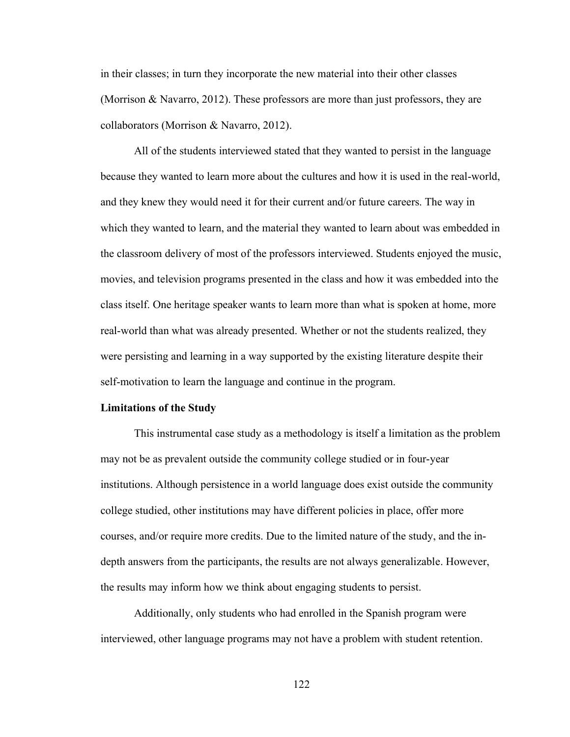in their classes; in turn they incorporate the new material into their other classes (Morrison & Navarro, 2012). These professors are more than just professors, they are collaborators (Morrison & Navarro, 2012).

All of the students interviewed stated that they wanted to persist in the language because they wanted to learn more about the cultures and how it is used in the real-world, and they knew they would need it for their current and/or future careers. The way in which they wanted to learn, and the material they wanted to learn about was embedded in the classroom delivery of most of the professors interviewed. Students enjoyed the music, movies, and television programs presented in the class and how it was embedded into the class itself. One heritage speaker wants to learn more than what is spoken at home, more real-world than what was already presented. Whether or not the students realized, they were persisting and learning in a way supported by the existing literature despite their self-motivation to learn the language and continue in the program.

**Limitations of the Study**

This instrumental case study as a methodology is itself a limitation as the problem may not be as prevalent outside the community college studied or in four-year institutions. Although persistence in a world language does exist outside the community college studied, other institutions may have different policies in place, offer more courses, and/or require more credits. Due to the limited nature of the study, and the in-depth answers from the participants, the results are not always generalizable. However, the results may inform how we think about engaging students to persist.

Additionally, only students who had enrolled in the Spanish program were interviewed, other language programs may not have a problem with student retention.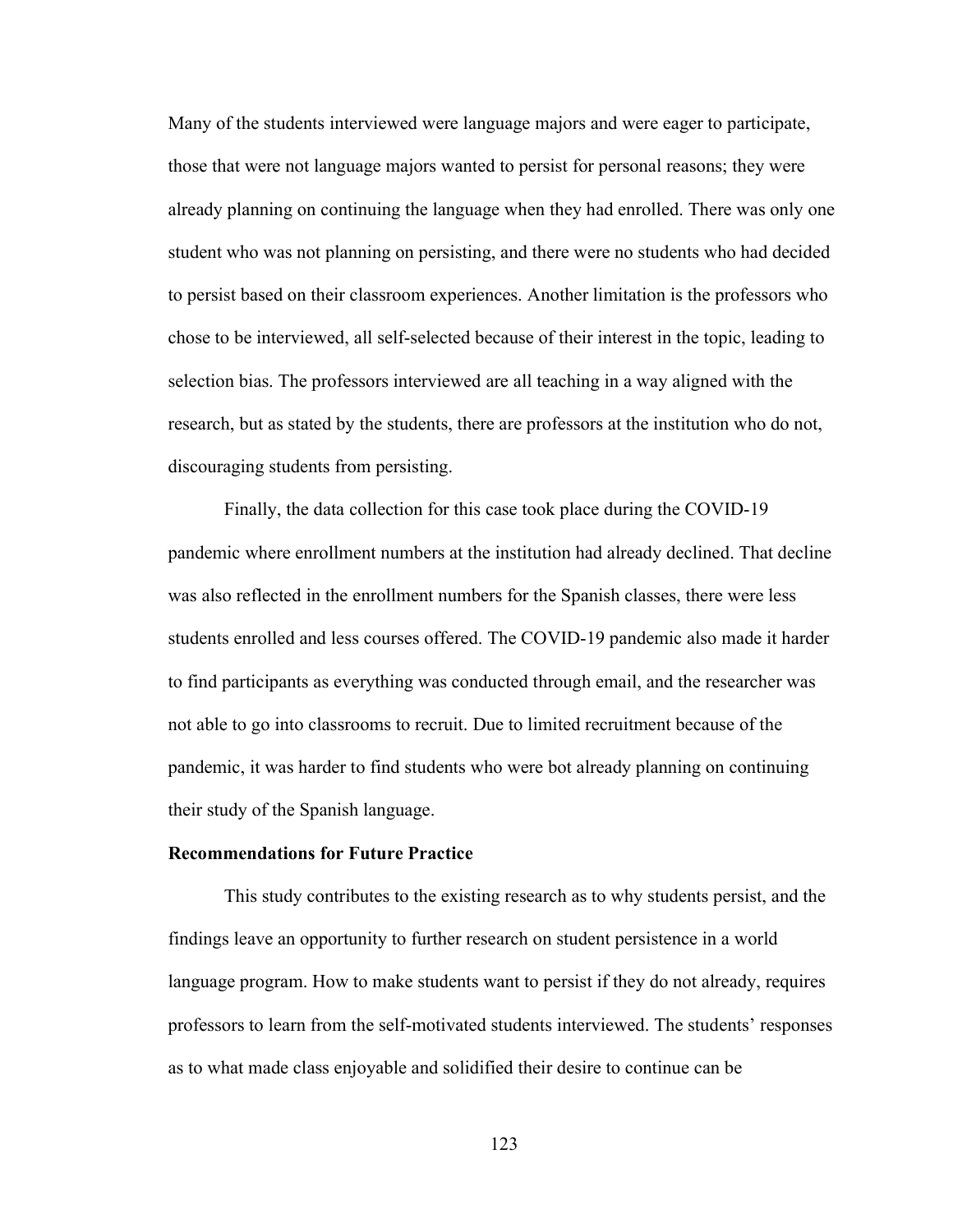Many of the students interviewed were language majors and were eager to participate, those that were not language majors wanted to persist for personal reasons; they were already planning on continuing the language when they had enrolled. There was only one student who was not planning on persisting, and there were no students who had decided to persist based on their classroom experiences. Another limitation is the professors who chose to be interviewed, all self-selected because of their interest in the topic, leading to selection bias. The professors interviewed are all teaching in a way aligned with the research, but as stated by the students, there are professors at the institution who do not, discouraging students from persisting.

Finally, the data collection for this case took place during the COVID-19 pandemic where enrollment numbers at the institution had already declined. That decline was also reflected in the enrollment numbers for the Spanish classes, there were less students enrolled and less courses offered. The COVID-19 pandemic also made it harder to find participants as everything was conducted through email, and the researcher was not able to go into classrooms to recruit. Due to limited recruitment because of the pandemic, it was harder to find students who were bot already planning on continuing their study of the Spanish language.

**Recommendations for Future Practice**

This study contributes to the existing research as to why students persist, and the findings leave an opportunity to further research on student persistence in a world language program. How to make students want to persist if they do not already, requires professors to learn from the self-motivated students interviewed. The students' responses as to what made class enjoyable and solidified their desire to continue can be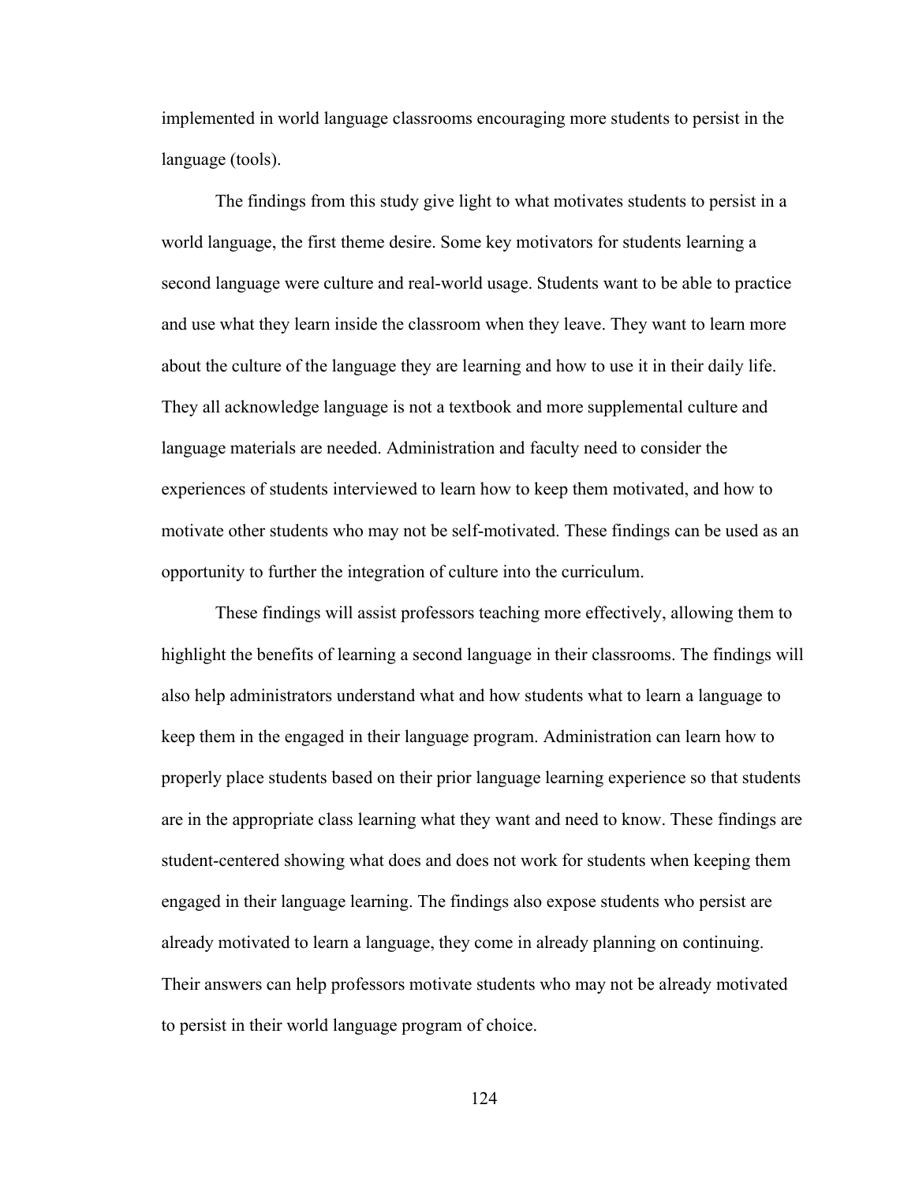implemented in world language classrooms encouraging more students to persist in the language (tools).

The findings from this study give light to what motivates students to persist in a world language, the first theme desire. Some key motivators for students learning a second language were culture and real-world usage. Students want to be able to practice and use what they learn inside the classroom when they leave. They want to learn more about the culture of the language they are learning and how to use it in their daily life. They all acknowledge language is not a textbook and more supplemental culture and language materials are needed. Administration and faculty need to consider the experiences of students interviewed to learn how to keep them motivated, and how to motivate other students who may not be self-motivated. These findings can be used as an opportunity to further the integration of culture into the curriculum.

These findings will assist professors teaching more effectively, allowing them to highlight the benefits of learning a second language in their classrooms. The findings will also help administrators understand what and how students what to learn a language to keep them in the engaged in their language program. Administration can learn how to properly place students based on their prior language learning experience so that students are in the appropriate class learning what they want and need to know. These findings are student-centered showing what does and does not work for students when keeping them engaged in their language learning. The findings also expose students who persist are already motivated to learn a language, they come in already planning on continuing. Their answers can help professors motivate students who may not be already motivated to persist in their world language program of choice.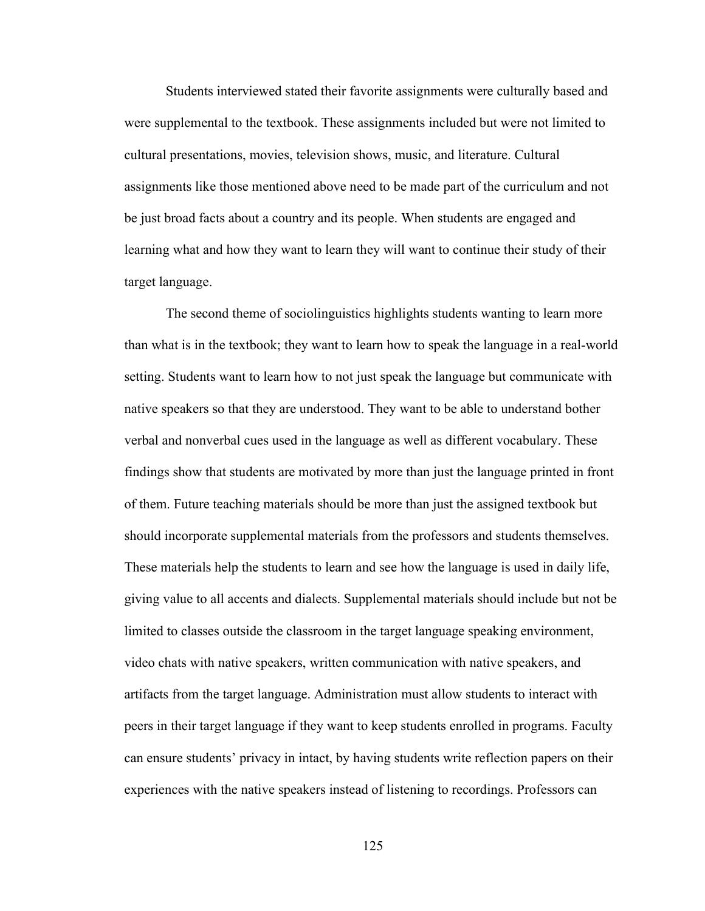Students interviewed stated their favorite assignments were culturally based and were supplemental to the textbook. These assignments included but were not limited to cultural presentations, movies, television shows, music, and literature. Cultural assignments like those mentioned above need to be made part of the curriculum and not be just broad facts about a country and its people. When students are engaged and learning what and how they want to learn they will want to continue their study of their target language.

The second theme of sociolinguistics highlights students wanting to learn more than what is in the textbook; they want to learn how to speak the language in a real-world setting. Students want to learn how to not just speak the language but communicate with native speakers so that they are understood. They want to be able to understand bother verbal and nonverbal cues used in the language as well as different vocabulary. These findings show that students are motivated by more than just the language printed in front of them. Future teaching materials should be more than just the assigned textbook but should incorporate supplemental materials from the professors and students themselves. These materials help the students to learn and see how the language is used in daily life, giving value to all accents and dialects. Supplemental materials should include but not be limited to classes outside the classroom in the target language speaking environment, video chats with native speakers, written communication with native speakers, and artifacts from the target language. Administration must allow students to interact with peers in their target language if they want to keep students enrolled in programs. Faculty can ensure students' privacy in intact, by having students write reflection papers on their experiences with the native speakers instead of listening to recordings. Professors can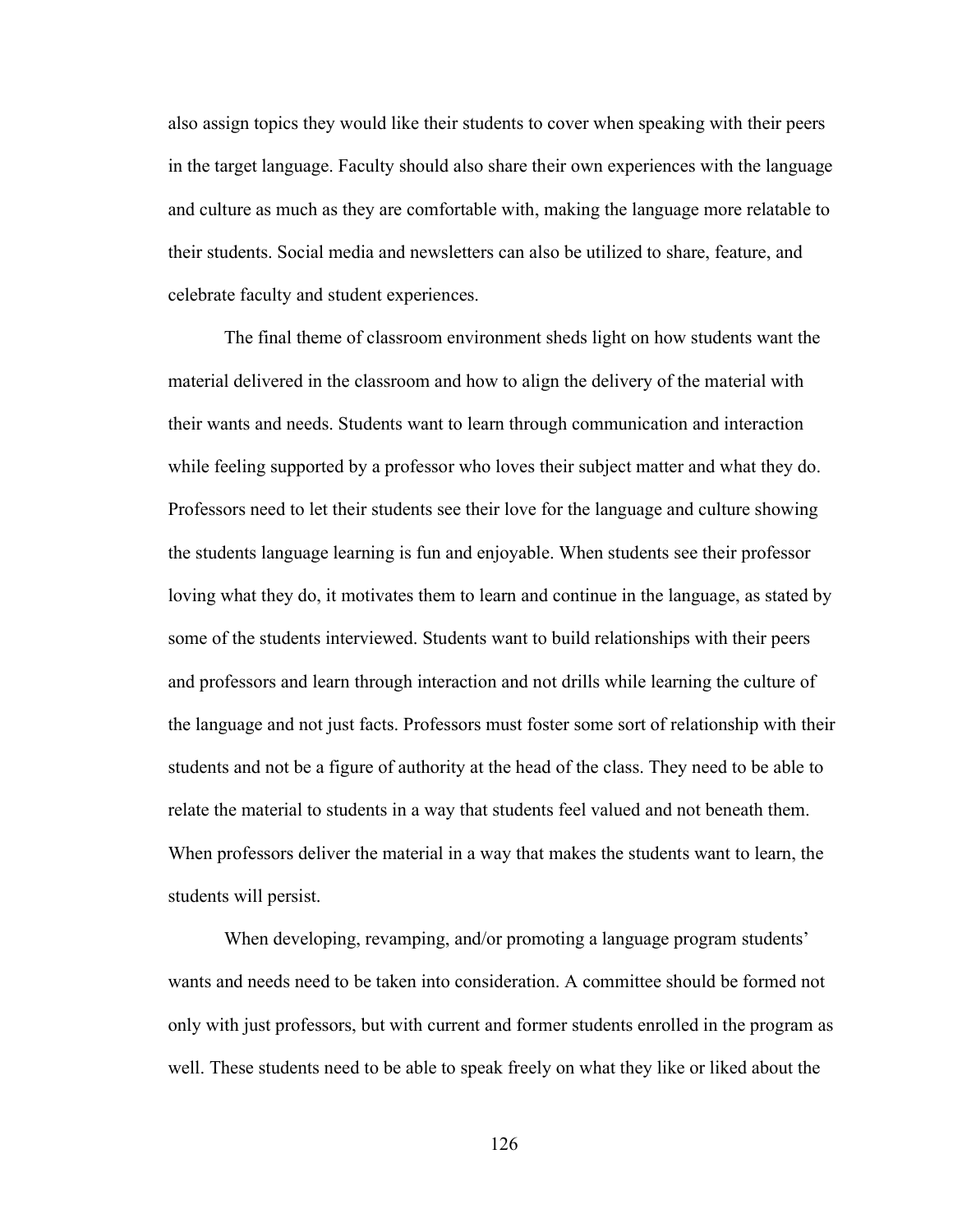also assign topics they would like their students to cover when speaking with their peers in the target language. Faculty should also share their own experiences with the language and culture as much as they are comfortable with, making the language more relatable to their students. Social media and newsletters can also be utilized to share, feature, and celebrate faculty and student experiences.

The final theme of classroom environment sheds light on how students want the material delivered in the classroom and how to align the delivery of the material with their wants and needs. Students want to learn through communication and interaction while feeling supported by a professor who loves their subject matter and what they do. Professors need to let their students see their love for the language and culture showing the students language learning is fun and enjoyable. When students see their professor loving what they do, it motivates them to learn and continue in the language, as stated by some of the students interviewed. Students want to build relationships with their peers and professors and learn through interaction and not drills while learning the culture of the language and not just facts. Professors must foster some sort of relationship with their students and not be a figure of authority at the head of the class. They need to be able to relate the material to students in a way that students feel valued and not beneath them. When professors deliver the material in a way that makes the students want to learn, the students will persist.

When developing, revamping, and/or promoting a language program students' wants and needs need to be taken into consideration. A committee should be formed not only with just professors, but with current and former students enrolled in the program as well. These students need to be able to speak freely on what they like or liked about the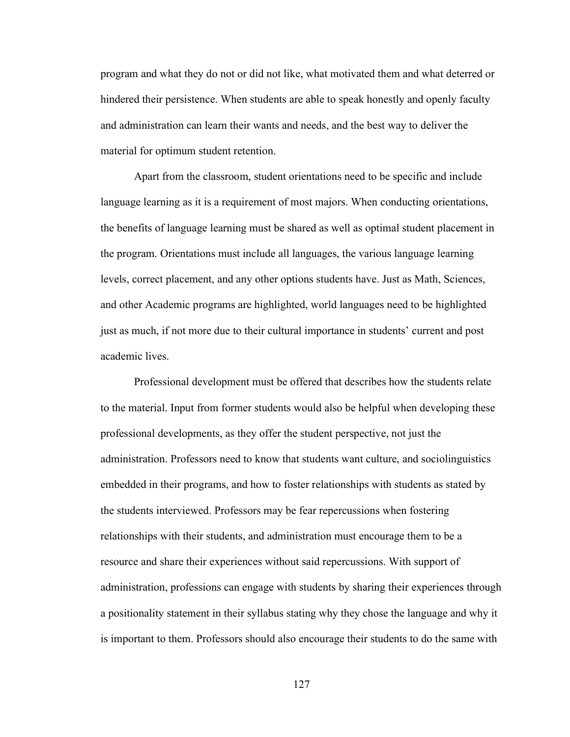program and what they do not or did not like, what motivated them and what deterred or hindered their persistence. When students are able to speak honestly and openly faculty and administration can learn their wants and needs, and the best way to deliver the material for optimum student retention.

Apart from the classroom, student orientations need to be specific and include language learning as it is a requirement of most majors. When conducting orientations, the benefits of language learning must be shared as well as optimal student placement in the program. Orientations must include all languages, the various language learning levels, correct placement, and any other options students have. Just as Math, Sciences, and other Academic programs are highlighted, world languages need to be highlighted just as much, if not more due to their cultural importance in students' current and post academic lives.

Professional development must be offered that describes how the students relate to the material. Input from former students would also be helpful when developing these professional developments, as they offer the student perspective, not just the administration. Professors need to know that students want culture, and sociolinguistics embedded in their programs, and how to foster relationships with students as stated by the students interviewed. Professors may be fear repercussions when fostering relationships with their students, and administration must encourage them to be a resource and share their experiences without said repercussions. With support of administration, professions can engage with students by sharing their experiences through a positionality statement in their syllabus stating why they chose the language and why it is important to them. Professors should also encourage their students to do the same with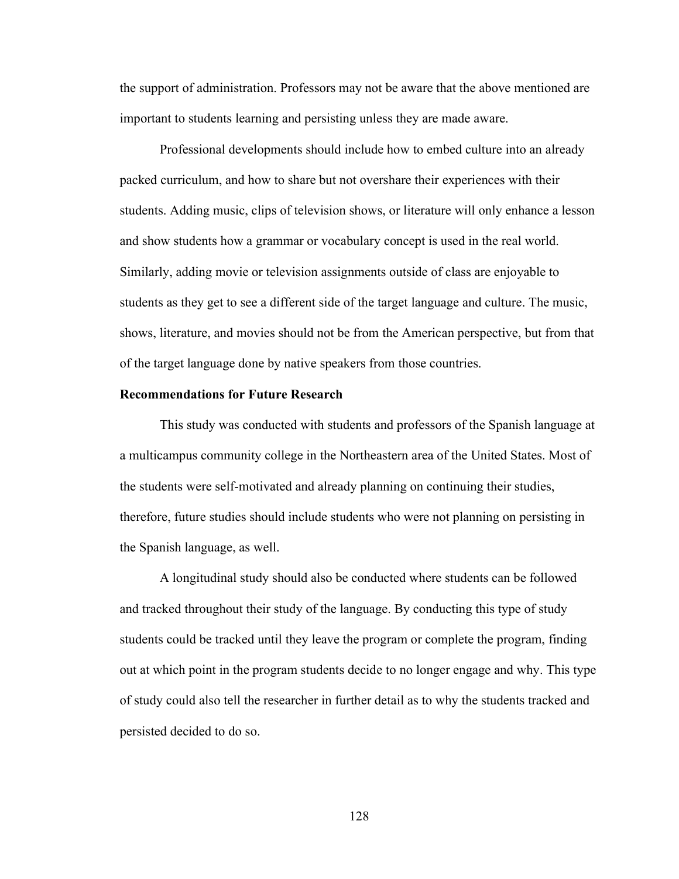the support of administration. Professors may not be aware that the above mentioned are important to students learning and persisting unless they are made aware.

Professional developments should include how to embed culture into an already packed curriculum, and how to share but not overshare their experiences with their students. Adding music, clips of television shows, or literature will only enhance a lesson and show students how a grammar or vocabulary concept is used in the real world. Similarly, adding movie or television assignments outside of class are enjoyable to students as they get to see a different side of the target language and culture. The music, shows, literature, and movies should not be from the American perspective, but from that of the target language done by native speakers from those countries.

**Recommendations for Future Research**

This study was conducted with students and professors of the Spanish language at a multicampus community college in the Northeastern area of the United States. Most of the students were self-motivated and already planning on continuing their studies, therefore, future studies should include students who were not planning on persisting in the Spanish language, as well.

A longitudinal study should also be conducted where students can be followed and tracked throughout their study of the language. By conducting this type of study students could be tracked until they leave the program or complete the program, finding out at which point in the program students decide to no longer engage and why. This type of study could also tell the researcher in further detail as to why the students tracked and persisted decided to do so.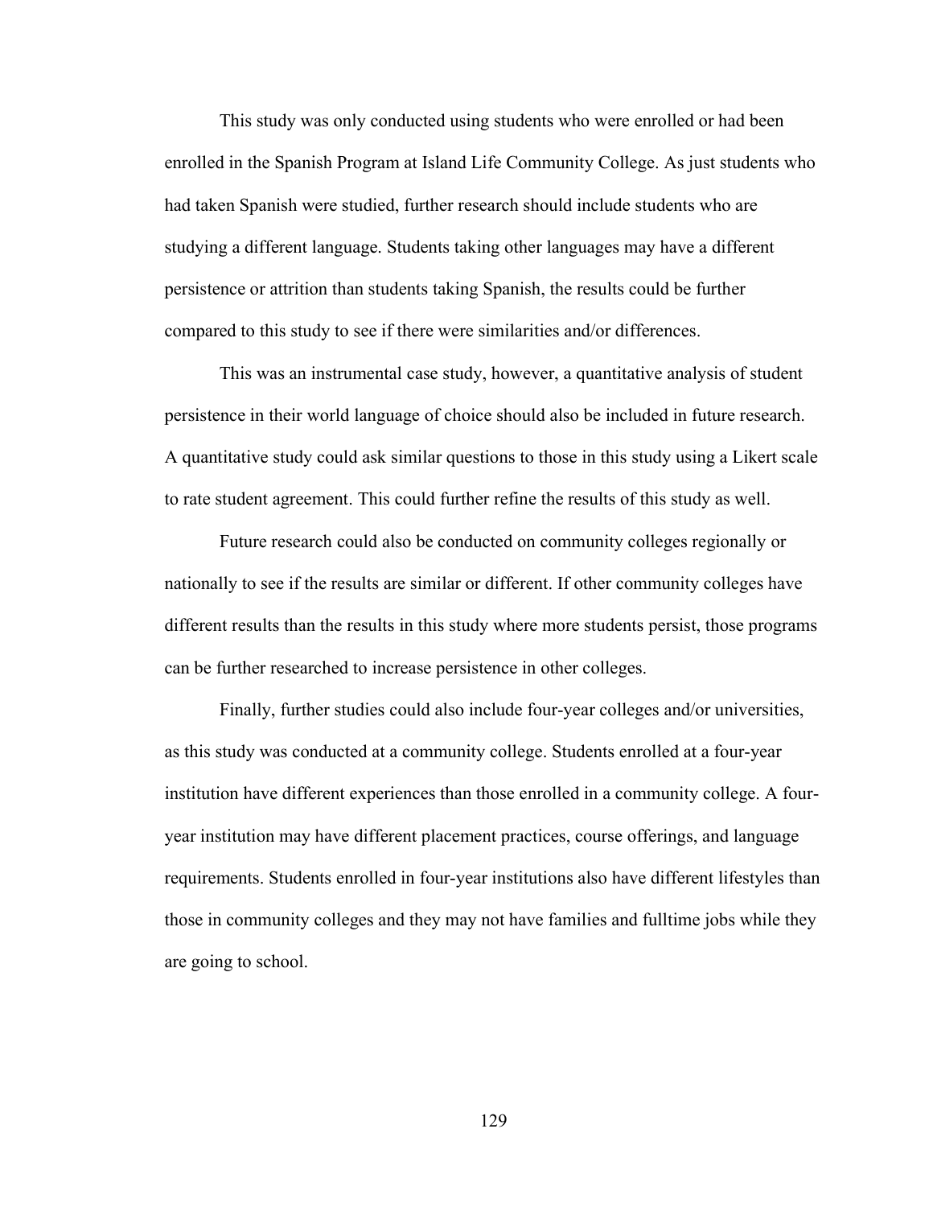This study was only conducted using students who were enrolled or had been enrolled in the Spanish Program at Island Life Community College. As just students who had taken Spanish were studied, further research should include students who are studying a different language. Students taking other languages may have a different persistence or attrition than students taking Spanish, the results could be further compared to this study to see if there were similarities and/or differences.

This was an instrumental case study, however, a quantitative analysis of student persistence in their world language of choice should also be included in future research. A quantitative study could ask similar questions to those in this study using a Likert scale to rate student agreement. This could further refine the results of this study as well.

Future research could also be conducted on community colleges regionally or nationally to see if the results are similar or different. If other community colleges have different results than the results in this study where more students persist, those programs can be further researched to increase persistence in other colleges.

Finally, further studies could also include four-year colleges and/or universities, as this study was conducted at a community college. Students enrolled at a four-year institution have different experiences than those enrolled in a community college. A four-year institution may have different placement practices, course offerings, and language requirements. Students enrolled in four-year institutions also have different lifestyles than those in community colleges and they may not have families and fulltime jobs while they are going to school.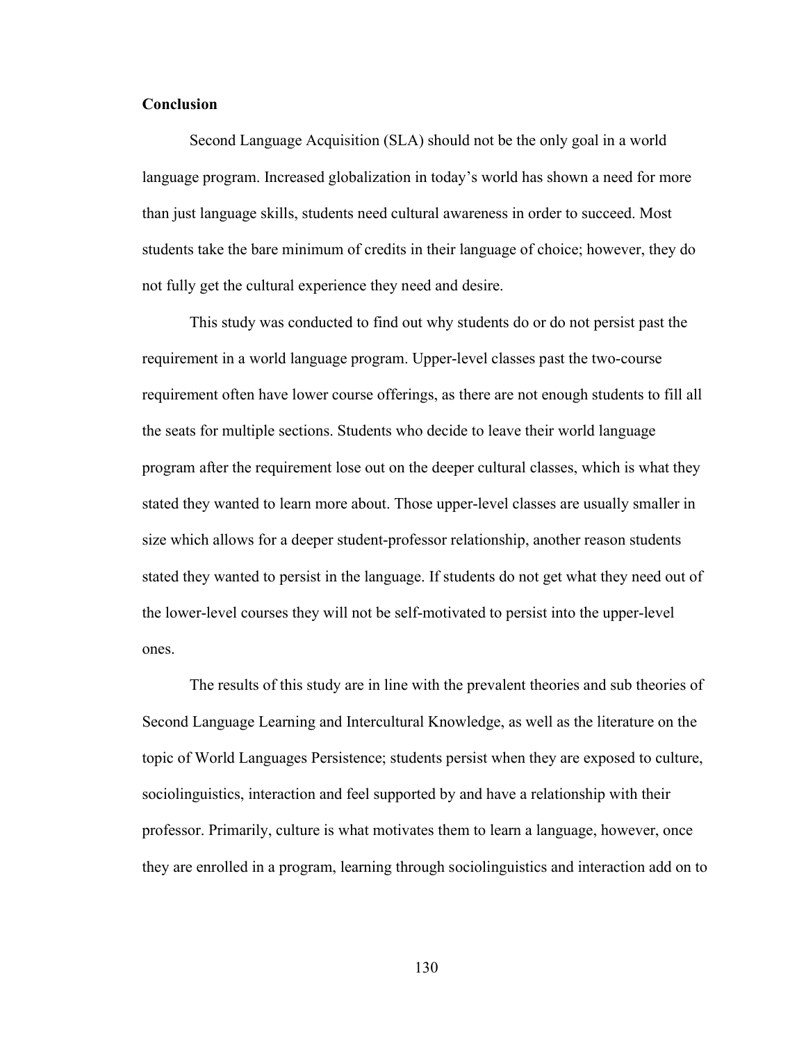## Conclusion

Second Language Acquisition (SLA) should not be the only goal in a world language program. Increased globalization in today's world has shown a need for more than just language skills, students need cultural awareness in order to succeed. Most students take the bare minimum of credits in their language of choice; however, they do not fully get the cultural experience they need and desire.

This study was conducted to find out why students do or do not persist past the requirement in a world language program. Upper-level classes past the two-course requirement often have lower course offerings, as there are not enough students to fill all the seats for multiple sections. Students who decide to leave their world language program after the requirement lose out on the deeper cultural classes, which is what they stated they wanted to learn more about. Those upper-level classes are usually smaller in size which allows for a deeper student-professor relationship, another reason students stated they wanted to persist in the language. If students do not get what they need out of the lower-level courses they will not be self-motivated to persist into the upper-level ones.

The results of this study are in line with the prevalent theories and sub theories of Second Language Learning and Intercultural Knowledge, as well as the literature on the topic of World Languages Persistence; students persist when they are exposed to culture, sociolinguistics, interaction and feel supported by and have a relationship with their professor. Primarily, culture is what motivates them to learn a language, however, once they are enrolled in a program, learning through sociolinguistics and interaction add on to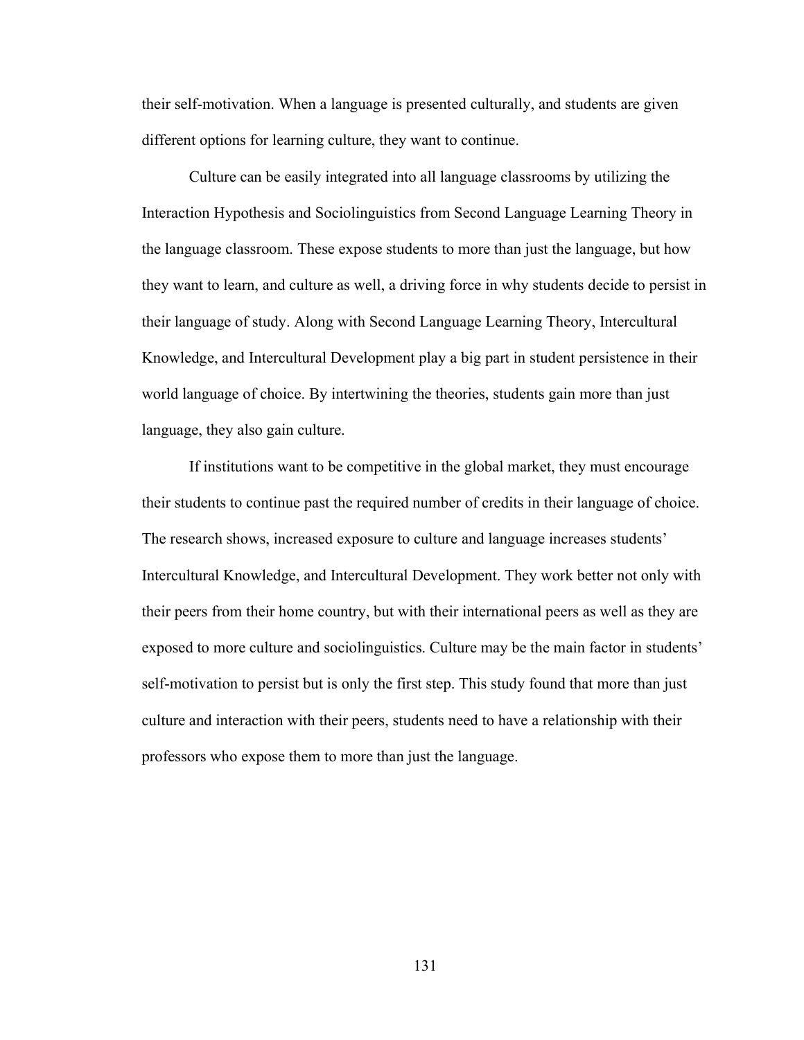their self-motivation. When a language is presented culturally, and students are given different options for learning culture, they want to continue.

Culture can be easily integrated into all language classrooms by utilizing the Interaction Hypothesis and Sociolinguistics from Second Language Learning Theory in the language classroom. These expose students to more than just the language, but how they want to learn, and culture as well, a driving force in why students decide to persist in their language of study. Along with Second Language Learning Theory, Intercultural Knowledge, and Intercultural Development play a big part in student persistence in their world language of choice. By intertwining the theories, students gain more than just language, they also gain culture.

If institutions want to be competitive in the global market, they must encourage their students to continue past the required number of credits in their language of choice. The research shows, increased exposure to culture and language increases students' Intercultural Knowledge, and Intercultural Development. They work better not only with their peers from their home country, but with their international peers as well as they are exposed to more culture and sociolinguistics. Culture may be the main factor in students' self-motivation to persist but is only the first step. This study found that more than just culture and interaction with their peers, students need to have a relationship with their professors who expose them to more than just the language.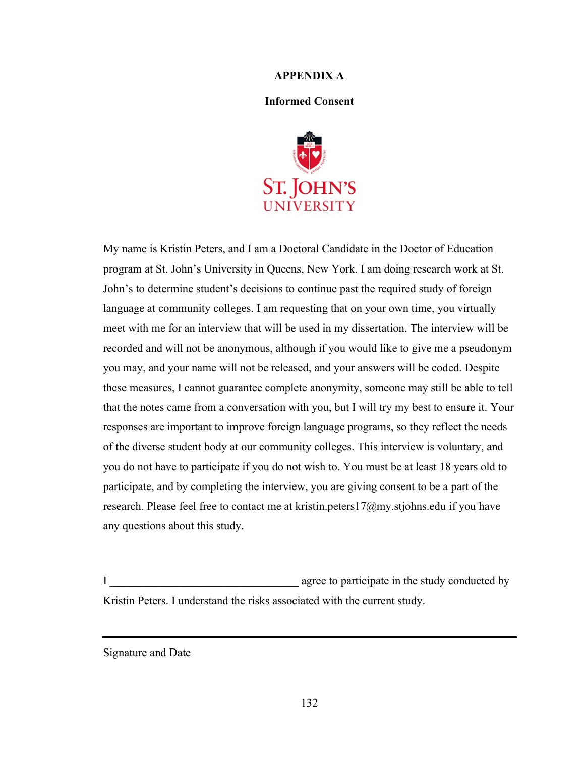# APPENDIX A

## Informed Consent

My name is Kristin Peters, and I am a Doctoral Candidate in the Doctor of Education program at St. John's University in Queens, New York. I am doing research work at St. John's to determine student's decisions to continue past the required study of foreign language at community colleges. I am requesting that on your own time, you virtually meet with me for an interview that will be used in my dissertation. The interview will be recorded and will not be anonymous, although if you would like to give me a pseudonym you may, and your name will not be released, and your answers will be coded. Despite these measures, I cannot guarantee complete anonymity, someone may still be able to tell that the notes came from a conversation with you, but I will try my best to ensure it. Your responses are important to improve foreign language programs, so they reflect the needs of the diverse student body at our community colleges. This interview is voluntary, and you do not have to participate if you do not wish to. You must be at least 18 years old to participate, and by completing the interview, you are giving consent to be a part of the research. Please feel free to contact me at kristin.peters17@my.stjohns.edu if you have any questions about this study.

I ________________________________ agree to participate in the study conducted by Kristin Peters. I understand the risks associated with the current study.

______________________________________________

Signature and Date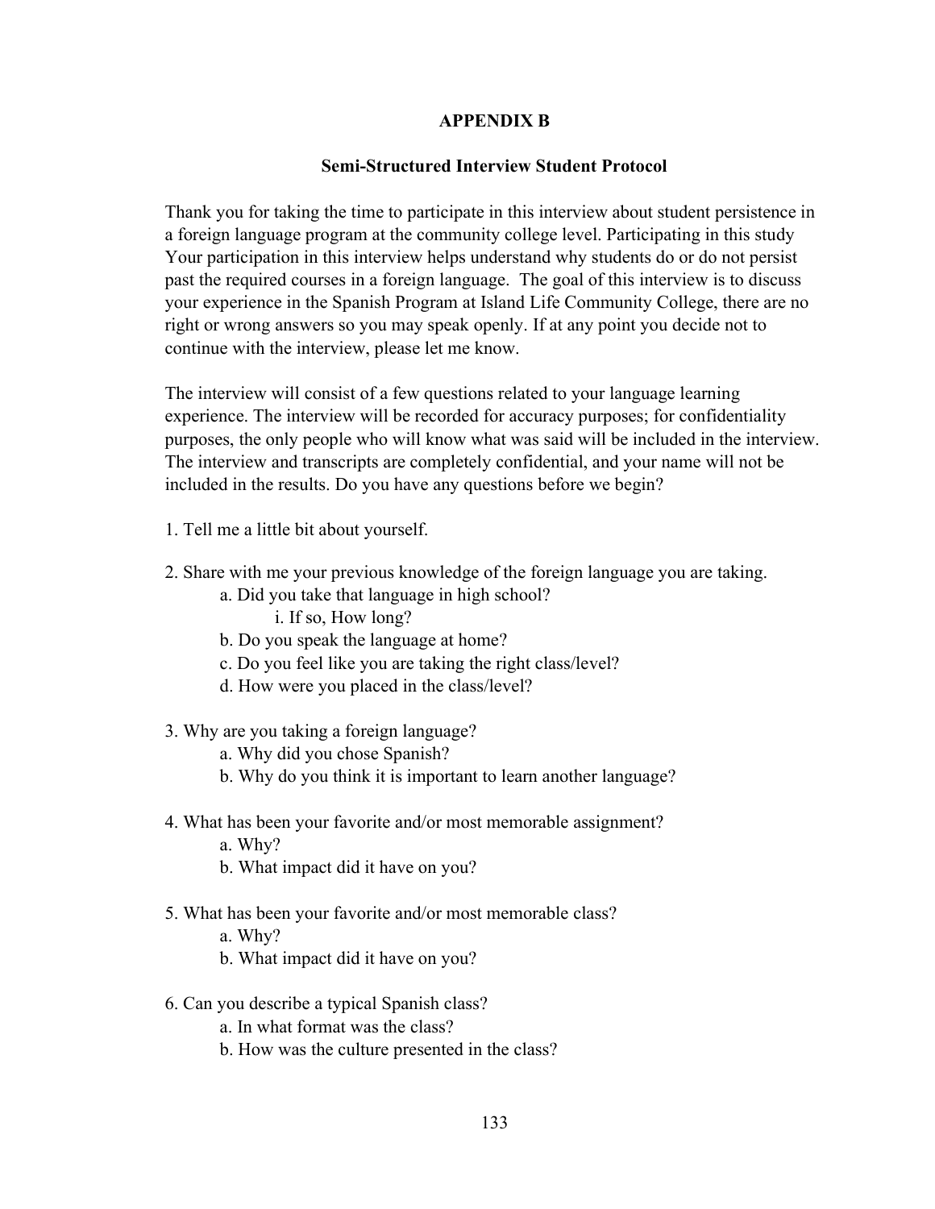# APPENDIX B

## Semi-Structured Interview Student Protocol

Thank you for taking the time to participate in this interview about student persistence in a foreign language program at the community college level. Participating in this study Your participation in this interview helps understand why students do or do not persist past the required courses in a foreign language. The goal of this interview is to discuss your experience in the Spanish Program at Island Life Community College, there are no right or wrong answers so you may speak openly. If at any point you decide not to continue with the interview, please let me know.

The interview will consist of a few questions related to your language learning experience. The interview will be recorded for accuracy purposes; for confidentiality purposes, the only people who will know what was said will be included in the interview. The interview and transcripts are completely confidential, and your name will not be included in the results. Do you have any questions before we begin?

1. Tell me a little bit about yourself.

2. Share with me your previous knowledge of the foreign language you are taking.
    - a. Did you take that language in high school?
        - i. If so, How long?
    - b. Do you speak the language at home?
    - c. Do you feel like you are taking the right class/level?
    - d. How were you placed in the class/level?

3. Why are you taking a foreign language?
    - a. Why did you chose Spanish?
    - b. Why do you think it is important to learn another language?

4. What has been your favorite and/or most memorable assignment?
    - a. Why?
    - b. What impact did it have on you?

5. What has been your favorite and/or most memorable class?
    - a. Why?
    - b. What impact did it have on you?

6. Can you describe a typical Spanish class?
    - a. In what format was the class?
    - b. How was the culture presented in the class?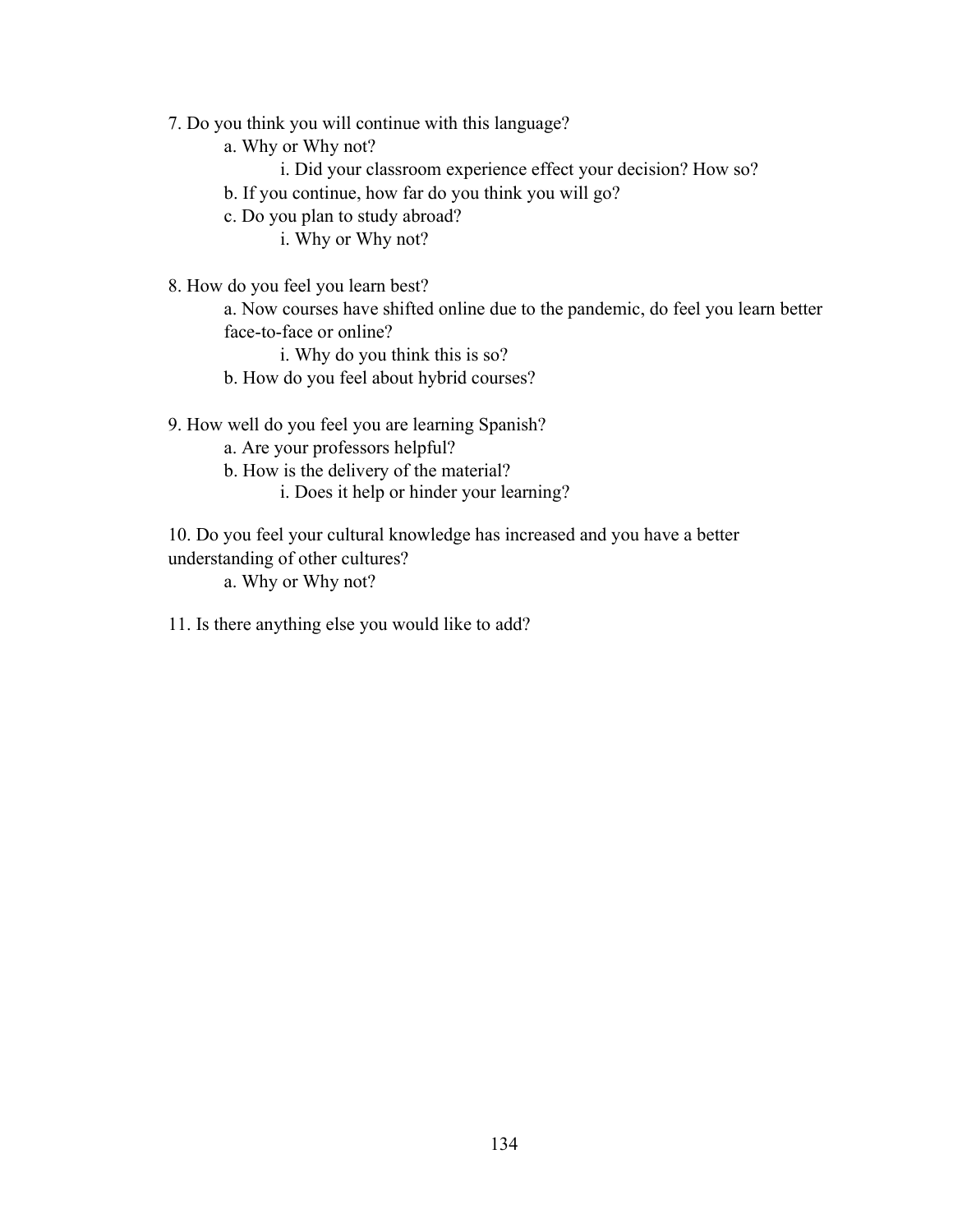7. Do you think you will continue with this language?
    a. Why or Why not?
        i. Did your classroom experience effect your decision? How so?
    b. If you continue, how far do you think you will go?
    c. Do you plan to study abroad?
        i. Why or Why not?

8. How do you feel you learn best?
    a. Now courses have shifted online due to the pandemic, do feel you learn better face-to-face or online?
        i. Why do you think this is so?
    b. How do you feel about hybrid courses?

9. How well do you feel you are learning Spanish?
    a. Are your professors helpful?
    b. How is the delivery of the material?
        i. Does it help or hinder your learning?

10. Do you feel your cultural knowledge has increased and you have a better understanding of other cultures?
    a. Why or Why not?

11. Is there anything else you would like to add?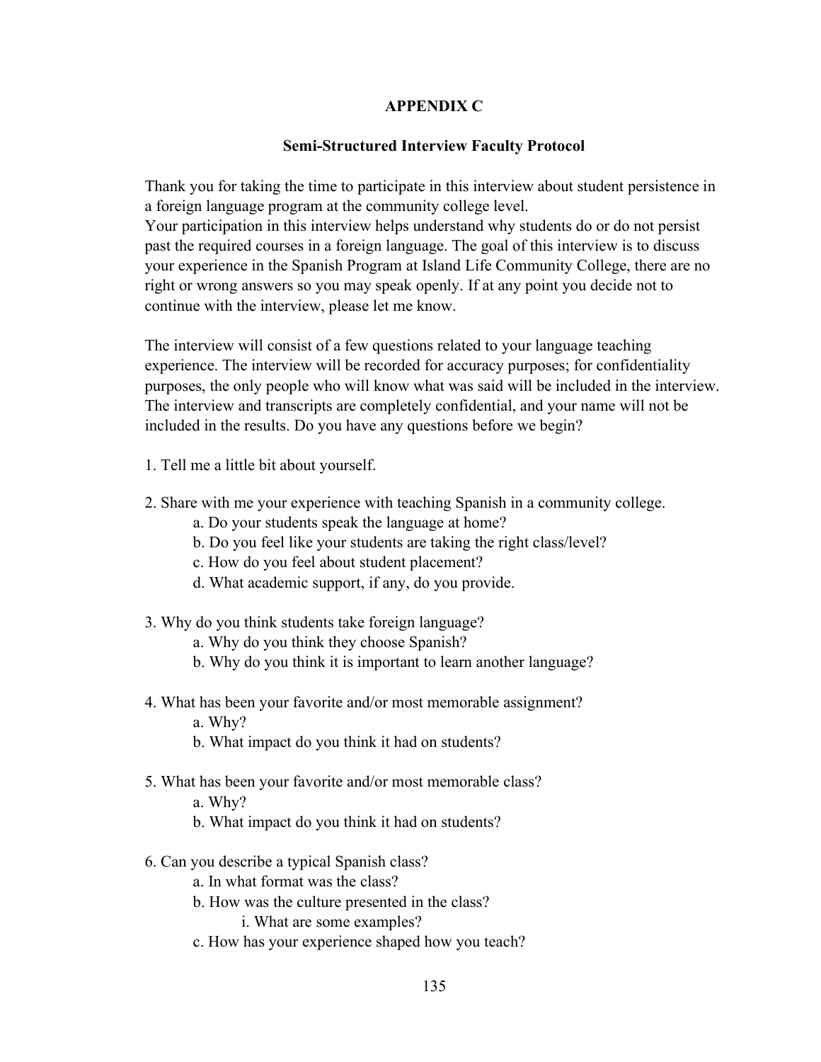# APPENDIX C

## Semi-Structured Interview Faculty Protocol

Thank you for taking the time to participate in this interview about student persistence in a foreign language program at the community college level.
Your participation in this interview helps understand why students do or do not persist past the required courses in a foreign language. The goal of this interview is to discuss your experience in the Spanish Program at Island Life Community College, there are no right or wrong answers so you may speak openly. If at any point you decide not to continue with the interview, please let me know.

The interview will consist of a few questions related to your language teaching experience. The interview will be recorded for accuracy purposes; for confidentiality purposes, the only people who will know what was said will be included in the interview. The interview and transcripts are completely confidential, and your name will not be included in the results. Do you have any questions before we begin?

1. Tell me a little bit about yourself.

2. Share with me your experience with teaching Spanish in a community college.
   - a. Do your students speak the language at home?
   - b. Do you feel like your students are taking the right class/level?
   - c. How do you feel about student placement?
   - d. What academic support, if any, do you provide.

3. Why do you think students take foreign language?
   - a. Why do you think they choose Spanish?
   - b. Why do you think it is important to learn another language?

4. What has been your favorite and/or most memorable assignment?
   - a. Why?
   - b. What impact do you think it had on students?

5. What has been your favorite and/or most memorable class?
   - a. Why?
   - b. What impact do you think it had on students?

6. Can you describe a typical Spanish class?
   - a. In what format was the class?
   - b. How was the culture presented in the class?
     - i. What are some examples?
   - c. How has your experience shaped how you teach?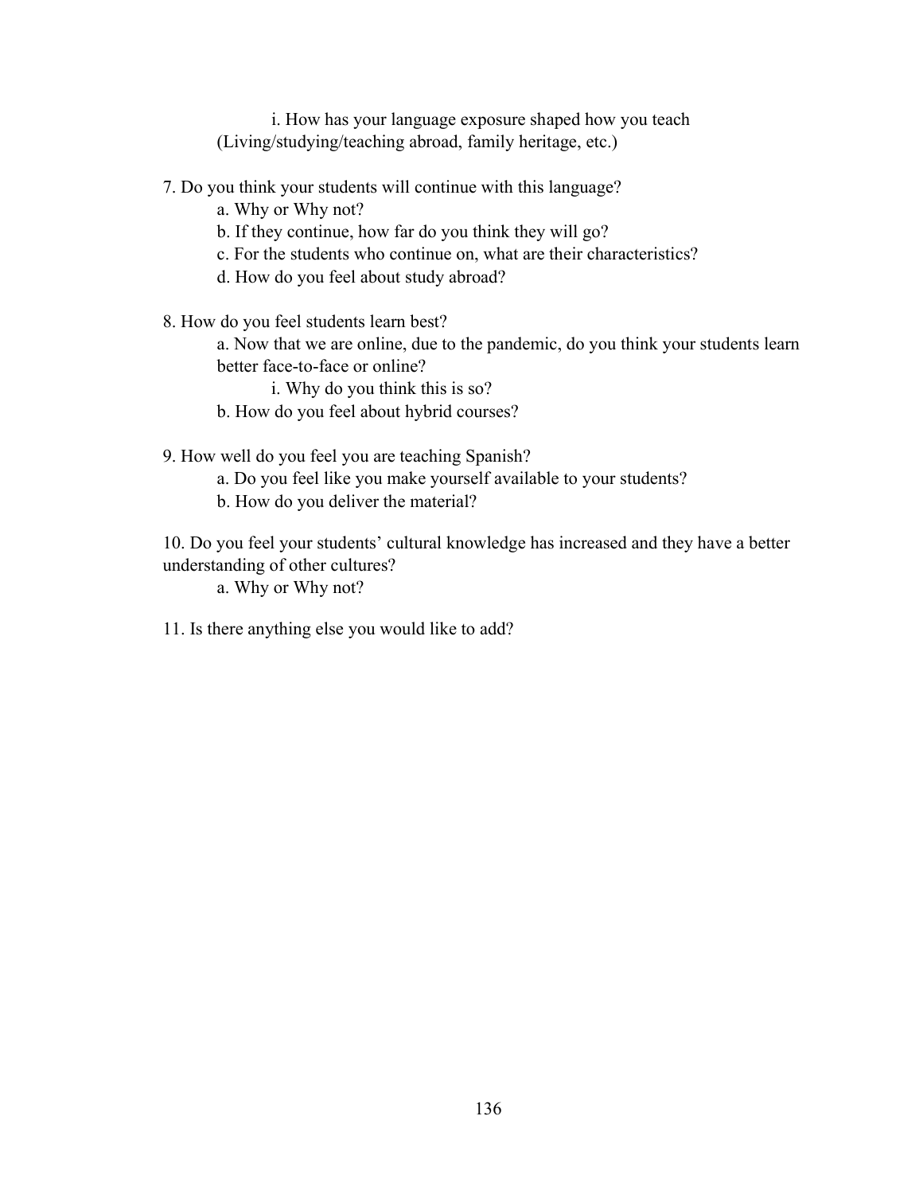i. How has your language exposure shaped how you teach (Living/studying/teaching abroad, family heritage, etc.)

7. Do you think your students will continue with this language?
    a. Why or Why not?
    b. If they continue, how far do you think they will go?
    c. For the students who continue on, what are their characteristics?
    d. How do you feel about study abroad?

8. How do you feel students learn best?
    a. Now that we are online, due to the pandemic, do you think your students learn better face-to-face or online?
        i. Why do you think this is so?
    b. How do you feel about hybrid courses?

9. How well do you feel you are teaching Spanish?
    a. Do you feel like you make yourself available to your students?
    b. How do you deliver the material?

10. Do you feel your students' cultural knowledge has increased and they have a better understanding of other cultures?
    a. Why or Why not?

11. Is there anything else you would like to add?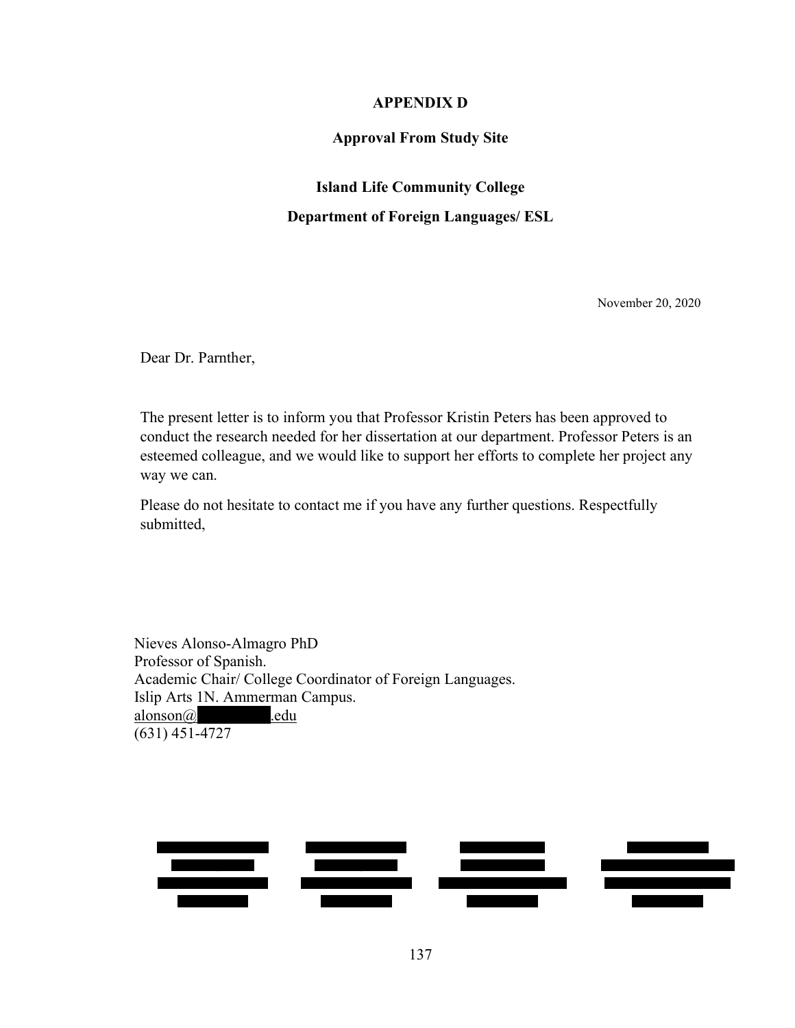**APPENDIX D**

**Approval From Study Site**

**Island Life Community College**

**Department of Foreign Languages/ ESL**

November 20, 2020

Dear Dr. Parnther,

The present letter is to inform you that Professor Kristin Peters has been approved to conduct the research needed for her dissertation at our department. Professor Peters is an esteemed colleague, and we would like to support her efforts to complete her project any way we can.

Please do not hesitate to contact me if you have any further questions. Respectfully submitted,

Nieves Alonso-Almagro PhD
Professor of Spanish.
Academic Chair/ College Coordinator of Foreign Languages.
Islip Arts 1N. Ammerman Campus.
alonson@[redacted].edu
(631) 451-4727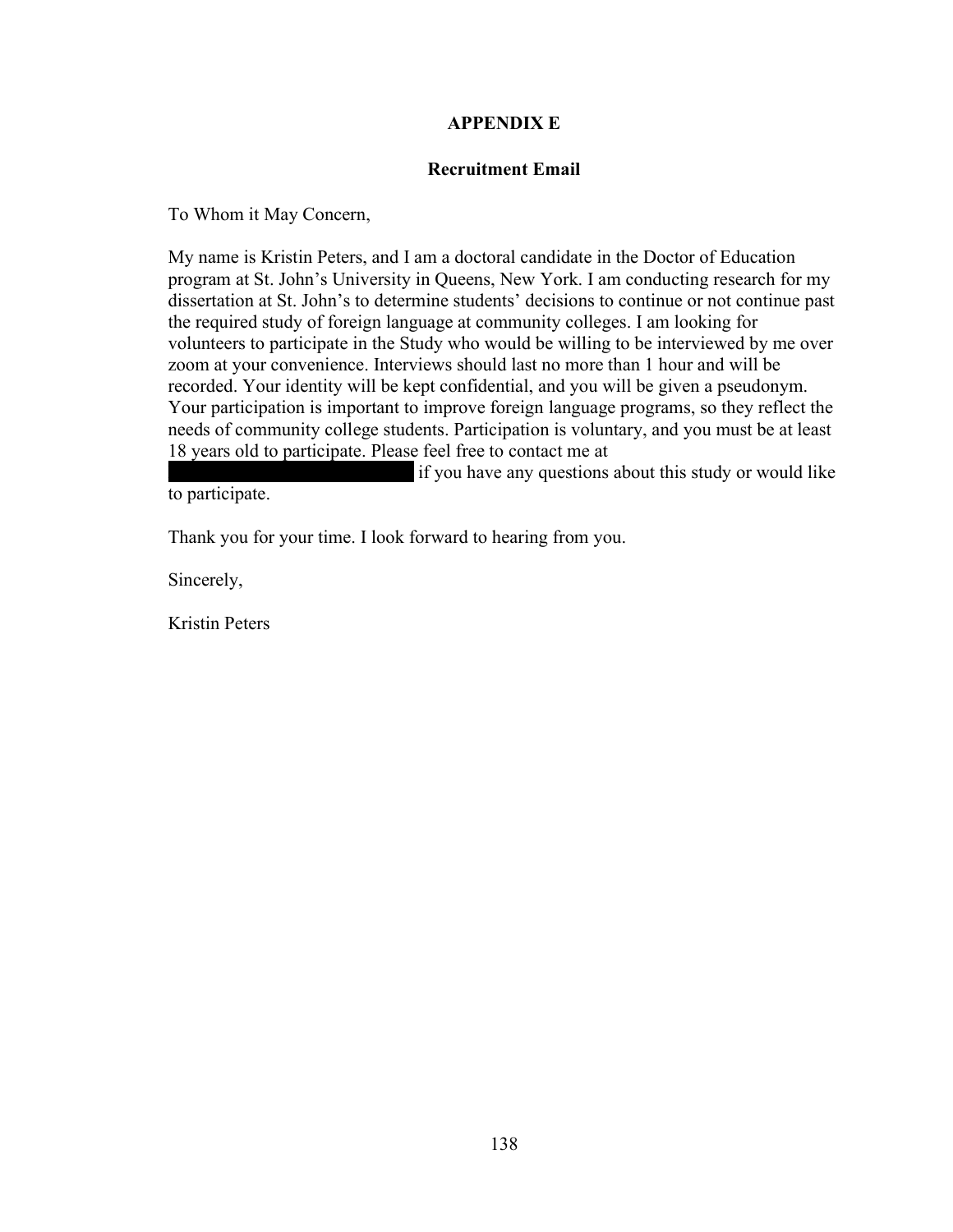# APPENDIX E

## Recruitment Email

To Whom it May Concern,

My name is Kristin Peters, and I am a doctoral candidate in the Doctor of Education program at St. John's University in Queens, New York. I am conducting research for my dissertation at St. John's to determine students' decisions to continue or not continue past the required study of foreign language at community colleges. I am looking for volunteers to participate in the Study who would be willing to be interviewed by me over zoom at your convenience. Interviews should last no more than 1 hour and will be recorded. Your identity will be kept confidential, and you will be given a pseudonym. Your participation is important to improve foreign language programs, so they reflect the needs of community college students. Participation is voluntary, and you must be at least 18 years old to participate. Please feel free to contact me at [REDACTED] if you have any questions about this study or would like to participate.

Thank you for your time. I look forward to hearing from you.

Sincerely,

Kristin Peters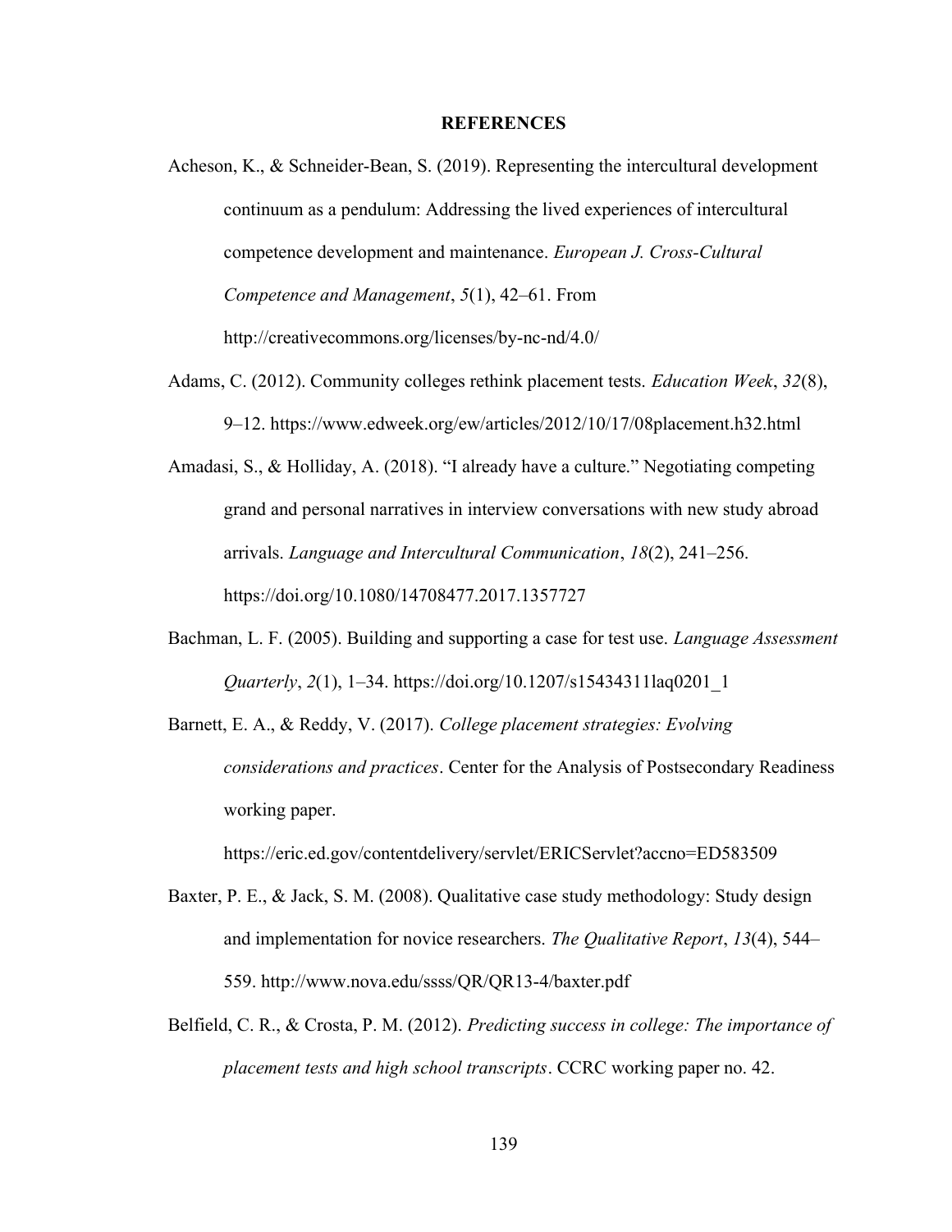# REFERENCES

Acheson, K., & Schneider-Bean, S. (2019). Representing the intercultural development continuum as a pendulum: Addressing the lived experiences of intercultural competence development and maintenance. *European J. Cross-Cultural Competence and Management*, *5*(1), 42–61. From http://creativecommons.org/licenses/by-nc-nd/4.0/

Adams, C. (2012). Community colleges rethink placement tests. *Education Week*, *32*(8), 9–12. https://www.edweek.org/ew/articles/2012/10/17/08placement.h32.html

Amadasi, S., & Holliday, A. (2018). "I already have a culture." Negotiating competing grand and personal narratives in interview conversations with new study abroad arrivals. *Language and Intercultural Communication*, *18*(2), 241–256. https://doi.org/10.1080/14708477.2017.1357727

Bachman, L. F. (2005). Building and supporting a case for test use. *Language Assessment Quarterly*, *2*(1), 1–34. https://doi.org/10.1207/s15434311laq0201_1

Barnett, E. A., & Reddy, V. (2017). *College placement strategies: Evolving considerations and practices*. Center for the Analysis of Postsecondary Readiness working paper. https://eric.ed.gov/contentdelivery/servlet/ERICServlet?accno=ED583509

Baxter, P. E., & Jack, S. M. (2008). Qualitative case study methodology: Study design and implementation for novice researchers. *The Qualitative Report*, *13*(4), 544–559. http://www.nova.edu/ssss/QR/QR13-4/baxter.pdf

Belfield, C. R., & Crosta, P. M. (2012). *Predicting success in college: The importance of placement tests and high school transcripts*. CCRC working paper no. 42.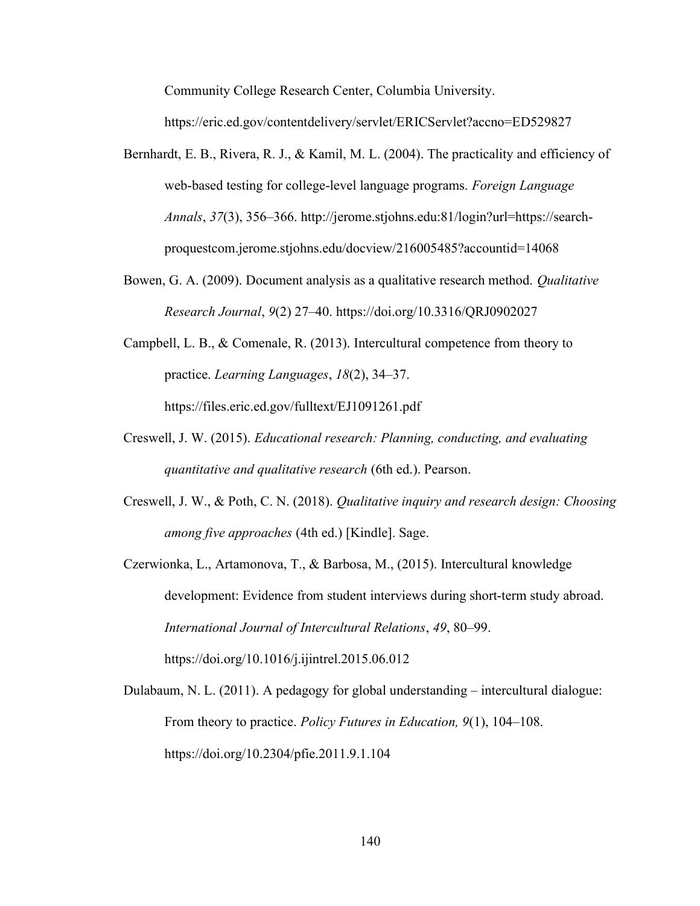Community College Research Center, Columbia University. https://eric.ed.gov/contentdelivery/servlet/ERICServlet?accno=ED529827

Bernhardt, E. B., Rivera, R. J., & Kamil, M. L. (2004). The practicality and efficiency of web-based testing for college-level language programs. *Foreign Language Annals*, *37*(3), 356–366. http://jerome.stjohns.edu:81/login?url=https://search-proquestcom.jerome.stjohns.edu/docview/216005485?accountid=14068

Bowen, G. A. (2009). Document analysis as a qualitative research method. *Qualitative Research Journal*, *9*(2) 27–40. https://doi.org/10.3316/QRJ0902027

Campbell, L. B., & Comenale, R. (2013). Intercultural competence from theory to practice. *Learning Languages*, *18*(2), 34–37. https://files.eric.ed.gov/fulltext/EJ1091261.pdf

Creswell, J. W. (2015). *Educational research: Planning, conducting, and evaluating quantitative and qualitative research* (6th ed.). Pearson.

Creswell, J. W., & Poth, C. N. (2018). *Qualitative inquiry and research design: Choosing among five approaches* (4th ed.) [Kindle]. Sage.

Czerwionka, L., Artamonova, T., & Barbosa, M., (2015). Intercultural knowledge development: Evidence from student interviews during short-term study abroad. *International Journal of Intercultural Relations*, *49*, 80–99. https://doi.org/10.1016/j.ijintrel.2015.06.012

Dulabaum, N. L. (2011). A pedagogy for global understanding – intercultural dialogue: From theory to practice. *Policy Futures in Education, 9*(1), 104–108. https://doi.org/10.2304/pfie.2011.9.1.104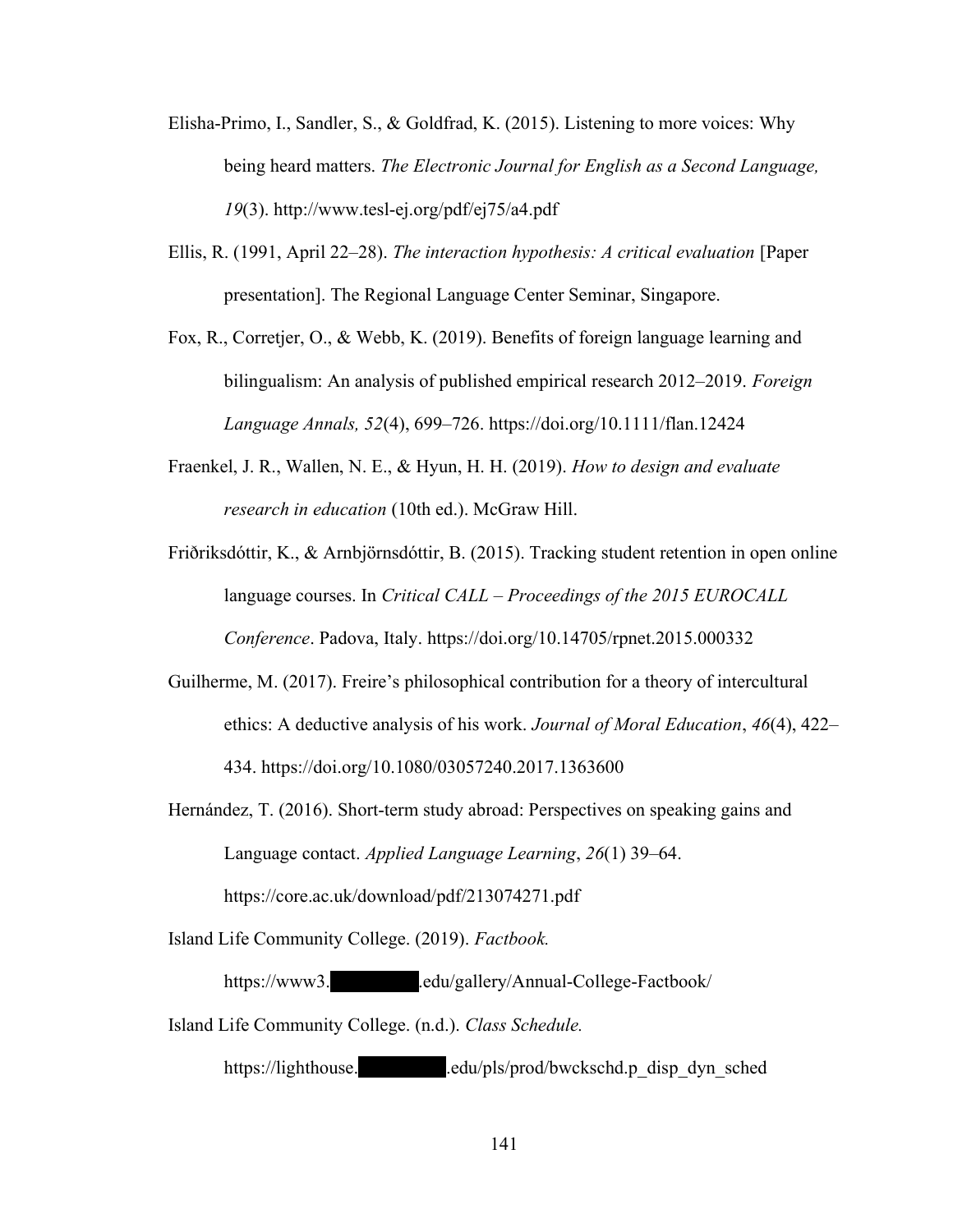Elisha-Primo, I., Sandler, S., & Goldfrad, K. (2015). Listening to more voices: Why being heard matters. *The Electronic Journal for English as a Second Language, 19*(3). http://www.tesl-ej.org/pdf/ej75/a4.pdf

Ellis, R. (1991, April 22–28). *The interaction hypothesis: A critical evaluation* [Paper presentation]. The Regional Language Center Seminar, Singapore.

Fox, R., Corretjer, O., & Webb, K. (2019). Benefits of foreign language learning and bilingualism: An analysis of published empirical research 2012–2019. *Foreign Language Annals, 52*(4), 699–726. https://doi.org/10.1111/flan.12424

Fraenkel, J. R., Wallen, N. E., & Hyun, H. H. (2019). *How to design and evaluate research in education* (10th ed.). McGraw Hill.

Friðriksdóttir, K., & Arnbjörnsdóttir, B. (2015). Tracking student retention in open online language courses. In *Critical CALL – Proceedings of the 2015 EUROCALL Conference*. Padova, Italy. https://doi.org/10.14705/rpnet.2015.000332

Guilherme, M. (2017). Freire's philosophical contribution for a theory of intercultural ethics: A deductive analysis of his work. *Journal of Moral Education*, *46*(4), 422–434. https://doi.org/10.1080/03057240.2017.1363600

Hernández, T. (2016). Short-term study abroad: Perspectives on speaking gains and Language contact. *Applied Language Learning*, *26*(1) 39–64. https://core.ac.uk/download/pdf/213074271.pdf

Island Life Community College. (2019). *Factbook.* https://www3.████████.edu/gallery/Annual-College-Factbook/

Island Life Community College. (n.d.). *Class Schedule.* https://lighthouse.████████.edu/pls/prod/bwckschd.p_disp_dyn_sched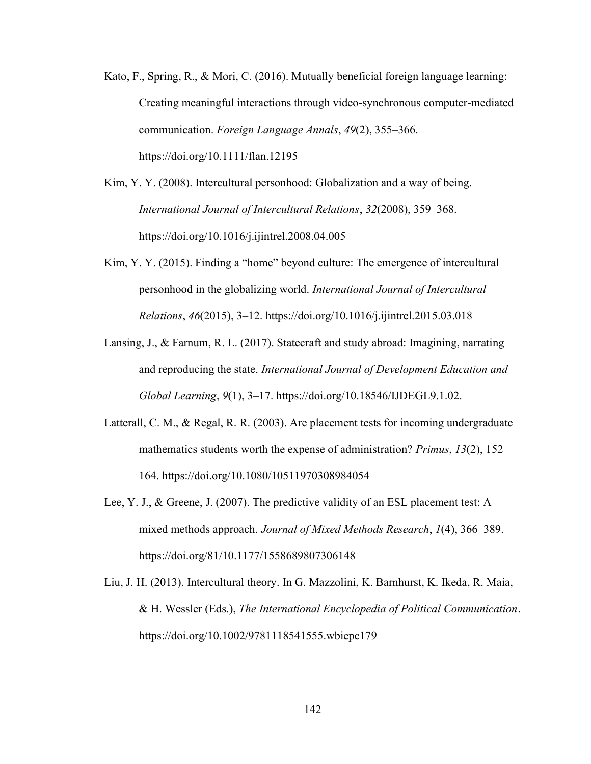Kato, F., Spring, R., & Mori, C. (2016). Mutually beneficial foreign language learning: Creating meaningful interactions through video-synchronous computer-mediated communication. *Foreign Language Annals*, *49*(2), 355–366. https://doi.org/10.1111/flan.12195

Kim, Y. Y. (2008). Intercultural personhood: Globalization and a way of being. *International Journal of Intercultural Relations*, *32*(2008), 359–368. https://doi.org/10.1016/j.ijintrel.2008.04.005

Kim, Y. Y. (2015). Finding a "home" beyond culture: The emergence of intercultural personhood in the globalizing world. *International Journal of Intercultural Relations*, *46*(2015), 3–12. https://doi.org/10.1016/j.ijintrel.2015.03.018

Lansing, J., & Farnum, R. L. (2017). Statecraft and study abroad: Imagining, narrating and reproducing the state. *International Journal of Development Education and Global Learning*, *9*(1), 3–17. https://doi.org/10.18546/IJDEGL9.1.02.

Latterall, C. M., & Regal, R. R. (2003). Are placement tests for incoming undergraduate mathematics students worth the expense of administration? *Primus*, *13*(2), 152–164. https://doi.org/10.1080/10511970308984054

Lee, Y. J., & Greene, J. (2007). The predictive validity of an ESL placement test: A mixed methods approach. *Journal of Mixed Methods Research*, *1*(4), 366–389. https://doi.org/81/10.1177/1558689807306148

Liu, J. H. (2013). Intercultural theory. In G. Mazzolini, K. Barnhurst, K. Ikeda, R. Maia, & H. Wessler (Eds.), *The International Encyclopedia of Political Communication*. https://doi.org/10.1002/9781118541555.wbiepc179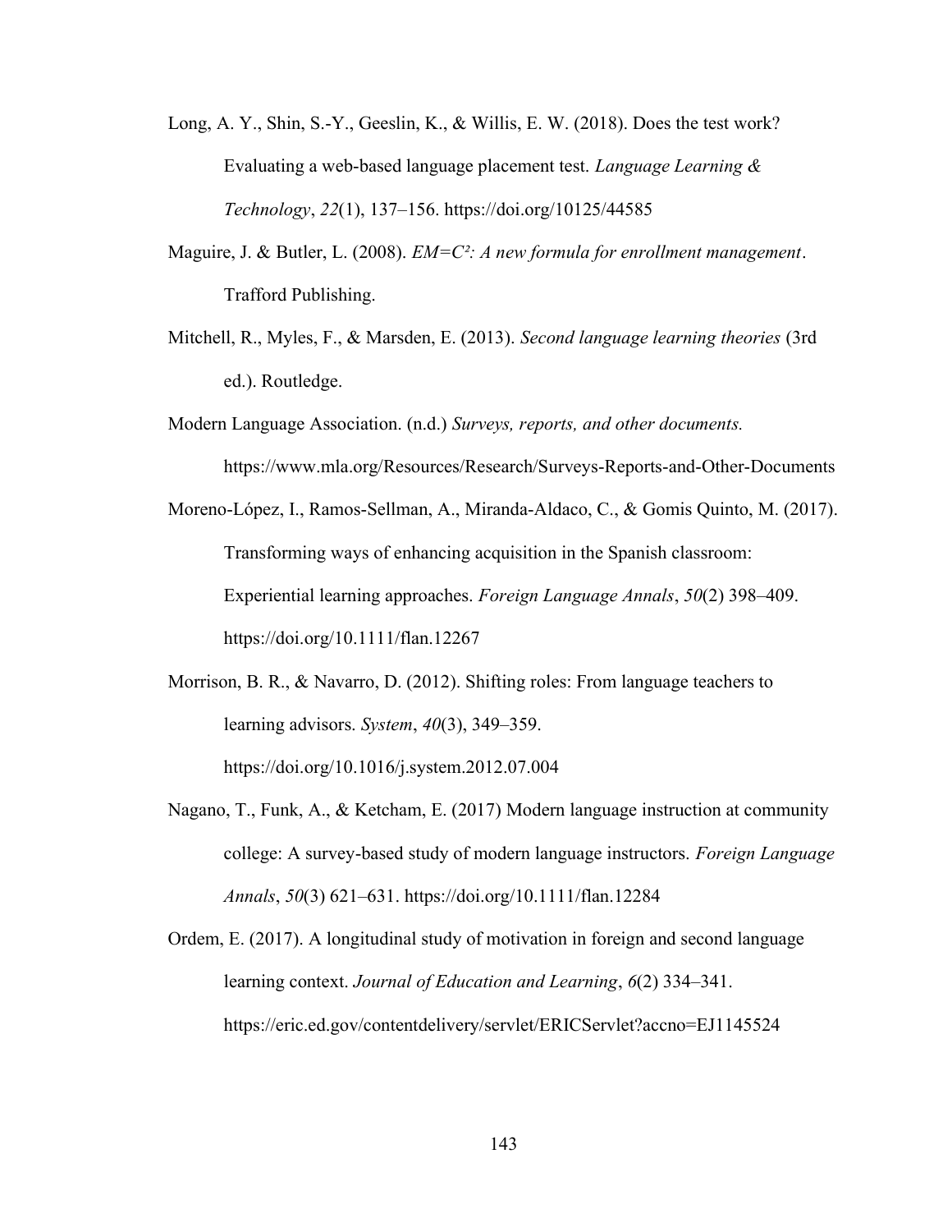Long, A. Y., Shin, S.-Y., Geeslin, K., & Willis, E. W. (2018). Does the test work? Evaluating a web-based language placement test. *Language Learning & Technology*, *22*(1), 137–156. https://doi.org/10125/44585

Maguire, J. & Butler, L. (2008). *EM=C²: A new formula for enrollment management*. Trafford Publishing.

Mitchell, R., Myles, F., & Marsden, E. (2013). *Second language learning theories* (3rd ed.). Routledge.

Modern Language Association. (n.d.) *Surveys, reports, and other documents.* https://www.mla.org/Resources/Research/Surveys-Reports-and-Other-Documents

Moreno-López, I., Ramos-Sellman, A., Miranda-Aldaco, C., & Gomis Quinto, M. (2017). Transforming ways of enhancing acquisition in the Spanish classroom: Experiential learning approaches. *Foreign Language Annals*, *50*(2) 398–409. https://doi.org/10.1111/flan.12267

Morrison, B. R., & Navarro, D. (2012). Shifting roles: From language teachers to learning advisors. *System*, *40*(3), 349–359. https://doi.org/10.1016/j.system.2012.07.004

Nagano, T., Funk, A., & Ketcham, E. (2017) Modern language instruction at community college: A survey-based study of modern language instructors. *Foreign Language Annals*, *50*(3) 621–631. https://doi.org/10.1111/flan.12284

Ordem, E. (2017). A longitudinal study of motivation in foreign and second language learning context. *Journal of Education and Learning*, *6*(2) 334–341. https://eric.ed.gov/contentdelivery/servlet/ERICServlet?accno=EJ1145524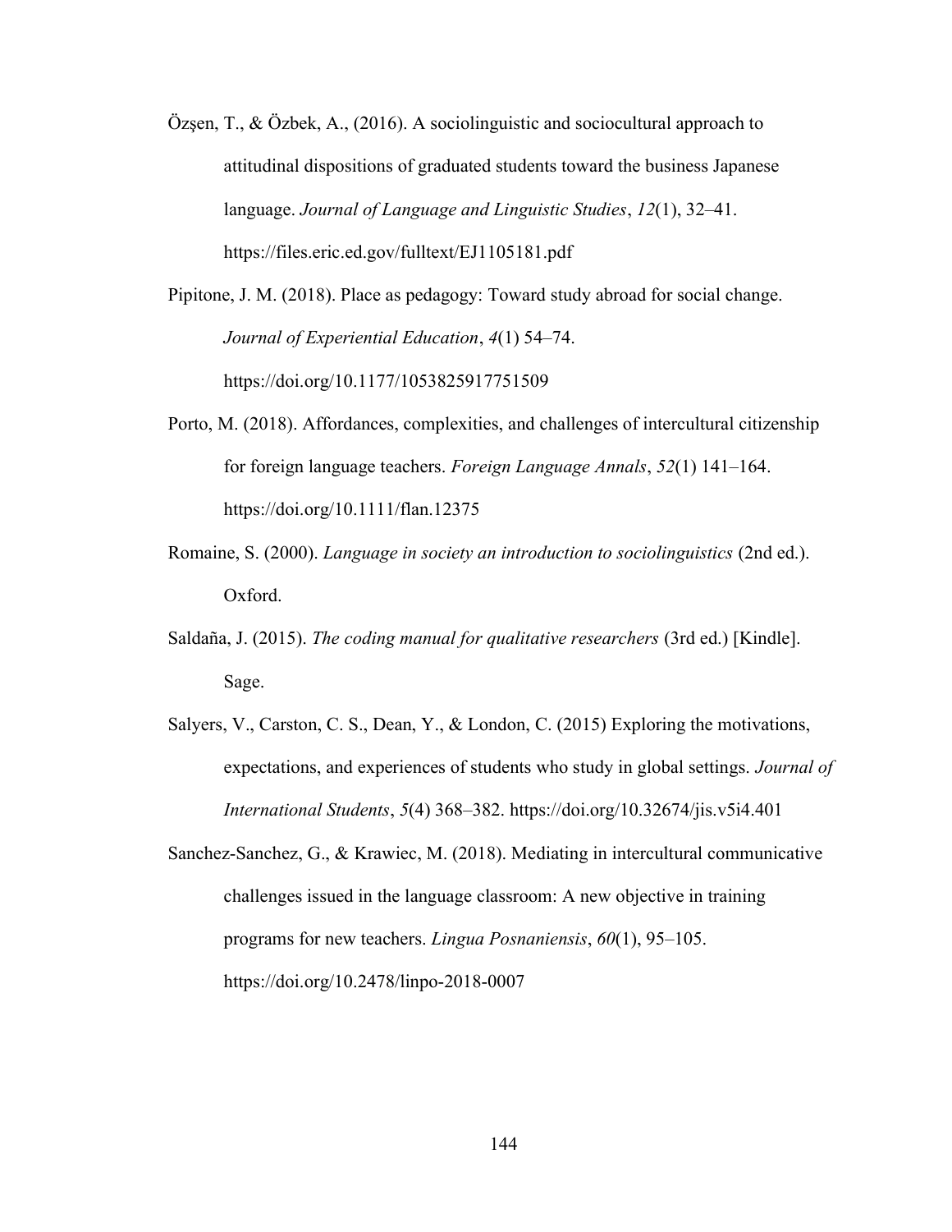Özşen, T., & Özbek, A., (2016). A sociolinguistic and sociocultural approach to attitudinal dispositions of graduated students toward the business Japanese language. *Journal of Language and Linguistic Studies*, *12*(1), 32–41. https://files.eric.ed.gov/fulltext/EJ1105181.pdf

Pipitone, J. M. (2018). Place as pedagogy: Toward study abroad for social change. *Journal of Experiential Education*, *4*(1) 54–74. https://doi.org/10.1177/1053825917751509

Porto, M. (2018). Affordances, complexities, and challenges of intercultural citizenship for foreign language teachers. *Foreign Language Annals*, *52*(1) 141–164. https://doi.org/10.1111/flan.12375

Romaine, S. (2000). *Language in society an introduction to sociolinguistics* (2nd ed.). Oxford.

Saldaña, J. (2015). *The coding manual for qualitative researchers* (3rd ed.) [Kindle]. Sage.

Salyers, V., Carston, C. S., Dean, Y., & London, C. (2015) Exploring the motivations, expectations, and experiences of students who study in global settings. *Journal of International Students*, *5*(4) 368–382. https://doi.org/10.32674/jis.v5i4.401

Sanchez-Sanchez, G., & Krawiec, M. (2018). Mediating in intercultural communicative challenges issued in the language classroom: A new objective in training programs for new teachers. *Lingua Posnaniensis*, *60*(1), 95–105. https://doi.org/10.2478/linpo-2018-0007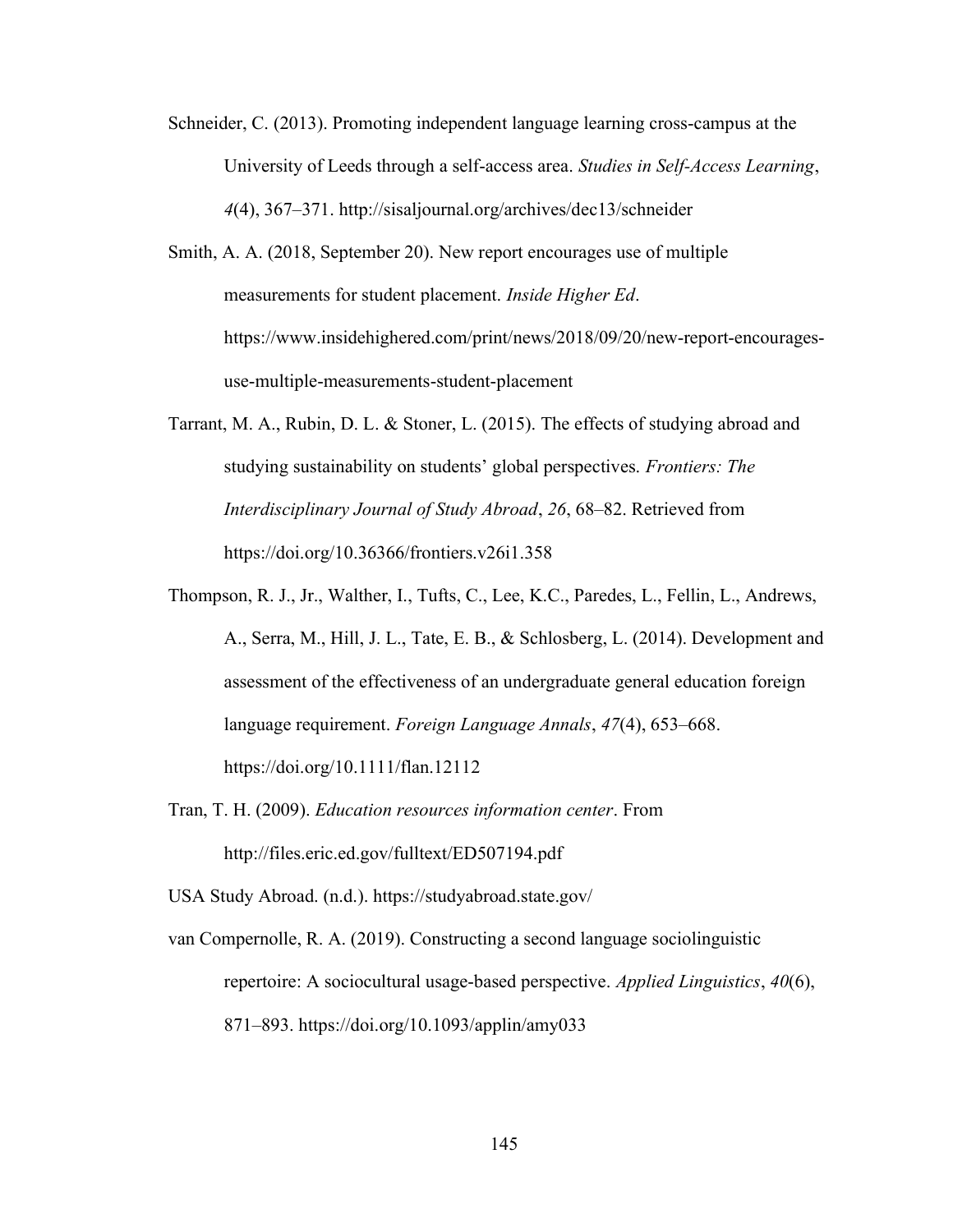Schneider, C. (2013). Promoting independent language learning cross-campus at the University of Leeds through a self-access area. *Studies in Self-Access Learning*, *4*(4), 367–371. http://sisaljournal.org/archives/dec13/schneider

Smith, A. A. (2018, September 20). New report encourages use of multiple measurements for student placement. *Inside Higher Ed*. https://www.insidehighered.com/print/news/2018/09/20/new-report-encourages-use-multiple-measurements-student-placement

Tarrant, M. A., Rubin, D. L. & Stoner, L. (2015). The effects of studying abroad and studying sustainability on students' global perspectives. *Frontiers: The Interdisciplinary Journal of Study Abroad*, *26*, 68–82. Retrieved from https://doi.org/10.36366/frontiers.v26i1.358

Thompson, R. J., Jr., Walther, I., Tufts, C., Lee, K.C., Paredes, L., Fellin, L., Andrews, A., Serra, M., Hill, J. L., Tate, E. B., & Schlosberg, L. (2014). Development and assessment of the effectiveness of an undergraduate general education foreign language requirement. *Foreign Language Annals*, *47*(4), 653–668. https://doi.org/10.1111/flan.12112

Tran, T. H. (2009). *Education resources information center*. From http://files.eric.ed.gov/fulltext/ED507194.pdf

USA Study Abroad. (n.d.). https://studyabroad.state.gov/

van Compernolle, R. A. (2019). Constructing a second language sociolinguistic repertoire: A sociocultural usage-based perspective. *Applied Linguistics*, *40*(6), 871–893. https://doi.org/10.1093/applin/amy033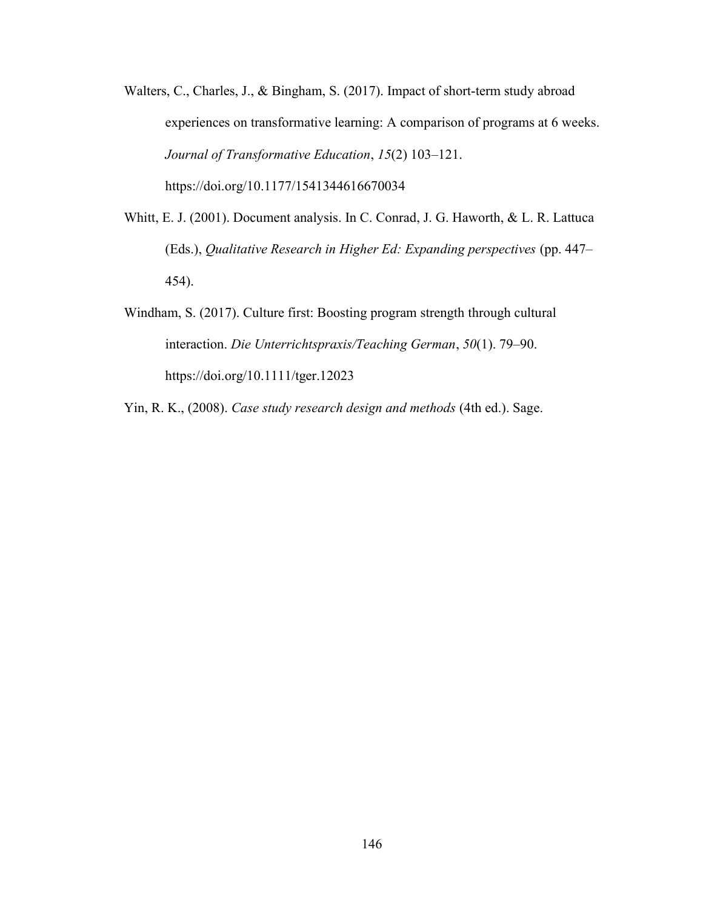Walters, C., Charles, J., & Bingham, S. (2017). Impact of short-term study abroad experiences on transformative learning: A comparison of programs at 6 weeks. *Journal of Transformative Education*, *15*(2) 103–121. https://doi.org/10.1177/1541344616670034

Whitt, E. J. (2001). Document analysis. In C. Conrad, J. G. Haworth, & L. R. Lattuca (Eds.), *Qualitative Research in Higher Ed: Expanding perspectives* (pp. 447–454).

Windham, S. (2017). Culture first: Boosting program strength through cultural interaction. *Die Unterrichtspraxis/Teaching German*, *50*(1). 79–90. https://doi.org/10.1111/tger.12023

Yin, R. K., (2008). *Case study research design and methods* (4th ed.). Sage.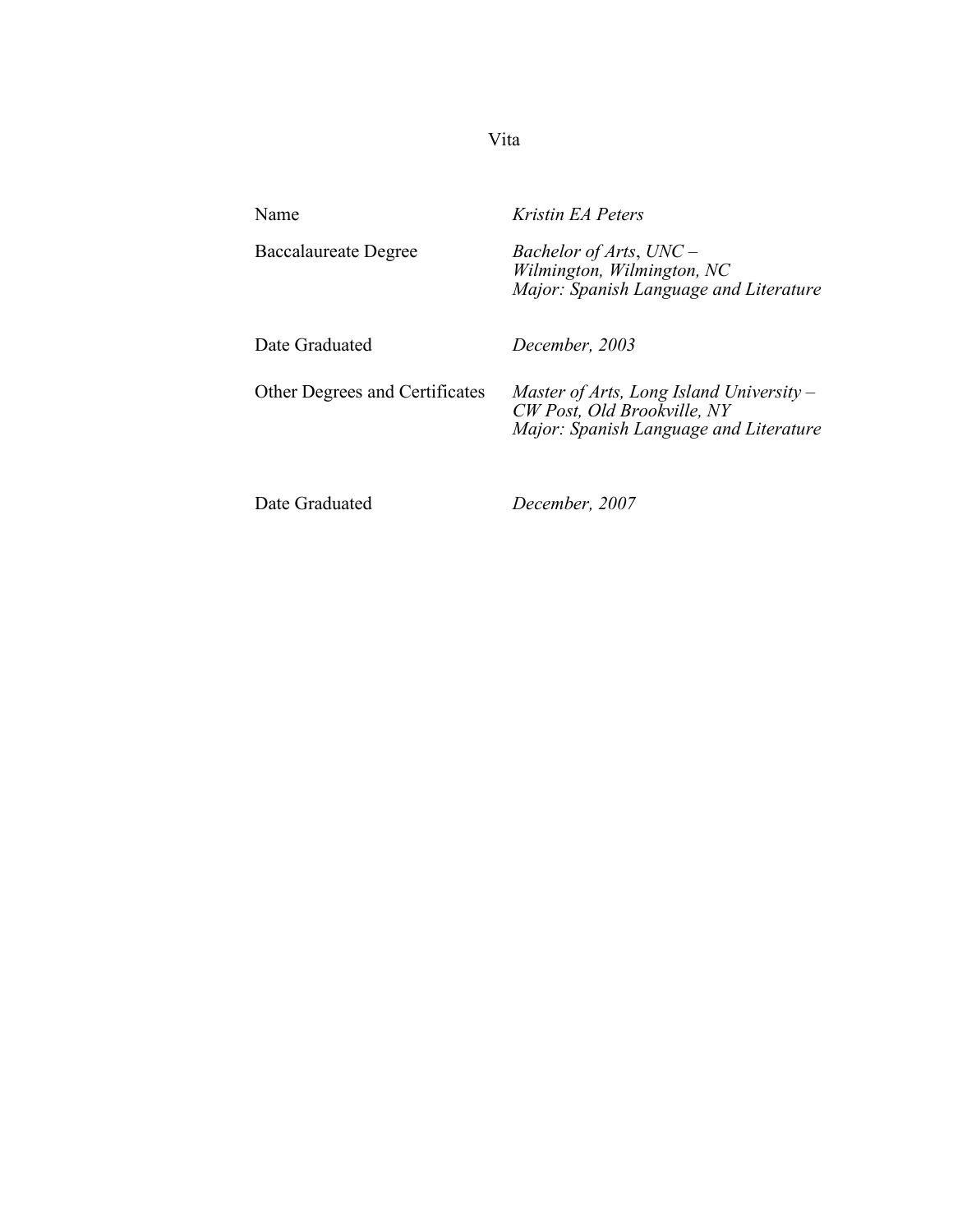# Vita

| | |
|---|---|
| Name | *Kristin EA Peters* |
| Baccalaureate Degree | *Bachelor of Arts*, *UNC – Wilmington, Wilmington, NC* *Major: Spanish Language and Literature* |
| Date Graduated | *December, 2003* |
| Other Degrees and Certificates | *Master of Arts, Long Island University – CW Post, Old Brookville, NY* *Major: Spanish Language and Literature* |
| Date Graduated | *December, 2007* |